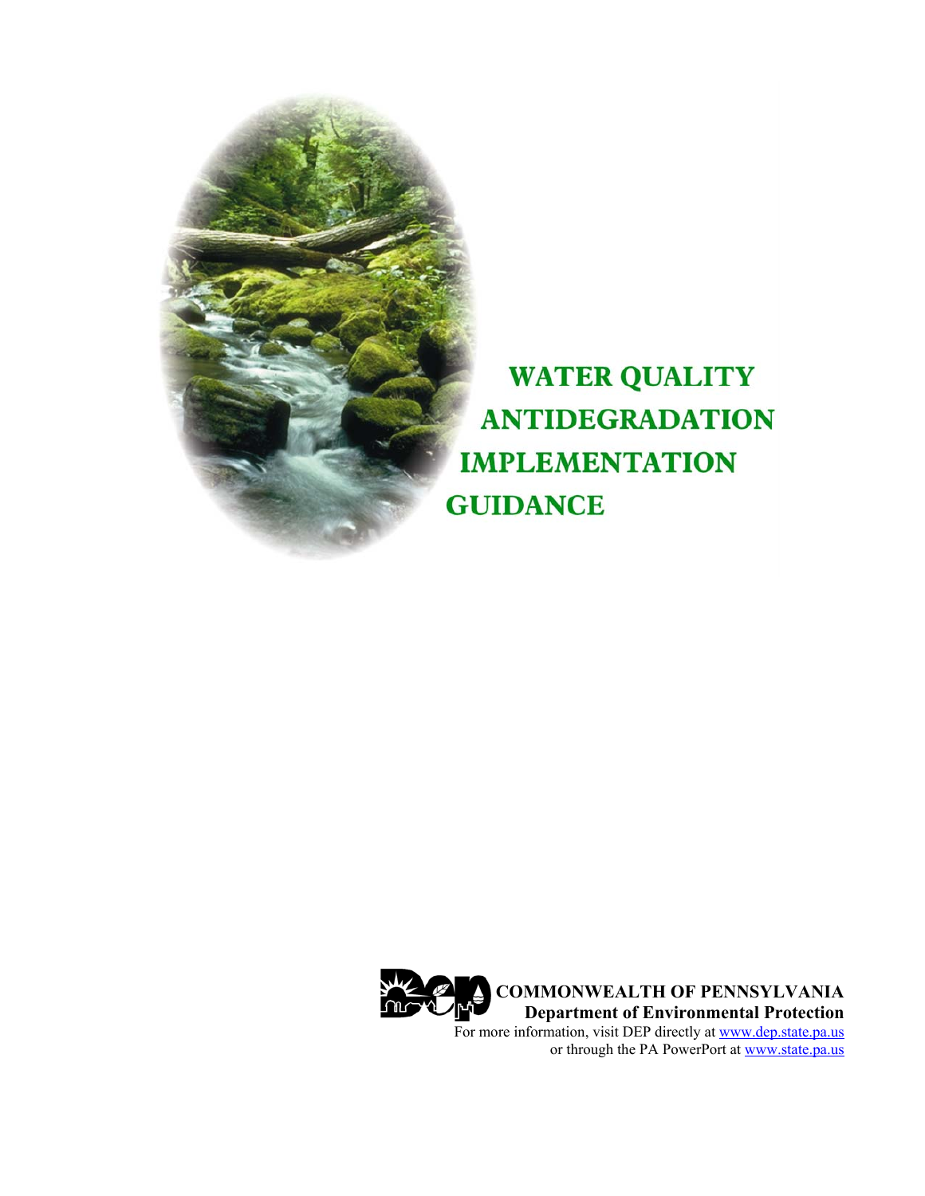# WATER QUALITY ANTIDEGRADATION IMPLEMENTATION GUIDANCE

**COMMONWEALTH OF PENNSYLVANIA**
**Department of Environmental Protection**

For more information, visit DEP directly at www.dep.state.pa.us
or through the PA PowerPort at www.state.pa.us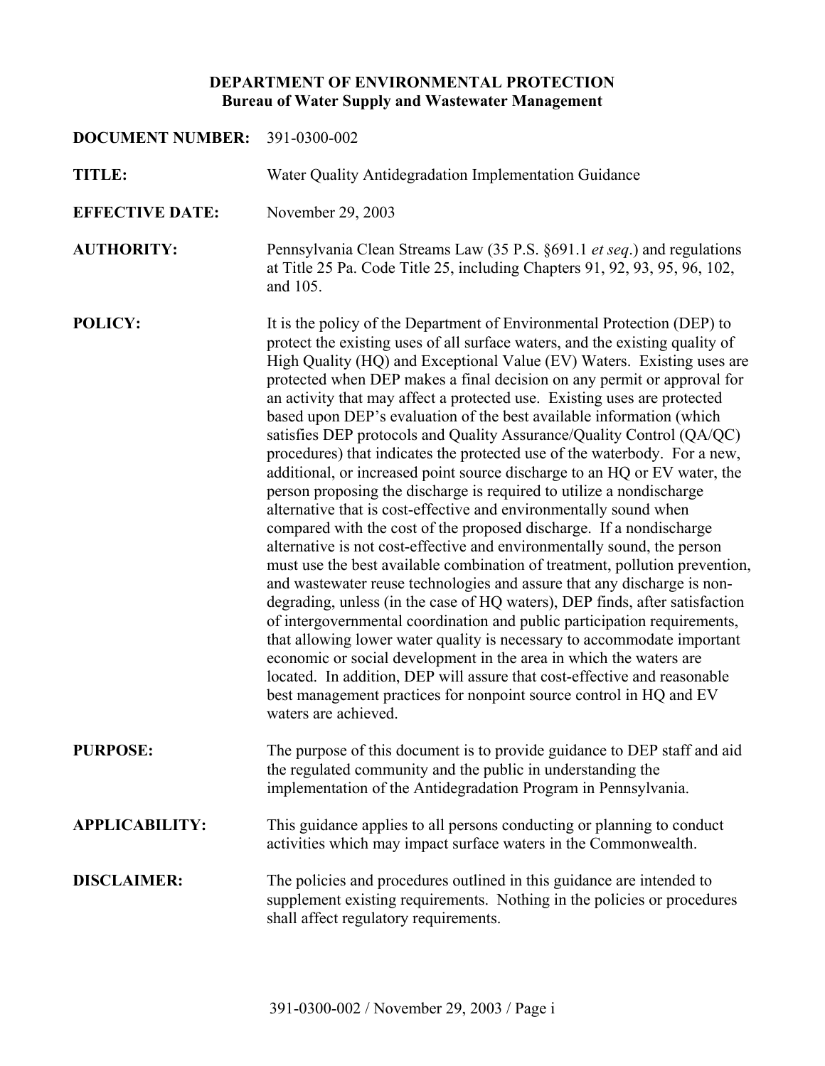**DEPARTMENT OF ENVIRONMENTAL PROTECTION**
**Bureau of Water Supply and Wastewater Management**

**DOCUMENT NUMBER:** 391-0300-002

**TITLE:** Water Quality Antidegradation Implementation Guidance

**EFFECTIVE DATE:** November 29, 2003

**AUTHORITY:** Pennsylvania Clean Streams Law (35 P.S. §691.1 *et seq*.) and regulations at Title 25 Pa. Code Title 25, including Chapters 91, 92, 93, 95, 96, 102, and 105.

**POLICY:** It is the policy of the Department of Environmental Protection (DEP) to protect the existing uses of all surface waters, and the existing quality of High Quality (HQ) and Exceptional Value (EV) Waters. Existing uses are protected when DEP makes a final decision on any permit or approval for an activity that may affect a protected use. Existing uses are protected based upon DEP's evaluation of the best available information (which satisfies DEP protocols and Quality Assurance/Quality Control (QA/QC) procedures) that indicates the protected use of the waterbody. For a new, additional, or increased point source discharge to an HQ or EV water, the person proposing the discharge is required to utilize a nondischarge alternative that is cost-effective and environmentally sound when compared with the cost of the proposed discharge. If a nondischarge alternative is not cost-effective and environmentally sound, the person must use the best available combination of treatment, pollution prevention, and wastewater reuse technologies and assure that any discharge is non-degrading, unless (in the case of HQ waters), DEP finds, after satisfaction of intergovernmental coordination and public participation requirements, that allowing lower water quality is necessary to accommodate important economic or social development in the area in which the waters are located. In addition, DEP will assure that cost-effective and reasonable best management practices for nonpoint source control in HQ and EV waters are achieved.

**PURPOSE:** The purpose of this document is to provide guidance to DEP staff and aid the regulated community and the public in understanding the implementation of the Antidegradation Program in Pennsylvania.

**APPLICABILITY:** This guidance applies to all persons conducting or planning to conduct activities which may impact surface waters in the Commonwealth.

**DISCLAIMER:** The policies and procedures outlined in this guidance are intended to supplement existing requirements. Nothing in the policies or procedures shall affect regulatory requirements.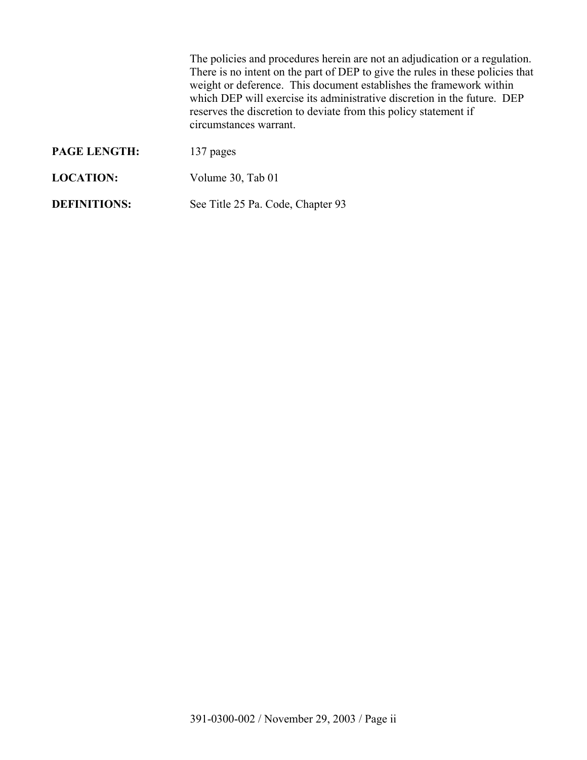The policies and procedures herein are not an adjudication or a regulation. There is no intent on the part of DEP to give the rules in these policies that weight or deference. This document establishes the framework within which DEP will exercise its administrative discretion in the future. DEP reserves the discretion to deviate from this policy statement if circumstances warrant.

**PAGE LENGTH:** 137 pages

**LOCATION:** Volume 30, Tab 01

**DEFINITIONS:** See Title 25 Pa. Code, Chapter 93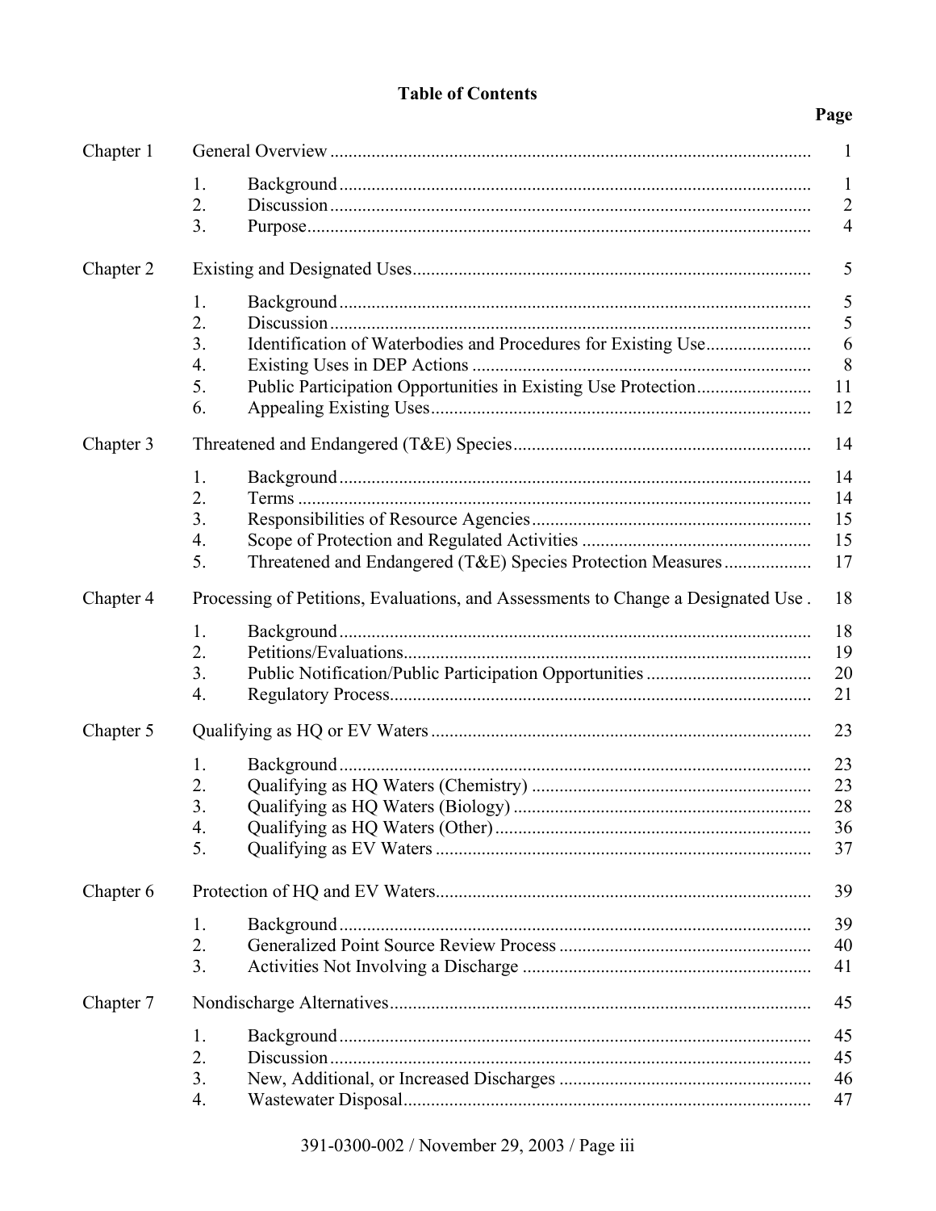# Table of Contents

| | | Page |
|---|---|---|
| Chapter 1 | General Overview | 1 |
| | 1. Background | 1 |
| | 2. Discussion | 2 |
| | 3. Purpose | 4 |
| Chapter 2 | Existing and Designated Uses | 5 |
| | 1. Background | 5 |
| | 2. Discussion | 5 |
| | 3. Identification of Waterbodies and Procedures for Existing Use | 6 |
| | 4. Existing Uses in DEP Actions | 8 |
| | 5. Public Participation Opportunities in Existing Use Protection | 11 |
| | 6. Appealing Existing Uses | 12 |
| Chapter 3 | Threatened and Endangered (T&E) Species | 14 |
| | 1. Background | 14 |
| | 2. Terms | 14 |
| | 3. Responsibilities of Resource Agencies | 15 |
| | 4. Scope of Protection and Regulated Activities | 15 |
| | 5. Threatened and Endangered (T&E) Species Protection Measures | 17 |
| Chapter 4 | Processing of Petitions, Evaluations, and Assessments to Change a Designated Use | 18 |
| | 1. Background | 18 |
| | 2. Petitions/Evaluations | 19 |
| | 3. Public Notification/Public Participation Opportunities | 20 |
| | 4. Regulatory Process | 21 |
| Chapter 5 | Qualifying as HQ or EV Waters | 23 |
| | 1. Background | 23 |
| | 2. Qualifying as HQ Waters (Chemistry) | 23 |
| | 3. Qualifying as HQ Waters (Biology) | 28 |
| | 4. Qualifying as HQ Waters (Other) | 36 |
| | 5. Qualifying as EV Waters | 37 |
| Chapter 6 | Protection of HQ and EV Waters | 39 |
| | 1. Background | 39 |
| | 2. Generalized Point Source Review Process | 40 |
| | 3. Activities Not Involving a Discharge | 41 |
| Chapter 7 | Nondischarge Alternatives | 45 |
| | 1. Background | 45 |
| | 2. Discussion | 45 |
| | 3. New, Additional, or Increased Discharges | 46 |
| | 4. Wastewater Disposal | 47 |

391-0300-002 / November 29, 2003 / Page iii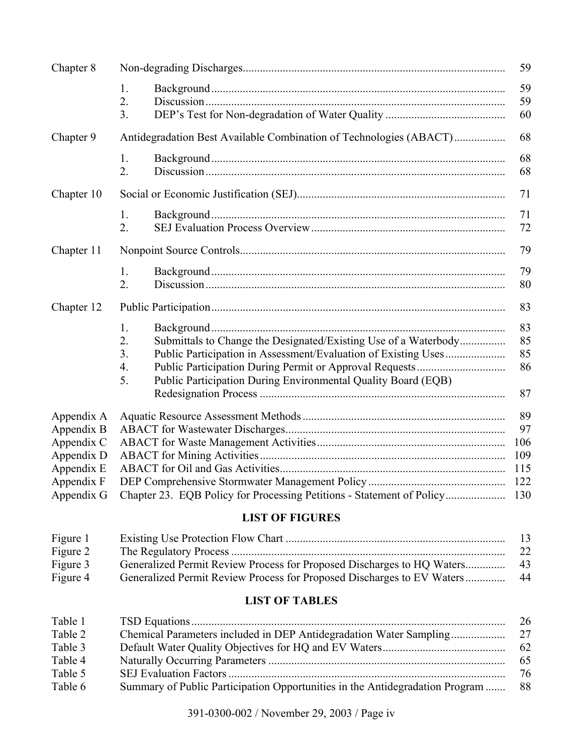| | | | |
|---|---|---|---|
| Chapter 8 | Non-degrading Discharges | | 59 |
| | 1. | Background | 59 |
| | 2. | Discussion | 59 |
| | 3. | DEP's Test for Non-degradation of Water Quality | 60 |
| Chapter 9 | Antidegradation Best Available Combination of Technologies (ABACT) | | 68 |
| | 1. | Background | 68 |
| | 2. | Discussion | 68 |
| Chapter 10 | Social or Economic Justification (SEJ) | | 71 |
| | 1. | Background | 71 |
| | 2. | SEJ Evaluation Process Overview | 72 |
| Chapter 11 | Nonpoint Source Controls | | 79 |
| | 1. | Background | 79 |
| | 2. | Discussion | 80 |
| Chapter 12 | Public Participation | | 83 |
| | 1. | Background | 83 |
| | 2. | Submittals to Change the Designated/Existing Use of a Waterbody | 85 |
| | 3. | Public Participation in Assessment/Evaluation of Existing Uses | 85 |
| | 4. | Public Participation During Permit or Approval Requests | 86 |
| | 5. | Public Participation During Environmental Quality Board (EQB) Redesignation Process | 87 |
| Appendix A | Aquatic Resource Assessment Methods | | 89 |
| Appendix B | ABACT for Wastewater Discharges | | 97 |
| Appendix C | ABACT for Waste Management Activities | | 106 |
| Appendix D | ABACT for Mining Activities | | 109 |
| Appendix E | ABACT for Oil and Gas Activities | | 115 |
| Appendix F | DEP Comprehensive Stormwater Management Policy | | 122 |
| Appendix G | Chapter 23. EQB Policy for Processing Petitions - Statement of Policy | | 130 |

## LIST OF FIGURES

| | | |
|---|---|---|
| Figure 1 | Existing Use Protection Flow Chart | 13 |
| Figure 2 | The Regulatory Process | 22 |
| Figure 3 | Generalized Permit Review Process for Proposed Discharges to HQ Waters | 43 |
| Figure 4 | Generalized Permit Review Process for Proposed Discharges to EV Waters | 44 |

## LIST OF TABLES

| | | |
|---|---|---|
| Table 1 | TSD Equations | 26 |
| Table 2 | Chemical Parameters included in DEP Antidegradation Water Sampling | 27 |
| Table 3 | Default Water Quality Objectives for HQ and EV Waters | 62 |
| Table 4 | Naturally Occurring Parameters | 65 |
| Table 5 | SEJ Evaluation Factors | 76 |
| Table 6 | Summary of Public Participation Opportunities in the Antidegradation Program | 88 |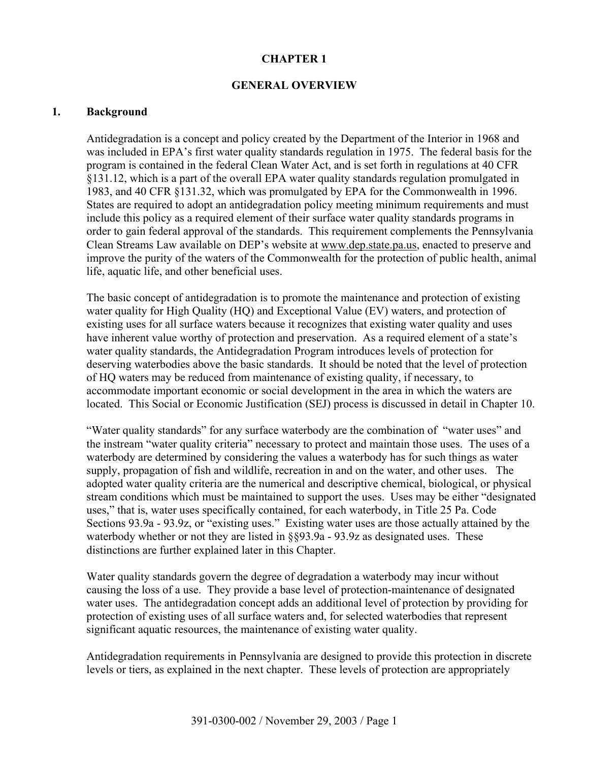# CHAPTER 1

## GENERAL OVERVIEW

### 1. Background

Antidegradation is a concept and policy created by the Department of the Interior in 1968 and was included in EPA's first water quality standards regulation in 1975. The federal basis for the program is contained in the federal Clean Water Act, and is set forth in regulations at 40 CFR §131.12, which is a part of the overall EPA water quality standards regulation promulgated in 1983, and 40 CFR §131.32, which was promulgated by EPA for the Commonwealth in 1996. States are required to adopt an antidegradation policy meeting minimum requirements and must include this policy as a required element of their surface water quality standards programs in order to gain federal approval of the standards. This requirement complements the Pennsylvania Clean Streams Law available on DEP's website at www.dep.state.pa.us, enacted to preserve and improve the purity of the waters of the Commonwealth for the protection of public health, animal life, aquatic life, and other beneficial uses.

The basic concept of antidegradation is to promote the maintenance and protection of existing water quality for High Quality (HQ) and Exceptional Value (EV) waters, and protection of existing uses for all surface waters because it recognizes that existing water quality and uses have inherent value worthy of protection and preservation. As a required element of a state's water quality standards, the Antidegradation Program introduces levels of protection for deserving waterbodies above the basic standards. It should be noted that the level of protection of HQ waters may be reduced from maintenance of existing quality, if necessary, to accommodate important economic or social development in the area in which the waters are located. This Social or Economic Justification (SEJ) process is discussed in detail in Chapter 10.

"Water quality standards" for any surface waterbody are the combination of "water uses" and the instream "water quality criteria" necessary to protect and maintain those uses. The uses of a waterbody are determined by considering the values a waterbody has for such things as water supply, propagation of fish and wildlife, recreation in and on the water, and other uses. The adopted water quality criteria are the numerical and descriptive chemical, biological, or physical stream conditions which must be maintained to support the uses. Uses may be either "designated uses," that is, water uses specifically contained, for each waterbody, in Title 25 Pa. Code Sections 93.9a - 93.9z, or "existing uses." Existing water uses are those actually attained by the waterbody whether or not they are listed in §§93.9a - 93.9z as designated uses. These distinctions are further explained later in this Chapter.

Water quality standards govern the degree of degradation a waterbody may incur without causing the loss of a use. They provide a base level of protection-maintenance of designated water uses. The antidegradation concept adds an additional level of protection by providing for protection of existing uses of all surface waters and, for selected waterbodies that represent significant aquatic resources, the maintenance of existing water quality.

Antidegradation requirements in Pennsylvania are designed to provide this protection in discrete levels or tiers, as explained in the next chapter. These levels of protection are appropriately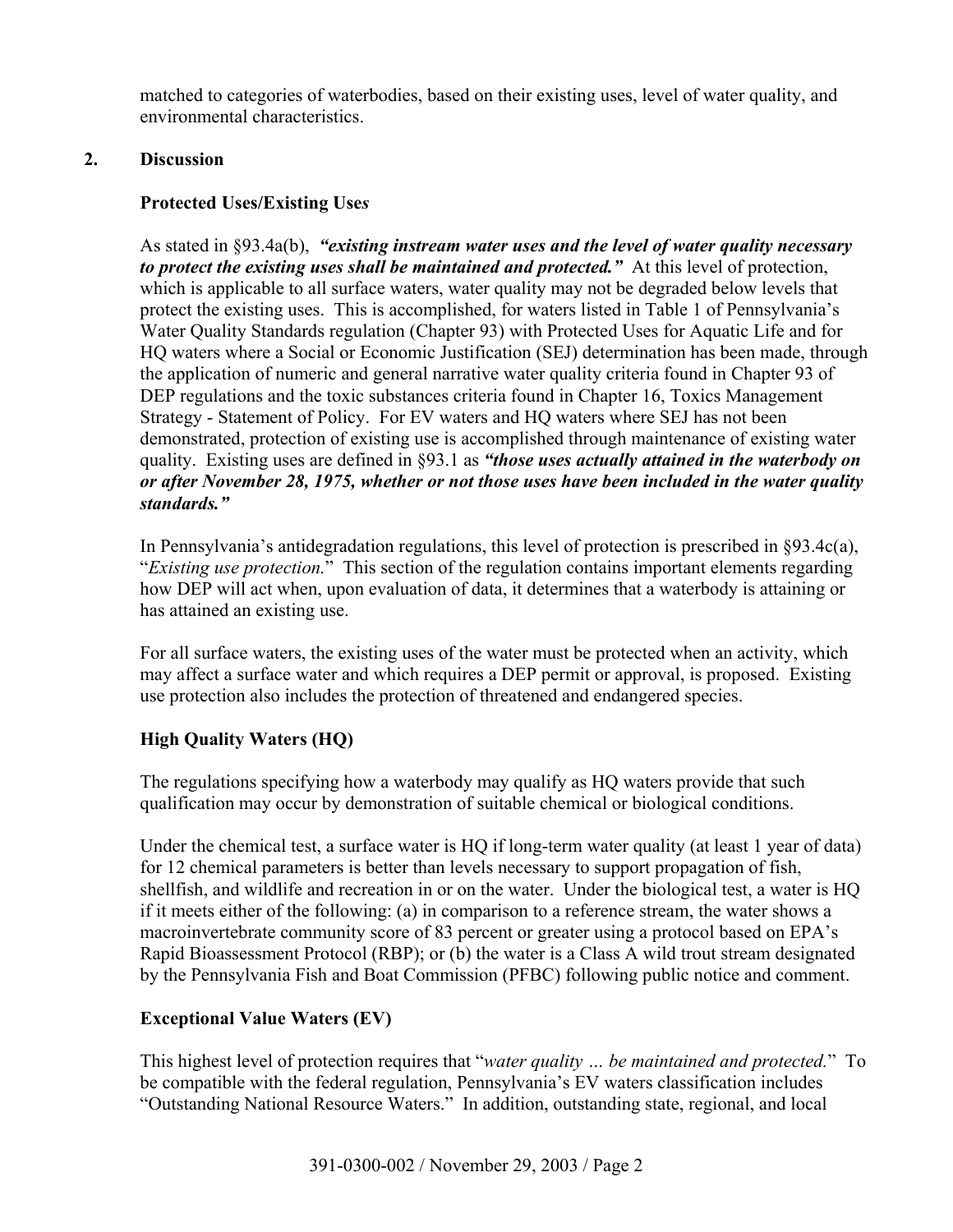matched to categories of waterbodies, based on their existing uses, level of water quality, and environmental characteristics.

## 2. Discussion

### Protected Uses/Existing Use*s*

As stated in §93.4a(b), ***"existing instream water uses and the level of water quality necessary to protect the existing uses shall be maintained and protected."*** At this level of protection, which is applicable to all surface waters, water quality may not be degraded below levels that protect the existing uses. This is accomplished, for waters listed in Table 1 of Pennsylvania's Water Quality Standards regulation (Chapter 93) with Protected Uses for Aquatic Life and for HQ waters where a Social or Economic Justification (SEJ) determination has been made, through the application of numeric and general narrative water quality criteria found in Chapter 93 of DEP regulations and the toxic substances criteria found in Chapter 16, Toxics Management Strategy - Statement of Policy. For EV waters and HQ waters where SEJ has not been demonstrated, protection of existing use is accomplished through maintenance of existing water quality. Existing uses are defined in §93.1 as ***"those uses actually attained in the waterbody on or after November 28, 1975, whether or not those uses have been included in the water quality standards."***

In Pennsylvania's antidegradation regulations, this level of protection is prescribed in §93.4c(a), "*Existing use protection.*" This section of the regulation contains important elements regarding how DEP will act when, upon evaluation of data, it determines that a waterbody is attaining or has attained an existing use.

For all surface waters, the existing uses of the water must be protected when an activity, which may affect a surface water and which requires a DEP permit or approval, is proposed. Existing use protection also includes the protection of threatened and endangered species.

### High Quality Waters (HQ)

The regulations specifying how a waterbody may qualify as HQ waters provide that such qualification may occur by demonstration of suitable chemical or biological conditions.

Under the chemical test, a surface water is HQ if long-term water quality (at least 1 year of data) for 12 chemical parameters is better than levels necessary to support propagation of fish, shellfish, and wildlife and recreation in or on the water. Under the biological test, a water is HQ if it meets either of the following: (a) in comparison to a reference stream, the water shows a macroinvertebrate community score of 83 percent or greater using a protocol based on EPA's Rapid Bioassessment Protocol (RBP); or (b) the water is a Class A wild trout stream designated by the Pennsylvania Fish and Boat Commission (PFBC) following public notice and comment.

### Exceptional Value Waters (EV)

This highest level of protection requires that "*water quality … be maintained and protected.*" To be compatible with the federal regulation, Pennsylvania's EV waters classification includes "Outstanding National Resource Waters." In addition, outstanding state, regional, and local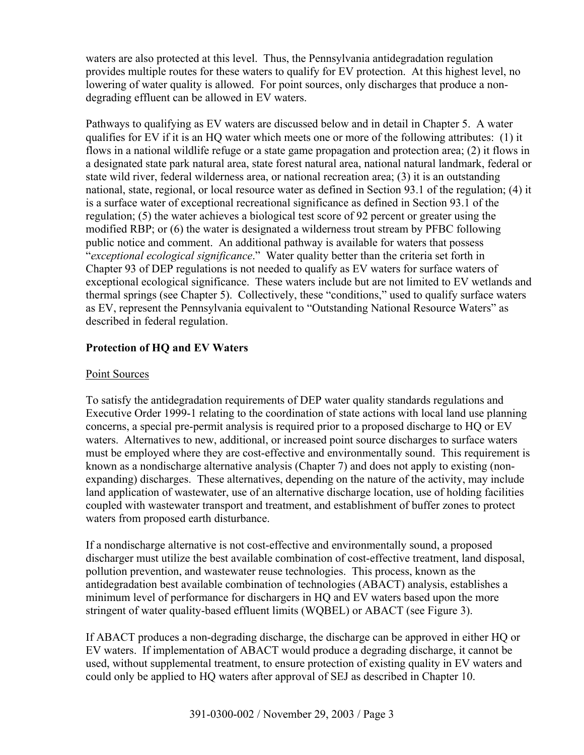waters are also protected at this level. Thus, the Pennsylvania antidegradation regulation provides multiple routes for these waters to qualify for EV protection. At this highest level, no lowering of water quality is allowed. For point sources, only discharges that produce a non-degrading effluent can be allowed in EV waters.

Pathways to qualifying as EV waters are discussed below and in detail in Chapter 5. A water qualifies for EV if it is an HQ water which meets one or more of the following attributes: (1) it flows in a national wildlife refuge or a state game propagation and protection area; (2) it flows in a designated state park natural area, state forest natural area, national natural landmark, federal or state wild river, federal wilderness area, or national recreation area; (3) it is an outstanding national, state, regional, or local resource water as defined in Section 93.1 of the regulation; (4) it is a surface water of exceptional recreational significance as defined in Section 93.1 of the regulation; (5) the water achieves a biological test score of 92 percent or greater using the modified RBP; or (6) the water is designated a wilderness trout stream by PFBC following public notice and comment. An additional pathway is available for waters that possess "*exceptional ecological significance*." Water quality better than the criteria set forth in Chapter 93 of DEP regulations is not needed to qualify as EV waters for surface waters of exceptional ecological significance. These waters include but are not limited to EV wetlands and thermal springs (see Chapter 5). Collectively, these "conditions," used to qualify surface waters as EV, represent the Pennsylvania equivalent to "Outstanding National Resource Waters" as described in federal regulation.

## Protection of HQ and EV Waters

### Point Sources

To satisfy the antidegradation requirements of DEP water quality standards regulations and Executive Order 1999-1 relating to the coordination of state actions with local land use planning concerns, a special pre-permit analysis is required prior to a proposed discharge to HQ or EV waters. Alternatives to new, additional, or increased point source discharges to surface waters must be employed where they are cost-effective and environmentally sound. This requirement is known as a nondischarge alternative analysis (Chapter 7) and does not apply to existing (non-expanding) discharges. These alternatives, depending on the nature of the activity, may include land application of wastewater, use of an alternative discharge location, use of holding facilities coupled with wastewater transport and treatment, and establishment of buffer zones to protect waters from proposed earth disturbance.

If a nondischarge alternative is not cost-effective and environmentally sound, a proposed discharger must utilize the best available combination of cost-effective treatment, land disposal, pollution prevention, and wastewater reuse technologies. This process, known as the antidegradation best available combination of technologies (ABACT) analysis, establishes a minimum level of performance for dischargers in HQ and EV waters based upon the more stringent of water quality-based effluent limits (WQBEL) or ABACT (see Figure 3).

If ABACT produces a non-degrading discharge, the discharge can be approved in either HQ or EV waters. If implementation of ABACT would produce a degrading discharge, it cannot be used, without supplemental treatment, to ensure protection of existing quality in EV waters and could only be applied to HQ waters after approval of SEJ as described in Chapter 10.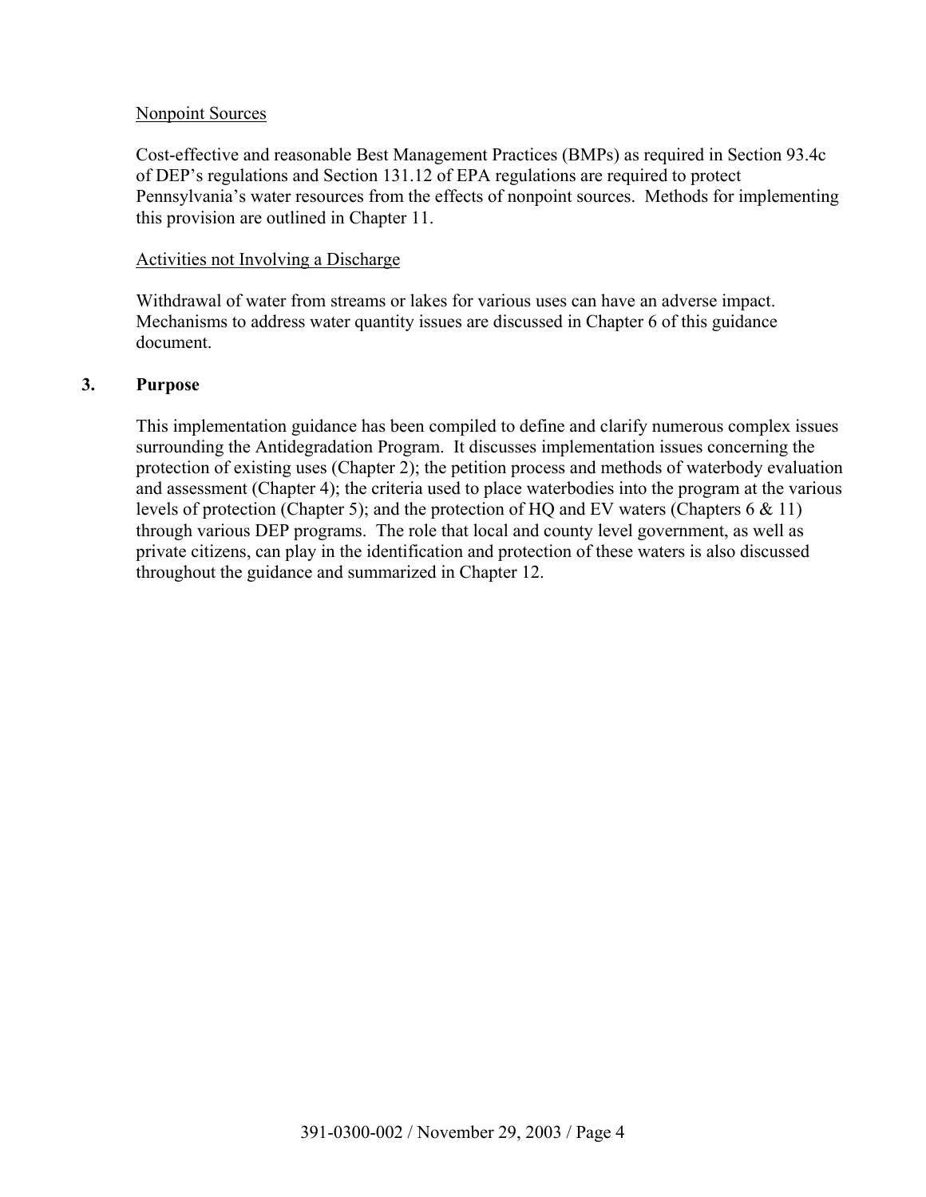Nonpoint Sources

Cost-effective and reasonable Best Management Practices (BMPs) as required in Section 93.4c of DEP's regulations and Section 131.12 of EPA regulations are required to protect Pennsylvania's water resources from the effects of nonpoint sources. Methods for implementing this provision are outlined in Chapter 11.

Activities not Involving a Discharge

Withdrawal of water from streams or lakes for various uses can have an adverse impact. Mechanisms to address water quantity issues are discussed in Chapter 6 of this guidance document.

## 3. Purpose

This implementation guidance has been compiled to define and clarify numerous complex issues surrounding the Antidegradation Program. It discusses implementation issues concerning the protection of existing uses (Chapter 2); the petition process and methods of waterbody evaluation and assessment (Chapter 4); the criteria used to place waterbodies into the program at the various levels of protection (Chapter 5); and the protection of HQ and EV waters (Chapters 6 & 11) through various DEP programs. The role that local and county level government, as well as private citizens, can play in the identification and protection of these waters is also discussed throughout the guidance and summarized in Chapter 12.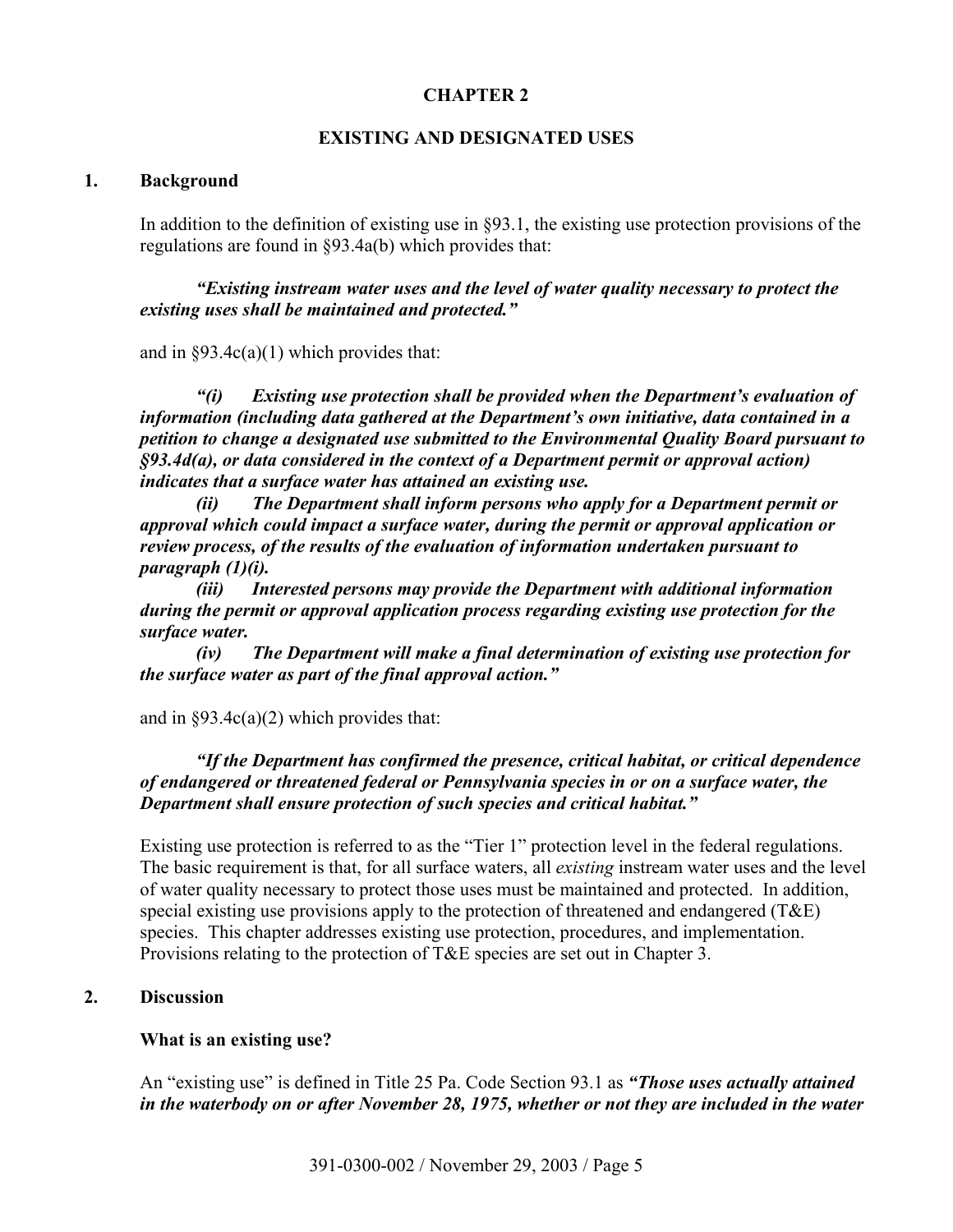# CHAPTER 2

## EXISTING AND DESIGNATED USES

### 1. Background

In addition to the definition of existing use in §93.1, the existing use protection provisions of the regulations are found in §93.4a(b) which provides that:

***"Existing instream water uses and the level of water quality necessary to protect the existing uses shall be maintained and protected."***

and in §93.4c(a)(1) which provides that:

***"(i) Existing use protection shall be provided when the Department's evaluation of information (including data gathered at the Department's own initiative, data contained in a petition to change a designated use submitted to the Environmental Quality Board pursuant to §93.4d(a), or data considered in the context of a Department permit or approval action) indicates that a surface water has attained an existing use.***

***(ii) The Department shall inform persons who apply for a Department permit or approval which could impact a surface water, during the permit or approval application or review process, of the results of the evaluation of information undertaken pursuant to paragraph (1)(i).***

***(iii) Interested persons may provide the Department with additional information during the permit or approval application process regarding existing use protection for the surface water.***

***(iv) The Department will make a final determination of existing use protection for the surface water as part of the final approval action."***

and in §93.4c(a)(2) which provides that:

***"If the Department has confirmed the presence, critical habitat, or critical dependence of endangered or threatened federal or Pennsylvania species in or on a surface water, the Department shall ensure protection of such species and critical habitat."***

Existing use protection is referred to as the "Tier 1" protection level in the federal regulations. The basic requirement is that, for all surface waters, all *existing* instream water uses and the level of water quality necessary to protect those uses must be maintained and protected. In addition, special existing use provisions apply to the protection of threatened and endangered (T&E) species. This chapter addresses existing use protection, procedures, and implementation. Provisions relating to the protection of T&E species are set out in Chapter 3.

### 2. Discussion

#### What is an existing use?

An "existing use" is defined in Title 25 Pa. Code Section 93.1 as ***"Those uses actually attained in the waterbody on or after November 28, 1975, whether or not they are included in the water***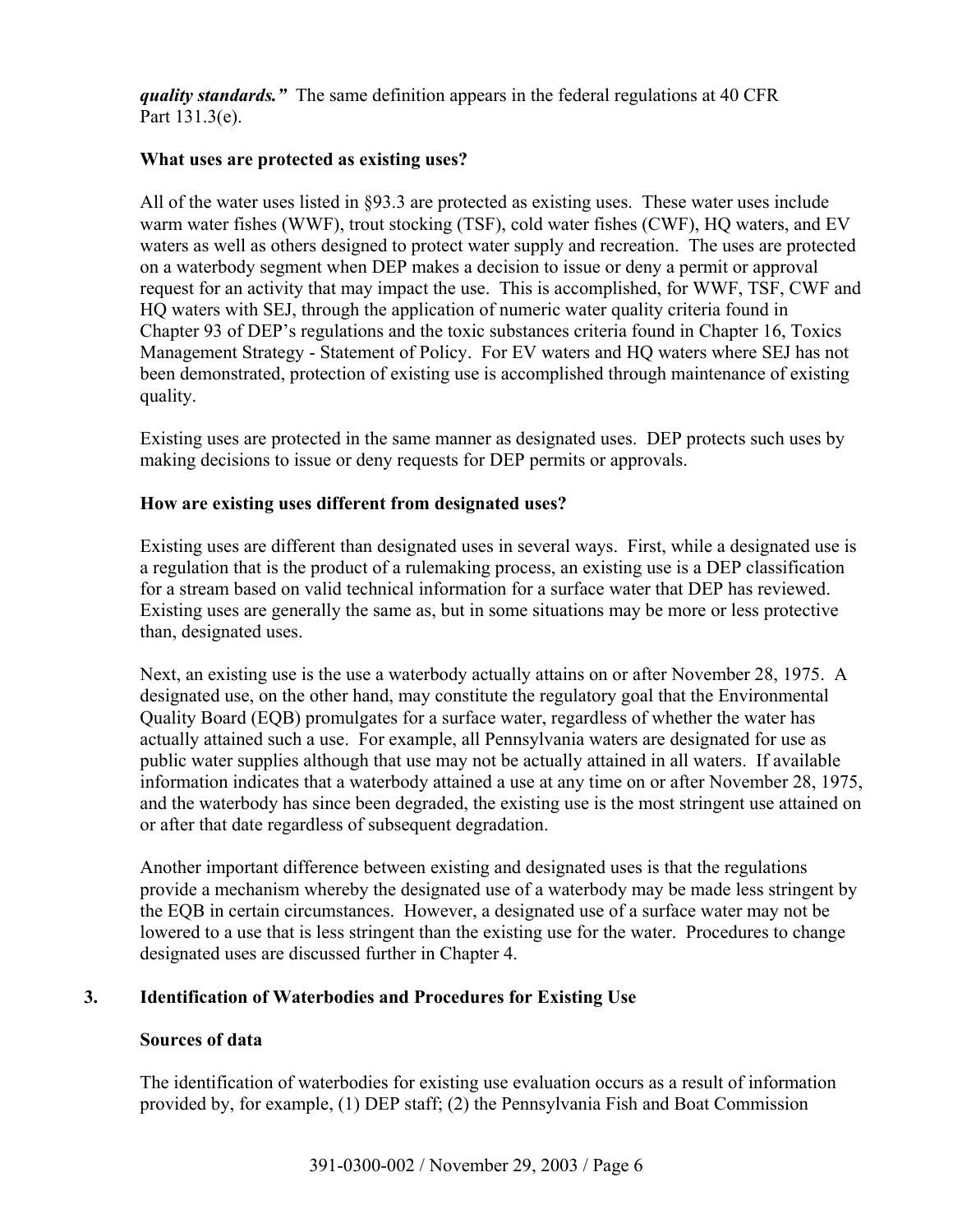***quality standards."*** The same definition appears in the federal regulations at 40 CFR Part 131.3(e).

**What uses are protected as existing uses?**

All of the water uses listed in §93.3 are protected as existing uses. These water uses include warm water fishes (WWF), trout stocking (TSF), cold water fishes (CWF), HQ waters, and EV waters as well as others designed to protect water supply and recreation. The uses are protected on a waterbody segment when DEP makes a decision to issue or deny a permit or approval request for an activity that may impact the use. This is accomplished, for WWF, TSF, CWF and HQ waters with SEJ, through the application of numeric water quality criteria found in Chapter 93 of DEP's regulations and the toxic substances criteria found in Chapter 16, Toxics Management Strategy - Statement of Policy. For EV waters and HQ waters where SEJ has not been demonstrated, protection of existing use is accomplished through maintenance of existing quality.

Existing uses are protected in the same manner as designated uses. DEP protects such uses by making decisions to issue or deny requests for DEP permits or approvals.

**How are existing uses different from designated uses?**

Existing uses are different than designated uses in several ways. First, while a designated use is a regulation that is the product of a rulemaking process, an existing use is a DEP classification for a stream based on valid technical information for a surface water that DEP has reviewed. Existing uses are generally the same as, but in some situations may be more or less protective than, designated uses.

Next, an existing use is the use a waterbody actually attains on or after November 28, 1975. A designated use, on the other hand, may constitute the regulatory goal that the Environmental Quality Board (EQB) promulgates for a surface water, regardless of whether the water has actually attained such a use. For example, all Pennsylvania waters are designated for use as public water supplies although that use may not be actually attained in all waters. If available information indicates that a waterbody attained a use at any time on or after November 28, 1975, and the waterbody has since been degraded, the existing use is the most stringent use attained on or after that date regardless of subsequent degradation.

Another important difference between existing and designated uses is that the regulations provide a mechanism whereby the designated use of a waterbody may be made less stringent by the EQB in certain circumstances. However, a designated use of a surface water may not be lowered to a use that is less stringent than the existing use for the water. Procedures to change designated uses are discussed further in Chapter 4.

## 3. Identification of Waterbodies and Procedures for Existing Use

**Sources of data**

The identification of waterbodies for existing use evaluation occurs as a result of information provided by, for example, (1) DEP staff; (2) the Pennsylvania Fish and Boat Commission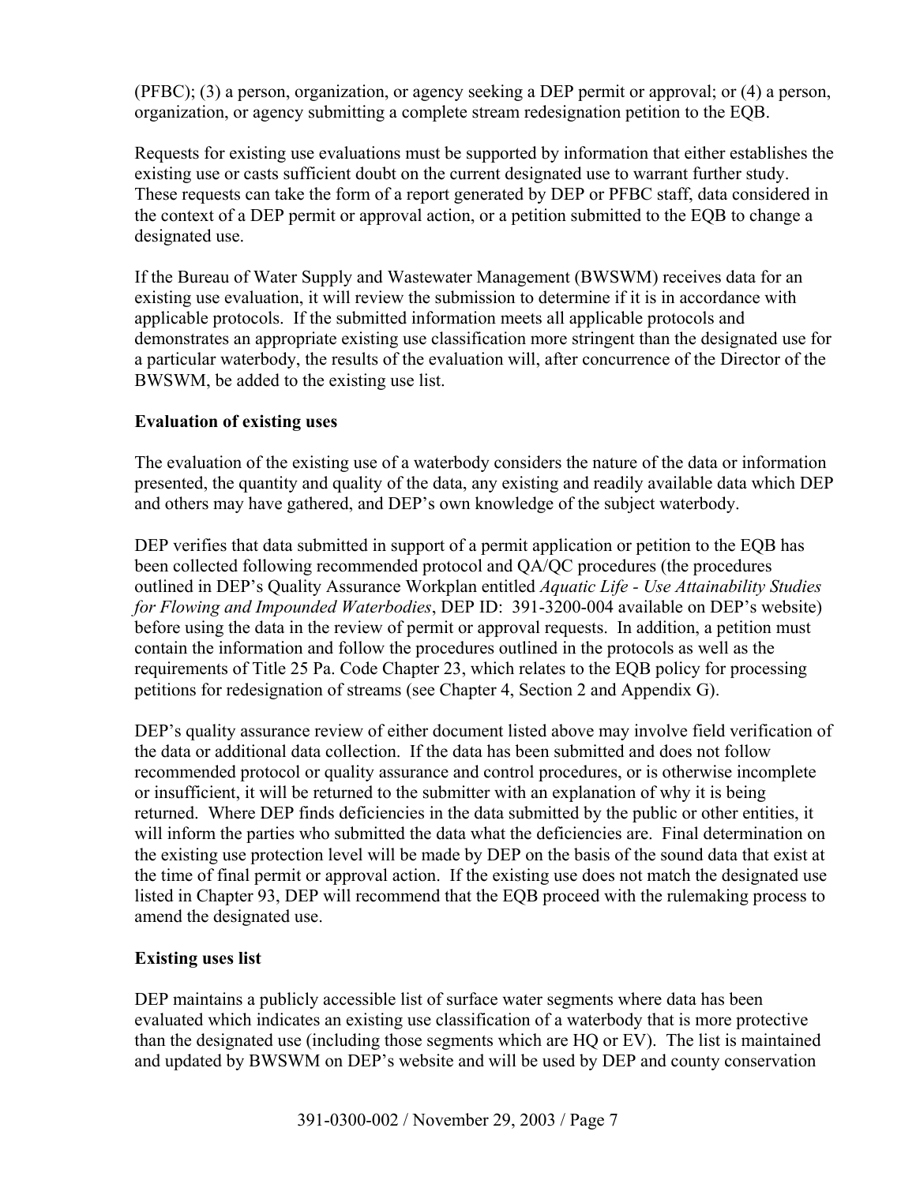(PFBC); (3) a person, organization, or agency seeking a DEP permit or approval; or (4) a person, organization, or agency submitting a complete stream redesignation petition to the EQB.

Requests for existing use evaluations must be supported by information that either establishes the existing use or casts sufficient doubt on the current designated use to warrant further study. These requests can take the form of a report generated by DEP or PFBC staff, data considered in the context of a DEP permit or approval action, or a petition submitted to the EQB to change a designated use.

If the Bureau of Water Supply and Wastewater Management (BWSWM) receives data for an existing use evaluation, it will review the submission to determine if it is in accordance with applicable protocols. If the submitted information meets all applicable protocols and demonstrates an appropriate existing use classification more stringent than the designated use for a particular waterbody, the results of the evaluation will, after concurrence of the Director of the BWSWM, be added to the existing use list.

**Evaluation of existing uses**

The evaluation of the existing use of a waterbody considers the nature of the data or information presented, the quantity and quality of the data, any existing and readily available data which DEP and others may have gathered, and DEP's own knowledge of the subject waterbody.

DEP verifies that data submitted in support of a permit application or petition to the EQB has been collected following recommended protocol and QA/QC procedures (the procedures outlined in DEP's Quality Assurance Workplan entitled *Aquatic Life - Use Attainability Studies for Flowing and Impounded Waterbodies*, DEP ID: 391-3200-004 available on DEP's website) before using the data in the review of permit or approval requests. In addition, a petition must contain the information and follow the procedures outlined in the protocols as well as the requirements of Title 25 Pa. Code Chapter 23, which relates to the EQB policy for processing petitions for redesignation of streams (see Chapter 4, Section 2 and Appendix G).

DEP's quality assurance review of either document listed above may involve field verification of the data or additional data collection. If the data has been submitted and does not follow recommended protocol or quality assurance and control procedures, or is otherwise incomplete or insufficient, it will be returned to the submitter with an explanation of why it is being returned. Where DEP finds deficiencies in the data submitted by the public or other entities, it will inform the parties who submitted the data what the deficiencies are. Final determination on the existing use protection level will be made by DEP on the basis of the sound data that exist at the time of final permit or approval action. If the existing use does not match the designated use listed in Chapter 93, DEP will recommend that the EQB proceed with the rulemaking process to amend the designated use.

**Existing uses list**

DEP maintains a publicly accessible list of surface water segments where data has been evaluated which indicates an existing use classification of a waterbody that is more protective than the designated use (including those segments which are HQ or EV). The list is maintained and updated by BWSWM on DEP's website and will be used by DEP and county conservation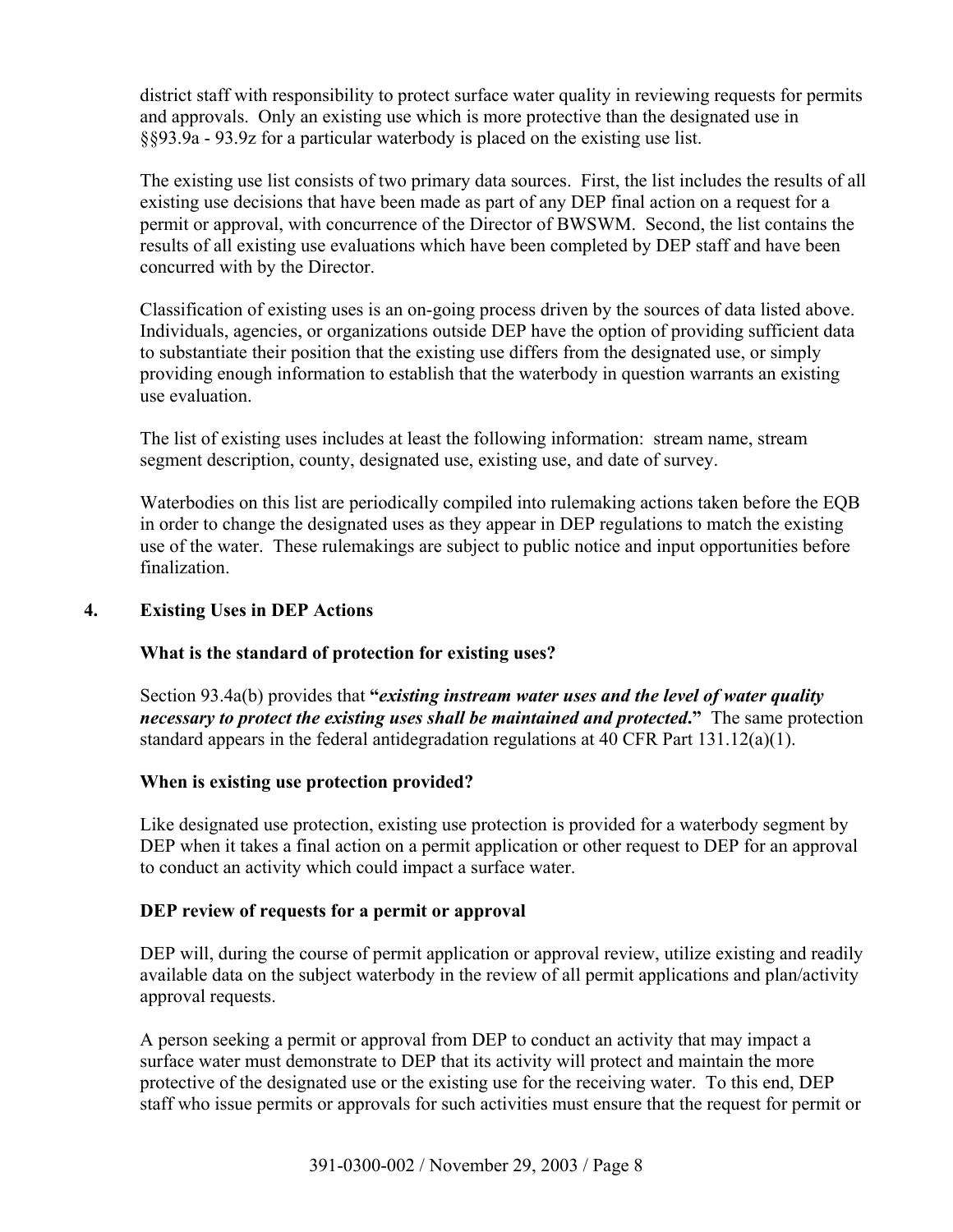district staff with responsibility to protect surface water quality in reviewing requests for permits and approvals. Only an existing use which is more protective than the designated use in §§93.9a - 93.9z for a particular waterbody is placed on the existing use list.

The existing use list consists of two primary data sources. First, the list includes the results of all existing use decisions that have been made as part of any DEP final action on a request for a permit or approval, with concurrence of the Director of BWSWM. Second, the list contains the results of all existing use evaluations which have been completed by DEP staff and have been concurred with by the Director.

Classification of existing uses is an on-going process driven by the sources of data listed above. Individuals, agencies, or organizations outside DEP have the option of providing sufficient data to substantiate their position that the existing use differs from the designated use, or simply providing enough information to establish that the waterbody in question warrants an existing use evaluation.

The list of existing uses includes at least the following information: stream name, stream segment description, county, designated use, existing use, and date of survey.

Waterbodies on this list are periodically compiled into rulemaking actions taken before the EQB in order to change the designated uses as they appear in DEP regulations to match the existing use of the water. These rulemakings are subject to public notice and input opportunities before finalization.

## 4. Existing Uses in DEP Actions

### What is the standard of protection for existing uses?

Section 93.4a(b) provides that **"*existing instream water uses and the level of water quality necessary to protect the existing uses shall be maintained and protected*."** The same protection standard appears in the federal antidegradation regulations at 40 CFR Part 131.12(a)(1).

### When is existing use protection provided?

Like designated use protection, existing use protection is provided for a waterbody segment by DEP when it takes a final action on a permit application or other request to DEP for an approval to conduct an activity which could impact a surface water.

### DEP review of requests for a permit or approval

DEP will, during the course of permit application or approval review, utilize existing and readily available data on the subject waterbody in the review of all permit applications and plan/activity approval requests.

A person seeking a permit or approval from DEP to conduct an activity that may impact a surface water must demonstrate to DEP that its activity will protect and maintain the more protective of the designated use or the existing use for the receiving water. To this end, DEP staff who issue permits or approvals for such activities must ensure that the request for permit or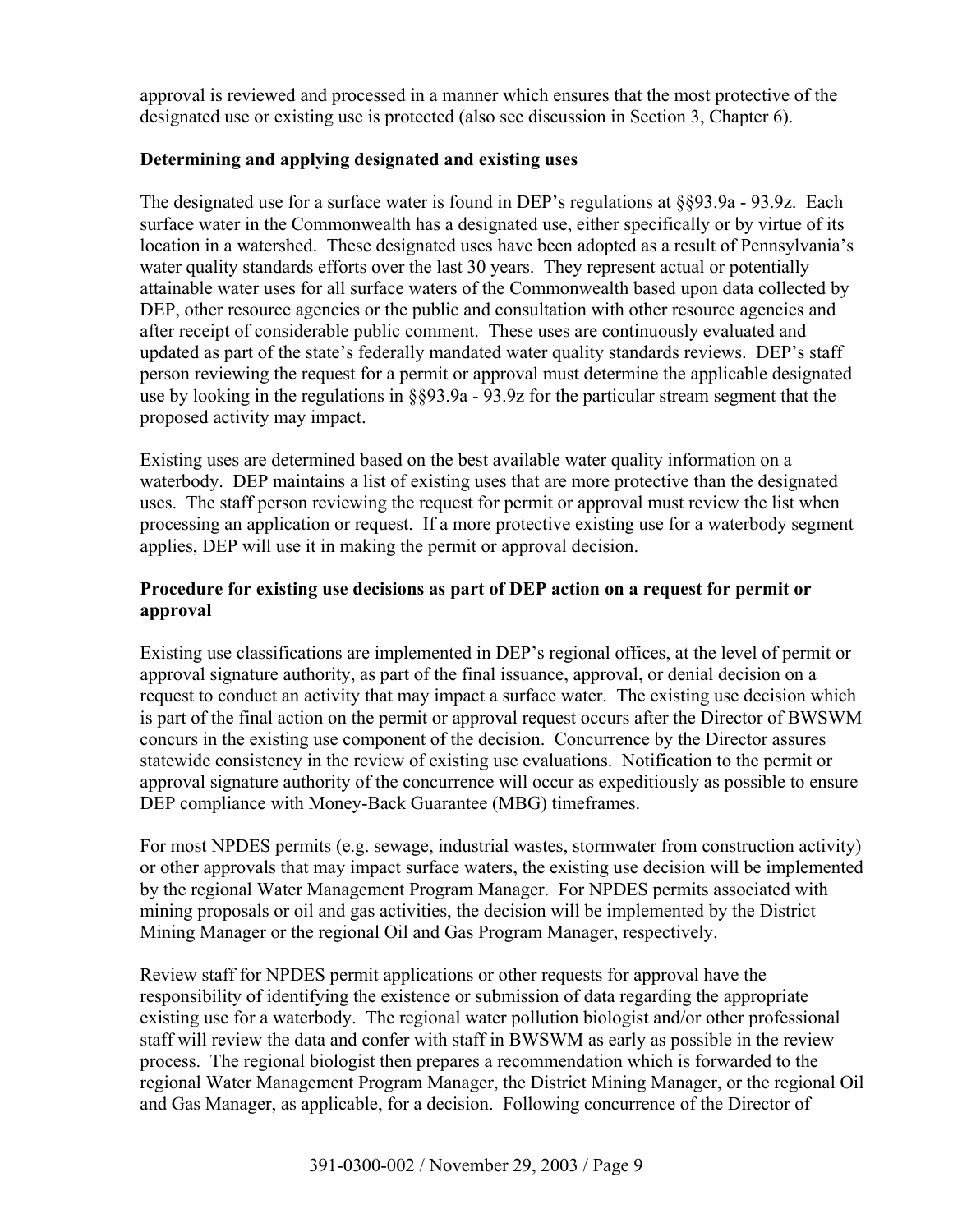approval is reviewed and processed in a manner which ensures that the most protective of the designated use or existing use is protected (also see discussion in Section 3, Chapter 6).

**Determining and applying designated and existing uses**

The designated use for a surface water is found in DEP's regulations at §§93.9a - 93.9z. Each surface water in the Commonwealth has a designated use, either specifically or by virtue of its location in a watershed. These designated uses have been adopted as a result of Pennsylvania's water quality standards efforts over the last 30 years. They represent actual or potentially attainable water uses for all surface waters of the Commonwealth based upon data collected by DEP, other resource agencies or the public and consultation with other resource agencies and after receipt of considerable public comment. These uses are continuously evaluated and updated as part of the state's federally mandated water quality standards reviews. DEP's staff person reviewing the request for a permit or approval must determine the applicable designated use by looking in the regulations in §§93.9a - 93.9z for the particular stream segment that the proposed activity may impact.

Existing uses are determined based on the best available water quality information on a waterbody. DEP maintains a list of existing uses that are more protective than the designated uses. The staff person reviewing the request for permit or approval must review the list when processing an application or request. If a more protective existing use for a waterbody segment applies, DEP will use it in making the permit or approval decision.

**Procedure for existing use decisions as part of DEP action on a request for permit or approval**

Existing use classifications are implemented in DEP's regional offices, at the level of permit or approval signature authority, as part of the final issuance, approval, or denial decision on a request to conduct an activity that may impact a surface water. The existing use decision which is part of the final action on the permit or approval request occurs after the Director of BWSWM concurs in the existing use component of the decision. Concurrence by the Director assures statewide consistency in the review of existing use evaluations. Notification to the permit or approval signature authority of the concurrence will occur as expeditiously as possible to ensure DEP compliance with Money-Back Guarantee (MBG) timeframes.

For most NPDES permits (e.g. sewage, industrial wastes, stormwater from construction activity) or other approvals that may impact surface waters, the existing use decision will be implemented by the regional Water Management Program Manager. For NPDES permits associated with mining proposals or oil and gas activities, the decision will be implemented by the District Mining Manager or the regional Oil and Gas Program Manager, respectively.

Review staff for NPDES permit applications or other requests for approval have the responsibility of identifying the existence or submission of data regarding the appropriate existing use for a waterbody. The regional water pollution biologist and/or other professional staff will review the data and confer with staff in BWSWM as early as possible in the review process. The regional biologist then prepares a recommendation which is forwarded to the regional Water Management Program Manager, the District Mining Manager, or the regional Oil and Gas Manager, as applicable, for a decision. Following concurrence of the Director of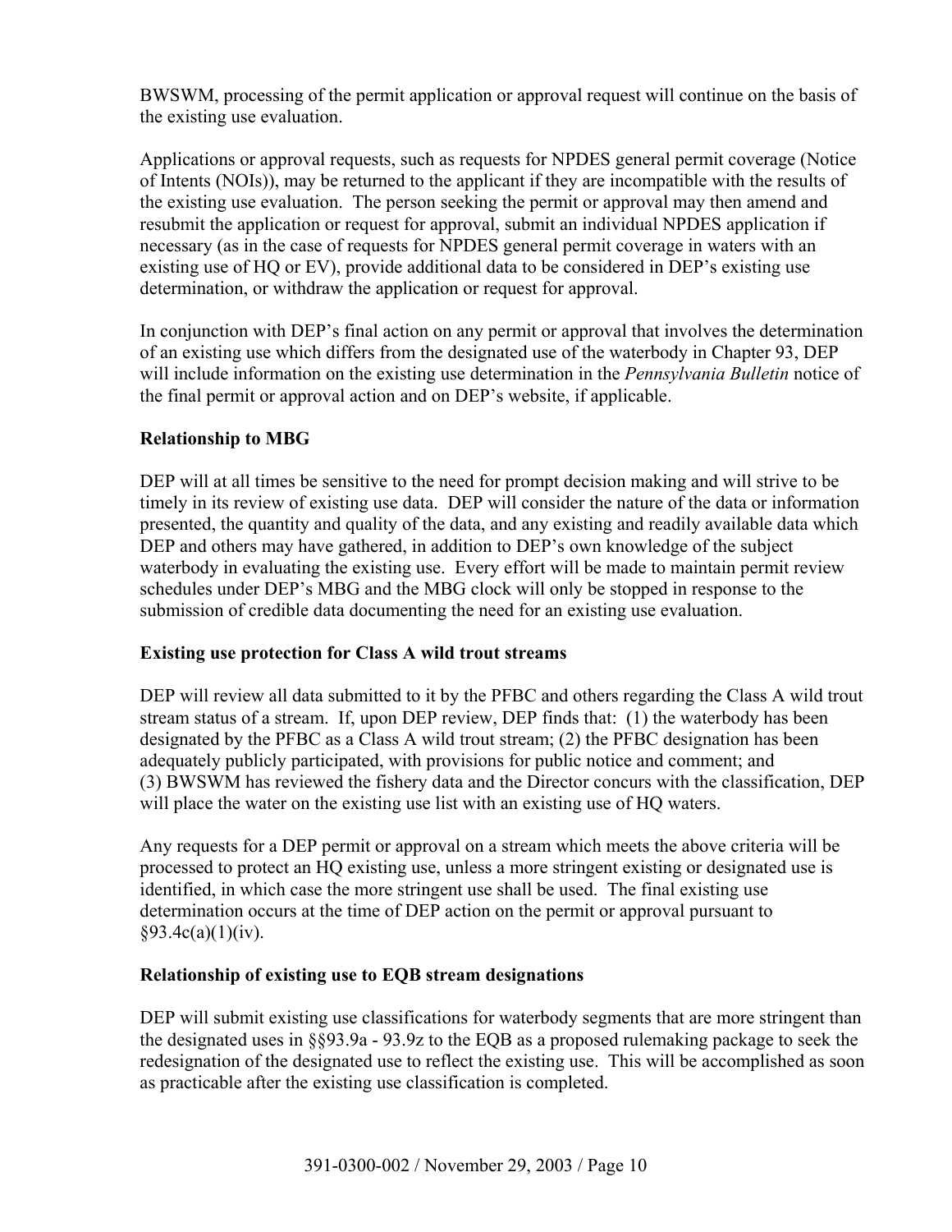BWSWM, processing of the permit application or approval request will continue on the basis of the existing use evaluation.

Applications or approval requests, such as requests for NPDES general permit coverage (Notice of Intents (NOIs)), may be returned to the applicant if they are incompatible with the results of the existing use evaluation. The person seeking the permit or approval may then amend and resubmit the application or request for approval, submit an individual NPDES application if necessary (as in the case of requests for NPDES general permit coverage in waters with an existing use of HQ or EV), provide additional data to be considered in DEP's existing use determination, or withdraw the application or request for approval.

In conjunction with DEP's final action on any permit or approval that involves the determination of an existing use which differs from the designated use of the waterbody in Chapter 93, DEP will include information on the existing use determination in the *Pennsylvania Bulletin* notice of the final permit or approval action and on DEP's website, if applicable.

**Relationship to MBG**

DEP will at all times be sensitive to the need for prompt decision making and will strive to be timely in its review of existing use data. DEP will consider the nature of the data or information presented, the quantity and quality of the data, and any existing and readily available data which DEP and others may have gathered, in addition to DEP's own knowledge of the subject waterbody in evaluating the existing use. Every effort will be made to maintain permit review schedules under DEP's MBG and the MBG clock will only be stopped in response to the submission of credible data documenting the need for an existing use evaluation.

**Existing use protection for Class A wild trout streams**

DEP will review all data submitted to it by the PFBC and others regarding the Class A wild trout stream status of a stream. If, upon DEP review, DEP finds that: (1) the waterbody has been designated by the PFBC as a Class A wild trout stream; (2) the PFBC designation has been adequately publicly participated, with provisions for public notice and comment; and (3) BWSWM has reviewed the fishery data and the Director concurs with the classification, DEP will place the water on the existing use list with an existing use of HQ waters.

Any requests for a DEP permit or approval on a stream which meets the above criteria will be processed to protect an HQ existing use, unless a more stringent existing or designated use is identified, in which case the more stringent use shall be used. The final existing use determination occurs at the time of DEP action on the permit or approval pursuant to §93.4c(a)(1)(iv).

**Relationship of existing use to EQB stream designations**

DEP will submit existing use classifications for waterbody segments that are more stringent than the designated uses in §§93.9a - 93.9z to the EQB as a proposed rulemaking package to seek the redesignation of the designated use to reflect the existing use. This will be accomplished as soon as practicable after the existing use classification is completed.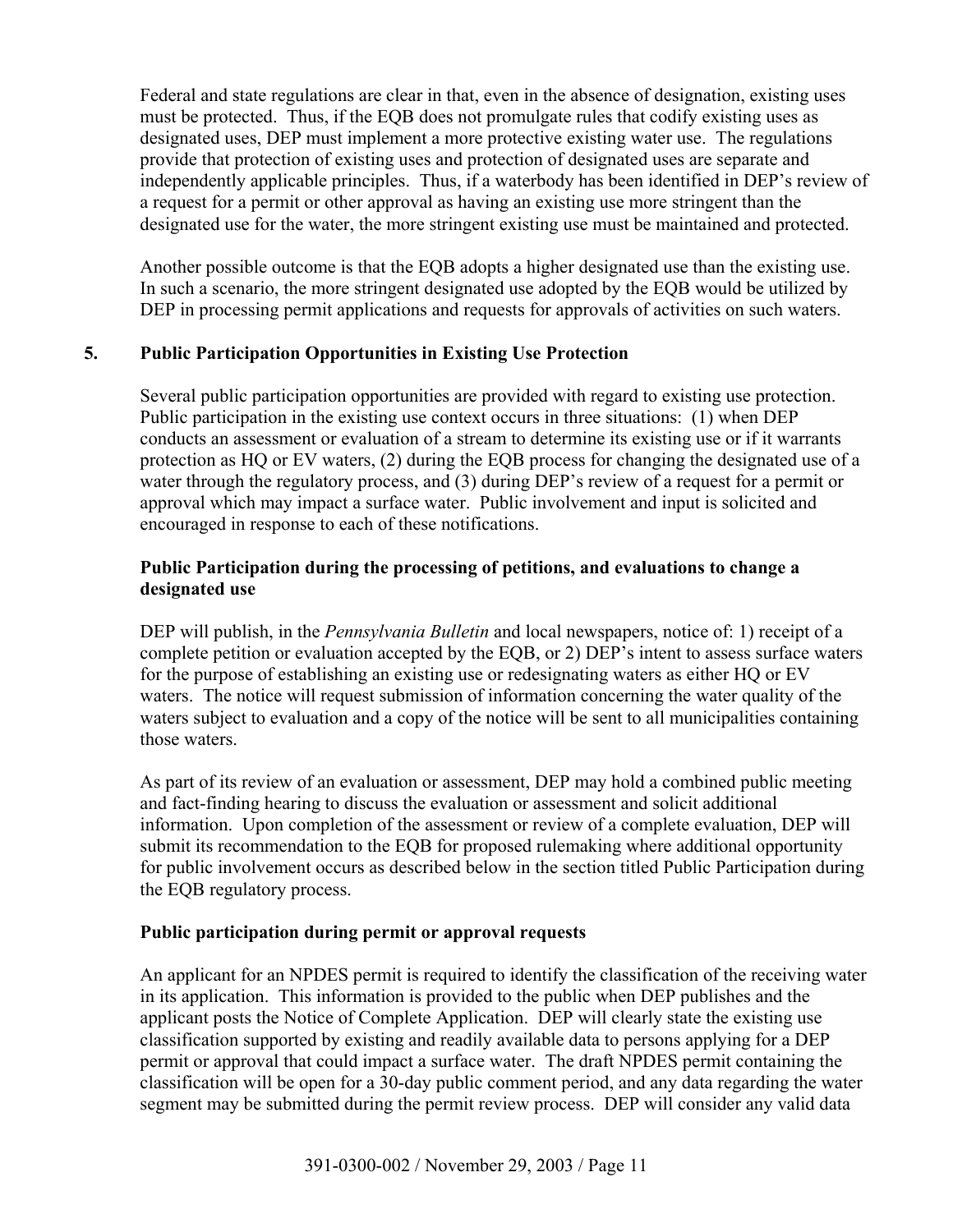Federal and state regulations are clear in that, even in the absence of designation, existing uses must be protected. Thus, if the EQB does not promulgate rules that codify existing uses as designated uses, DEP must implement a more protective existing water use. The regulations provide that protection of existing uses and protection of designated uses are separate and independently applicable principles. Thus, if a waterbody has been identified in DEP's review of a request for a permit or other approval as having an existing use more stringent than the designated use for the water, the more stringent existing use must be maintained and protected.

Another possible outcome is that the EQB adopts a higher designated use than the existing use. In such a scenario, the more stringent designated use adopted by the EQB would be utilized by DEP in processing permit applications and requests for approvals of activities on such waters.

## 5. Public Participation Opportunities in Existing Use Protection

Several public participation opportunities are provided with regard to existing use protection. Public participation in the existing use context occurs in three situations: (1) when DEP conducts an assessment or evaluation of a stream to determine its existing use or if it warrants protection as HQ or EV waters, (2) during the EQB process for changing the designated use of a water through the regulatory process, and (3) during DEP's review of a request for a permit or approval which may impact a surface water. Public involvement and input is solicited and encouraged in response to each of these notifications.

### Public Participation during the processing of petitions, and evaluations to change a designated use

DEP will publish, in the *Pennsylvania Bulletin* and local newspapers, notice of: 1) receipt of a complete petition or evaluation accepted by the EQB, or 2) DEP's intent to assess surface waters for the purpose of establishing an existing use or redesignating waters as either HQ or EV waters. The notice will request submission of information concerning the water quality of the waters subject to evaluation and a copy of the notice will be sent to all municipalities containing those waters.

As part of its review of an evaluation or assessment, DEP may hold a combined public meeting and fact-finding hearing to discuss the evaluation or assessment and solicit additional information. Upon completion of the assessment or review of a complete evaluation, DEP will submit its recommendation to the EQB for proposed rulemaking where additional opportunity for public involvement occurs as described below in the section titled Public Participation during the EQB regulatory process.

### Public participation during permit or approval requests

An applicant for an NPDES permit is required to identify the classification of the receiving water in its application. This information is provided to the public when DEP publishes and the applicant posts the Notice of Complete Application. DEP will clearly state the existing use classification supported by existing and readily available data to persons applying for a DEP permit or approval that could impact a surface water. The draft NPDES permit containing the classification will be open for a 30-day public comment period, and any data regarding the water segment may be submitted during the permit review process. DEP will consider any valid data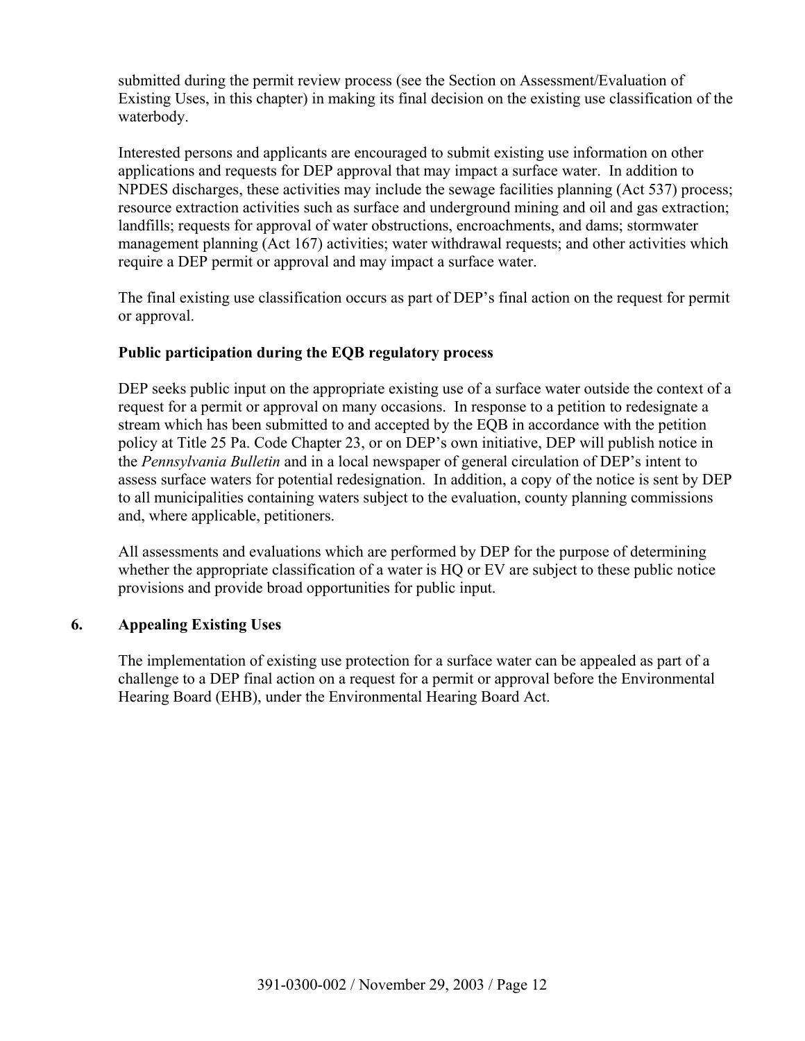submitted during the permit review process (see the Section on Assessment/Evaluation of Existing Uses, in this chapter) in making its final decision on the existing use classification of the waterbody.

Interested persons and applicants are encouraged to submit existing use information on other applications and requests for DEP approval that may impact a surface water. In addition to NPDES discharges, these activities may include the sewage facilities planning (Act 537) process; resource extraction activities such as surface and underground mining and oil and gas extraction; landfills; requests for approval of water obstructions, encroachments, and dams; stormwater management planning (Act 167) activities; water withdrawal requests; and other activities which require a DEP permit or approval and may impact a surface water.

The final existing use classification occurs as part of DEP's final action on the request for permit or approval.

**Public participation during the EQB regulatory process**

DEP seeks public input on the appropriate existing use of a surface water outside the context of a request for a permit or approval on many occasions. In response to a petition to redesignate a stream which has been submitted to and accepted by the EQB in accordance with the petition policy at Title 25 Pa. Code Chapter 23, or on DEP's own initiative, DEP will publish notice in the *Pennsylvania Bulletin* and in a local newspaper of general circulation of DEP's intent to assess surface waters for potential redesignation. In addition, a copy of the notice is sent by DEP to all municipalities containing waters subject to the evaluation, county planning commissions and, where applicable, petitioners.

All assessments and evaluations which are performed by DEP for the purpose of determining whether the appropriate classification of a water is HQ or EV are subject to these public notice provisions and provide broad opportunities for public input.

## 6. Appealing Existing Uses

The implementation of existing use protection for a surface water can be appealed as part of a challenge to a DEP final action on a request for a permit or approval before the Environmental Hearing Board (EHB), under the Environmental Hearing Board Act.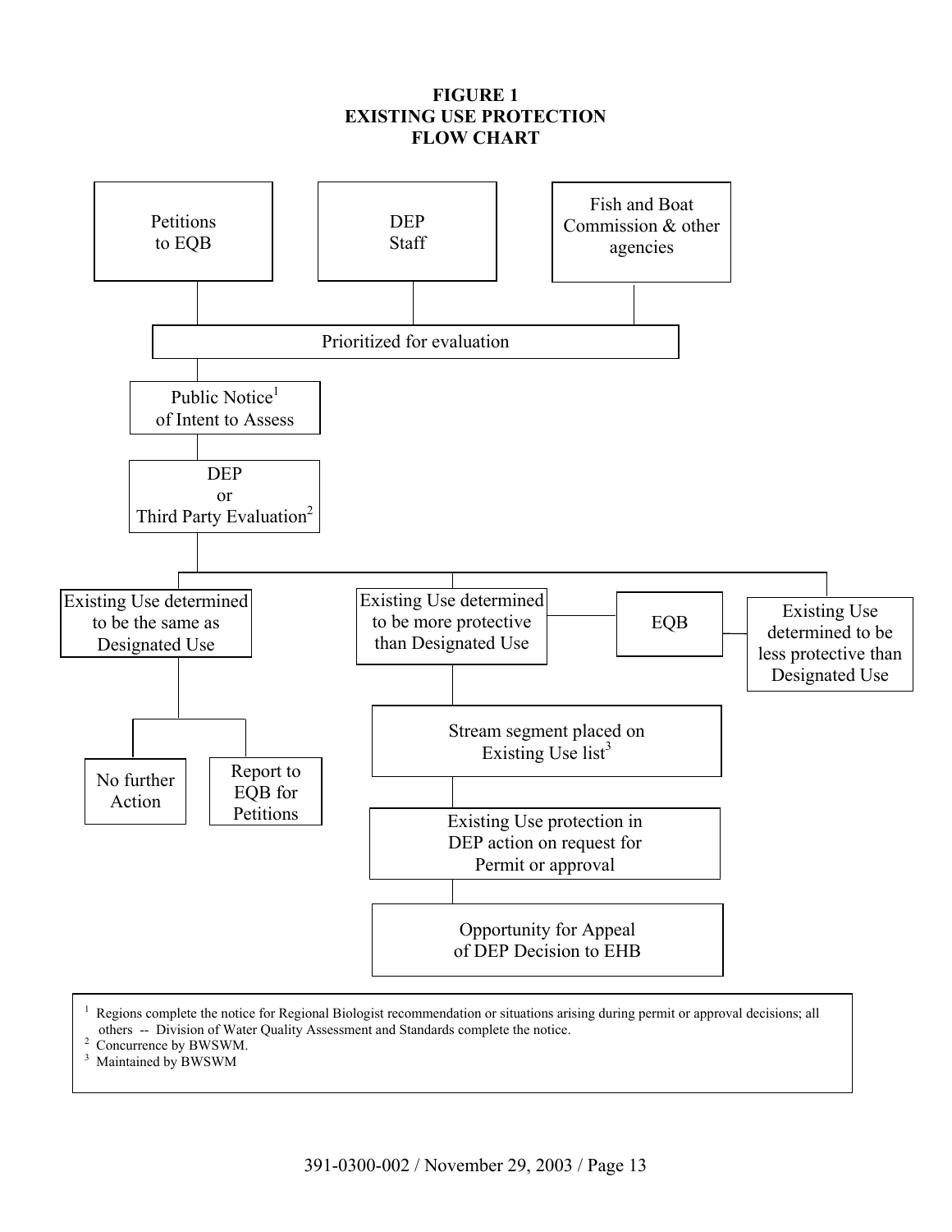**FIGURE 1**
**EXISTING USE PROTECTION**
**FLOW CHART**

Petitions to EQB

DEP Staff

Fish and Boat Commission & other agencies

Prioritized for evaluation

Public Notice[1] of Intent to Assess

DEP or Third Party Evaluation[2]

Existing Use determined to be the same as Designated Use

- No further Action
- Report to EQB for Petitions

Existing Use determined to be more protective than Designated Use

- Stream segment placed on Existing Use list[3]
- Existing Use protection in DEP action on request for Permit or approval
- Opportunity for Appeal of DEP Decision to EHB

EQB

Existing Use determined to be less protective than Designated Use

[1] Regions complete the notice for Regional Biologist recommendation or situations arising during permit or approval decisions; all others -- Division of Water Quality Assessment and Standards complete the notice.
[2] Concurrence by BWSWM.
[3] Maintained by BWSWM.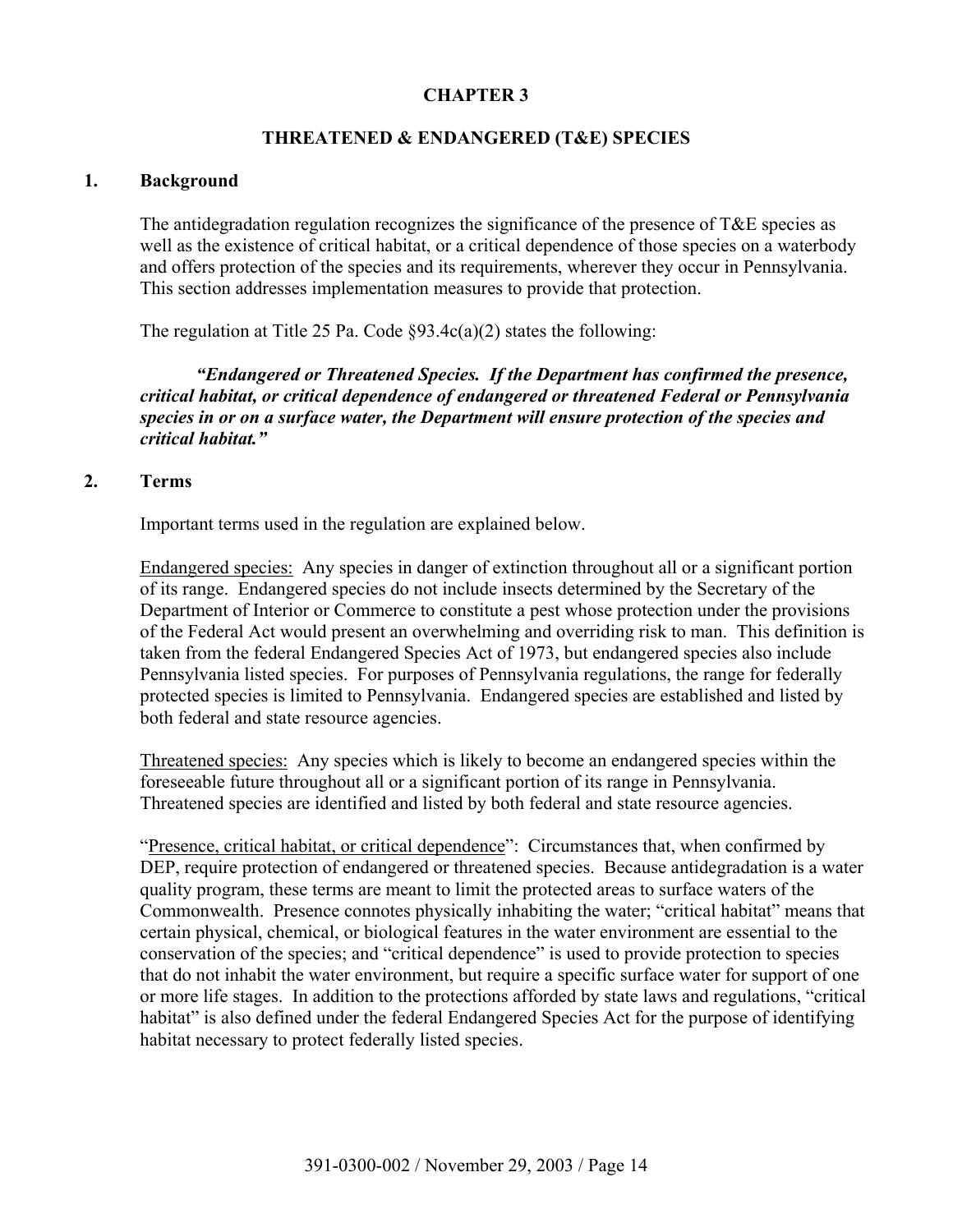# CHAPTER 3

## THREATENED & ENDANGERED (T&E) SPECIES

### 1. Background

The antidegradation regulation recognizes the significance of the presence of T&E species as well as the existence of critical habitat, or a critical dependence of those species on a waterbody and offers protection of the species and its requirements, wherever they occur in Pennsylvania. This section addresses implementation measures to provide that protection.

The regulation at Title 25 Pa. Code §93.4c(a)(2) states the following:

> ***"Endangered or Threatened Species. If the Department has confirmed the presence, critical habitat, or critical dependence of endangered or threatened Federal or Pennsylvania species in or on a surface water, the Department will ensure protection of the species and critical habitat."***

### 2. Terms

Important terms used in the regulation are explained below.

<u>Endangered species:</u> Any species in danger of extinction throughout all or a significant portion of its range. Endangered species do not include insects determined by the Secretary of the Department of Interior or Commerce to constitute a pest whose protection under the provisions of the Federal Act would present an overwhelming and overriding risk to man. This definition is taken from the federal Endangered Species Act of 1973, but endangered species also include Pennsylvania listed species. For purposes of Pennsylvania regulations, the range for federally protected species is limited to Pennsylvania. Endangered species are established and listed by both federal and state resource agencies.

<u>Threatened species:</u> Any species which is likely to become an endangered species within the foreseeable future throughout all or a significant portion of its range in Pennsylvania. Threatened species are identified and listed by both federal and state resource agencies.

"<u>Presence, critical habitat, or critical dependence</u>": Circumstances that, when confirmed by DEP, require protection of endangered or threatened species. Because antidegradation is a water quality program, these terms are meant to limit the protected areas to surface waters of the Commonwealth. Presence connotes physically inhabiting the water; "critical habitat" means that certain physical, chemical, or biological features in the water environment are essential to the conservation of the species; and "critical dependence" is used to provide protection to species that do not inhabit the water environment, but require a specific surface water for support of one or more life stages. In addition to the protections afforded by state laws and regulations, "critical habitat" is also defined under the federal Endangered Species Act for the purpose of identifying habitat necessary to protect federally listed species.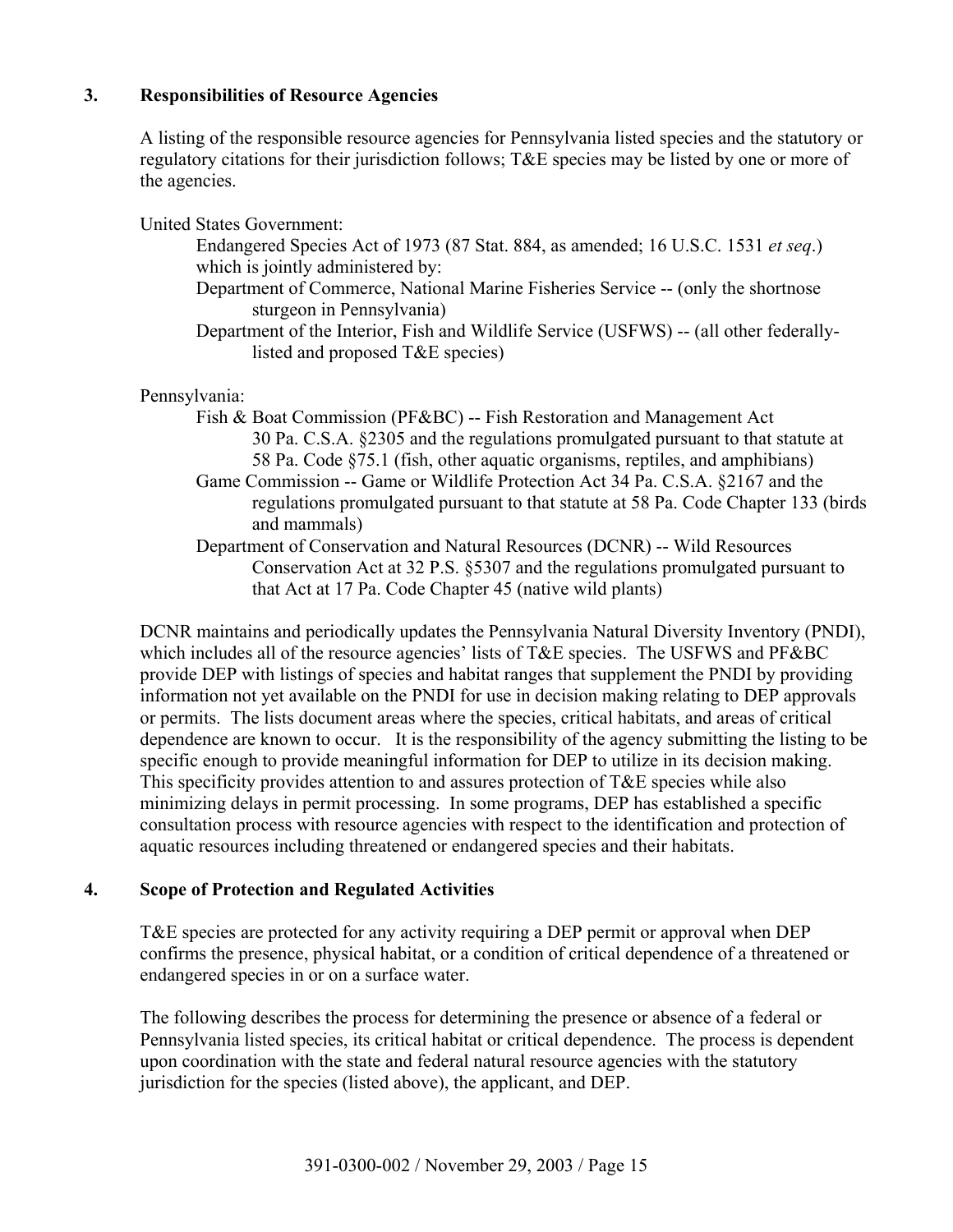## 3. Responsibilities of Resource Agencies

A listing of the responsible resource agencies for Pennsylvania listed species and the statutory or regulatory citations for their jurisdiction follows; T&E species may be listed by one or more of the agencies.

United States Government:

- Endangered Species Act of 1973 (87 Stat. 884, as amended; 16 U.S.C. 1531 *et seq*.) which is jointly administered by:
- Department of Commerce, National Marine Fisheries Service -- (only the shortnose sturgeon in Pennsylvania)
- Department of the Interior, Fish and Wildlife Service (USFWS) -- (all other federally-listed and proposed T&E species)

Pennsylvania:

- Fish & Boat Commission (PF&BC) -- Fish Restoration and Management Act 30 Pa. C.S.A. §2305 and the regulations promulgated pursuant to that statute at 58 Pa. Code §75.1 (fish, other aquatic organisms, reptiles, and amphibians)
- Game Commission -- Game or Wildlife Protection Act 34 Pa. C.S.A. §2167 and the regulations promulgated pursuant to that statute at 58 Pa. Code Chapter 133 (birds and mammals)
- Department of Conservation and Natural Resources (DCNR) -- Wild Resources Conservation Act at 32 P.S. §5307 and the regulations promulgated pursuant to that Act at 17 Pa. Code Chapter 45 (native wild plants)

DCNR maintains and periodically updates the Pennsylvania Natural Diversity Inventory (PNDI), which includes all of the resource agencies' lists of T&E species. The USFWS and PF&BC provide DEP with listings of species and habitat ranges that supplement the PNDI by providing information not yet available on the PNDI for use in decision making relating to DEP approvals or permits. The lists document areas where the species, critical habitats, and areas of critical dependence are known to occur. It is the responsibility of the agency submitting the listing to be specific enough to provide meaningful information for DEP to utilize in its decision making. This specificity provides attention to and assures protection of T&E species while also minimizing delays in permit processing. In some programs, DEP has established a specific consultation process with resource agencies with respect to the identification and protection of aquatic resources including threatened or endangered species and their habitats.

## 4. Scope of Protection and Regulated Activities

T&E species are protected for any activity requiring a DEP permit or approval when DEP confirms the presence, physical habitat, or a condition of critical dependence of a threatened or endangered species in or on a surface water.

The following describes the process for determining the presence or absence of a federal or Pennsylvania listed species, its critical habitat or critical dependence. The process is dependent upon coordination with the state and federal natural resource agencies with the statutory jurisdiction for the species (listed above), the applicant, and DEP.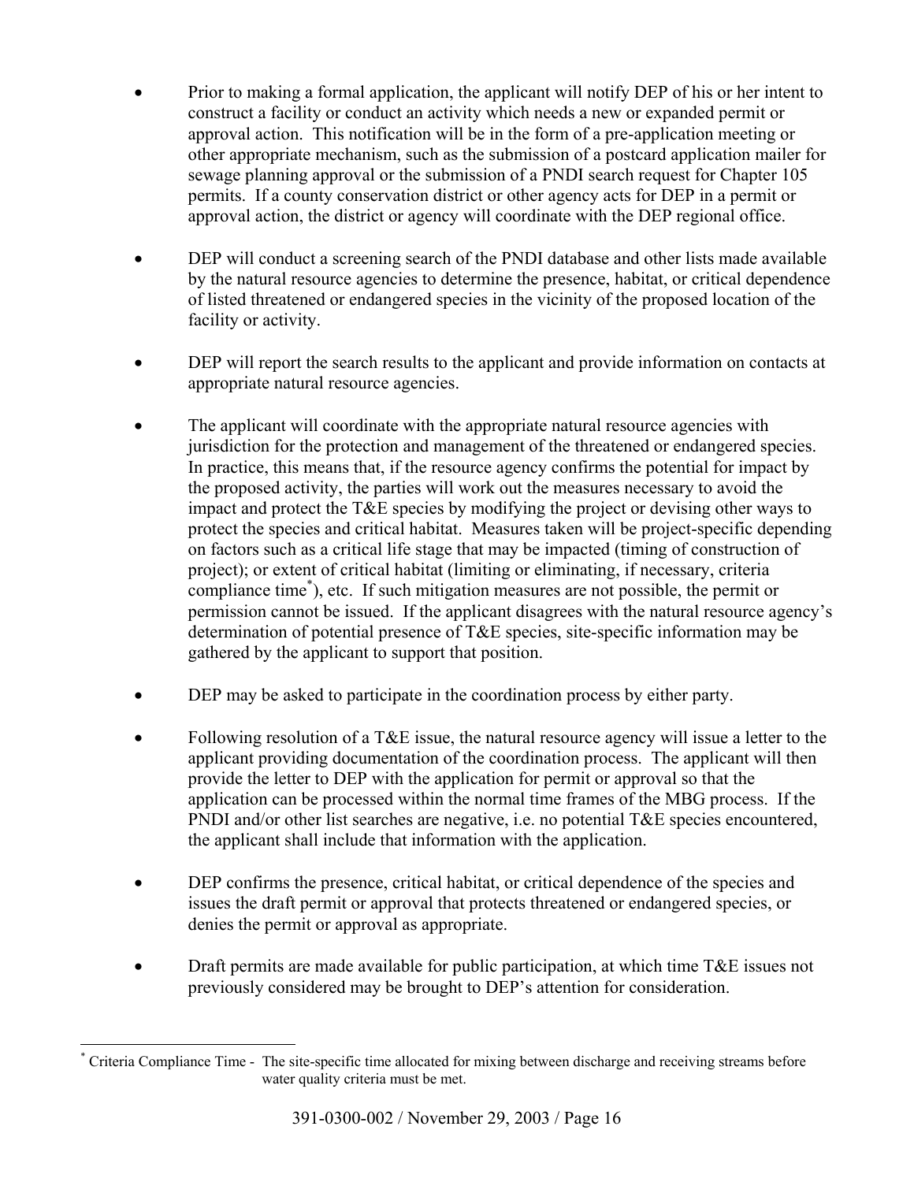- Prior to making a formal application, the applicant will notify DEP of his or her intent to construct a facility or conduct an activity which needs a new or expanded permit or approval action. This notification will be in the form of a pre-application meeting or other appropriate mechanism, such as the submission of a postcard application mailer for sewage planning approval or the submission of a PNDI search request for Chapter 105 permits. If a county conservation district or other agency acts for DEP in a permit or approval action, the district or agency will coordinate with the DEP regional office.

- DEP will conduct a screening search of the PNDI database and other lists made available by the natural resource agencies to determine the presence, habitat, or critical dependence of listed threatened or endangered species in the vicinity of the proposed location of the facility or activity.

- DEP will report the search results to the applicant and provide information on contacts at appropriate natural resource agencies.

- The applicant will coordinate with the appropriate natural resource agencies with jurisdiction for the protection and management of the threatened or endangered species. In practice, this means that, if the resource agency confirms the potential for impact by the proposed activity, the parties will work out the measures necessary to avoid the impact and protect the T&E species by modifying the project or devising other ways to protect the species and critical habitat. Measures taken will be project-specific depending on factors such as a critical life stage that may be impacted (timing of construction of project); or extent of critical habitat (limiting or eliminating, if necessary, criteria compliance time*), etc. If such mitigation measures are not possible, the permit or permission cannot be issued. If the applicant disagrees with the natural resource agency's determination of potential presence of T&E species, site-specific information may be gathered by the applicant to support that position.

- DEP may be asked to participate in the coordination process by either party.

- Following resolution of a T&E issue, the natural resource agency will issue a letter to the applicant providing documentation of the coordination process. The applicant will then provide the letter to DEP with the application for permit or approval so that the application can be processed within the normal time frames of the MBG process. If the PNDI and/or other list searches are negative, i.e. no potential T&E species encountered, the applicant shall include that information with the application.

- DEP confirms the presence, critical habitat, or critical dependence of the species and issues the draft permit or approval that protects threatened or endangered species, or denies the permit or approval as appropriate.

- Draft permits are made available for public participation, at which time T&E issues not previously considered may be brought to DEP's attention for consideration.

---

* Criteria Compliance Time - The site-specific time allocated for mixing between discharge and receiving streams before water quality criteria must be met.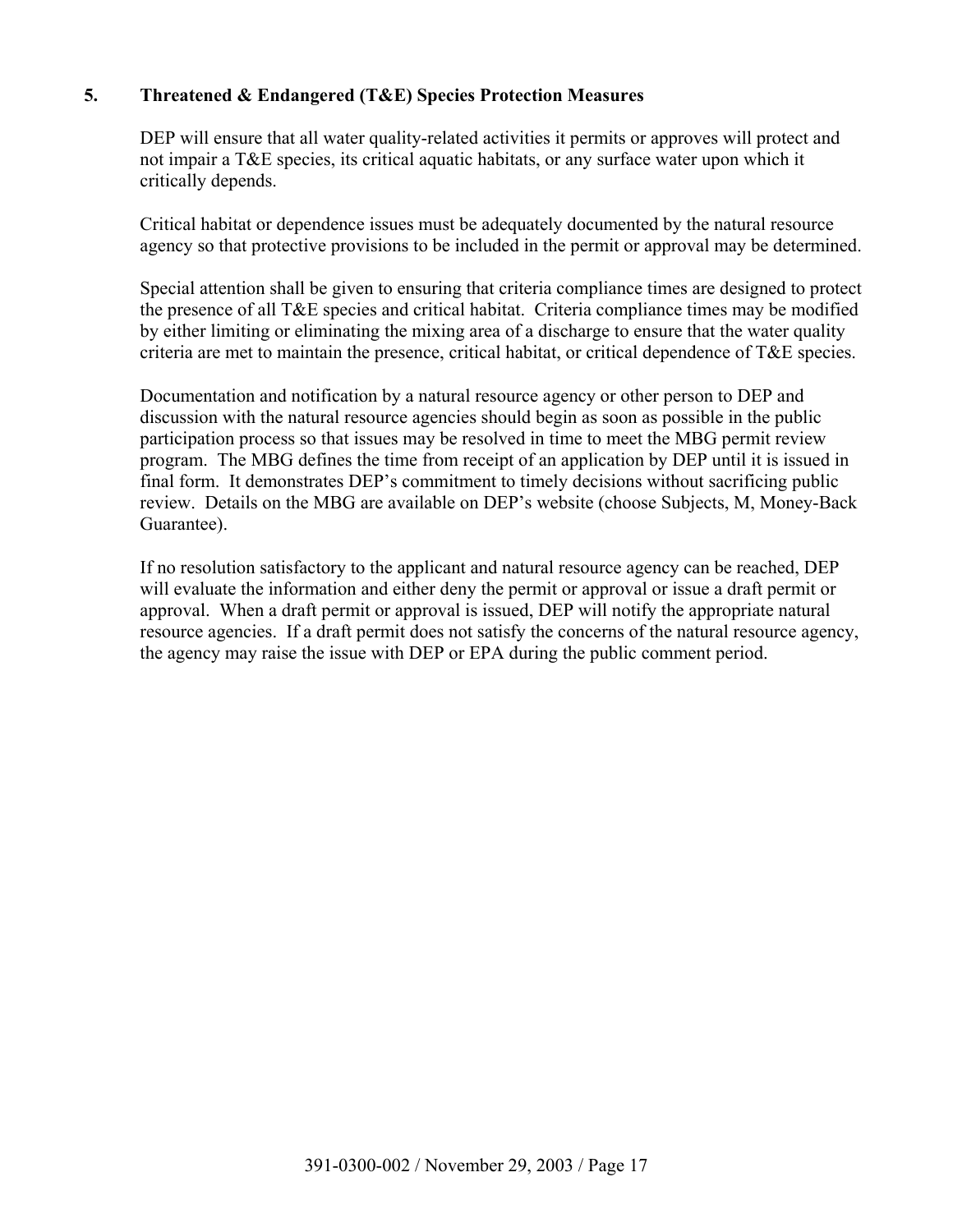## 5. Threatened & Endangered (T&E) Species Protection Measures

DEP will ensure that all water quality-related activities it permits or approves will protect and not impair a T&E species, its critical aquatic habitats, or any surface water upon which it critically depends.

Critical habitat or dependence issues must be adequately documented by the natural resource agency so that protective provisions to be included in the permit or approval may be determined.

Special attention shall be given to ensuring that criteria compliance times are designed to protect the presence of all T&E species and critical habitat. Criteria compliance times may be modified by either limiting or eliminating the mixing area of a discharge to ensure that the water quality criteria are met to maintain the presence, critical habitat, or critical dependence of T&E species.

Documentation and notification by a natural resource agency or other person to DEP and discussion with the natural resource agencies should begin as soon as possible in the public participation process so that issues may be resolved in time to meet the MBG permit review program. The MBG defines the time from receipt of an application by DEP until it is issued in final form. It demonstrates DEP's commitment to timely decisions without sacrificing public review. Details on the MBG are available on DEP's website (choose Subjects, M, Money-Back Guarantee).

If no resolution satisfactory to the applicant and natural resource agency can be reached, DEP will evaluate the information and either deny the permit or approval or issue a draft permit or approval. When a draft permit or approval is issued, DEP will notify the appropriate natural resource agencies. If a draft permit does not satisfy the concerns of the natural resource agency, the agency may raise the issue with DEP or EPA during the public comment period.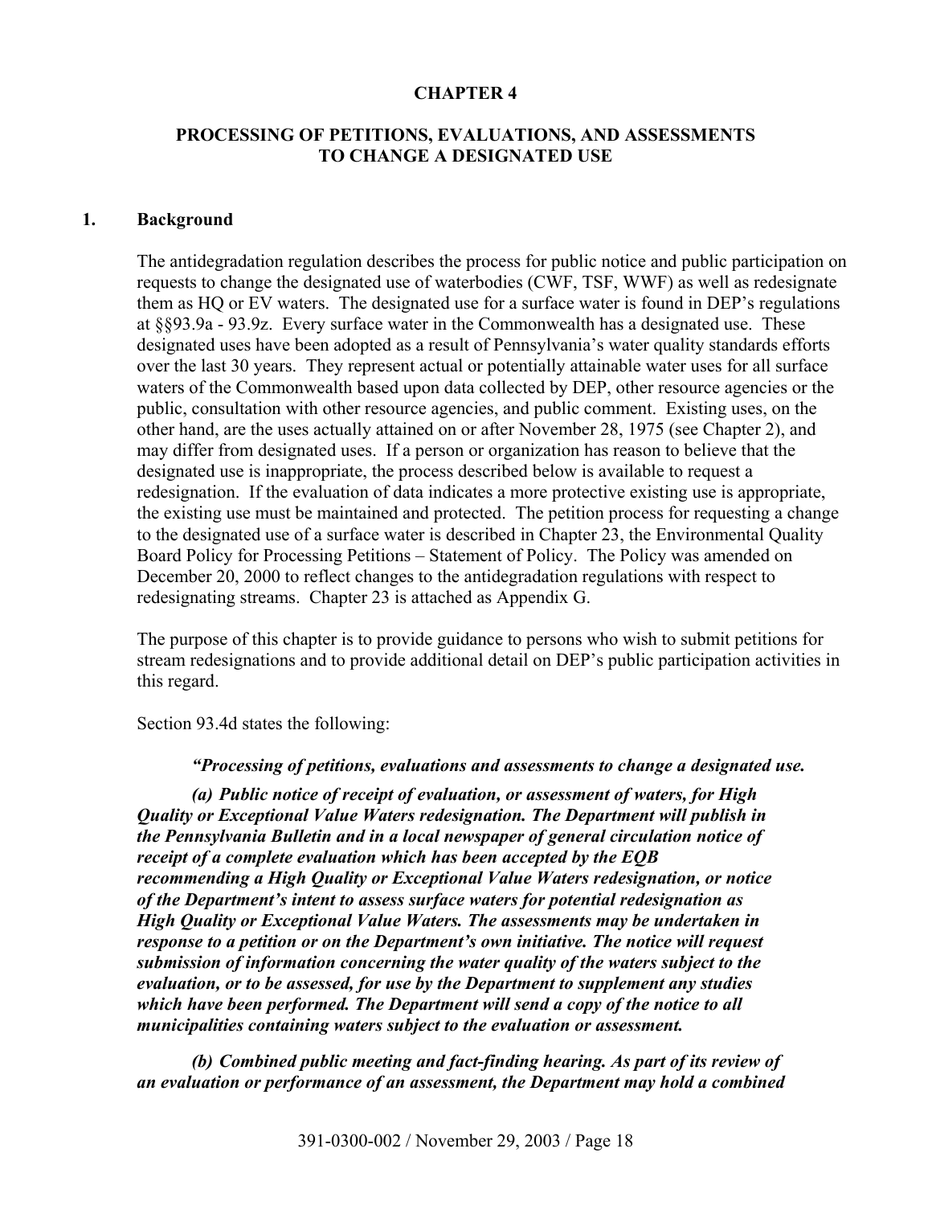# CHAPTER 4

## PROCESSING OF PETITIONS, EVALUATIONS, AND ASSESSMENTS TO CHANGE A DESIGNATED USE

### 1. Background

The antidegradation regulation describes the process for public notice and public participation on requests to change the designated use of waterbodies (CWF, TSF, WWF) as well as redesignate them as HQ or EV waters. The designated use for a surface water is found in DEP's regulations at §§93.9a - 93.9z. Every surface water in the Commonwealth has a designated use. These designated uses have been adopted as a result of Pennsylvania's water quality standards efforts over the last 30 years. They represent actual or potentially attainable water uses for all surface waters of the Commonwealth based upon data collected by DEP, other resource agencies or the public, consultation with other resource agencies, and public comment. Existing uses, on the other hand, are the uses actually attained on or after November 28, 1975 (see Chapter 2), and may differ from designated uses. If a person or organization has reason to believe that the designated use is inappropriate, the process described below is available to request a redesignation. If the evaluation of data indicates a more protective existing use is appropriate, the existing use must be maintained and protected. The petition process for requesting a change to the designated use of a surface water is described in Chapter 23, the Environmental Quality Board Policy for Processing Petitions – Statement of Policy. The Policy was amended on December 20, 2000 to reflect changes to the antidegradation regulations with respect to redesignating streams. Chapter 23 is attached as Appendix G.

The purpose of this chapter is to provide guidance to persons who wish to submit petitions for stream redesignations and to provide additional detail on DEP's public participation activities in this regard.

Section 93.4d states the following:

***"Processing of petitions, evaluations and assessments to change a designated use.***

***(a) Public notice of receipt of evaluation, or assessment of waters, for High Quality or Exceptional Value Waters redesignation. The Department will publish in the Pennsylvania Bulletin and in a local newspaper of general circulation notice of receipt of a complete evaluation which has been accepted by the EQB recommending a High Quality or Exceptional Value Waters redesignation, or notice of the Department's intent to assess surface waters for potential redesignation as High Quality or Exceptional Value Waters. The assessments may be undertaken in response to a petition or on the Department's own initiative. The notice will request submission of information concerning the water quality of the waters subject to the evaluation, or to be assessed, for use by the Department to supplement any studies which have been performed. The Department will send a copy of the notice to all municipalities containing waters subject to the evaluation or assessment.***

***(b) Combined public meeting and fact-finding hearing. As part of its review of an evaluation or performance of an assessment, the Department may hold a combined***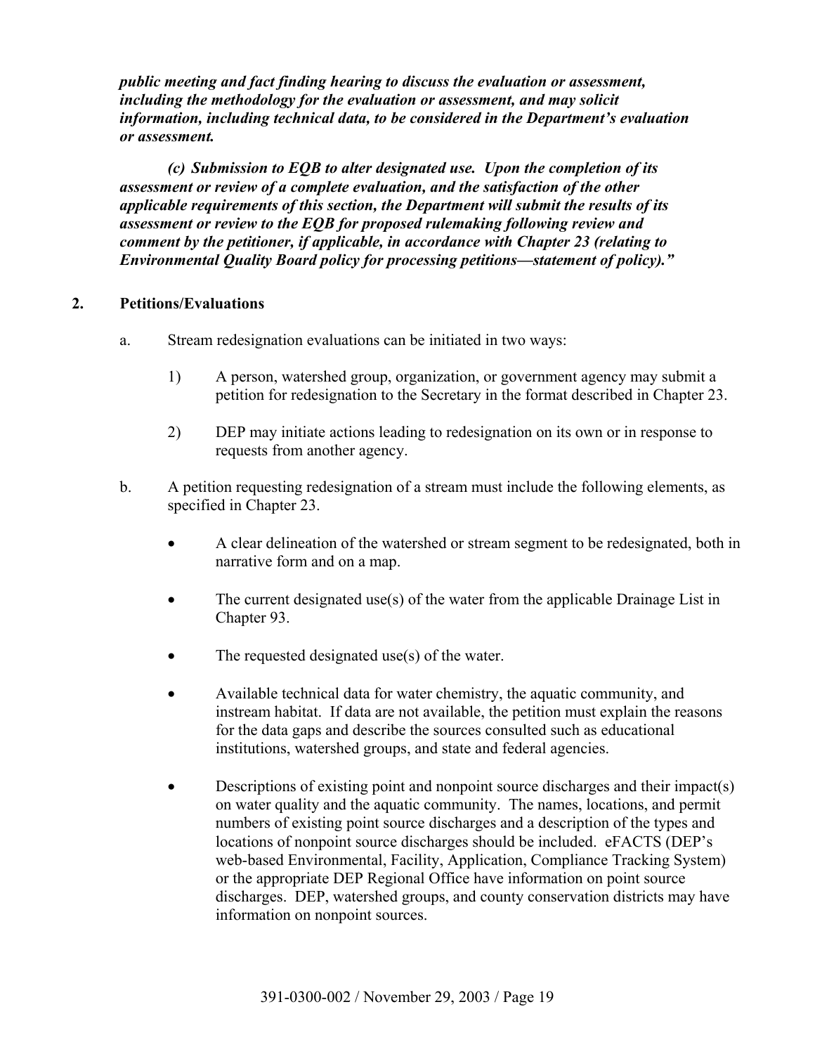***public meeting and fact finding hearing to discuss the evaluation or assessment, including the methodology for the evaluation or assessment, and may solicit information, including technical data, to be considered in the Department's evaluation or assessment.***

***(c) Submission to EQB to alter designated use. Upon the completion of its assessment or review of a complete evaluation, and the satisfaction of the other applicable requirements of this section, the Department will submit the results of its assessment or review to the EQB for proposed rulemaking following review and comment by the petitioner, if applicable, in accordance with Chapter 23 (relating to Environmental Quality Board policy for processing petitions—statement of policy)."***

## 2. Petitions/Evaluations

a. Stream redesignation evaluations can be initiated in two ways:

   1) A person, watershed group, organization, or government agency may submit a petition for redesignation to the Secretary in the format described in Chapter 23.

   2) DEP may initiate actions leading to redesignation on its own or in response to requests from another agency.

b. A petition requesting redesignation of a stream must include the following elements, as specified in Chapter 23.

   - A clear delineation of the watershed or stream segment to be redesignated, both in narrative form and on a map.

   - The current designated use(s) of the water from the applicable Drainage List in Chapter 93.

   - The requested designated use(s) of the water.

   - Available technical data for water chemistry, the aquatic community, and instream habitat. If data are not available, the petition must explain the reasons for the data gaps and describe the sources consulted such as educational institutions, watershed groups, and state and federal agencies.

   - Descriptions of existing point and nonpoint source discharges and their impact(s) on water quality and the aquatic community. The names, locations, and permit numbers of existing point source discharges and a description of the types and locations of nonpoint source discharges should be included. eFACTS (DEP's web-based Environmental, Facility, Application, Compliance Tracking System) or the appropriate DEP Regional Office have information on point source discharges. DEP, watershed groups, and county conservation districts may have information on nonpoint sources.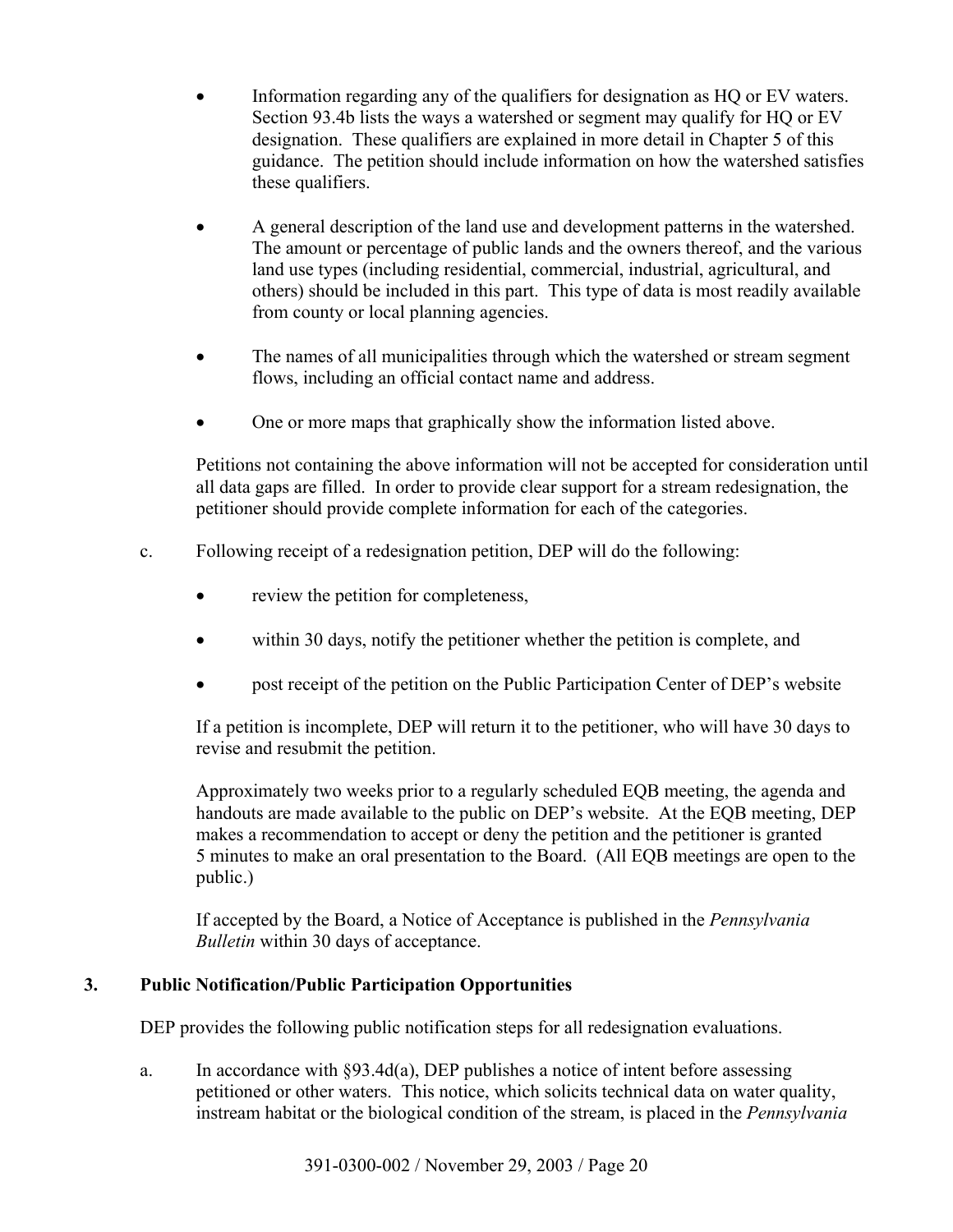- Information regarding any of the qualifiers for designation as HQ or EV waters. Section 93.4b lists the ways a watershed or segment may qualify for HQ or EV designation. These qualifiers are explained in more detail in Chapter 5 of this guidance. The petition should include information on how the watershed satisfies these qualifiers.

- A general description of the land use and development patterns in the watershed. The amount or percentage of public lands and the owners thereof, and the various land use types (including residential, commercial, industrial, agricultural, and others) should be included in this part. This type of data is most readily available from county or local planning agencies.

- The names of all municipalities through which the watershed or stream segment flows, including an official contact name and address.

- One or more maps that graphically show the information listed above.

Petitions not containing the above information will not be accepted for consideration until all data gaps are filled. In order to provide clear support for a stream redesignation, the petitioner should provide complete information for each of the categories.

c. Following receipt of a redesignation petition, DEP will do the following:

- review the petition for completeness,

- within 30 days, notify the petitioner whether the petition is complete, and

- post receipt of the petition on the Public Participation Center of DEP's website

If a petition is incomplete, DEP will return it to the petitioner, who will have 30 days to revise and resubmit the petition.

Approximately two weeks prior to a regularly scheduled EQB meeting, the agenda and handouts are made available to the public on DEP's website. At the EQB meeting, DEP makes a recommendation to accept or deny the petition and the petitioner is granted 5 minutes to make an oral presentation to the Board. (All EQB meetings are open to the public.)

If accepted by the Board, a Notice of Acceptance is published in the *Pennsylvania Bulletin* within 30 days of acceptance.

## 3. Public Notification/Public Participation Opportunities

DEP provides the following public notification steps for all redesignation evaluations.

a. In accordance with §93.4d(a), DEP publishes a notice of intent before assessing petitioned or other waters. This notice, which solicits technical data on water quality, instream habitat or the biological condition of the stream, is placed in the *Pennsylvania*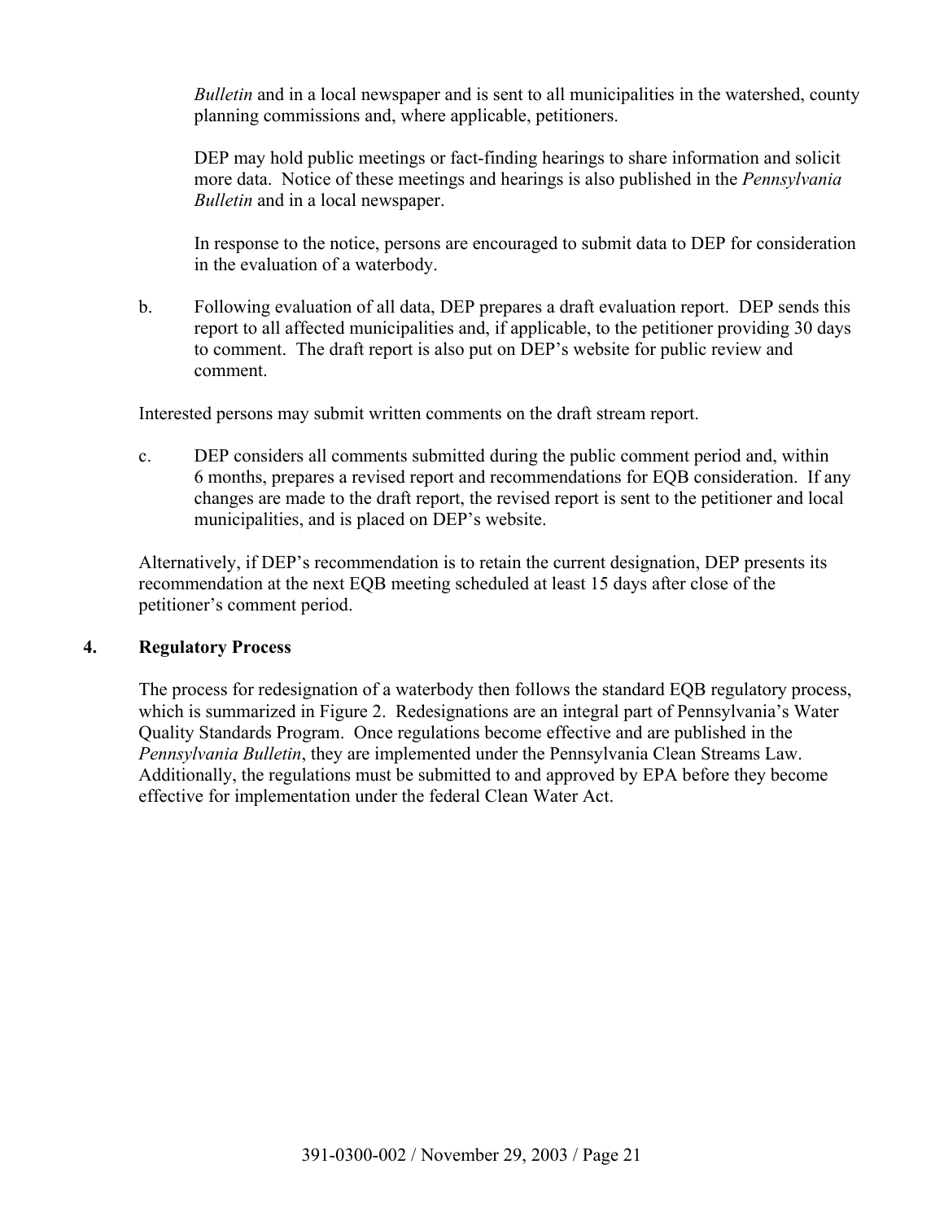*Bulletin* and in a local newspaper and is sent to all municipalities in the watershed, county planning commissions and, where applicable, petitioners.

DEP may hold public meetings or fact-finding hearings to share information and solicit more data. Notice of these meetings and hearings is also published in the *Pennsylvania Bulletin* and in a local newspaper.

In response to the notice, persons are encouraged to submit data to DEP for consideration in the evaluation of a waterbody.

b. Following evaluation of all data, DEP prepares a draft evaluation report. DEP sends this report to all affected municipalities and, if applicable, to the petitioner providing 30 days to comment. The draft report is also put on DEP's website for public review and comment.

Interested persons may submit written comments on the draft stream report.

c. DEP considers all comments submitted during the public comment period and, within 6 months, prepares a revised report and recommendations for EQB consideration. If any changes are made to the draft report, the revised report is sent to the petitioner and local municipalities, and is placed on DEP's website.

Alternatively, if DEP's recommendation is to retain the current designation, DEP presents its recommendation at the next EQB meeting scheduled at least 15 days after close of the petitioner's comment period.

### 4. Regulatory Process

The process for redesignation of a waterbody then follows the standard EQB regulatory process, which is summarized in Figure 2. Redesignations are an integral part of Pennsylvania's Water Quality Standards Program. Once regulations become effective and are published in the *Pennsylvania Bulletin*, they are implemented under the Pennsylvania Clean Streams Law. Additionally, the regulations must be submitted to and approved by EPA before they become effective for implementation under the federal Clean Water Act.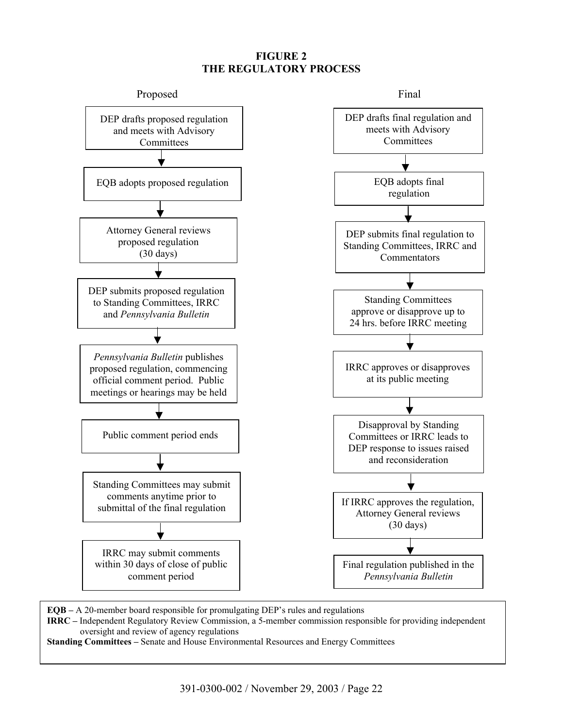# FIGURE 2
# THE REGULATORY PROCESS

## Proposed

1. DEP drafts proposed regulation and meets with Advisory Committees
2. EQB adopts proposed regulation
3. Attorney General reviews proposed regulation (30 days)
4. DEP submits proposed regulation to Standing Committees, IRRC and *Pennsylvania Bulletin*
5. *Pennsylvania Bulletin* publishes proposed regulation, commencing official comment period. Public meetings or hearings may be held
6. Public comment period ends
7. Standing Committees may submit comments anytime prior to submittal of the final regulation
8. IRRC may submit comments within 30 days of close of public comment period

## Final

1. DEP drafts final regulation and meets with Advisory Committees
2. EQB adopts final regulation
3. DEP submits final regulation to Standing Committees, IRRC and Commentators
4. Standing Committees approve or disapprove up to 24 hrs. before IRRC meeting
5. IRRC approves or disapproves at its public meeting
6. Disapproval by Standing Committees or IRRC leads to DEP response to issues raised and reconsideration
7. If IRRC approves the regulation, Attorney General reviews (30 days)
8. Final regulation published in the *Pennsylvania Bulletin*

**EQB –** A 20-member board responsible for promulgating DEP's rules and regulations
**IRRC –** Independent Regulatory Review Commission, a 5-member commission responsible for providing independent oversight and review of agency regulations
**Standing Committees –** Senate and House Environmental Resources and Energy Committees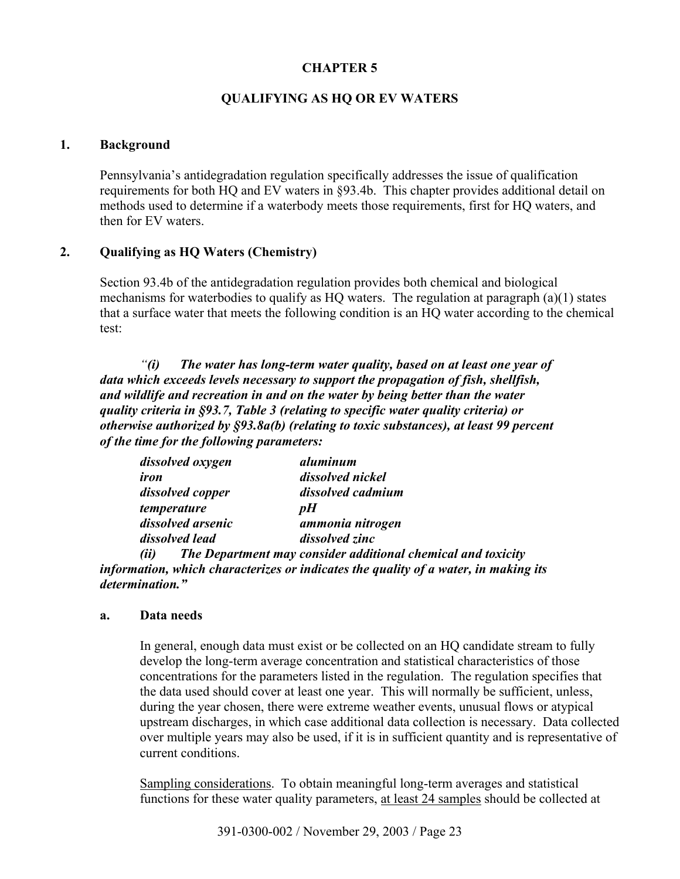# CHAPTER 5

## QUALIFYING AS HQ OR EV WATERS

### 1. Background

Pennsylvania's antidegradation regulation specifically addresses the issue of qualification requirements for both HQ and EV waters in §93.4b. This chapter provides additional detail on methods used to determine if a waterbody meets those requirements, first for HQ waters, and then for EV waters.

### 2. Qualifying as HQ Waters (Chemistry)

Section 93.4b of the antidegradation regulation provides both chemical and biological mechanisms for waterbodies to qualify as HQ waters. The regulation at paragraph (a)(1) states that a surface water that meets the following condition is an HQ water according to the chemical test:

*"**(i) The water has long-term water quality, based on at least one year of data which exceeds levels necessary to support the propagation of fish, shellfish, and wildlife and recreation in and on the water by being better than the water quality criteria in §93.7, Table 3 (relating to specific water quality criteria) or otherwise authorized by §93.8a(b) (relating to toxic substances), at least 99 percent of the time for the following parameters:***

| | |
|---|---|
| ***dissolved oxygen*** | ***aluminum*** |
| ***iron*** | ***dissolved nickel*** |
| ***dissolved copper*** | ***dissolved cadmium*** |
| ***temperature*** | ***pH*** |
| ***dissolved arsenic*** | ***ammonia nitrogen*** |
| ***dissolved lead*** | ***dissolved zinc*** |

***(ii) The Department may consider additional chemical and toxicity information, which characterizes or indicates the quality of a water, in making its determination."***

#### a. Data needs

In general, enough data must exist or be collected on an HQ candidate stream to fully develop the long-term average concentration and statistical characteristics of those concentrations for the parameters listed in the regulation. The regulation specifies that the data used should cover at least one year. This will normally be sufficient, unless, during the year chosen, there were extreme weather events, unusual flows or atypical upstream discharges, in which case additional data collection is necessary. Data collected over multiple years may also be used, if it is in sufficient quantity and is representative of current conditions.

Sampling considerations. To obtain meaningful long-term averages and statistical functions for these water quality parameters, at least 24 samples should be collected at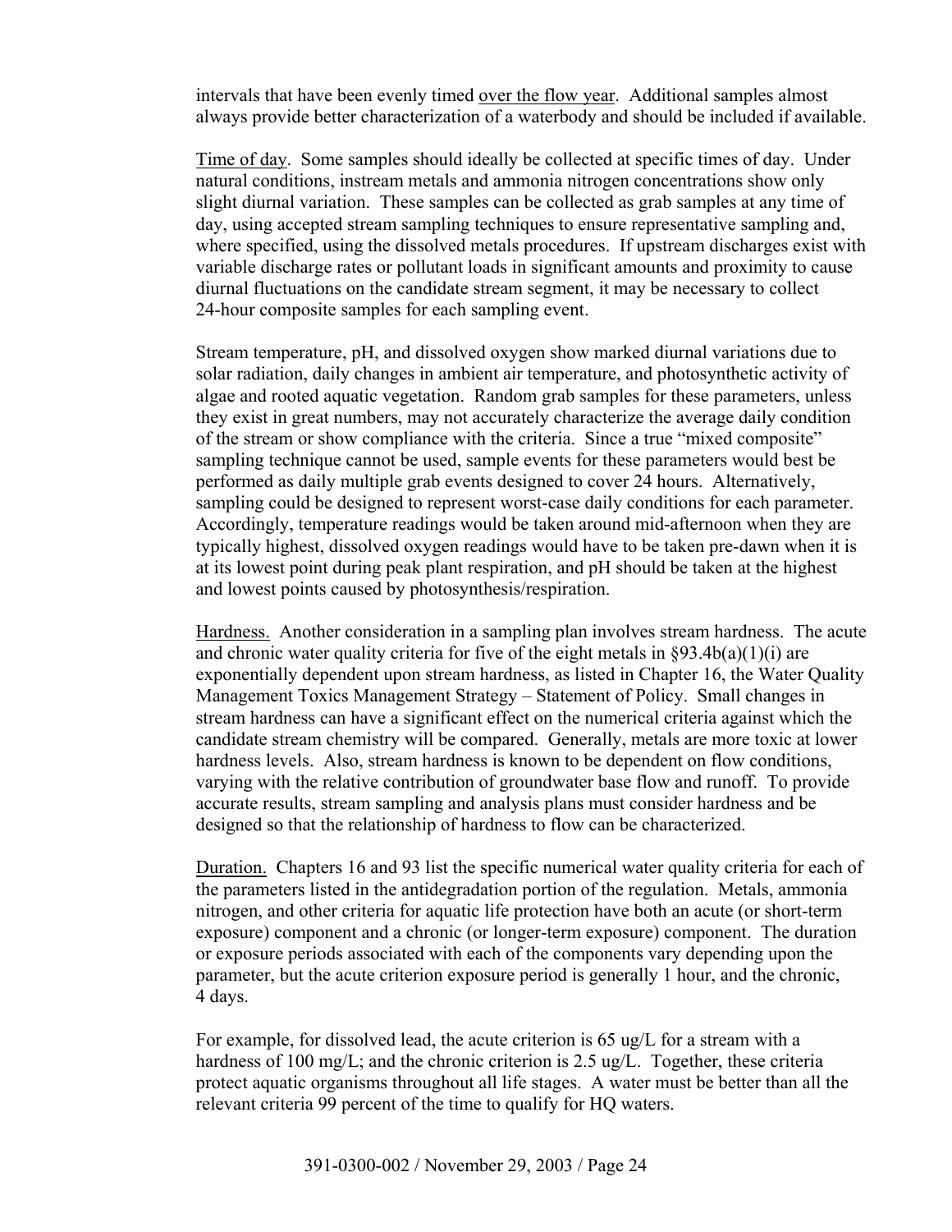intervals that have been evenly timed over the flow year. Additional samples almost always provide better characterization of a waterbody and should be included if available.

Time of day. Some samples should ideally be collected at specific times of day. Under natural conditions, instream metals and ammonia nitrogen concentrations show only slight diurnal variation. These samples can be collected as grab samples at any time of day, using accepted stream sampling techniques to ensure representative sampling and, where specified, using the dissolved metals procedures. If upstream discharges exist with variable discharge rates or pollutant loads in significant amounts and proximity to cause diurnal fluctuations on the candidate stream segment, it may be necessary to collect 24-hour composite samples for each sampling event.

Stream temperature, pH, and dissolved oxygen show marked diurnal variations due to solar radiation, daily changes in ambient air temperature, and photosynthetic activity of algae and rooted aquatic vegetation. Random grab samples for these parameters, unless they exist in great numbers, may not accurately characterize the average daily condition of the stream or show compliance with the criteria. Since a true "mixed composite" sampling technique cannot be used, sample events for these parameters would best be performed as daily multiple grab events designed to cover 24 hours. Alternatively, sampling could be designed to represent worst-case daily conditions for each parameter. Accordingly, temperature readings would be taken around mid-afternoon when they are typically highest, dissolved oxygen readings would have to be taken pre-dawn when it is at its lowest point during peak plant respiration, and pH should be taken at the highest and lowest points caused by photosynthesis/respiration.

Hardness. Another consideration in a sampling plan involves stream hardness. The acute and chronic water quality criteria for five of the eight metals in §93.4b(a)(1)(i) are exponentially dependent upon stream hardness, as listed in Chapter 16, the Water Quality Management Toxics Management Strategy – Statement of Policy. Small changes in stream hardness can have a significant effect on the numerical criteria against which the candidate stream chemistry will be compared. Generally, metals are more toxic at lower hardness levels. Also, stream hardness is known to be dependent on flow conditions, varying with the relative contribution of groundwater base flow and runoff. To provide accurate results, stream sampling and analysis plans must consider hardness and be designed so that the relationship of hardness to flow can be characterized.

Duration. Chapters 16 and 93 list the specific numerical water quality criteria for each of the parameters listed in the antidegradation portion of the regulation. Metals, ammonia nitrogen, and other criteria for aquatic life protection have both an acute (or short-term exposure) component and a chronic (or longer-term exposure) component. The duration or exposure periods associated with each of the components vary depending upon the parameter, but the acute criterion exposure period is generally 1 hour, and the chronic, 4 days.

For example, for dissolved lead, the acute criterion is 65 ug/L for a stream with a hardness of 100 mg/L; and the chronic criterion is 2.5 ug/L. Together, these criteria protect aquatic organisms throughout all life stages. A water must be better than all the relevant criteria 99 percent of the time to qualify for HQ waters.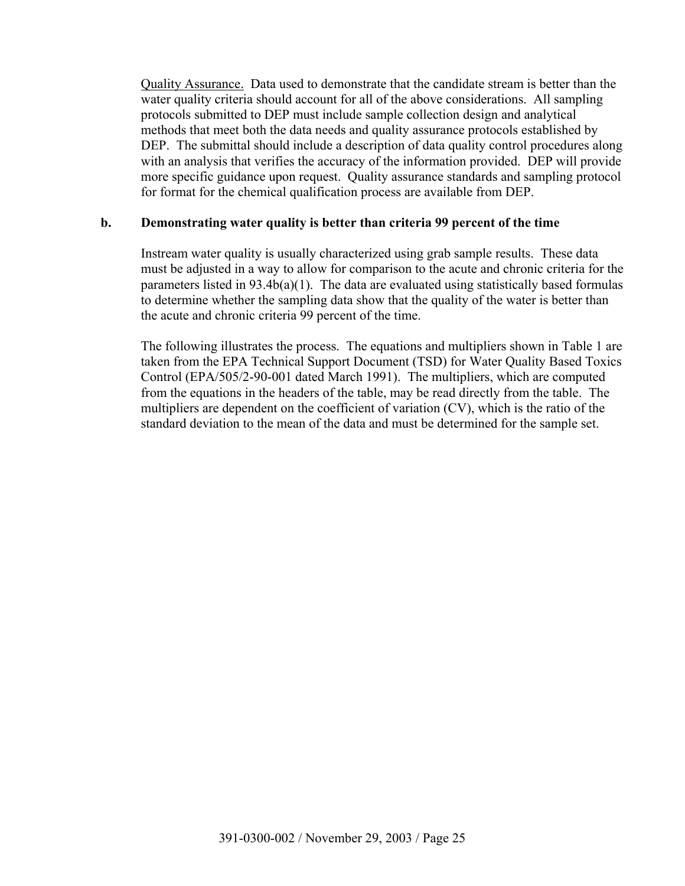Quality Assurance. Data used to demonstrate that the candidate stream is better than the water quality criteria should account for all of the above considerations. All sampling protocols submitted to DEP must include sample collection design and analytical methods that meet both the data needs and quality assurance protocols established by DEP. The submittal should include a description of data quality control procedures along with an analysis that verifies the accuracy of the information provided. DEP will provide more specific guidance upon request. Quality assurance standards and sampling protocol for format for the chemical qualification process are available from DEP.

**b. Demonstrating water quality is better than criteria 99 percent of the time**

Instream water quality is usually characterized using grab sample results. These data must be adjusted in a way to allow for comparison to the acute and chronic criteria for the parameters listed in 93.4b(a)(1). The data are evaluated using statistically based formulas to determine whether the sampling data show that the quality of the water is better than the acute and chronic criteria 99 percent of the time.

The following illustrates the process. The equations and multipliers shown in Table 1 are taken from the EPA Technical Support Document (TSD) for Water Quality Based Toxics Control (EPA/505/2-90-001 dated March 1991). The multipliers, which are computed from the equations in the headers of the table, may be read directly from the table. The multipliers are dependent on the coefficient of variation (CV), which is the ratio of the standard deviation to the mean of the data and must be determined for the sample set.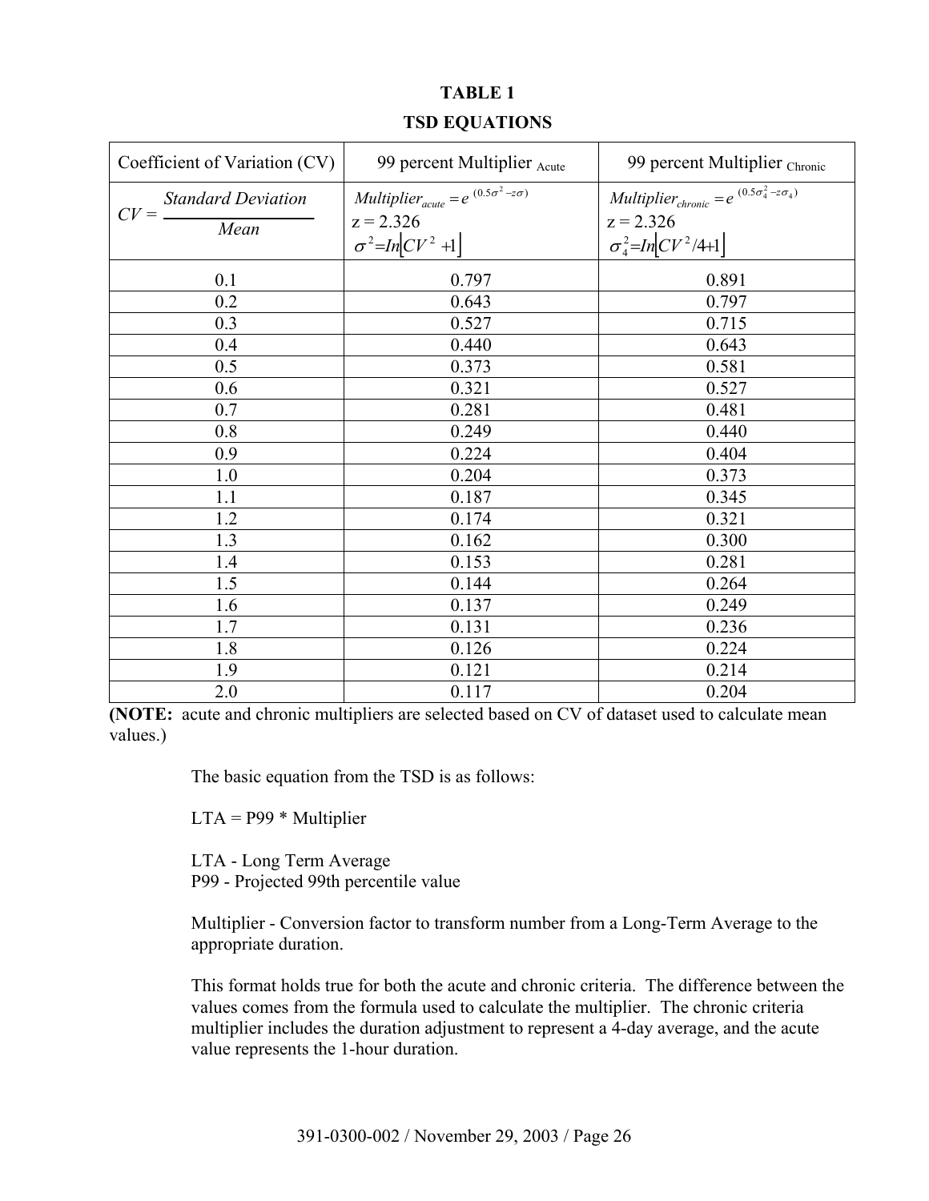**TABLE 1**

**TSD EQUATIONS**

| Coefficient of Variation (CV) | 99 percent Multiplier $_{\text{Acute}}$ | 99 percent Multiplier $_{\text{Chronic}}$ |
|---|---|---|
| $CV = \dfrac{Standard\ Deviation}{Mean}$ | $Multiplier_{acute} = e^{(0.5\sigma^2 - z\sigma)}$ <br> z = 2.326 <br> $\sigma^2 = In\lfloor CV^2 + 1 \rfloor$ | $Multiplier_{chronic} = e^{(0.5\sigma_4^2 - z\sigma_4)}$ <br> z = 2.326 <br> $\sigma_4^2 = In\lfloor CV^2 / 4 + 1 \rfloor$ |
| 0.1 | 0.797 | 0.891 |
| 0.2 | 0.643 | 0.797 |
| 0.3 | 0.527 | 0.715 |
| 0.4 | 0.440 | 0.643 |
| 0.5 | 0.373 | 0.581 |
| 0.6 | 0.321 | 0.527 |
| 0.7 | 0.281 | 0.481 |
| 0.8 | 0.249 | 0.440 |
| 0.9 | 0.224 | 0.404 |
| 1.0 | 0.204 | 0.373 |
| 1.1 | 0.187 | 0.345 |
| 1.2 | 0.174 | 0.321 |
| 1.3 | 0.162 | 0.300 |
| 1.4 | 0.153 | 0.281 |
| 1.5 | 0.144 | 0.264 |
| 1.6 | 0.137 | 0.249 |
| 1.7 | 0.131 | 0.236 |
| 1.8 | 0.126 | 0.224 |
| 1.9 | 0.121 | 0.214 |
| 2.0 | 0.117 | 0.204 |

**(NOTE:** acute and chronic multipliers are selected based on CV of dataset used to calculate mean values.)

The basic equation from the TSD is as follows:

LTA = P99 * Multiplier

LTA - Long Term Average
P99 - Projected 99th percentile value

Multiplier - Conversion factor to transform number from a Long-Term Average to the appropriate duration.

This format holds true for both the acute and chronic criteria. The difference between the values comes from the formula used to calculate the multiplier. The chronic criteria multiplier includes the duration adjustment to represent a 4-day average, and the acute value represents the 1-hour duration.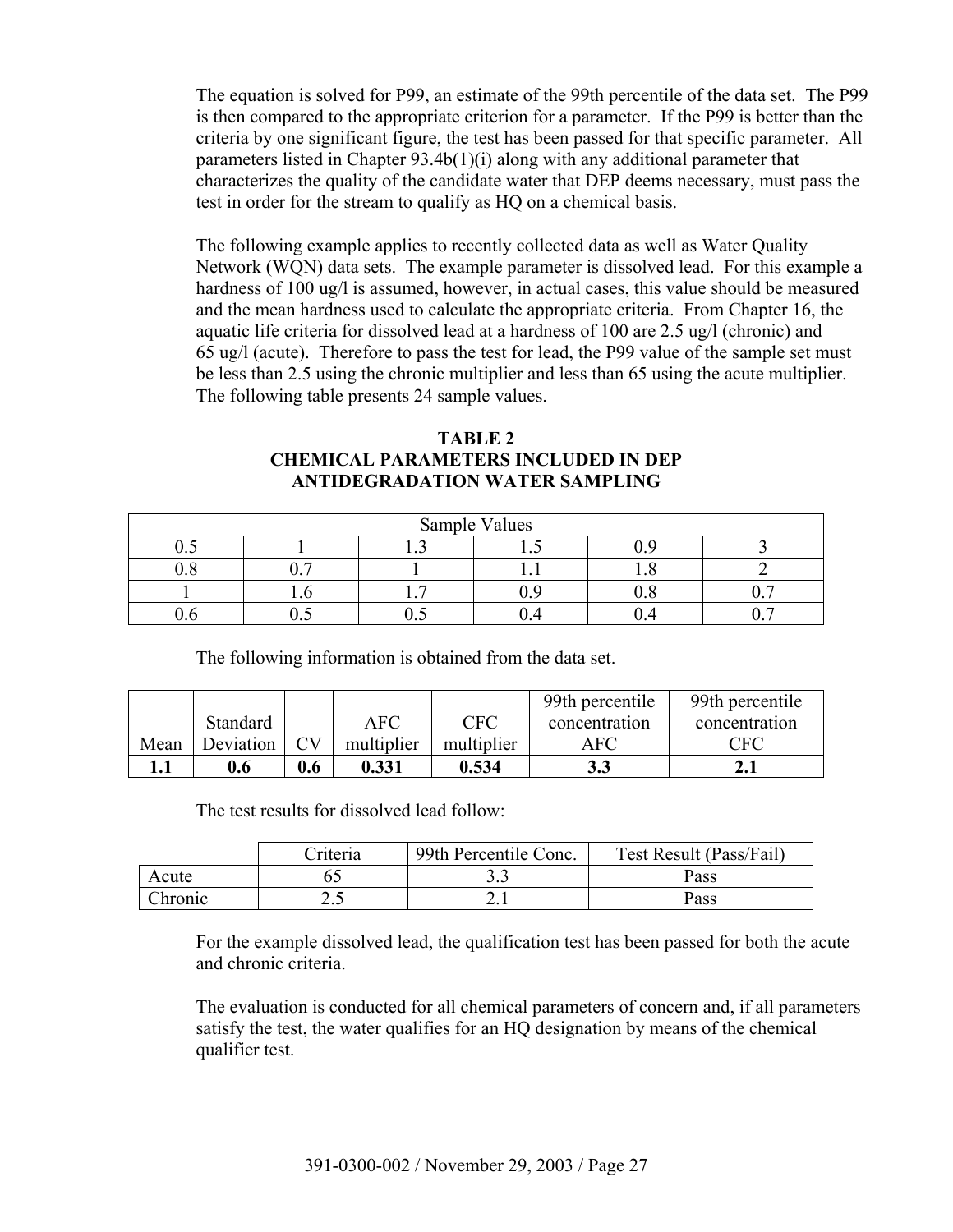The equation is solved for P99, an estimate of the 99th percentile of the data set. The P99 is then compared to the appropriate criterion for a parameter. If the P99 is better than the criteria by one significant figure, the test has been passed for that specific parameter. All parameters listed in Chapter 93.4b(1)(i) along with any additional parameter that characterizes the quality of the candidate water that DEP deems necessary, must pass the test in order for the stream to qualify as HQ on a chemical basis.

The following example applies to recently collected data as well as Water Quality Network (WQN) data sets. The example parameter is dissolved lead. For this example a hardness of 100 ug/l is assumed, however, in actual cases, this value should be measured and the mean hardness used to calculate the appropriate criteria. From Chapter 16, the aquatic life criteria for dissolved lead at a hardness of 100 are 2.5 ug/l (chronic) and 65 ug/l (acute). Therefore to pass the test for lead, the P99 value of the sample set must be less than 2.5 using the chronic multiplier and less than 65 using the acute multiplier. The following table presents 24 sample values.

**TABLE 2**
**CHEMICAL PARAMETERS INCLUDED IN DEP ANTIDEGRADATION WATER SAMPLING**

| Sample Values | | | | | |
|---|---|---|---|---|---|
| 0.5 | 1 | 1.3 | 1.5 | 0.9 | 3 |
| 0.8 | 0.7 | 1 | 1.1 | 1.8 | 2 |
| 1 | 1.6 | 1.7 | 0.9 | 0.8 | 0.7 |
| 0.6 | 0.5 | 0.5 | 0.4 | 0.4 | 0.7 |

The following information is obtained from the data set.

| Mean | Standard Deviation | CV | AFC multiplier | CFC multiplier | 99th percentile concentration AFC | 99th percentile concentration CFC |
|---|---|---|---|---|---|---|
| **1.1** | **0.6** | **0.6** | **0.331** | **0.534** | **3.3** | **2.1** |

The test results for dissolved lead follow:

| | Criteria | 99th Percentile Conc. | Test Result (Pass/Fail) |
|---|---|---|---|
| Acute | 65 | 3.3 | Pass |
| Chronic | 2.5 | 2.1 | Pass |

For the example dissolved lead, the qualification test has been passed for both the acute and chronic criteria.

The evaluation is conducted for all chemical parameters of concern and, if all parameters satisfy the test, the water qualifies for an HQ designation by means of the chemical qualifier test.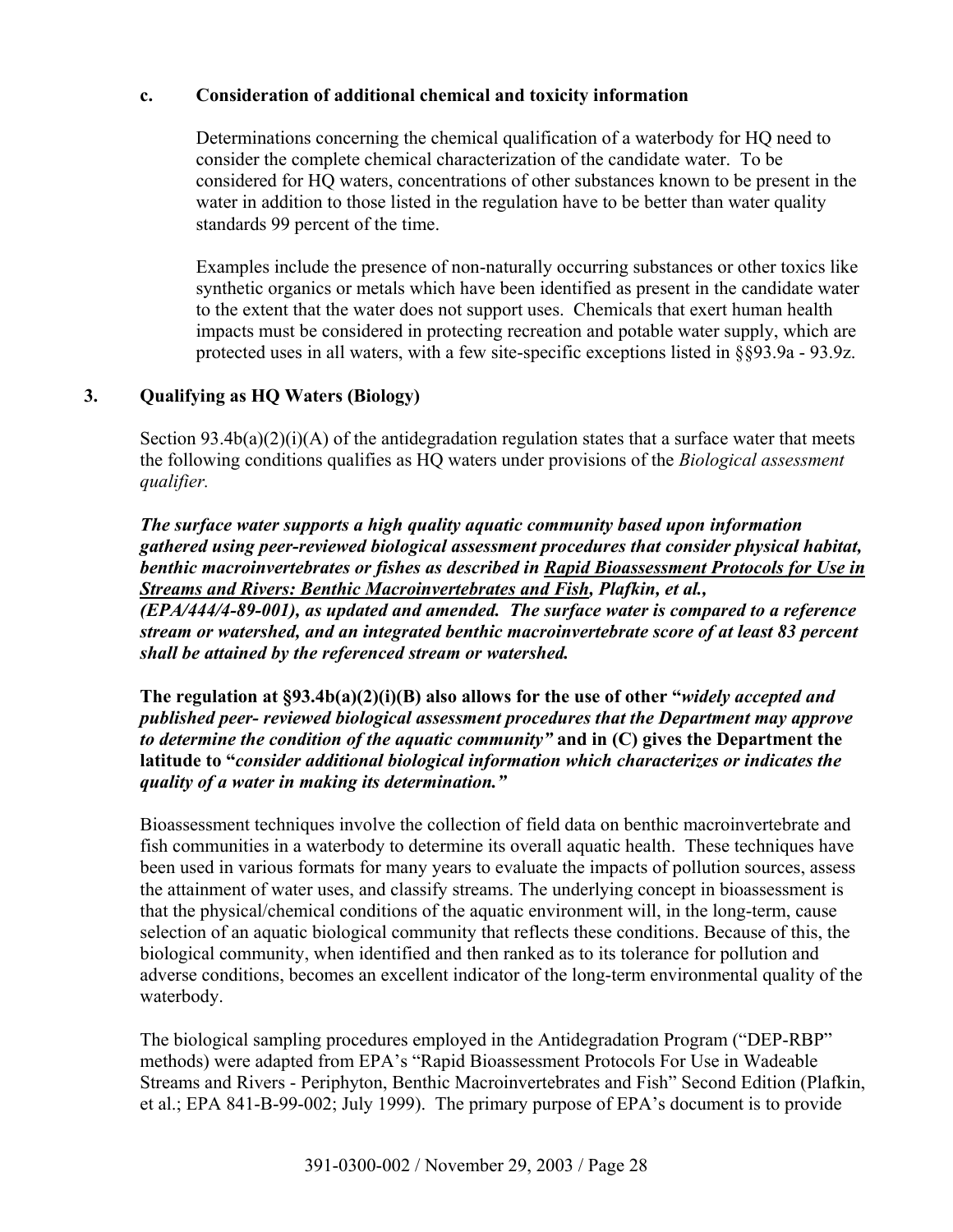### c. Consideration of additional chemical and toxicity information

Determinations concerning the chemical qualification of a waterbody for HQ need to consider the complete chemical characterization of the candidate water. To be considered for HQ waters, concentrations of other substances known to be present in the water in addition to those listed in the regulation have to be better than water quality standards 99 percent of the time.

Examples include the presence of non-naturally occurring substances or other toxics like synthetic organics or metals which have been identified as present in the candidate water to the extent that the water does not support uses. Chemicals that exert human health impacts must be considered in protecting recreation and potable water supply, which are protected uses in all waters, with a few site-specific exceptions listed in §§93.9a - 93.9z.

## 3. Qualifying as HQ Waters (Biology)

Section 93.4b(a)(2)(i)(A) of the antidegradation regulation states that a surface water that meets the following conditions qualifies as HQ waters under provisions of the *Biological assessment qualifier.*

***The surface water supports a high quality aquatic community based upon information gathered using peer-reviewed biological assessment procedures that consider physical habitat, benthic macroinvertebrates or fishes as described in <u>Rapid Bioassessment Protocols for Use in Streams and Rivers: Benthic Macroinvertebrates and Fish</u>, Plafkin, et al., (EPA/444/4-89-001), as updated and amended. The surface water is compared to a reference stream or watershed, and an integrated benthic macroinvertebrate score of at least 83 percent shall be attained by the referenced stream or watershed.***

**The regulation at §93.4b(a)(2)(i)(B) also allows for the use of other "*widely accepted and published peer- reviewed biological assessment procedures that the Department may approve to determine the condition of the aquatic community"* and in (C) gives the Department the latitude to "*consider additional biological information which characterizes or indicates the quality of a water in making its determination."***

Bioassessment techniques involve the collection of field data on benthic macroinvertebrate and fish communities in a waterbody to determine its overall aquatic health. These techniques have been used in various formats for many years to evaluate the impacts of pollution sources, assess the attainment of water uses, and classify streams. The underlying concept in bioassessment is that the physical/chemical conditions of the aquatic environment will, in the long-term, cause selection of an aquatic biological community that reflects these conditions. Because of this, the biological community, when identified and then ranked as to its tolerance for pollution and adverse conditions, becomes an excellent indicator of the long-term environmental quality of the waterbody.

The biological sampling procedures employed in the Antidegradation Program ("DEP-RBP" methods) were adapted from EPA's "Rapid Bioassessment Protocols For Use in Wadeable Streams and Rivers - Periphyton, Benthic Macroinvertebrates and Fish" Second Edition (Plafkin, et al.; EPA 841-B-99-002; July 1999). The primary purpose of EPA's document is to provide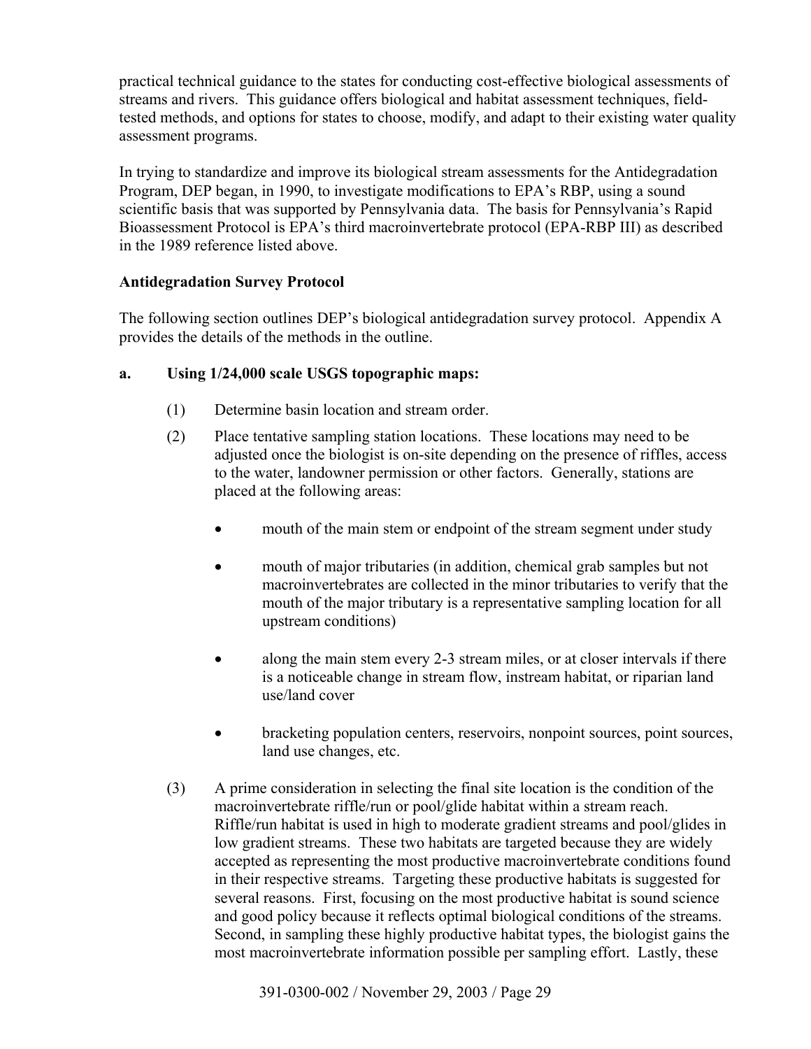practical technical guidance to the states for conducting cost-effective biological assessments of streams and rivers. This guidance offers biological and habitat assessment techniques, field-tested methods, and options for states to choose, modify, and adapt to their existing water quality assessment programs.

In trying to standardize and improve its biological stream assessments for the Antidegradation Program, DEP began, in 1990, to investigate modifications to EPA's RBP, using a sound scientific basis that was supported by Pennsylvania data. The basis for Pennsylvania's Rapid Bioassessment Protocol is EPA's third macroinvertebrate protocol (EPA-RBP III) as described in the 1989 reference listed above.

**Antidegradation Survey Protocol**

The following section outlines DEP's biological antidegradation survey protocol. Appendix A provides the details of the methods in the outline.

**a. Using 1/24,000 scale USGS topographic maps:**

(1) Determine basin location and stream order.

(2) Place tentative sampling station locations. These locations may need to be adjusted once the biologist is on-site depending on the presence of riffles, access to the water, landowner permission or other factors. Generally, stations are placed at the following areas:

- mouth of the main stem or endpoint of the stream segment under study
- mouth of major tributaries (in addition, chemical grab samples but not macroinvertebrates are collected in the minor tributaries to verify that the mouth of the major tributary is a representative sampling location for all upstream conditions)
- along the main stem every 2-3 stream miles, or at closer intervals if there is a noticeable change in stream flow, instream habitat, or riparian land use/land cover
- bracketing population centers, reservoirs, nonpoint sources, point sources, land use changes, etc.

(3) A prime consideration in selecting the final site location is the condition of the macroinvertebrate riffle/run or pool/glide habitat within a stream reach. Riffle/run habitat is used in high to moderate gradient streams and pool/glides in low gradient streams. These two habitats are targeted because they are widely accepted as representing the most productive macroinvertebrate conditions found in their respective streams. Targeting these productive habitats is suggested for several reasons. First, focusing on the most productive habitat is sound science and good policy because it reflects optimal biological conditions of the streams. Second, in sampling these highly productive habitat types, the biologist gains the most macroinvertebrate information possible per sampling effort. Lastly, these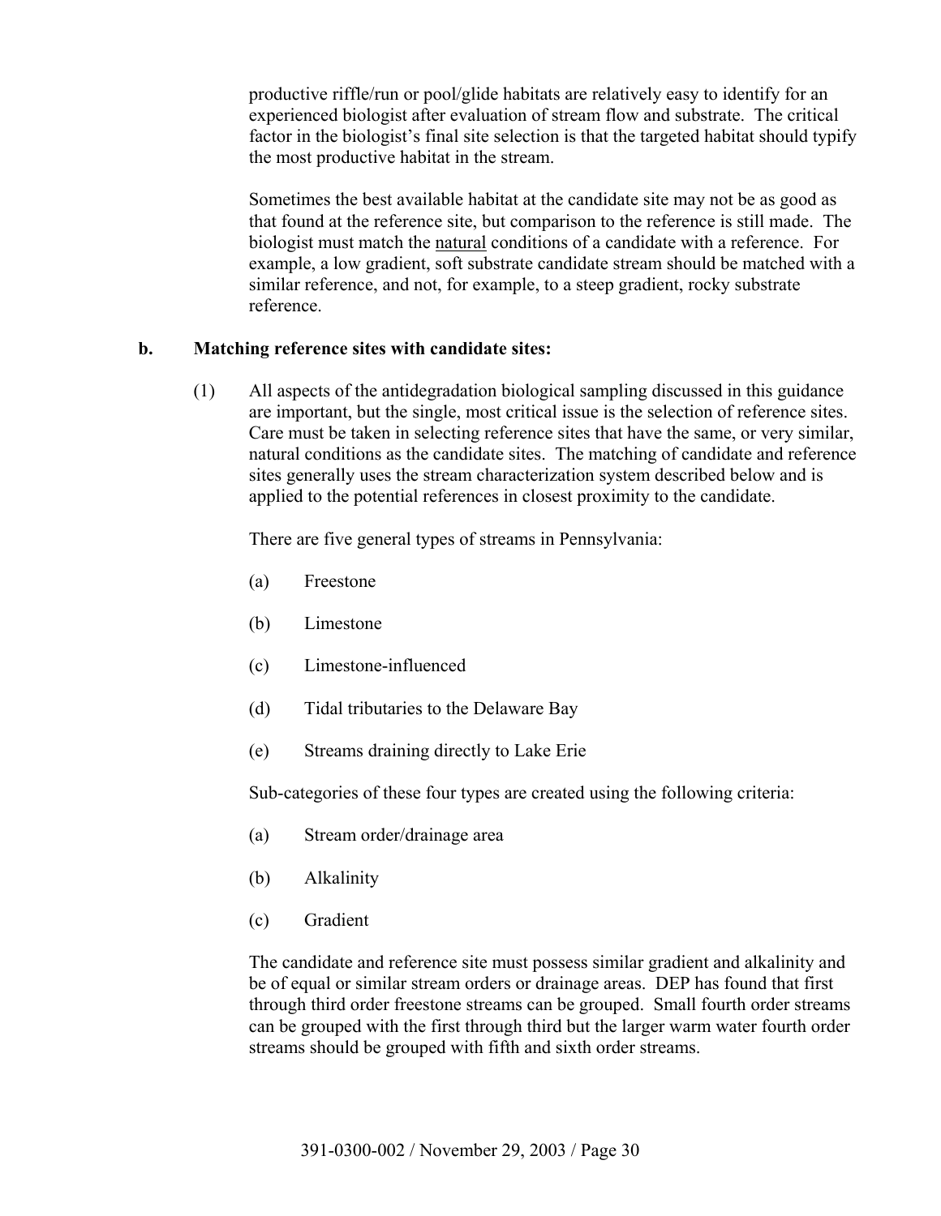productive riffle/run or pool/glide habitats are relatively easy to identify for an experienced biologist after evaluation of stream flow and substrate. The critical factor in the biologist's final site selection is that the targeted habitat should typify the most productive habitat in the stream.

Sometimes the best available habitat at the candidate site may not be as good as that found at the reference site, but comparison to the reference is still made. The biologist must match the <u>natural</u> conditions of a candidate with a reference. For example, a low gradient, soft substrate candidate stream should be matched with a similar reference, and not, for example, to a steep gradient, rocky substrate reference.

**b. Matching reference sites with candidate sites:**

(1) All aspects of the antidegradation biological sampling discussed in this guidance are important, but the single, most critical issue is the selection of reference sites. Care must be taken in selecting reference sites that have the same, or very similar, natural conditions as the candidate sites. The matching of candidate and reference sites generally uses the stream characterization system described below and is applied to the potential references in closest proximity to the candidate.

There are five general types of streams in Pennsylvania:

(a) Freestone

(b) Limestone

(c) Limestone-influenced

(d) Tidal tributaries to the Delaware Bay

(e) Streams draining directly to Lake Erie

Sub-categories of these four types are created using the following criteria:

(a) Stream order/drainage area

(b) Alkalinity

(c) Gradient

The candidate and reference site must possess similar gradient and alkalinity and be of equal or similar stream orders or drainage areas. DEP has found that first through third order freestone streams can be grouped. Small fourth order streams can be grouped with the first through third but the larger warm water fourth order streams should be grouped with fifth and sixth order streams.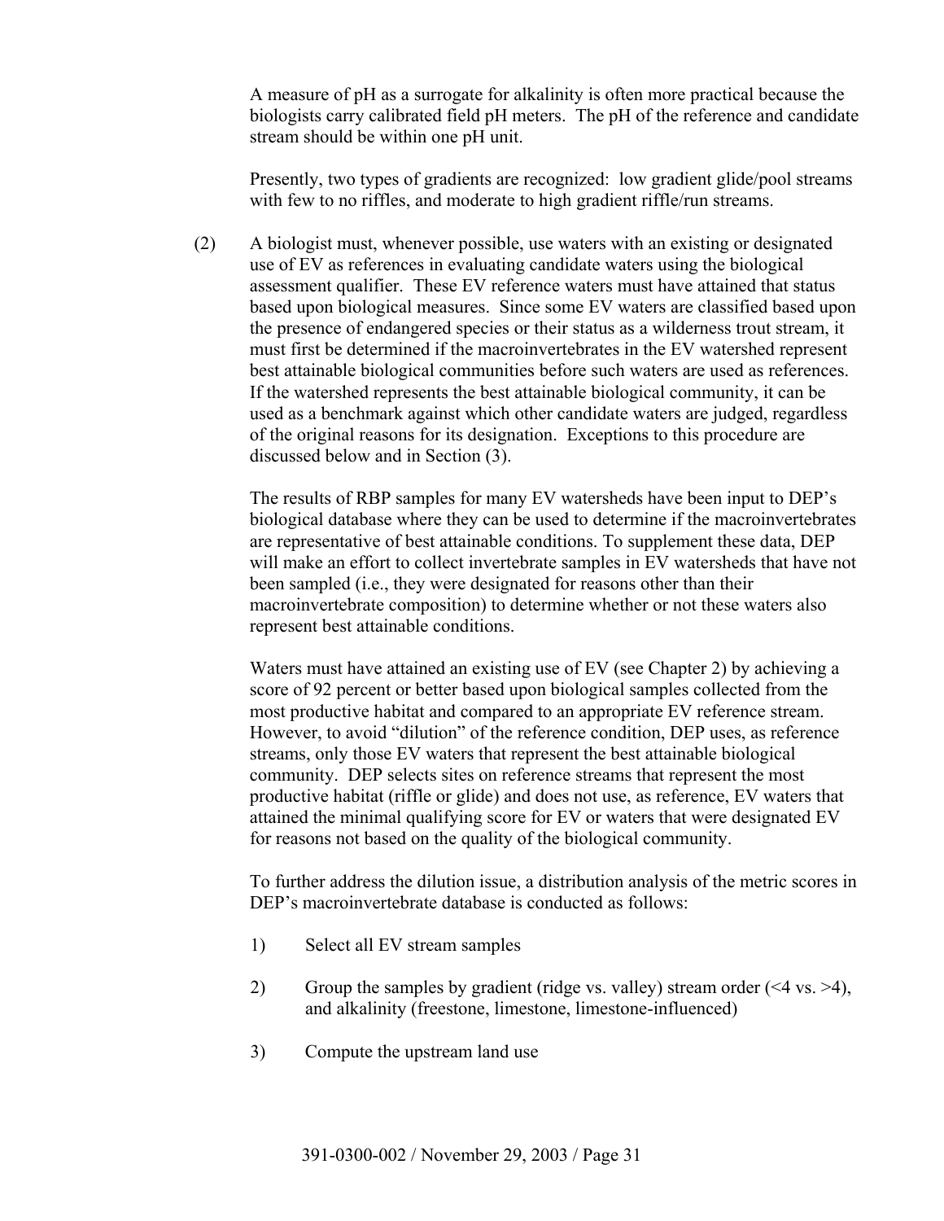A measure of pH as a surrogate for alkalinity is often more practical because the biologists carry calibrated field pH meters. The pH of the reference and candidate stream should be within one pH unit.

Presently, two types of gradients are recognized: low gradient glide/pool streams with few to no riffles, and moderate to high gradient riffle/run streams.

(2) A biologist must, whenever possible, use waters with an existing or designated use of EV as references in evaluating candidate waters using the biological assessment qualifier. These EV reference waters must have attained that status based upon biological measures. Since some EV waters are classified based upon the presence of endangered species or their status as a wilderness trout stream, it must first be determined if the macroinvertebrates in the EV watershed represent best attainable biological communities before such waters are used as references. If the watershed represents the best attainable biological community, it can be used as a benchmark against which other candidate waters are judged, regardless of the original reasons for its designation. Exceptions to this procedure are discussed below and in Section (3).

The results of RBP samples for many EV watersheds have been input to DEP's biological database where they can be used to determine if the macroinvertebrates are representative of best attainable conditions. To supplement these data, DEP will make an effort to collect invertebrate samples in EV watersheds that have not been sampled (i.e., they were designated for reasons other than their macroinvertebrate composition) to determine whether or not these waters also represent best attainable conditions.

Waters must have attained an existing use of EV (see Chapter 2) by achieving a score of 92 percent or better based upon biological samples collected from the most productive habitat and compared to an appropriate EV reference stream. However, to avoid "dilution" of the reference condition, DEP uses, as reference streams, only those EV waters that represent the best attainable biological community. DEP selects sites on reference streams that represent the most productive habitat (riffle or glide) and does not use, as reference, EV waters that attained the minimal qualifying score for EV or waters that were designated EV for reasons not based on the quality of the biological community.

To further address the dilution issue, a distribution analysis of the metric scores in DEP's macroinvertebrate database is conducted as follows:

1) Select all EV stream samples

2) Group the samples by gradient (ridge vs. valley) stream order (<4 vs. >4), and alkalinity (freestone, limestone, limestone-influenced)

3) Compute the upstream land use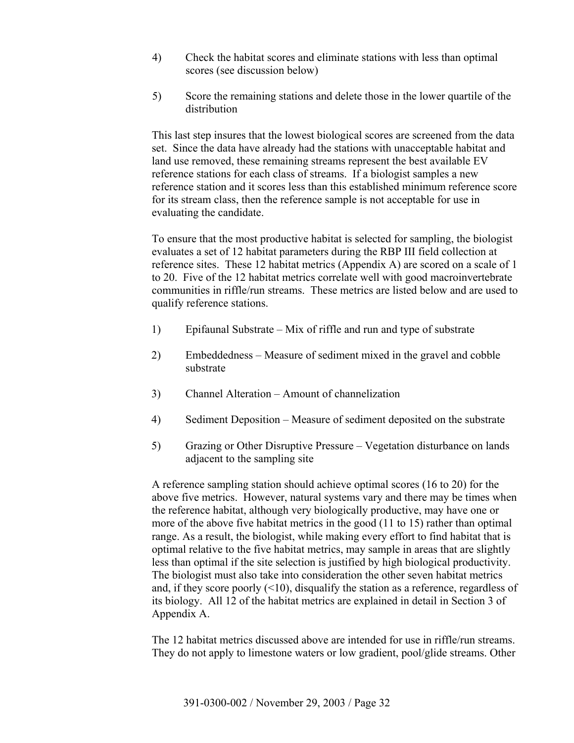4) Check the habitat scores and eliminate stations with less than optimal scores (see discussion below)

5) Score the remaining stations and delete those in the lower quartile of the distribution

This last step insures that the lowest biological scores are screened from the data set. Since the data have already had the stations with unacceptable habitat and land use removed, these remaining streams represent the best available EV reference stations for each class of streams. If a biologist samples a new reference station and it scores less than this established minimum reference score for its stream class, then the reference sample is not acceptable for use in evaluating the candidate.

To ensure that the most productive habitat is selected for sampling, the biologist evaluates a set of 12 habitat parameters during the RBP III field collection at reference sites. These 12 habitat metrics (Appendix A) are scored on a scale of 1 to 20. Five of the 12 habitat metrics correlate well with good macroinvertebrate communities in riffle/run streams. These metrics are listed below and are used to qualify reference stations.

1) Epifaunal Substrate – Mix of riffle and run and type of substrate

2) Embeddedness – Measure of sediment mixed in the gravel and cobble substrate

3) Channel Alteration – Amount of channelization

4) Sediment Deposition – Measure of sediment deposited on the substrate

5) Grazing or Other Disruptive Pressure – Vegetation disturbance on lands adjacent to the sampling site

A reference sampling station should achieve optimal scores (16 to 20) for the above five metrics. However, natural systems vary and there may be times when the reference habitat, although very biologically productive, may have one or more of the above five habitat metrics in the good (11 to 15) rather than optimal range. As a result, the biologist, while making every effort to find habitat that is optimal relative to the five habitat metrics, may sample in areas that are slightly less than optimal if the site selection is justified by high biological productivity. The biologist must also take into consideration the other seven habitat metrics and, if they score poorly (<10), disqualify the station as a reference, regardless of its biology. All 12 of the habitat metrics are explained in detail in Section 3 of Appendix A.

The 12 habitat metrics discussed above are intended for use in riffle/run streams. They do not apply to limestone waters or low gradient, pool/glide streams. Other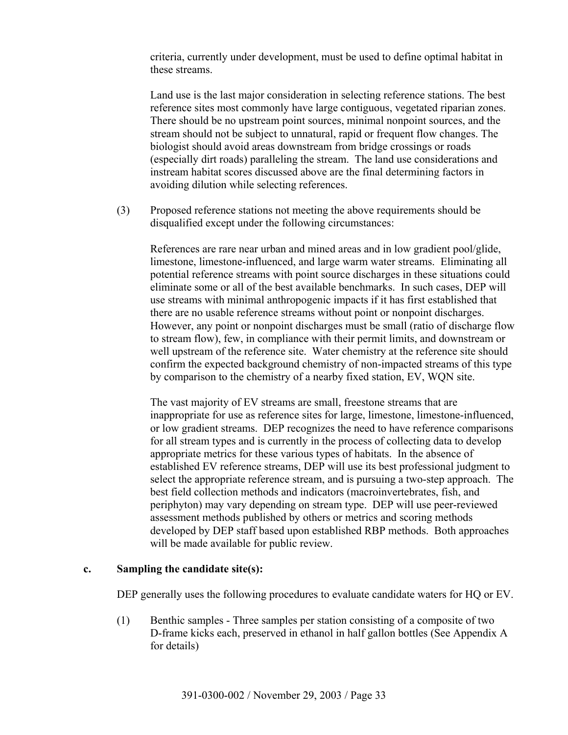criteria, currently under development, must be used to define optimal habitat in these streams.

Land use is the last major consideration in selecting reference stations. The best reference sites most commonly have large contiguous, vegetated riparian zones. There should be no upstream point sources, minimal nonpoint sources, and the stream should not be subject to unnatural, rapid or frequent flow changes. The biologist should avoid areas downstream from bridge crossings or roads (especially dirt roads) paralleling the stream. The land use considerations and instream habitat scores discussed above are the final determining factors in avoiding dilution while selecting references.

(3) Proposed reference stations not meeting the above requirements should be disqualified except under the following circumstances:

References are rare near urban and mined areas and in low gradient pool/glide, limestone, limestone-influenced, and large warm water streams. Eliminating all potential reference streams with point source discharges in these situations could eliminate some or all of the best available benchmarks. In such cases, DEP will use streams with minimal anthropogenic impacts if it has first established that there are no usable reference streams without point or nonpoint discharges. However, any point or nonpoint discharges must be small (ratio of discharge flow to stream flow), few, in compliance with their permit limits, and downstream or well upstream of the reference site. Water chemistry at the reference site should confirm the expected background chemistry of non-impacted streams of this type by comparison to the chemistry of a nearby fixed station, EV, WQN site.

The vast majority of EV streams are small, freestone streams that are inappropriate for use as reference sites for large, limestone, limestone-influenced, or low gradient streams. DEP recognizes the need to have reference comparisons for all stream types and is currently in the process of collecting data to develop appropriate metrics for these various types of habitats. In the absence of established EV reference streams, DEP will use its best professional judgment to select the appropriate reference stream, and is pursuing a two-step approach. The best field collection methods and indicators (macroinvertebrates, fish, and periphyton) may vary depending on stream type. DEP will use peer-reviewed assessment methods published by others or metrics and scoring methods developed by DEP staff based upon established RBP methods. Both approaches will be made available for public review.

**c. Sampling the candidate site(s):**

DEP generally uses the following procedures to evaluate candidate waters for HQ or EV.

(1) Benthic samples - Three samples per station consisting of a composite of two D-frame kicks each, preserved in ethanol in half gallon bottles (See Appendix A for details)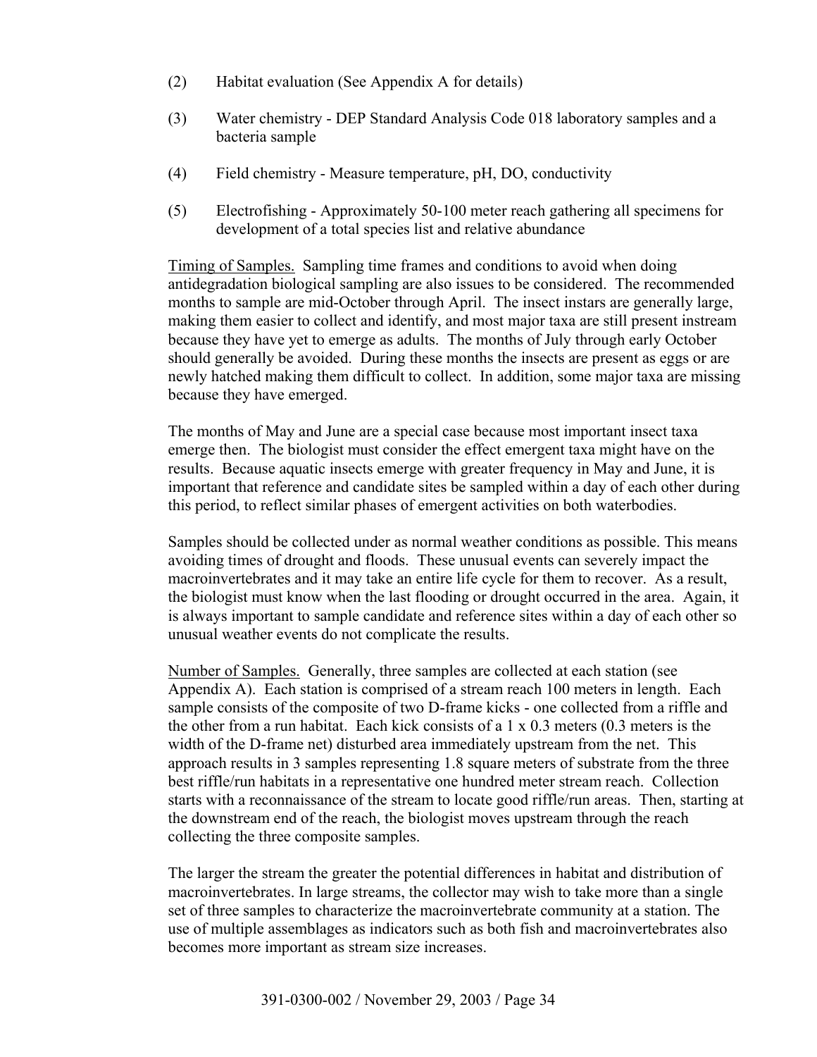(2) Habitat evaluation (See Appendix A for details)

(3) Water chemistry - DEP Standard Analysis Code 018 laboratory samples and a bacteria sample

(4) Field chemistry - Measure temperature, pH, DO, conductivity

(5) Electrofishing - Approximately 50-100 meter reach gathering all specimens for development of a total species list and relative abundance

Timing of Samples. Sampling time frames and conditions to avoid when doing antidegradation biological sampling are also issues to be considered. The recommended months to sample are mid-October through April. The insect instars are generally large, making them easier to collect and identify, and most major taxa are still present instream because they have yet to emerge as adults. The months of July through early October should generally be avoided. During these months the insects are present as eggs or are newly hatched making them difficult to collect. In addition, some major taxa are missing because they have emerged.

The months of May and June are a special case because most important insect taxa emerge then. The biologist must consider the effect emergent taxa might have on the results. Because aquatic insects emerge with greater frequency in May and June, it is important that reference and candidate sites be sampled within a day of each other during this period, to reflect similar phases of emergent activities on both waterbodies.

Samples should be collected under as normal weather conditions as possible. This means avoiding times of drought and floods. These unusual events can severely impact the macroinvertebrates and it may take an entire life cycle for them to recover. As a result, the biologist must know when the last flooding or drought occurred in the area. Again, it is always important to sample candidate and reference sites within a day of each other so unusual weather events do not complicate the results.

Number of Samples. Generally, three samples are collected at each station (see Appendix A). Each station is comprised of a stream reach 100 meters in length. Each sample consists of the composite of two D-frame kicks - one collected from a riffle and the other from a run habitat. Each kick consists of a 1 x 0.3 meters (0.3 meters is the width of the D-frame net) disturbed area immediately upstream from the net. This approach results in 3 samples representing 1.8 square meters of substrate from the three best riffle/run habitats in a representative one hundred meter stream reach. Collection starts with a reconnaissance of the stream to locate good riffle/run areas. Then, starting at the downstream end of the reach, the biologist moves upstream through the reach collecting the three composite samples.

The larger the stream the greater the potential differences in habitat and distribution of macroinvertebrates. In large streams, the collector may wish to take more than a single set of three samples to characterize the macroinvertebrate community at a station. The use of multiple assemblages as indicators such as both fish and macroinvertebrates also becomes more important as stream size increases.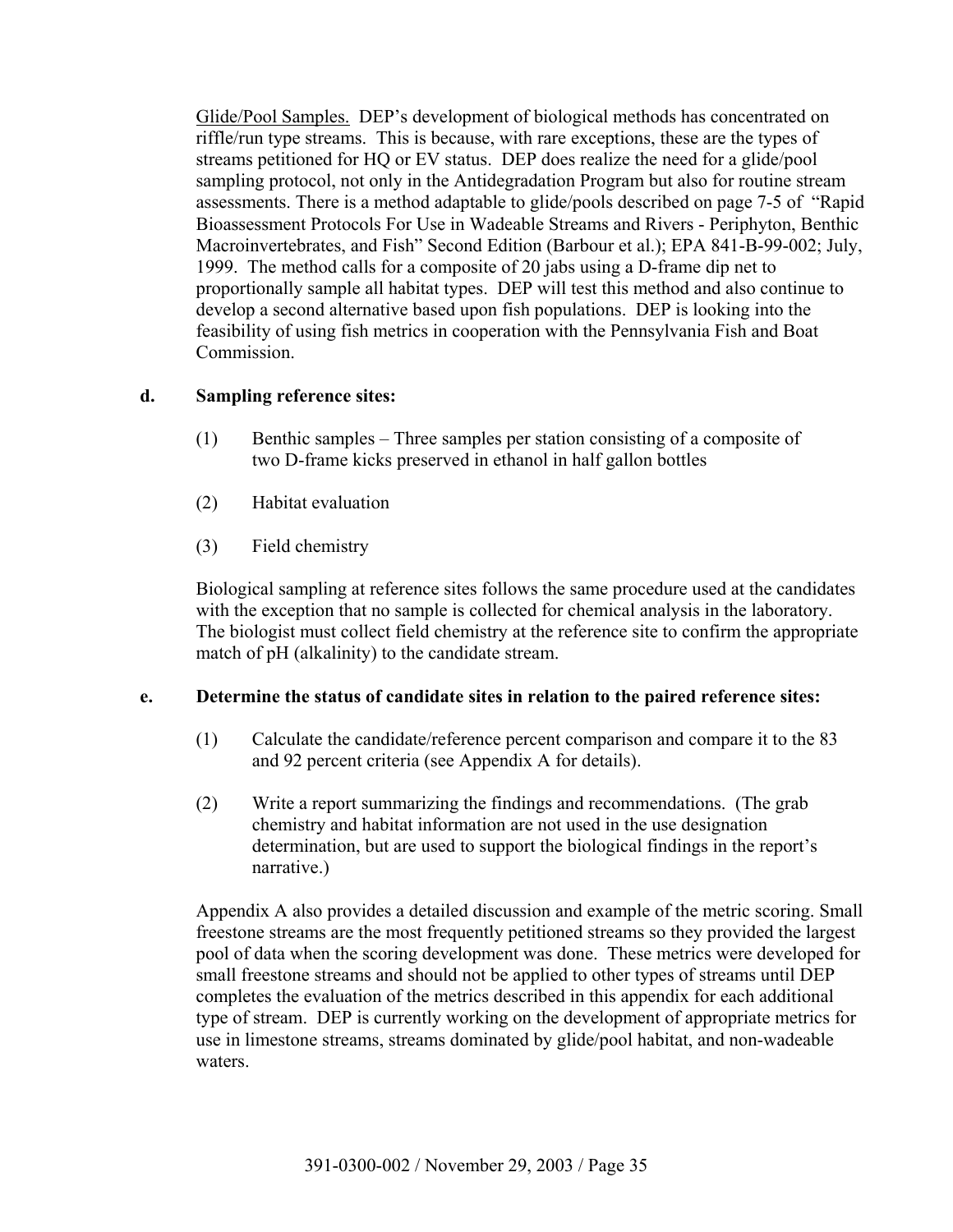Glide/Pool Samples. DEP's development of biological methods has concentrated on riffle/run type streams. This is because, with rare exceptions, these are the types of streams petitioned for HQ or EV status. DEP does realize the need for a glide/pool sampling protocol, not only in the Antidegradation Program but also for routine stream assessments. There is a method adaptable to glide/pools described on page 7-5 of "Rapid Bioassessment Protocols For Use in Wadeable Streams and Rivers - Periphyton, Benthic Macroinvertebrates, and Fish" Second Edition (Barbour et al.); EPA 841-B-99-002; July, 1999. The method calls for a composite of 20 jabs using a D-frame dip net to proportionally sample all habitat types. DEP will test this method and also continue to develop a second alternative based upon fish populations. DEP is looking into the feasibility of using fish metrics in cooperation with the Pennsylvania Fish and Boat Commission.

**d. Sampling reference sites:**

(1) Benthic samples – Three samples per station consisting of a composite of two D-frame kicks preserved in ethanol in half gallon bottles

(2) Habitat evaluation

(3) Field chemistry

Biological sampling at reference sites follows the same procedure used at the candidates with the exception that no sample is collected for chemical analysis in the laboratory. The biologist must collect field chemistry at the reference site to confirm the appropriate match of pH (alkalinity) to the candidate stream.

**e. Determine the status of candidate sites in relation to the paired reference sites:**

(1) Calculate the candidate/reference percent comparison and compare it to the 83 and 92 percent criteria (see Appendix A for details).

(2) Write a report summarizing the findings and recommendations. (The grab chemistry and habitat information are not used in the use designation determination, but are used to support the biological findings in the report's narrative.)

Appendix A also provides a detailed discussion and example of the metric scoring. Small freestone streams are the most frequently petitioned streams so they provided the largest pool of data when the scoring development was done. These metrics were developed for small freestone streams and should not be applied to other types of streams until DEP completes the evaluation of the metrics described in this appendix for each additional type of stream. DEP is currently working on the development of appropriate metrics for use in limestone streams, streams dominated by glide/pool habitat, and non-wadeable waters.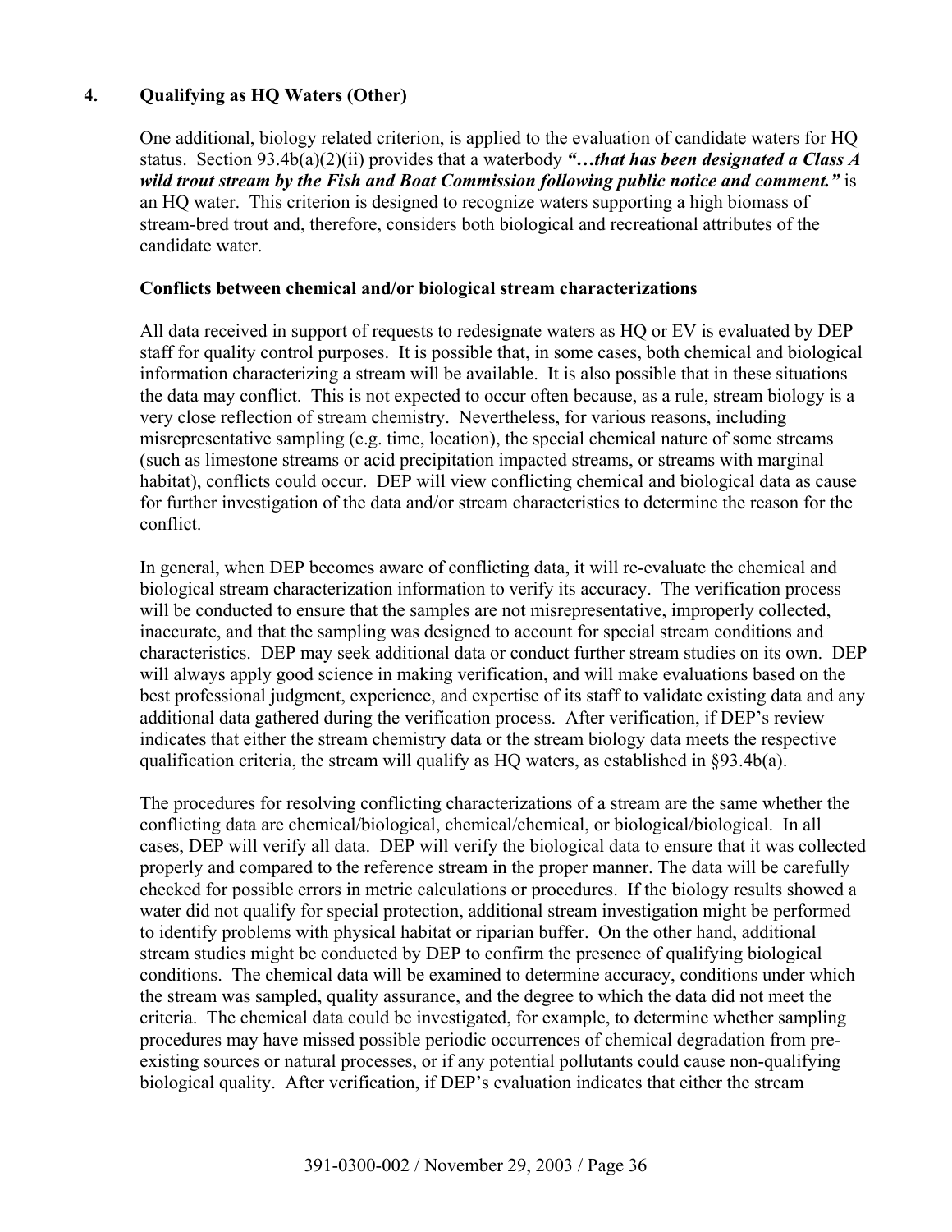## 4. Qualifying as HQ Waters (Other)

One additional, biology related criterion, is applied to the evaluation of candidate waters for HQ status. Section 93.4b(a)(2)(ii) provides that a waterbody ***"…that has been designated a Class A wild trout stream by the Fish and Boat Commission following public notice and comment."*** is an HQ water. This criterion is designed to recognize waters supporting a high biomass of stream-bred trout and, therefore, considers both biological and recreational attributes of the candidate water.

### Conflicts between chemical and/or biological stream characterizations

All data received in support of requests to redesignate waters as HQ or EV is evaluated by DEP staff for quality control purposes. It is possible that, in some cases, both chemical and biological information characterizing a stream will be available. It is also possible that in these situations the data may conflict. This is not expected to occur often because, as a rule, stream biology is a very close reflection of stream chemistry. Nevertheless, for various reasons, including misrepresentative sampling (e.g. time, location), the special chemical nature of some streams (such as limestone streams or acid precipitation impacted streams, or streams with marginal habitat), conflicts could occur. DEP will view conflicting chemical and biological data as cause for further investigation of the data and/or stream characteristics to determine the reason for the conflict.

In general, when DEP becomes aware of conflicting data, it will re-evaluate the chemical and biological stream characterization information to verify its accuracy. The verification process will be conducted to ensure that the samples are not misrepresentative, improperly collected, inaccurate, and that the sampling was designed to account for special stream conditions and characteristics. DEP may seek additional data or conduct further stream studies on its own. DEP will always apply good science in making verification, and will make evaluations based on the best professional judgment, experience, and expertise of its staff to validate existing data and any additional data gathered during the verification process. After verification, if DEP's review indicates that either the stream chemistry data or the stream biology data meets the respective qualification criteria, the stream will qualify as HQ waters, as established in §93.4b(a).

The procedures for resolving conflicting characterizations of a stream are the same whether the conflicting data are chemical/biological, chemical/chemical, or biological/biological. In all cases, DEP will verify all data. DEP will verify the biological data to ensure that it was collected properly and compared to the reference stream in the proper manner. The data will be carefully checked for possible errors in metric calculations or procedures. If the biology results showed a water did not qualify for special protection, additional stream investigation might be performed to identify problems with physical habitat or riparian buffer. On the other hand, additional stream studies might be conducted by DEP to confirm the presence of qualifying biological conditions. The chemical data will be examined to determine accuracy, conditions under which the stream was sampled, quality assurance, and the degree to which the data did not meet the criteria. The chemical data could be investigated, for example, to determine whether sampling procedures may have missed possible periodic occurrences of chemical degradation from pre-existing sources or natural processes, or if any potential pollutants could cause non-qualifying biological quality. After verification, if DEP's evaluation indicates that either the stream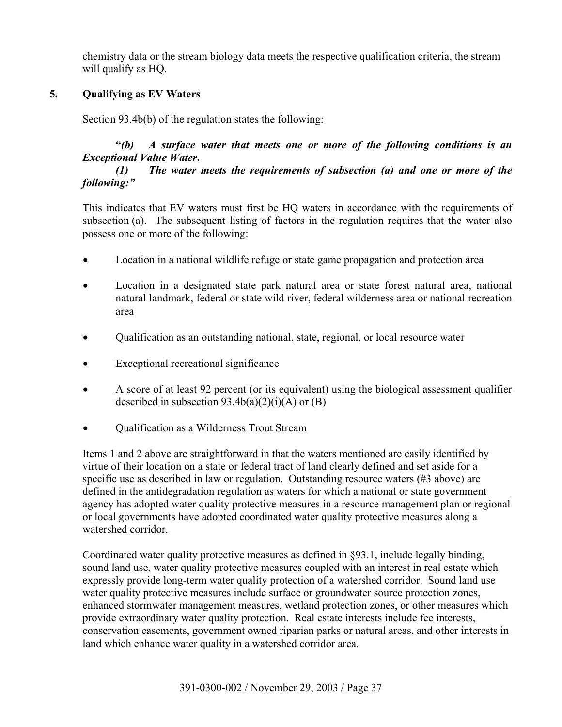chemistry data or the stream biology data meets the respective qualification criteria, the stream will qualify as HQ.

## 5. Qualifying as EV Waters

Section 93.4b(b) of the regulation states the following:

**"*(b) A surface water that meets one or more of the following conditions is an Exceptional Value Water*.**

***(1) The water meets the requirements of subsection (a) and one or more of the following:"***

This indicates that EV waters must first be HQ waters in accordance with the requirements of subsection (a). The subsequent listing of factors in the regulation requires that the water also possess one or more of the following:

- Location in a national wildlife refuge or state game propagation and protection area
- Location in a designated state park natural area or state forest natural area, national natural landmark, federal or state wild river, federal wilderness area or national recreation area
- Qualification as an outstanding national, state, regional, or local resource water
- Exceptional recreational significance
- A score of at least 92 percent (or its equivalent) using the biological assessment qualifier described in subsection 93.4b(a)(2)(i)(A) or (B)
- Qualification as a Wilderness Trout Stream

Items 1 and 2 above are straightforward in that the waters mentioned are easily identified by virtue of their location on a state or federal tract of land clearly defined and set aside for a specific use as described in law or regulation. Outstanding resource waters (#3 above) are defined in the antidegradation regulation as waters for which a national or state government agency has adopted water quality protective measures in a resource management plan or regional or local governments have adopted coordinated water quality protective measures along a watershed corridor.

Coordinated water quality protective measures as defined in §93.1, include legally binding, sound land use, water quality protective measures coupled with an interest in real estate which expressly provide long-term water quality protection of a watershed corridor. Sound land use water quality protective measures include surface or groundwater source protection zones, enhanced stormwater management measures, wetland protection zones, or other measures which provide extraordinary water quality protection. Real estate interests include fee interests, conservation easements, government owned riparian parks or natural areas, and other interests in land which enhance water quality in a watershed corridor area.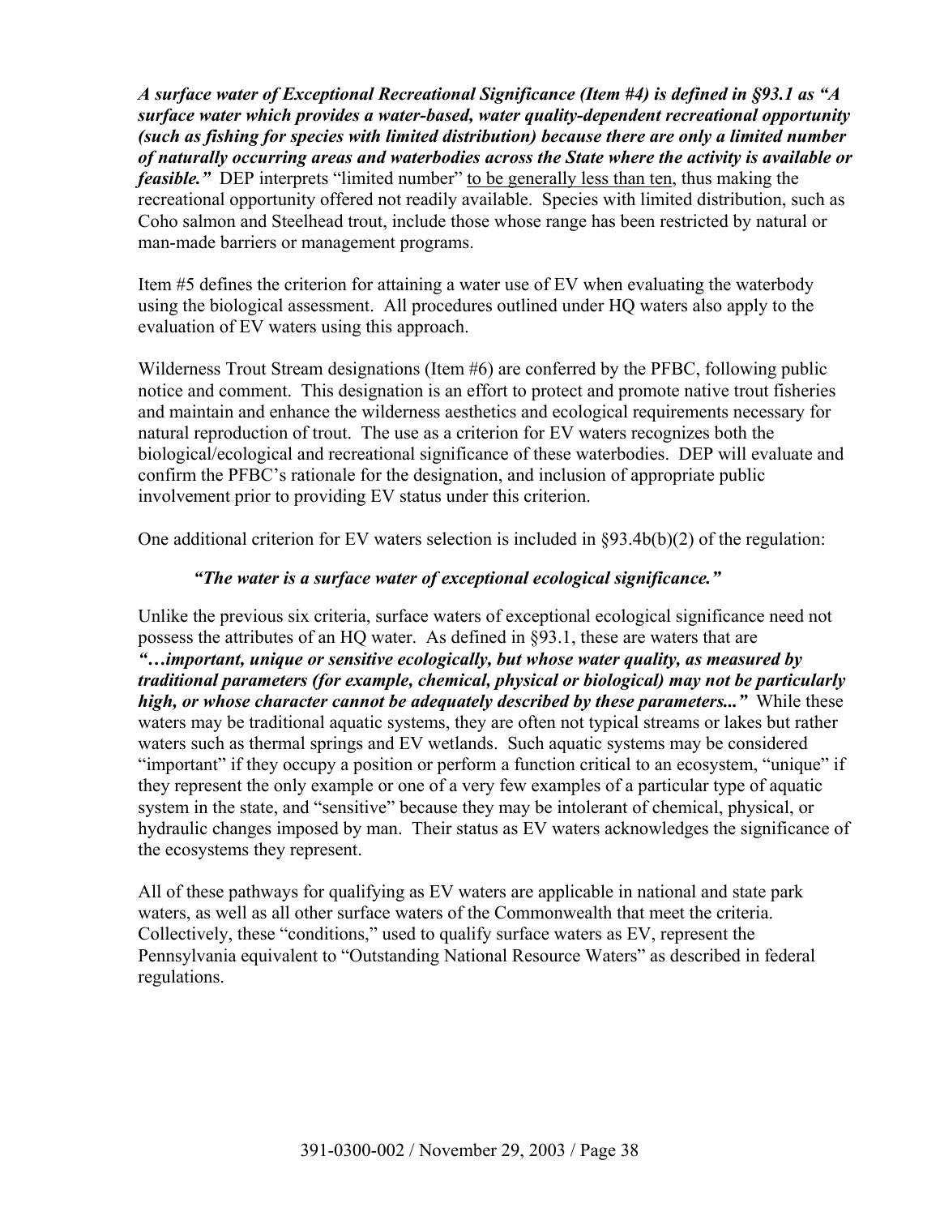***A surface water of Exceptional Recreational Significance (Item #4) is defined in §93.1 as "A surface water which provides a water-based, water quality-dependent recreational opportunity (such as fishing for species with limited distribution) because there are only a limited number of naturally occurring areas and waterbodies across the State where the activity is available or feasible."*** DEP interprets "limited number" <u>to be generally less than ten</u>, thus making the recreational opportunity offered not readily available. Species with limited distribution, such as Coho salmon and Steelhead trout, include those whose range has been restricted by natural or man-made barriers or management programs.

Item #5 defines the criterion for attaining a water use of EV when evaluating the waterbody using the biological assessment. All procedures outlined under HQ waters also apply to the evaluation of EV waters using this approach.

Wilderness Trout Stream designations (Item #6) are conferred by the PFBC, following public notice and comment. This designation is an effort to protect and promote native trout fisheries and maintain and enhance the wilderness aesthetics and ecological requirements necessary for natural reproduction of trout. The use as a criterion for EV waters recognizes both the biological/ecological and recreational significance of these waterbodies. DEP will evaluate and confirm the PFBC's rationale for the designation, and inclusion of appropriate public involvement prior to providing EV status under this criterion.

One additional criterion for EV waters selection is included in §93.4b(b)(2) of the regulation:

> ***"The water is a surface water of exceptional ecological significance."***

Unlike the previous six criteria, surface waters of exceptional ecological significance need not possess the attributes of an HQ water. As defined in §93.1, these are waters that are ***"…important, unique or sensitive ecologically, but whose water quality, as measured by traditional parameters (for example, chemical, physical or biological) may not be particularly high, or whose character cannot be adequately described by these parameters..."*** While these waters may be traditional aquatic systems, they are often not typical streams or lakes but rather waters such as thermal springs and EV wetlands. Such aquatic systems may be considered "important" if they occupy a position or perform a function critical to an ecosystem, "unique" if they represent the only example or one of a very few examples of a particular type of aquatic system in the state, and "sensitive" because they may be intolerant of chemical, physical, or hydraulic changes imposed by man. Their status as EV waters acknowledges the significance of the ecosystems they represent.

All of these pathways for qualifying as EV waters are applicable in national and state park waters, as well as all other surface waters of the Commonwealth that meet the criteria. Collectively, these "conditions," used to qualify surface waters as EV, represent the Pennsylvania equivalent to "Outstanding National Resource Waters" as described in federal regulations.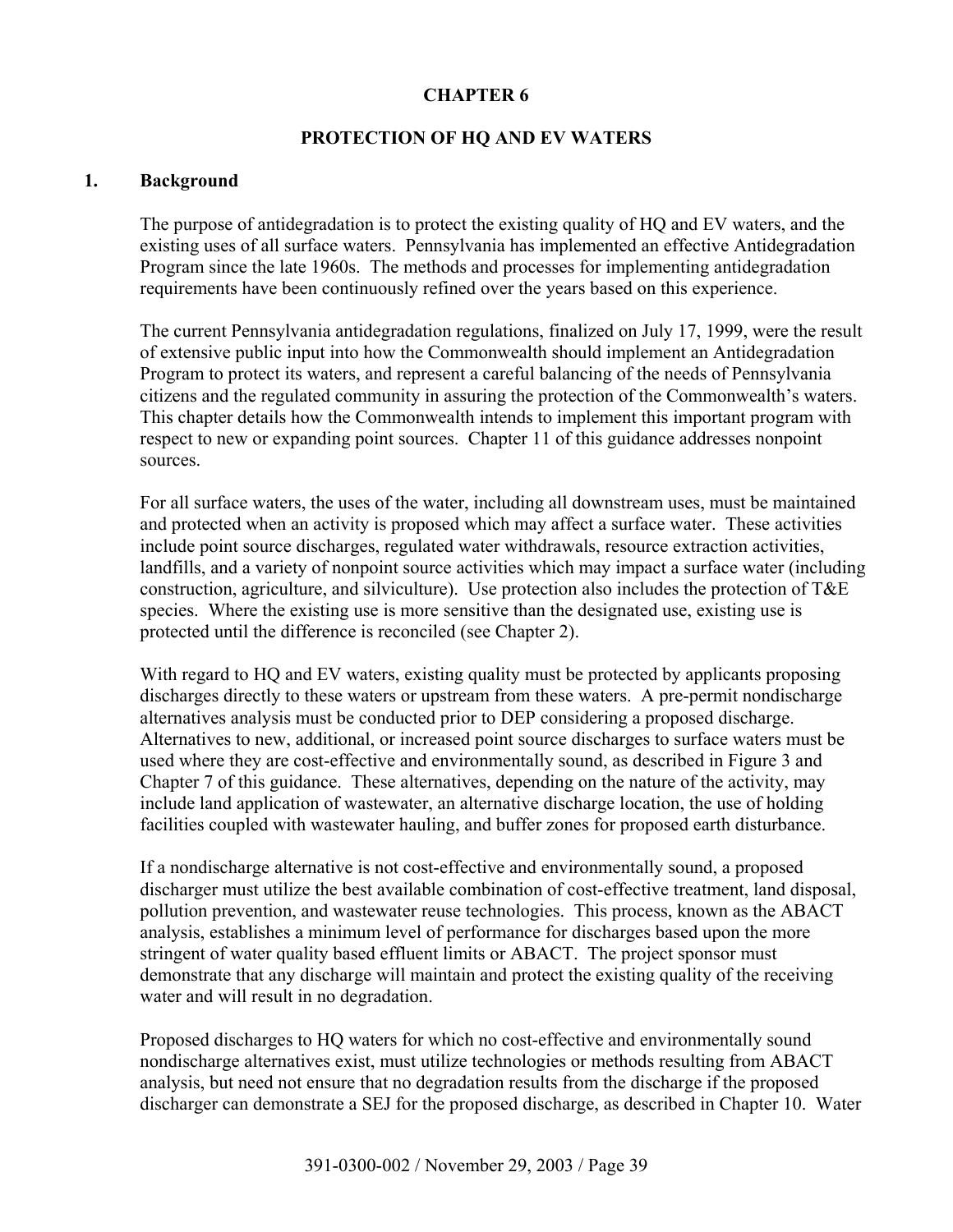# CHAPTER 6

## PROTECTION OF HQ AND EV WATERS

### 1. Background

The purpose of antidegradation is to protect the existing quality of HQ and EV waters, and the existing uses of all surface waters. Pennsylvania has implemented an effective Antidegradation Program since the late 1960s. The methods and processes for implementing antidegradation requirements have been continuously refined over the years based on this experience.

The current Pennsylvania antidegradation regulations, finalized on July 17, 1999, were the result of extensive public input into how the Commonwealth should implement an Antidegradation Program to protect its waters, and represent a careful balancing of the needs of Pennsylvania citizens and the regulated community in assuring the protection of the Commonwealth's waters. This chapter details how the Commonwealth intends to implement this important program with respect to new or expanding point sources. Chapter 11 of this guidance addresses nonpoint sources.

For all surface waters, the uses of the water, including all downstream uses, must be maintained and protected when an activity is proposed which may affect a surface water. These activities include point source discharges, regulated water withdrawals, resource extraction activities, landfills, and a variety of nonpoint source activities which may impact a surface water (including construction, agriculture, and silviculture). Use protection also includes the protection of T&E species. Where the existing use is more sensitive than the designated use, existing use is protected until the difference is reconciled (see Chapter 2).

With regard to HQ and EV waters, existing quality must be protected by applicants proposing discharges directly to these waters or upstream from these waters. A pre-permit nondischarge alternatives analysis must be conducted prior to DEP considering a proposed discharge. Alternatives to new, additional, or increased point source discharges to surface waters must be used where they are cost-effective and environmentally sound, as described in Figure 3 and Chapter 7 of this guidance. These alternatives, depending on the nature of the activity, may include land application of wastewater, an alternative discharge location, the use of holding facilities coupled with wastewater hauling, and buffer zones for proposed earth disturbance.

If a nondischarge alternative is not cost-effective and environmentally sound, a proposed discharger must utilize the best available combination of cost-effective treatment, land disposal, pollution prevention, and wastewater reuse technologies. This process, known as the ABACT analysis, establishes a minimum level of performance for discharges based upon the more stringent of water quality based effluent limits or ABACT. The project sponsor must demonstrate that any discharge will maintain and protect the existing quality of the receiving water and will result in no degradation.

Proposed discharges to HQ waters for which no cost-effective and environmentally sound nondischarge alternatives exist, must utilize technologies or methods resulting from ABACT analysis, but need not ensure that no degradation results from the discharge if the proposed discharger can demonstrate a SEJ for the proposed discharge, as described in Chapter 10. Water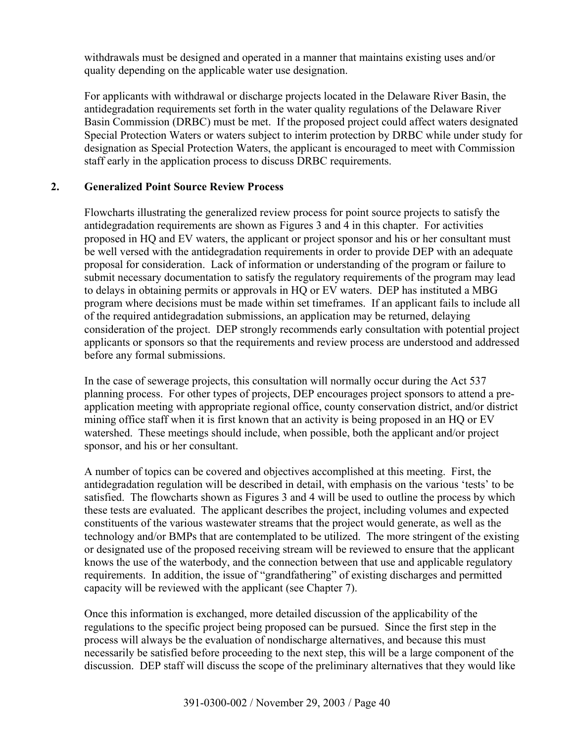withdrawals must be designed and operated in a manner that maintains existing uses and/or quality depending on the applicable water use designation.

For applicants with withdrawal or discharge projects located in the Delaware River Basin, the antidegradation requirements set forth in the water quality regulations of the Delaware River Basin Commission (DRBC) must be met. If the proposed project could affect waters designated Special Protection Waters or waters subject to interim protection by DRBC while under study for designation as Special Protection Waters, the applicant is encouraged to meet with Commission staff early in the application process to discuss DRBC requirements.

## 2. Generalized Point Source Review Process

Flowcharts illustrating the generalized review process for point source projects to satisfy the antidegradation requirements are shown as Figures 3 and 4 in this chapter. For activities proposed in HQ and EV waters, the applicant or project sponsor and his or her consultant must be well versed with the antidegradation requirements in order to provide DEP with an adequate proposal for consideration. Lack of information or understanding of the program or failure to submit necessary documentation to satisfy the regulatory requirements of the program may lead to delays in obtaining permits or approvals in HQ or EV waters. DEP has instituted a MBG program where decisions must be made within set timeframes. If an applicant fails to include all of the required antidegradation submissions, an application may be returned, delaying consideration of the project. DEP strongly recommends early consultation with potential project applicants or sponsors so that the requirements and review process are understood and addressed before any formal submissions.

In the case of sewerage projects, this consultation will normally occur during the Act 537 planning process. For other types of projects, DEP encourages project sponsors to attend a pre-application meeting with appropriate regional office, county conservation district, and/or district mining office staff when it is first known that an activity is being proposed in an HQ or EV watershed. These meetings should include, when possible, both the applicant and/or project sponsor, and his or her consultant.

A number of topics can be covered and objectives accomplished at this meeting. First, the antidegradation regulation will be described in detail, with emphasis on the various 'tests' to be satisfied. The flowcharts shown as Figures 3 and 4 will be used to outline the process by which these tests are evaluated. The applicant describes the project, including volumes and expected constituents of the various wastewater streams that the project would generate, as well as the technology and/or BMPs that are contemplated to be utilized. The more stringent of the existing or designated use of the proposed receiving stream will be reviewed to ensure that the applicant knows the use of the waterbody, and the connection between that use and applicable regulatory requirements. In addition, the issue of "grandfathering" of existing discharges and permitted capacity will be reviewed with the applicant (see Chapter 7).

Once this information is exchanged, more detailed discussion of the applicability of the regulations to the specific project being proposed can be pursued. Since the first step in the process will always be the evaluation of nondischarge alternatives, and because this must necessarily be satisfied before proceeding to the next step, this will be a large component of the discussion. DEP staff will discuss the scope of the preliminary alternatives that they would like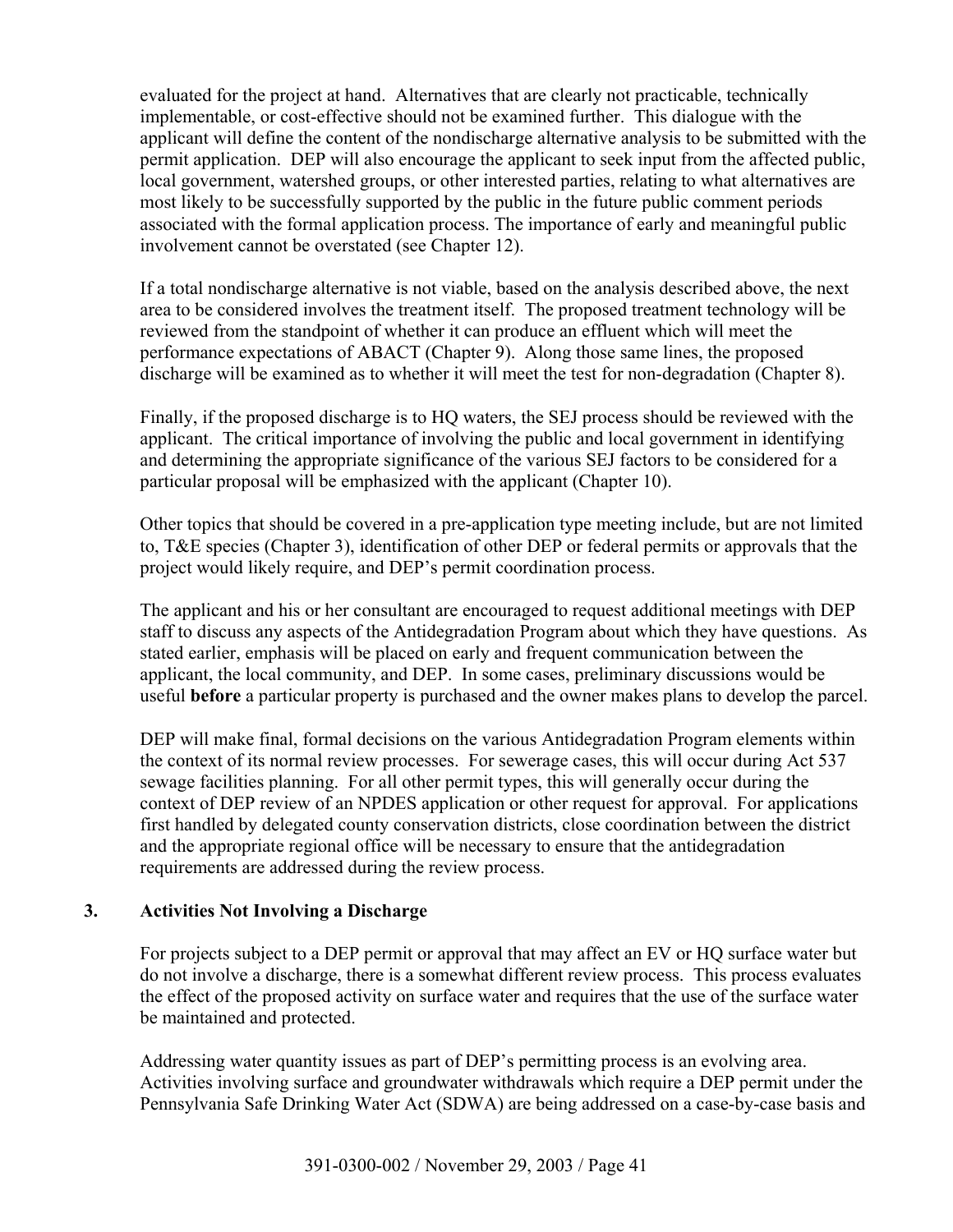evaluated for the project at hand. Alternatives that are clearly not practicable, technically implementable, or cost-effective should not be examined further. This dialogue with the applicant will define the content of the nondischarge alternative analysis to be submitted with the permit application. DEP will also encourage the applicant to seek input from the affected public, local government, watershed groups, or other interested parties, relating to what alternatives are most likely to be successfully supported by the public in the future public comment periods associated with the formal application process. The importance of early and meaningful public involvement cannot be overstated (see Chapter 12).

If a total nondischarge alternative is not viable, based on the analysis described above, the next area to be considered involves the treatment itself. The proposed treatment technology will be reviewed from the standpoint of whether it can produce an effluent which will meet the performance expectations of ABACT (Chapter 9). Along those same lines, the proposed discharge will be examined as to whether it will meet the test for non-degradation (Chapter 8).

Finally, if the proposed discharge is to HQ waters, the SEJ process should be reviewed with the applicant. The critical importance of involving the public and local government in identifying and determining the appropriate significance of the various SEJ factors to be considered for a particular proposal will be emphasized with the applicant (Chapter 10).

Other topics that should be covered in a pre-application type meeting include, but are not limited to, T&E species (Chapter 3), identification of other DEP or federal permits or approvals that the project would likely require, and DEP's permit coordination process.

The applicant and his or her consultant are encouraged to request additional meetings with DEP staff to discuss any aspects of the Antidegradation Program about which they have questions. As stated earlier, emphasis will be placed on early and frequent communication between the applicant, the local community, and DEP. In some cases, preliminary discussions would be useful **before** a particular property is purchased and the owner makes plans to develop the parcel.

DEP will make final, formal decisions on the various Antidegradation Program elements within the context of its normal review processes. For sewerage cases, this will occur during Act 537 sewage facilities planning. For all other permit types, this will generally occur during the context of DEP review of an NPDES application or other request for approval. For applications first handled by delegated county conservation districts, close coordination between the district and the appropriate regional office will be necessary to ensure that the antidegradation requirements are addressed during the review process.

## 3. Activities Not Involving a Discharge

For projects subject to a DEP permit or approval that may affect an EV or HQ surface water but do not involve a discharge, there is a somewhat different review process. This process evaluates the effect of the proposed activity on surface water and requires that the use of the surface water be maintained and protected.

Addressing water quantity issues as part of DEP's permitting process is an evolving area. Activities involving surface and groundwater withdrawals which require a DEP permit under the Pennsylvania Safe Drinking Water Act (SDWA) are being addressed on a case-by-case basis and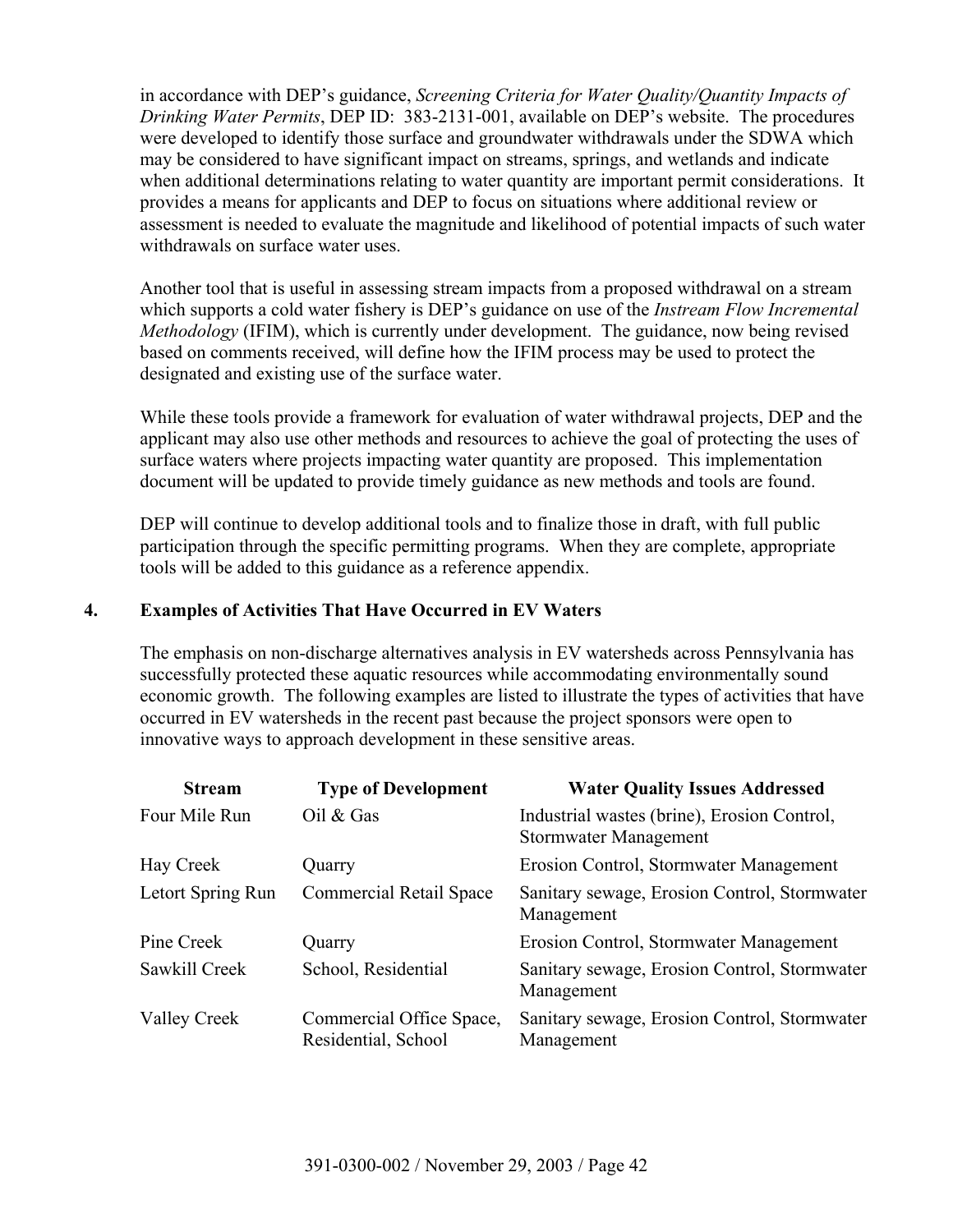in accordance with DEP's guidance, *Screening Criteria for Water Quality/Quantity Impacts of Drinking Water Permits*, DEP ID: 383-2131-001, available on DEP's website. The procedures were developed to identify those surface and groundwater withdrawals under the SDWA which may be considered to have significant impact on streams, springs, and wetlands and indicate when additional determinations relating to water quantity are important permit considerations. It provides a means for applicants and DEP to focus on situations where additional review or assessment is needed to evaluate the magnitude and likelihood of potential impacts of such water withdrawals on surface water uses.

Another tool that is useful in assessing stream impacts from a proposed withdrawal on a stream which supports a cold water fishery is DEP's guidance on use of the *Instream Flow Incremental Methodology* (IFIM), which is currently under development. The guidance, now being revised based on comments received, will define how the IFIM process may be used to protect the designated and existing use of the surface water.

While these tools provide a framework for evaluation of water withdrawal projects, DEP and the applicant may also use other methods and resources to achieve the goal of protecting the uses of surface waters where projects impacting water quantity are proposed. This implementation document will be updated to provide timely guidance as new methods and tools are found.

DEP will continue to develop additional tools and to finalize those in draft, with full public participation through the specific permitting programs. When they are complete, appropriate tools will be added to this guidance as a reference appendix.

## 4. Examples of Activities That Have Occurred in EV Waters

The emphasis on non-discharge alternatives analysis in EV watersheds across Pennsylvania has successfully protected these aquatic resources while accommodating environmentally sound economic growth. The following examples are listed to illustrate the types of activities that have occurred in EV watersheds in the recent past because the project sponsors were open to innovative ways to approach development in these sensitive areas.

| Stream | Type of Development | Water Quality Issues Addressed |
|---|---|---|
| Four Mile Run | Oil & Gas | Industrial wastes (brine), Erosion Control, Stormwater Management |
| Hay Creek | Quarry | Erosion Control, Stormwater Management |
| Letort Spring Run | Commercial Retail Space | Sanitary sewage, Erosion Control, Stormwater Management |
| Pine Creek | Quarry | Erosion Control, Stormwater Management |
| Sawkill Creek | School, Residential | Sanitary sewage, Erosion Control, Stormwater Management |
| Valley Creek | Commercial Office Space, Residential, School | Sanitary sewage, Erosion Control, Stormwater Management |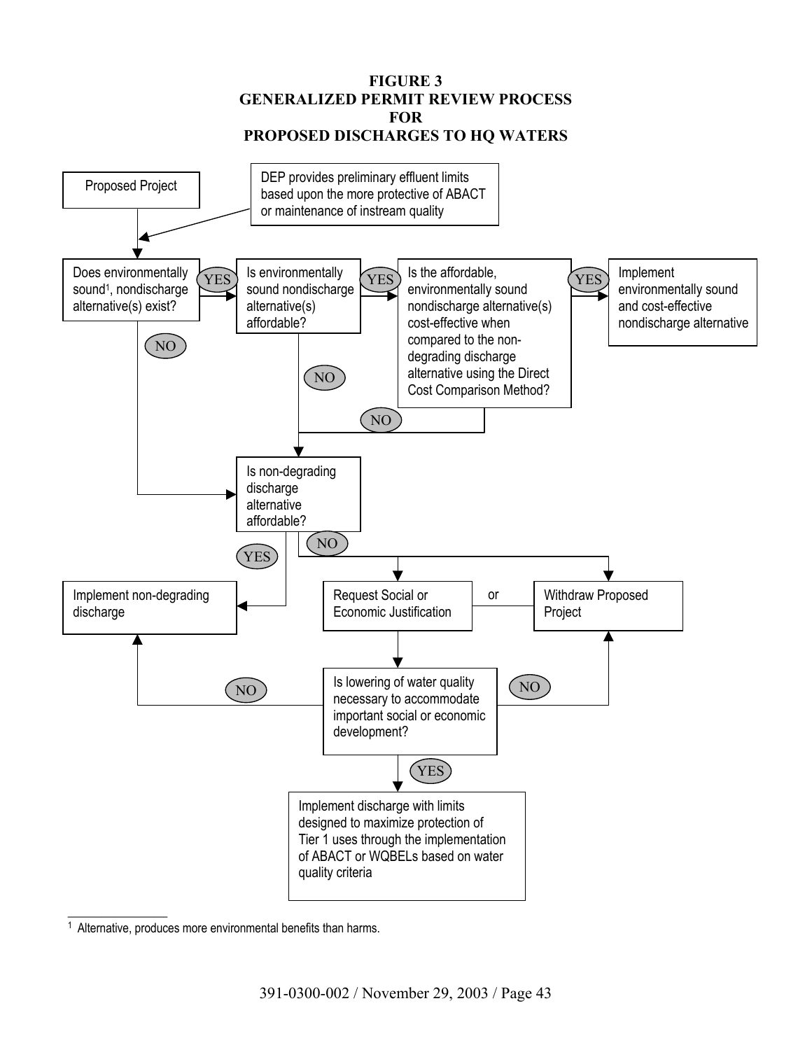# FIGURE 3
# GENERALIZED PERMIT REVIEW PROCESS FOR PROPOSED DISCHARGES TO HQ WATERS

Proposed Project

DEP provides preliminary effluent limits based upon the more protective of ABACT or maintenance of instream quality

Does environmentally sound[1], nondischarge alternative(s) exist?

YES

Is environmentally sound nondischarge alternative(s) affordable?

YES

Is the affordable, environmentally sound nondischarge alternative(s) cost-effective when compared to the non-degrading discharge alternative using the Direct Cost Comparison Method?

YES

Implement environmentally sound and cost-effective nondischarge alternative

NO

NO

NO

Is non-degrading discharge alternative affordable?

YES

NO

Implement non-degrading discharge

Request Social or Economic Justification

or

Withdraw Proposed Project

NO

Is lowering of water quality necessary to accommodate important social or economic development?

NO

YES

Implement discharge with limits designed to maximize protection of Tier 1 uses through the implementation of ABACT or WQBELs based on water quality criteria

---

[1] Alternative, produces more environmental benefits than harms.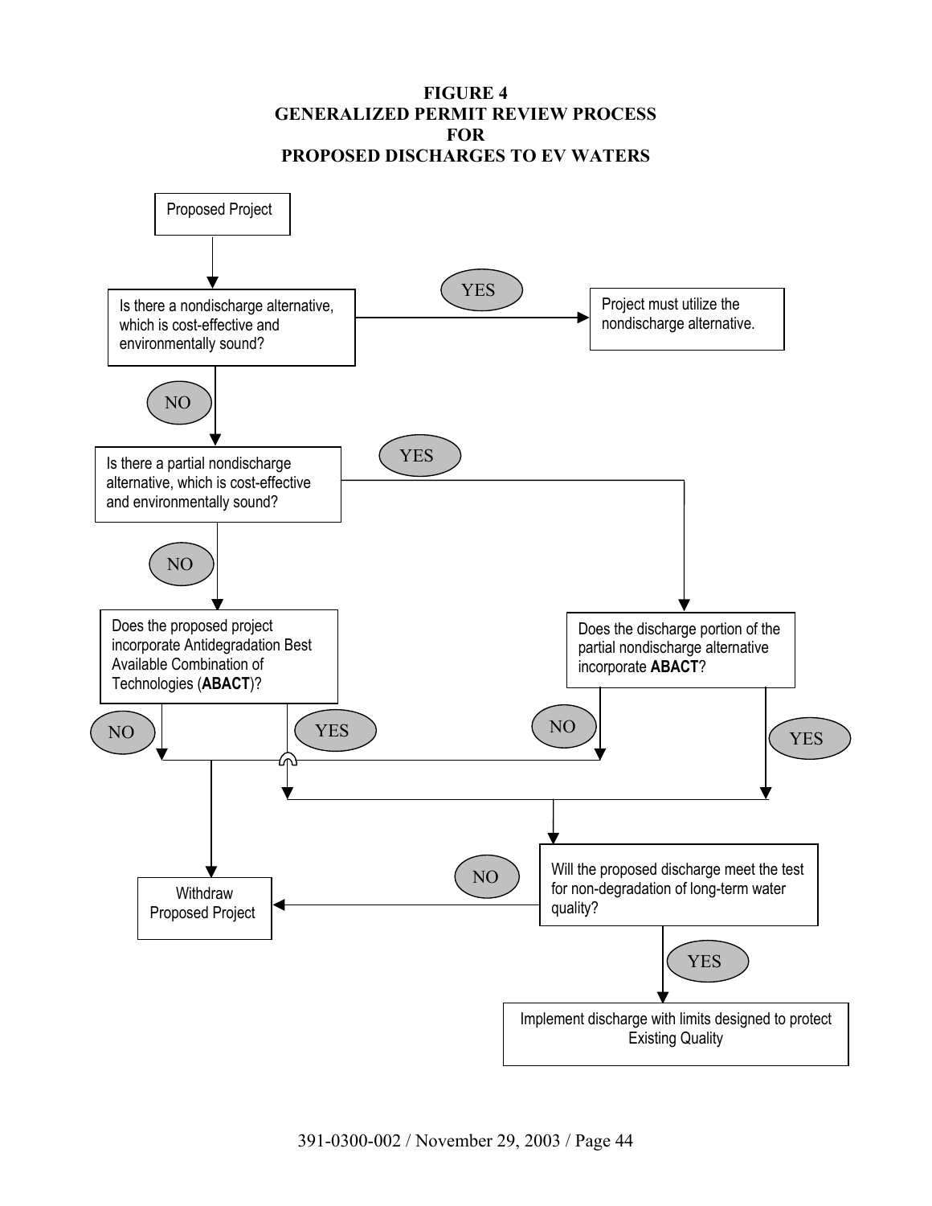# FIGURE 4
# GENERALIZED PERMIT REVIEW PROCESS
# FOR
# PROPOSED DISCHARGES TO EV WATERS

Proposed Project

Is there a nondischarge alternative, which is cost-effective and environmentally sound?

YES

Project must utilize the nondischarge alternative.

NO

Is there a partial nondischarge alternative, which is cost-effective and environmentally sound?

YES

NO

Does the proposed project incorporate Antidegradation Best Available Combination of Technologies (**ABACT**)?

Does the discharge portion of the partial nondischarge alternative incorporate **ABACT**?

NO

YES

NO

YES

Withdraw Proposed Project

NO

Will the proposed discharge meet the test for non-degradation of long-term water quality?

YES

Implement discharge with limits designed to protect Existing Quality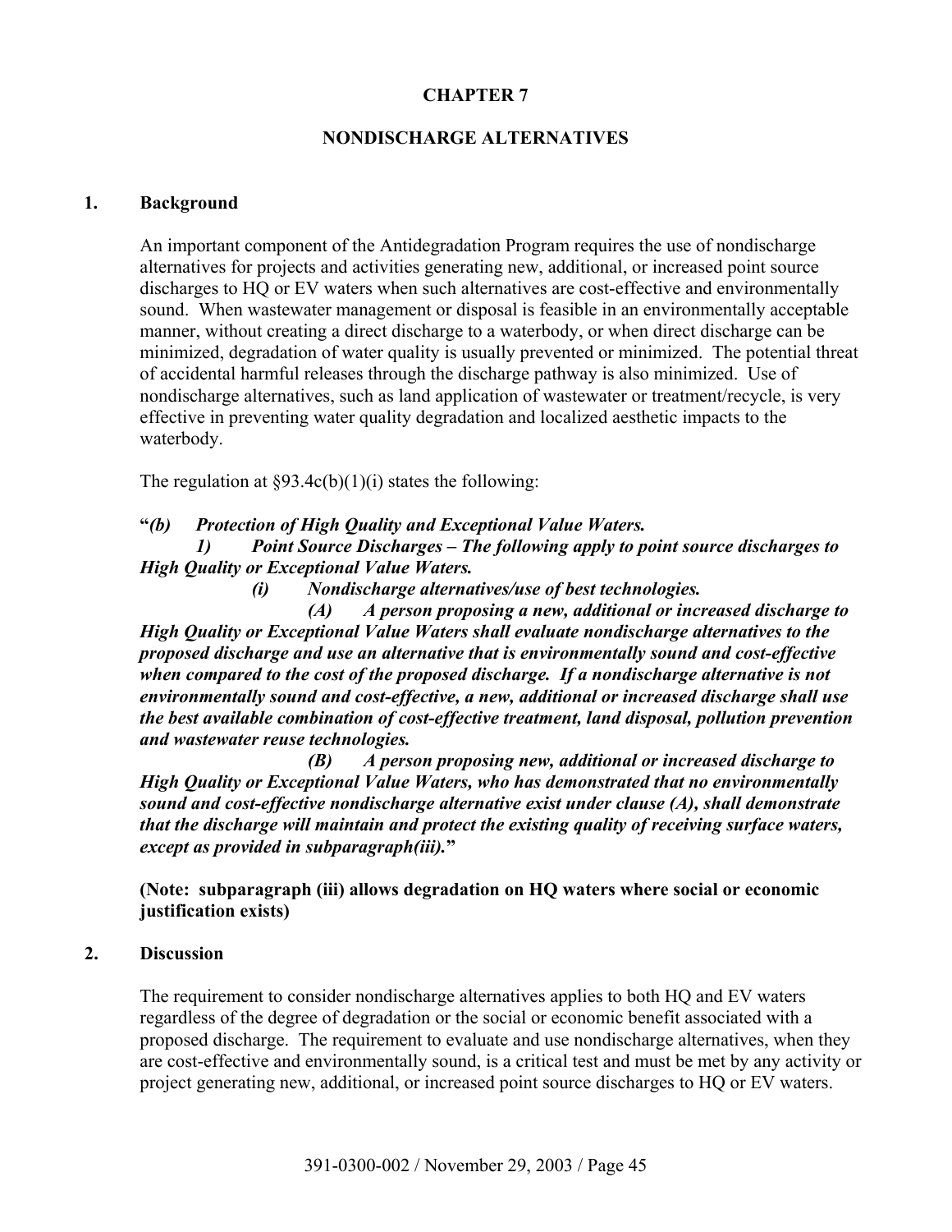# CHAPTER 7

## NONDISCHARGE ALTERNATIVES

### 1. Background

An important component of the Antidegradation Program requires the use of nondischarge alternatives for projects and activities generating new, additional, or increased point source discharges to HQ or EV waters when such alternatives are cost-effective and environmentally sound. When wastewater management or disposal is feasible in an environmentally acceptable manner, without creating a direct discharge to a waterbody, or when direct discharge can be minimized, degradation of water quality is usually prevented or minimized. The potential threat of accidental harmful releases through the discharge pathway is also minimized. Use of nondischarge alternatives, such as land application of wastewater or treatment/recycle, is very effective in preventing water quality degradation and localized aesthetic impacts to the waterbody.

The regulation at §93.4c(b)(1)(i) states the following:

**"*(b) Protection of High Quality and Exceptional Value Waters.***

***1) Point Source Discharges – The following apply to point source discharges to High Quality or Exceptional Value Waters.***

***(i) Nondischarge alternatives/use of best technologies.***

***(A) A person proposing a new, additional or increased discharge to High Quality or Exceptional Value Waters shall evaluate nondischarge alternatives to the proposed discharge and use an alternative that is environmentally sound and cost-effective when compared to the cost of the proposed discharge. If a nondischarge alternative is not environmentally sound and cost-effective, a new, additional or increased discharge shall use the best available combination of cost-effective treatment, land disposal, pollution prevention and wastewater reuse technologies.***

***(B) A person proposing new, additional or increased discharge to High Quality or Exceptional Value Waters, who has demonstrated that no environmentally sound and cost-effective nondischarge alternative exist under clause (A), shall demonstrate that the discharge will maintain and protect the existing quality of receiving surface waters, except as provided in subparagraph(iii).*"**

**(Note: subparagraph (iii) allows degradation on HQ waters where social or economic justification exists)**

### 2. Discussion

The requirement to consider nondischarge alternatives applies to both HQ and EV waters regardless of the degree of degradation or the social or economic benefit associated with a proposed discharge. The requirement to evaluate and use nondischarge alternatives, when they are cost-effective and environmentally sound, is a critical test and must be met by any activity or project generating new, additional, or increased point source discharges to HQ or EV waters.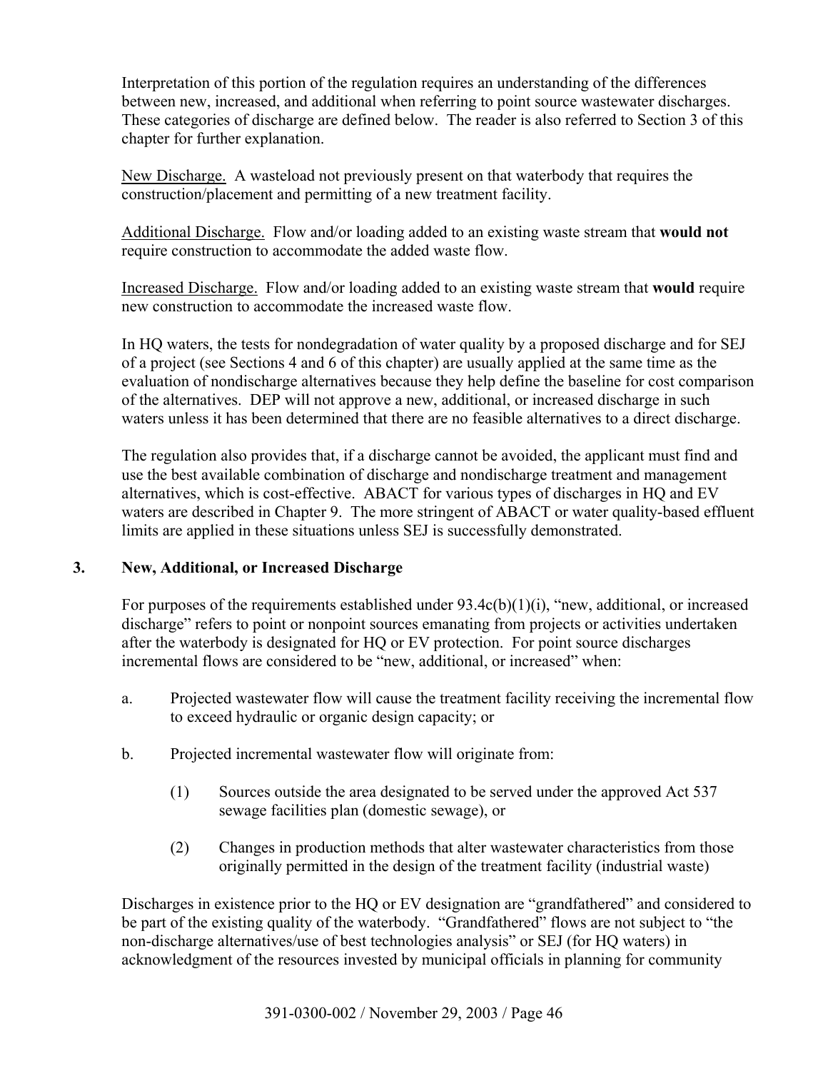Interpretation of this portion of the regulation requires an understanding of the differences between new, increased, and additional when referring to point source wastewater discharges. These categories of discharge are defined below. The reader is also referred to Section 3 of this chapter for further explanation.

New Discharge. A wasteload not previously present on that waterbody that requires the construction/placement and permitting of a new treatment facility.

Additional Discharge. Flow and/or loading added to an existing waste stream that **would not** require construction to accommodate the added waste flow.

Increased Discharge. Flow and/or loading added to an existing waste stream that **would** require new construction to accommodate the increased waste flow.

In HQ waters, the tests for nondegradation of water quality by a proposed discharge and for SEJ of a project (see Sections 4 and 6 of this chapter) are usually applied at the same time as the evaluation of nondischarge alternatives because they help define the baseline for cost comparison of the alternatives. DEP will not approve a new, additional, or increased discharge in such waters unless it has been determined that there are no feasible alternatives to a direct discharge.

The regulation also provides that, if a discharge cannot be avoided, the applicant must find and use the best available combination of discharge and nondischarge treatment and management alternatives, which is cost-effective. ABACT for various types of discharges in HQ and EV waters are described in Chapter 9. The more stringent of ABACT or water quality-based effluent limits are applied in these situations unless SEJ is successfully demonstrated.

## 3. New, Additional, or Increased Discharge

For purposes of the requirements established under 93.4c(b)(1)(i), "new, additional, or increased discharge" refers to point or nonpoint sources emanating from projects or activities undertaken after the waterbody is designated for HQ or EV protection. For point source discharges incremental flows are considered to be "new, additional, or increased" when:

a. Projected wastewater flow will cause the treatment facility receiving the incremental flow to exceed hydraulic or organic design capacity; or

b. Projected incremental wastewater flow will originate from:

   (1) Sources outside the area designated to be served under the approved Act 537 sewage facilities plan (domestic sewage), or

   (2) Changes in production methods that alter wastewater characteristics from those originally permitted in the design of the treatment facility (industrial waste)

Discharges in existence prior to the HQ or EV designation are "grandfathered" and considered to be part of the existing quality of the waterbody. "Grandfathered" flows are not subject to "the non-discharge alternatives/use of best technologies analysis" or SEJ (for HQ waters) in acknowledgment of the resources invested by municipal officials in planning for community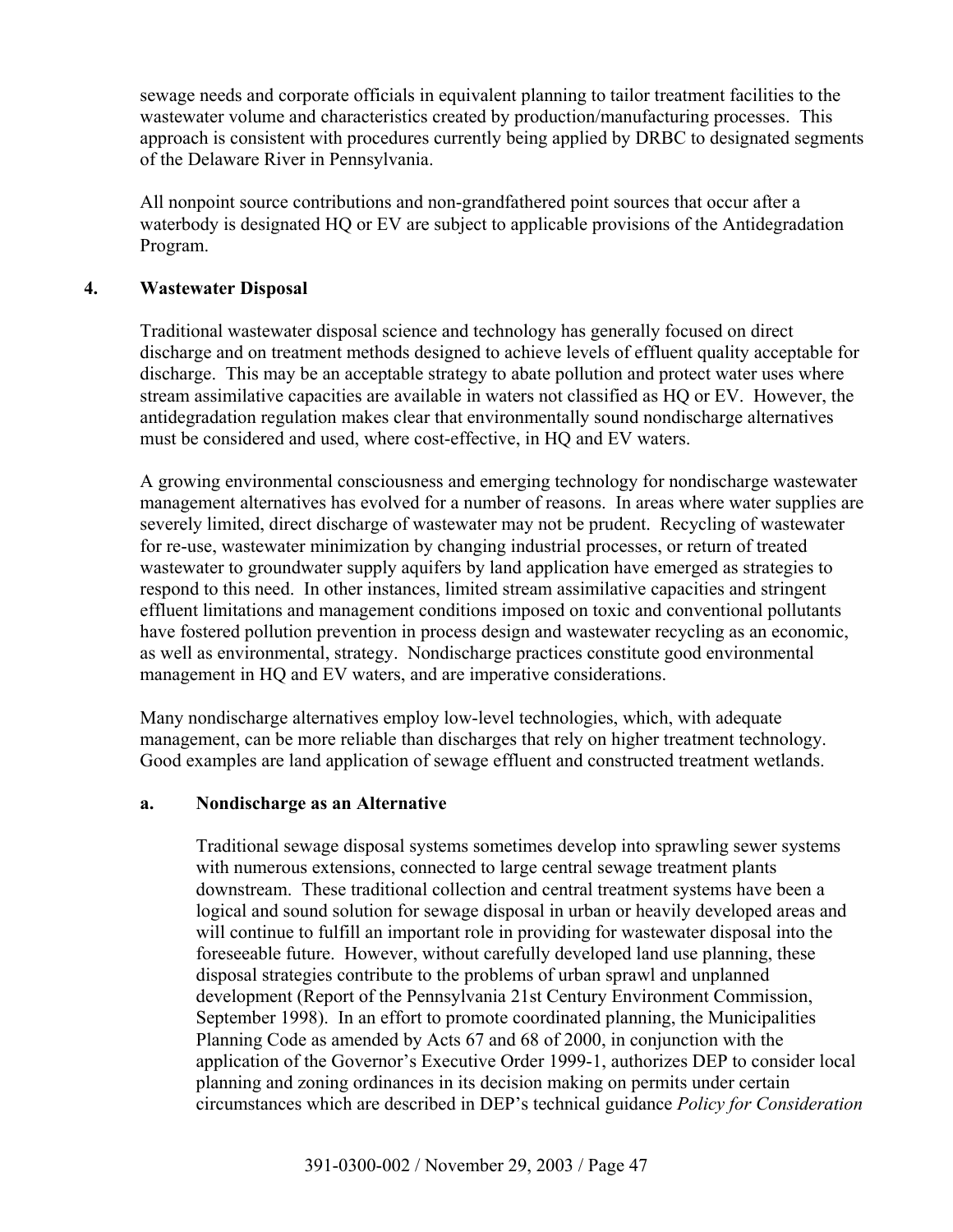sewage needs and corporate officials in equivalent planning to tailor treatment facilities to the wastewater volume and characteristics created by production/manufacturing processes. This approach is consistent with procedures currently being applied by DRBC to designated segments of the Delaware River in Pennsylvania.

All nonpoint source contributions and non-grandfathered point sources that occur after a waterbody is designated HQ or EV are subject to applicable provisions of the Antidegradation Program.

## 4. Wastewater Disposal

Traditional wastewater disposal science and technology has generally focused on direct discharge and on treatment methods designed to achieve levels of effluent quality acceptable for discharge. This may be an acceptable strategy to abate pollution and protect water uses where stream assimilative capacities are available in waters not classified as HQ or EV. However, the antidegradation regulation makes clear that environmentally sound nondischarge alternatives must be considered and used, where cost-effective, in HQ and EV waters.

A growing environmental consciousness and emerging technology for nondischarge wastewater management alternatives has evolved for a number of reasons. In areas where water supplies are severely limited, direct discharge of wastewater may not be prudent. Recycling of wastewater for re-use, wastewater minimization by changing industrial processes, or return of treated wastewater to groundwater supply aquifers by land application have emerged as strategies to respond to this need. In other instances, limited stream assimilative capacities and stringent effluent limitations and management conditions imposed on toxic and conventional pollutants have fostered pollution prevention in process design and wastewater recycling as an economic, as well as environmental, strategy. Nondischarge practices constitute good environmental management in HQ and EV waters, and are imperative considerations.

Many nondischarge alternatives employ low-level technologies, which, with adequate management, can be more reliable than discharges that rely on higher treatment technology. Good examples are land application of sewage effluent and constructed treatment wetlands.

### a. Nondischarge as an Alternative

Traditional sewage disposal systems sometimes develop into sprawling sewer systems with numerous extensions, connected to large central sewage treatment plants downstream. These traditional collection and central treatment systems have been a logical and sound solution for sewage disposal in urban or heavily developed areas and will continue to fulfill an important role in providing for wastewater disposal into the foreseeable future. However, without carefully developed land use planning, these disposal strategies contribute to the problems of urban sprawl and unplanned development (Report of the Pennsylvania 21st Century Environment Commission, September 1998). In an effort to promote coordinated planning, the Municipalities Planning Code as amended by Acts 67 and 68 of 2000, in conjunction with the application of the Governor's Executive Order 1999-1, authorizes DEP to consider local planning and zoning ordinances in its decision making on permits under certain circumstances which are described in DEP's technical guidance *Policy for Consideration*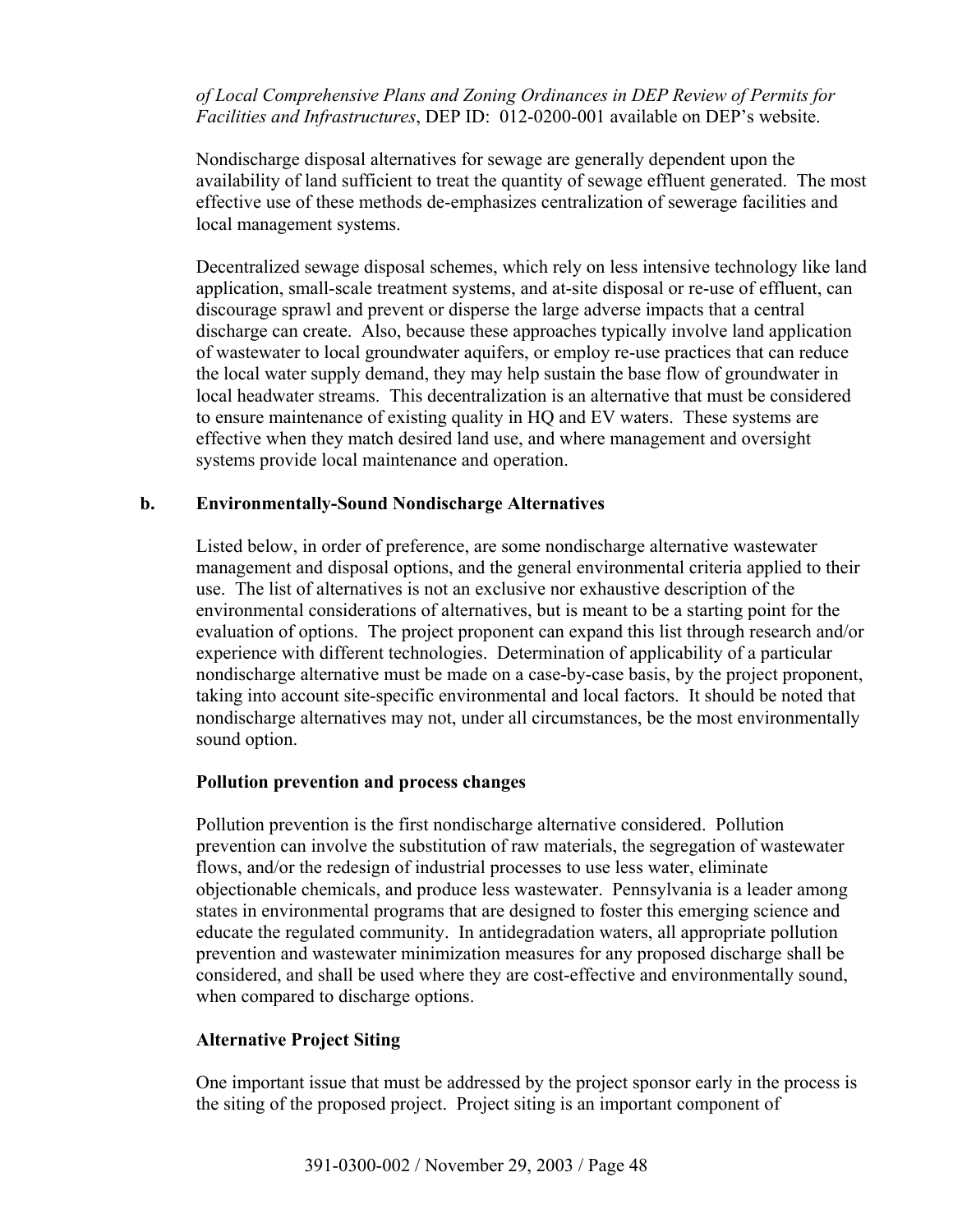*of Local Comprehensive Plans and Zoning Ordinances in DEP Review of Permits for Facilities and Infrastructures*, DEP ID: 012-0200-001 available on DEP's website.

Nondischarge disposal alternatives for sewage are generally dependent upon the availability of land sufficient to treat the quantity of sewage effluent generated. The most effective use of these methods de-emphasizes centralization of sewerage facilities and local management systems.

Decentralized sewage disposal schemes, which rely on less intensive technology like land application, small-scale treatment systems, and at-site disposal or re-use of effluent, can discourage sprawl and prevent or disperse the large adverse impacts that a central discharge can create. Also, because these approaches typically involve land application of wastewater to local groundwater aquifers, or employ re-use practices that can reduce the local water supply demand, they may help sustain the base flow of groundwater in local headwater streams. This decentralization is an alternative that must be considered to ensure maintenance of existing quality in HQ and EV waters. These systems are effective when they match desired land use, and where management and oversight systems provide local maintenance and operation.

**b. Environmentally-Sound Nondischarge Alternatives**

Listed below, in order of preference, are some nondischarge alternative wastewater management and disposal options, and the general environmental criteria applied to their use. The list of alternatives is not an exclusive nor exhaustive description of the environmental considerations of alternatives, but is meant to be a starting point for the evaluation of options. The project proponent can expand this list through research and/or experience with different technologies. Determination of applicability of a particular nondischarge alternative must be made on a case-by-case basis, by the project proponent, taking into account site-specific environmental and local factors. It should be noted that nondischarge alternatives may not, under all circumstances, be the most environmentally sound option.

**Pollution prevention and process changes**

Pollution prevention is the first nondischarge alternative considered. Pollution prevention can involve the substitution of raw materials, the segregation of wastewater flows, and/or the redesign of industrial processes to use less water, eliminate objectionable chemicals, and produce less wastewater. Pennsylvania is a leader among states in environmental programs that are designed to foster this emerging science and educate the regulated community. In antidegradation waters, all appropriate pollution prevention and wastewater minimization measures for any proposed discharge shall be considered, and shall be used where they are cost-effective and environmentally sound, when compared to discharge options.

**Alternative Project Siting**

One important issue that must be addressed by the project sponsor early in the process is the siting of the proposed project. Project siting is an important component of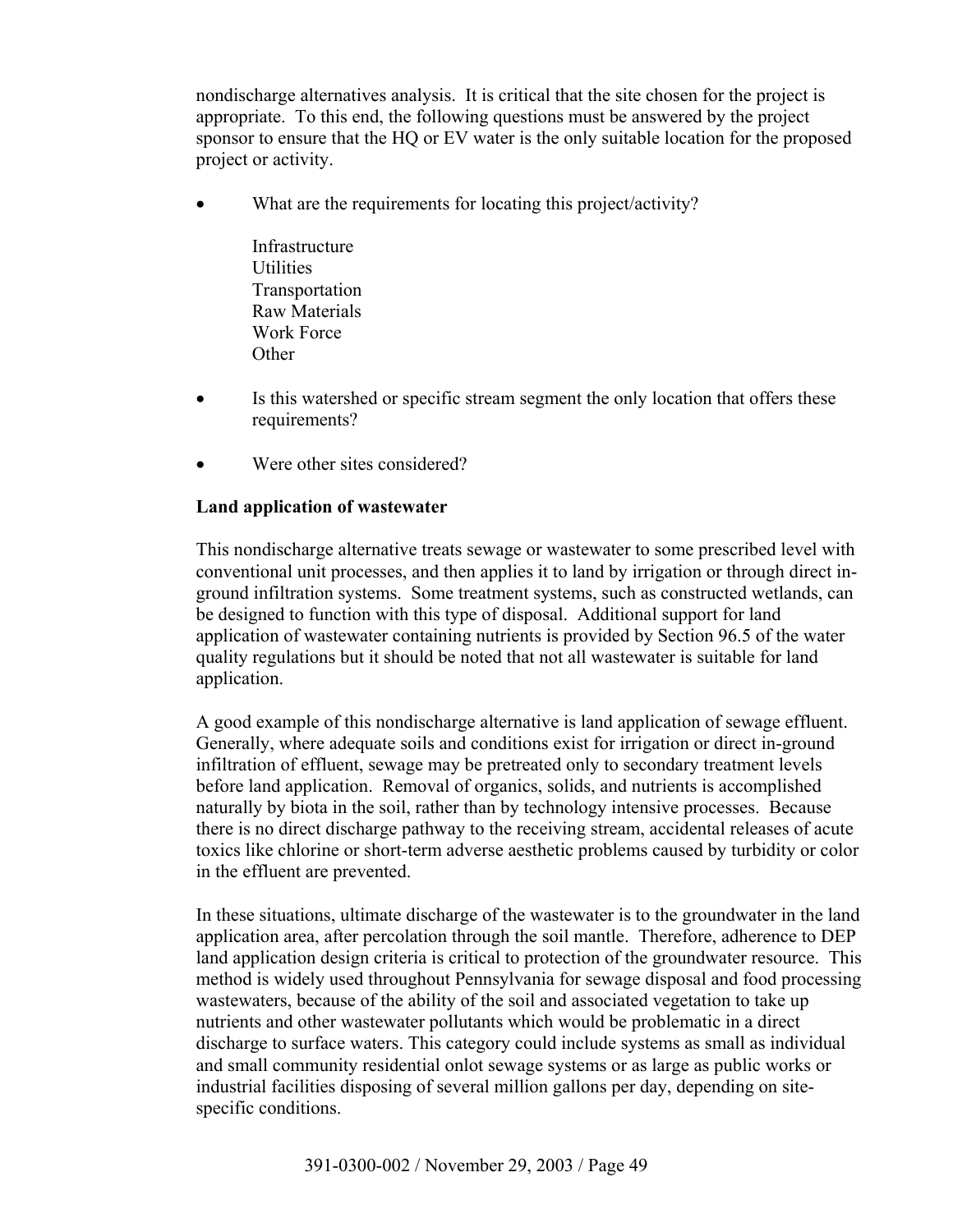nondischarge alternatives analysis. It is critical that the site chosen for the project is appropriate. To this end, the following questions must be answered by the project sponsor to ensure that the HQ or EV water is the only suitable location for the proposed project or activity.

- What are the requirements for locating this project/activity?

  Infrastructure
  Utilities
  Transportation
  Raw Materials
  Work Force
  Other

- Is this watershed or specific stream segment the only location that offers these requirements?

- Were other sites considered?

**Land application of wastewater**

This nondischarge alternative treats sewage or wastewater to some prescribed level with conventional unit processes, and then applies it to land by irrigation or through direct in-ground infiltration systems. Some treatment systems, such as constructed wetlands, can be designed to function with this type of disposal. Additional support for land application of wastewater containing nutrients is provided by Section 96.5 of the water quality regulations but it should be noted that not all wastewater is suitable for land application.

A good example of this nondischarge alternative is land application of sewage effluent. Generally, where adequate soils and conditions exist for irrigation or direct in-ground infiltration of effluent, sewage may be pretreated only to secondary treatment levels before land application. Removal of organics, solids, and nutrients is accomplished naturally by biota in the soil, rather than by technology intensive processes. Because there is no direct discharge pathway to the receiving stream, accidental releases of acute toxics like chlorine or short-term adverse aesthetic problems caused by turbidity or color in the effluent are prevented.

In these situations, ultimate discharge of the wastewater is to the groundwater in the land application area, after percolation through the soil mantle. Therefore, adherence to DEP land application design criteria is critical to protection of the groundwater resource. This method is widely used throughout Pennsylvania for sewage disposal and food processing wastewaters, because of the ability of the soil and associated vegetation to take up nutrients and other wastewater pollutants which would be problematic in a direct discharge to surface waters. This category could include systems as small as individual and small community residential onlot sewage systems or as large as public works or industrial facilities disposing of several million gallons per day, depending on site-specific conditions.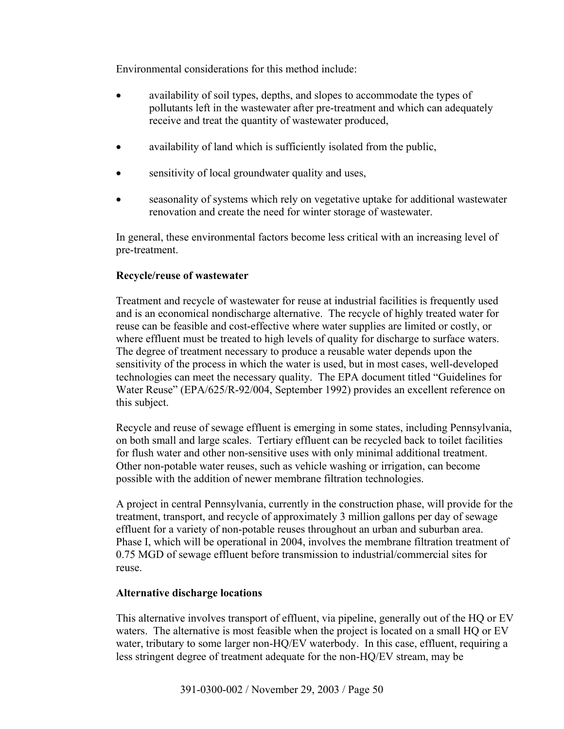Environmental considerations for this method include:

- availability of soil types, depths, and slopes to accommodate the types of pollutants left in the wastewater after pre-treatment and which can adequately receive and treat the quantity of wastewater produced,
- availability of land which is sufficiently isolated from the public,
- sensitivity of local groundwater quality and uses,
- seasonality of systems which rely on vegetative uptake for additional wastewater renovation and create the need for winter storage of wastewater.

In general, these environmental factors become less critical with an increasing level of pre-treatment.

**Recycle/reuse of wastewater**

Treatment and recycle of wastewater for reuse at industrial facilities is frequently used and is an economical nondischarge alternative. The recycle of highly treated water for reuse can be feasible and cost-effective where water supplies are limited or costly, or where effluent must be treated to high levels of quality for discharge to surface waters. The degree of treatment necessary to produce a reusable water depends upon the sensitivity of the process in which the water is used, but in most cases, well-developed technologies can meet the necessary quality. The EPA document titled "Guidelines for Water Reuse" (EPA/625/R-92/004, September 1992) provides an excellent reference on this subject.

Recycle and reuse of sewage effluent is emerging in some states, including Pennsylvania, on both small and large scales. Tertiary effluent can be recycled back to toilet facilities for flush water and other non-sensitive uses with only minimal additional treatment. Other non-potable water reuses, such as vehicle washing or irrigation, can become possible with the addition of newer membrane filtration technologies.

A project in central Pennsylvania, currently in the construction phase, will provide for the treatment, transport, and recycle of approximately 3 million gallons per day of sewage effluent for a variety of non-potable reuses throughout an urban and suburban area. Phase I, which will be operational in 2004, involves the membrane filtration treatment of 0.75 MGD of sewage effluent before transmission to industrial/commercial sites for reuse.

**Alternative discharge locations**

This alternative involves transport of effluent, via pipeline, generally out of the HQ or EV waters. The alternative is most feasible when the project is located on a small HQ or EV water, tributary to some larger non-HQ/EV waterbody. In this case, effluent, requiring a less stringent degree of treatment adequate for the non-HQ/EV stream, may be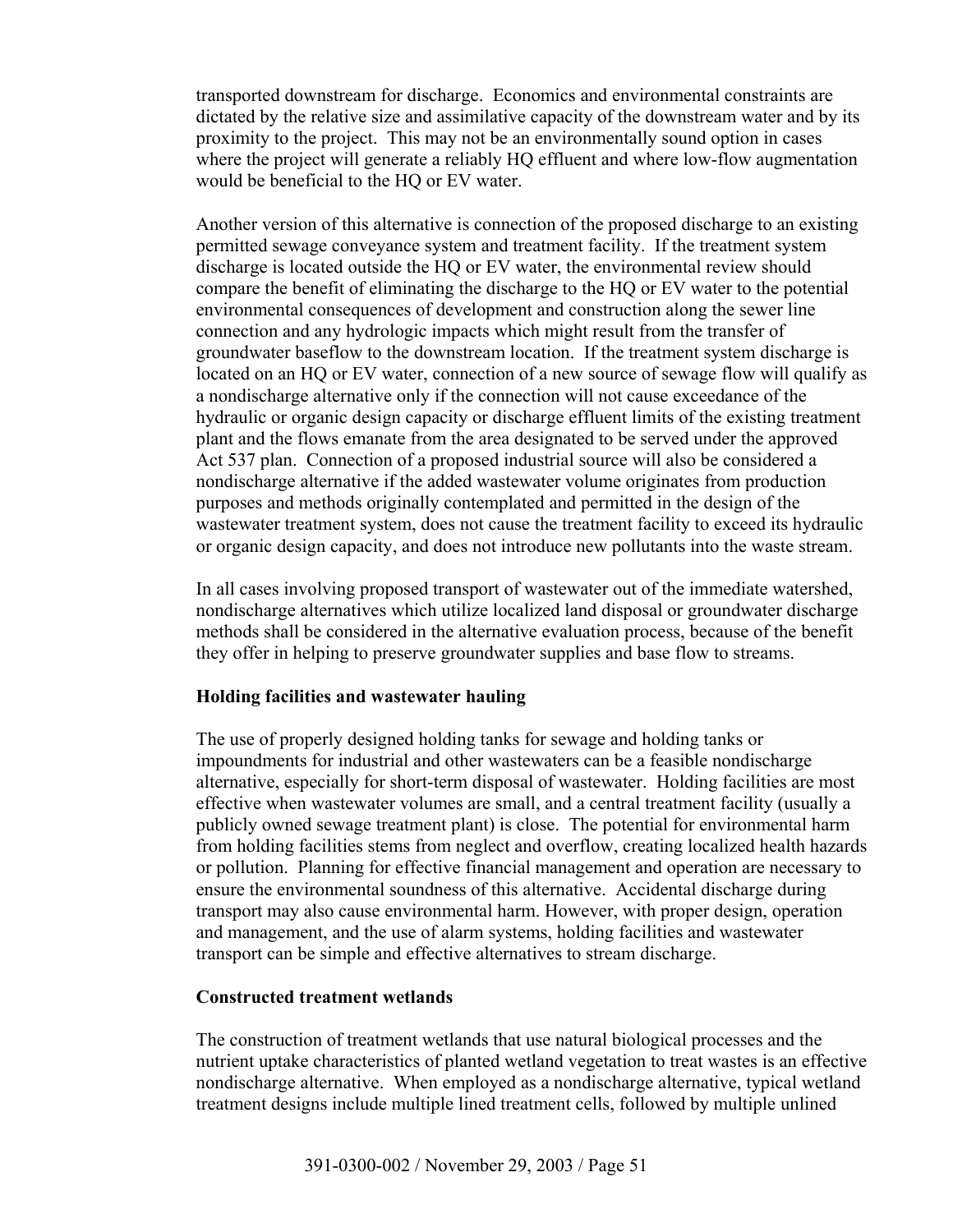transported downstream for discharge. Economics and environmental constraints are dictated by the relative size and assimilative capacity of the downstream water and by its proximity to the project. This may not be an environmentally sound option in cases where the project will generate a reliably HQ effluent and where low-flow augmentation would be beneficial to the HQ or EV water.

Another version of this alternative is connection of the proposed discharge to an existing permitted sewage conveyance system and treatment facility. If the treatment system discharge is located outside the HQ or EV water, the environmental review should compare the benefit of eliminating the discharge to the HQ or EV water to the potential environmental consequences of development and construction along the sewer line connection and any hydrologic impacts which might result from the transfer of groundwater baseflow to the downstream location. If the treatment system discharge is located on an HQ or EV water, connection of a new source of sewage flow will qualify as a nondischarge alternative only if the connection will not cause exceedance of the hydraulic or organic design capacity or discharge effluent limits of the existing treatment plant and the flows emanate from the area designated to be served under the approved Act 537 plan. Connection of a proposed industrial source will also be considered a nondischarge alternative if the added wastewater volume originates from production purposes and methods originally contemplated and permitted in the design of the wastewater treatment system, does not cause the treatment facility to exceed its hydraulic or organic design capacity, and does not introduce new pollutants into the waste stream.

In all cases involving proposed transport of wastewater out of the immediate watershed, nondischarge alternatives which utilize localized land disposal or groundwater discharge methods shall be considered in the alternative evaluation process, because of the benefit they offer in helping to preserve groundwater supplies and base flow to streams.

**Holding facilities and wastewater hauling**

The use of properly designed holding tanks for sewage and holding tanks or impoundments for industrial and other wastewaters can be a feasible nondischarge alternative, especially for short-term disposal of wastewater. Holding facilities are most effective when wastewater volumes are small, and a central treatment facility (usually a publicly owned sewage treatment plant) is close. The potential for environmental harm from holding facilities stems from neglect and overflow, creating localized health hazards or pollution. Planning for effective financial management and operation are necessary to ensure the environmental soundness of this alternative. Accidental discharge during transport may also cause environmental harm. However, with proper design, operation and management, and the use of alarm systems, holding facilities and wastewater transport can be simple and effective alternatives to stream discharge.

**Constructed treatment wetlands**

The construction of treatment wetlands that use natural biological processes and the nutrient uptake characteristics of planted wetland vegetation to treat wastes is an effective nondischarge alternative. When employed as a nondischarge alternative, typical wetland treatment designs include multiple lined treatment cells, followed by multiple unlined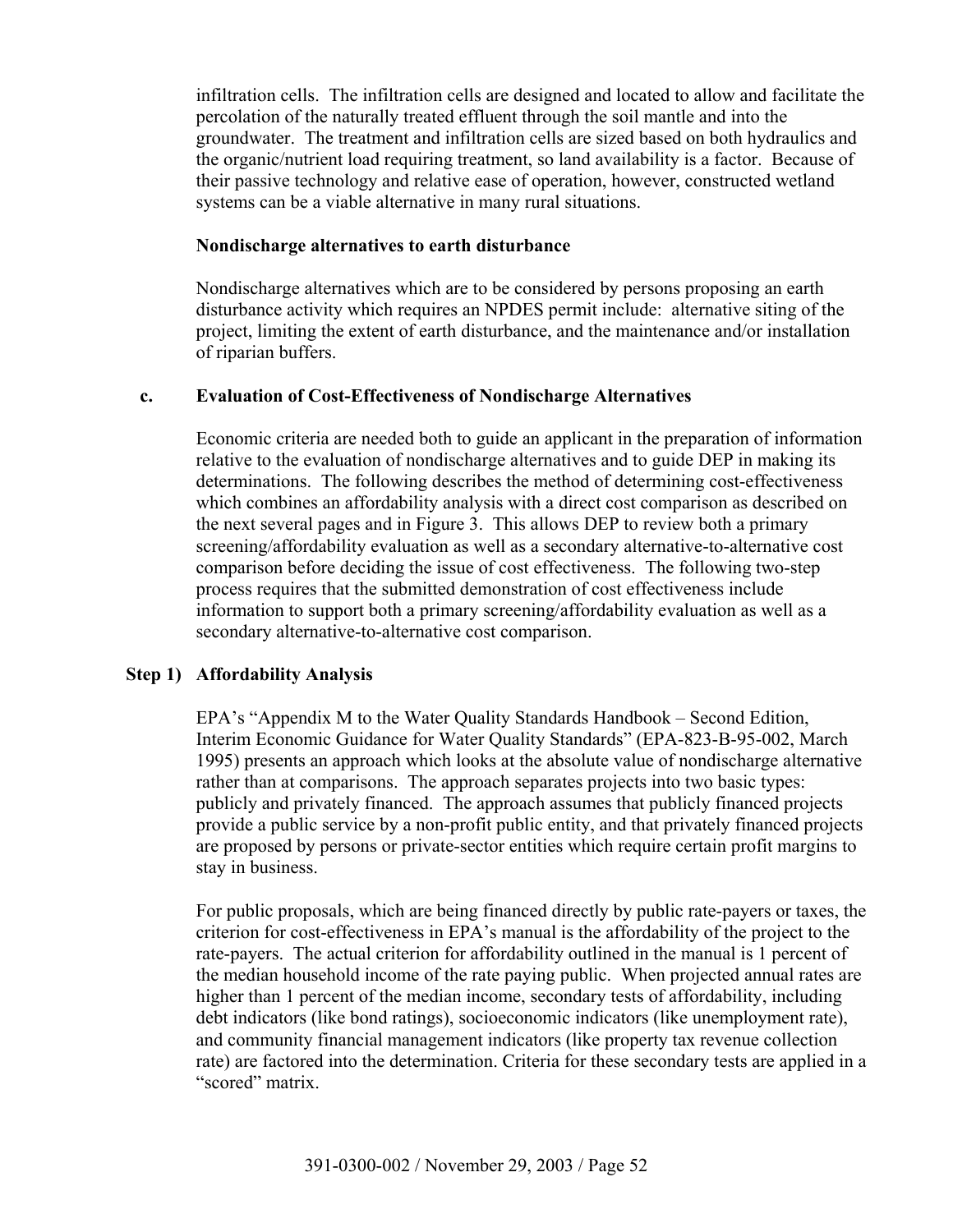infiltration cells. The infiltration cells are designed and located to allow and facilitate the percolation of the naturally treated effluent through the soil mantle and into the groundwater. The treatment and infiltration cells are sized based on both hydraulics and the organic/nutrient load requiring treatment, so land availability is a factor. Because of their passive technology and relative ease of operation, however, constructed wetland systems can be a viable alternative in many rural situations.

**Nondischarge alternatives to earth disturbance**

Nondischarge alternatives which are to be considered by persons proposing an earth disturbance activity which requires an NPDES permit include: alternative siting of the project, limiting the extent of earth disturbance, and the maintenance and/or installation of riparian buffers.

### c. Evaluation of Cost-Effectiveness of Nondischarge Alternatives

Economic criteria are needed both to guide an applicant in the preparation of information relative to the evaluation of nondischarge alternatives and to guide DEP in making its determinations. The following describes the method of determining cost-effectiveness which combines an affordability analysis with a direct cost comparison as described on the next several pages and in Figure 3. This allows DEP to review both a primary screening/affordability evaluation as well as a secondary alternative-to-alternative cost comparison before deciding the issue of cost effectiveness. The following two-step process requires that the submitted demonstration of cost effectiveness include information to support both a primary screening/affordability evaluation as well as a secondary alternative-to-alternative cost comparison.

### Step 1) Affordability Analysis

EPA's "Appendix M to the Water Quality Standards Handbook – Second Edition, Interim Economic Guidance for Water Quality Standards" (EPA-823-B-95-002, March 1995) presents an approach which looks at the absolute value of nondischarge alternative rather than at comparisons. The approach separates projects into two basic types: publicly and privately financed. The approach assumes that publicly financed projects provide a public service by a non-profit public entity, and that privately financed projects are proposed by persons or private-sector entities which require certain profit margins to stay in business.

For public proposals, which are being financed directly by public rate-payers or taxes, the criterion for cost-effectiveness in EPA's manual is the affordability of the project to the rate-payers. The actual criterion for affordability outlined in the manual is 1 percent of the median household income of the rate paying public. When projected annual rates are higher than 1 percent of the median income, secondary tests of affordability, including debt indicators (like bond ratings), socioeconomic indicators (like unemployment rate), and community financial management indicators (like property tax revenue collection rate) are factored into the determination. Criteria for these secondary tests are applied in a "scored" matrix.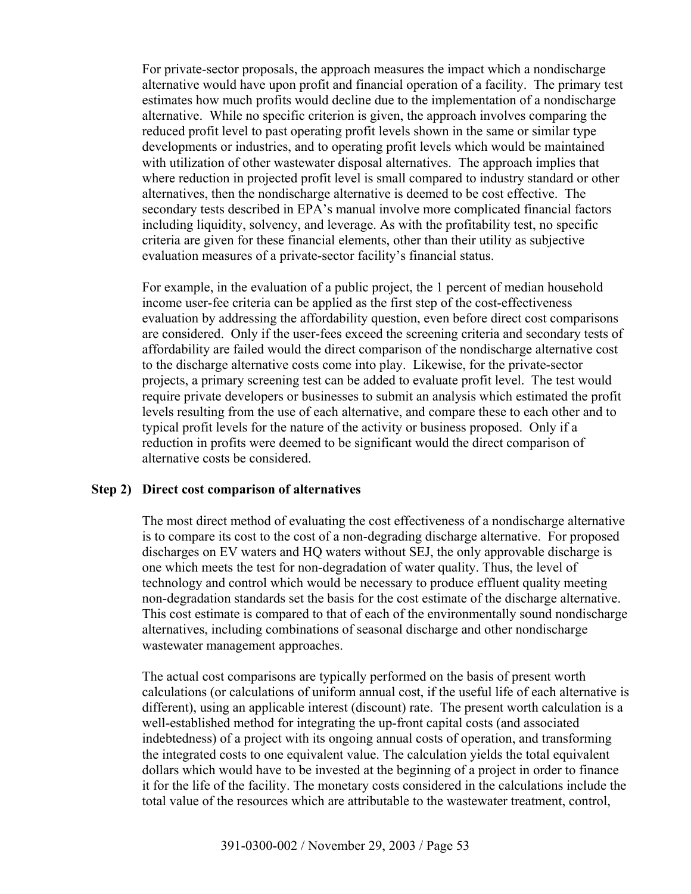For private-sector proposals, the approach measures the impact which a nondischarge alternative would have upon profit and financial operation of a facility. The primary test estimates how much profits would decline due to the implementation of a nondischarge alternative. While no specific criterion is given, the approach involves comparing the reduced profit level to past operating profit levels shown in the same or similar type developments or industries, and to operating profit levels which would be maintained with utilization of other wastewater disposal alternatives. The approach implies that where reduction in projected profit level is small compared to industry standard or other alternatives, then the nondischarge alternative is deemed to be cost effective. The secondary tests described in EPA's manual involve more complicated financial factors including liquidity, solvency, and leverage. As with the profitability test, no specific criteria are given for these financial elements, other than their utility as subjective evaluation measures of a private-sector facility's financial status.

For example, in the evaluation of a public project, the 1 percent of median household income user-fee criteria can be applied as the first step of the cost-effectiveness evaluation by addressing the affordability question, even before direct cost comparisons are considered. Only if the user-fees exceed the screening criteria and secondary tests of affordability are failed would the direct comparison of the nondischarge alternative cost to the discharge alternative costs come into play. Likewise, for the private-sector projects, a primary screening test can be added to evaluate profit level. The test would require private developers or businesses to submit an analysis which estimated the profit levels resulting from the use of each alternative, and compare these to each other and to typical profit levels for the nature of the activity or business proposed. Only if a reduction in profits were deemed to be significant would the direct comparison of alternative costs be considered.

**Step 2) Direct cost comparison of alternatives**

The most direct method of evaluating the cost effectiveness of a nondischarge alternative is to compare its cost to the cost of a non-degrading discharge alternative. For proposed discharges on EV waters and HQ waters without SEJ, the only approvable discharge is one which meets the test for non-degradation of water quality. Thus, the level of technology and control which would be necessary to produce effluent quality meeting non-degradation standards set the basis for the cost estimate of the discharge alternative. This cost estimate is compared to that of each of the environmentally sound nondischarge alternatives, including combinations of seasonal discharge and other nondischarge wastewater management approaches.

The actual cost comparisons are typically performed on the basis of present worth calculations (or calculations of uniform annual cost, if the useful life of each alternative is different), using an applicable interest (discount) rate. The present worth calculation is a well-established method for integrating the up-front capital costs (and associated indebtedness) of a project with its ongoing annual costs of operation, and transforming the integrated costs to one equivalent value. The calculation yields the total equivalent dollars which would have to be invested at the beginning of a project in order to finance it for the life of the facility. The monetary costs considered in the calculations include the total value of the resources which are attributable to the wastewater treatment, control,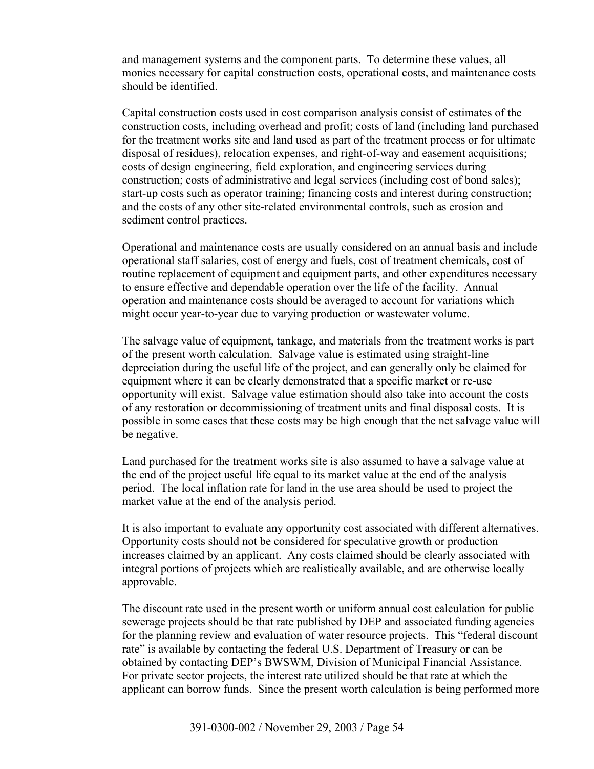and management systems and the component parts. To determine these values, all monies necessary for capital construction costs, operational costs, and maintenance costs should be identified.

Capital construction costs used in cost comparison analysis consist of estimates of the construction costs, including overhead and profit; costs of land (including land purchased for the treatment works site and land used as part of the treatment process or for ultimate disposal of residues), relocation expenses, and right-of-way and easement acquisitions; costs of design engineering, field exploration, and engineering services during construction; costs of administrative and legal services (including cost of bond sales); start-up costs such as operator training; financing costs and interest during construction; and the costs of any other site-related environmental controls, such as erosion and sediment control practices.

Operational and maintenance costs are usually considered on an annual basis and include operational staff salaries, cost of energy and fuels, cost of treatment chemicals, cost of routine replacement of equipment and equipment parts, and other expenditures necessary to ensure effective and dependable operation over the life of the facility. Annual operation and maintenance costs should be averaged to account for variations which might occur year-to-year due to varying production or wastewater volume.

The salvage value of equipment, tankage, and materials from the treatment works is part of the present worth calculation. Salvage value is estimated using straight-line depreciation during the useful life of the project, and can generally only be claimed for equipment where it can be clearly demonstrated that a specific market or re-use opportunity will exist. Salvage value estimation should also take into account the costs of any restoration or decommissioning of treatment units and final disposal costs. It is possible in some cases that these costs may be high enough that the net salvage value will be negative.

Land purchased for the treatment works site is also assumed to have a salvage value at the end of the project useful life equal to its market value at the end of the analysis period. The local inflation rate for land in the use area should be used to project the market value at the end of the analysis period.

It is also important to evaluate any opportunity cost associated with different alternatives. Opportunity costs should not be considered for speculative growth or production increases claimed by an applicant. Any costs claimed should be clearly associated with integral portions of projects which are realistically available, and are otherwise locally approvable.

The discount rate used in the present worth or uniform annual cost calculation for public sewerage projects should be that rate published by DEP and associated funding agencies for the planning review and evaluation of water resource projects. This "federal discount rate" is available by contacting the federal U.S. Department of Treasury or can be obtained by contacting DEP's BWSWM, Division of Municipal Financial Assistance. For private sector projects, the interest rate utilized should be that rate at which the applicant can borrow funds. Since the present worth calculation is being performed more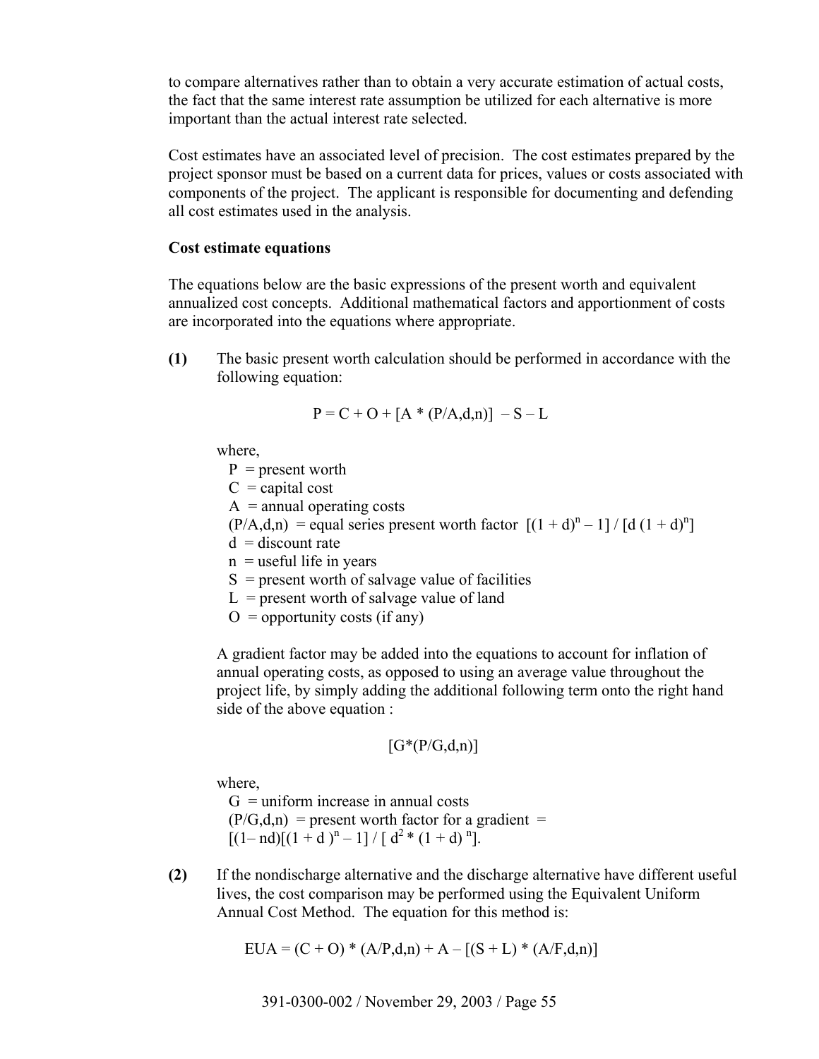to compare alternatives rather than to obtain a very accurate estimation of actual costs, the fact that the same interest rate assumption be utilized for each alternative is more important than the actual interest rate selected.

Cost estimates have an associated level of precision. The cost estimates prepared by the project sponsor must be based on a current data for prices, values or costs associated with components of the project. The applicant is responsible for documenting and defending all cost estimates used in the analysis.

**Cost estimate equations**

The equations below are the basic expressions of the present worth and equivalent annualized cost concepts. Additional mathematical factors and apportionment of costs are incorporated into the equations where appropriate.

**(1)** The basic present worth calculation should be performed in accordance with the following equation:

$$P = C + O + [A * (P/A,d,n)] - S - L$$

where,

- P = present worth
- C = capital cost
- A = annual operating costs
- (P/A,d,n) = equal series present worth factor $[(1 + d)^n - 1] / [d (1 + d)^n]$
- d = discount rate
- n = useful life in years
- S = present worth of salvage value of facilities
- L = present worth of salvage value of land
- O = opportunity costs (if any)

A gradient factor may be added into the equations to account for inflation of annual operating costs, as opposed to using an average value throughout the project life, by simply adding the additional following term onto the right hand side of the above equation :

$$[G*(P/G,d,n)]$$

where,

- G = uniform increase in annual costs
- (P/G,d,n) = present worth factor for a gradient = $[(1 - nd)[(1 + d)^n - 1] / [d^2 * (1 + d)^n]$.

**(2)** If the nondischarge alternative and the discharge alternative have different useful lives, the cost comparison may be performed using the Equivalent Uniform Annual Cost Method. The equation for this method is:

$$EUA = (C + O) * (A/P,d,n) + A - [(S + L) * (A/F,d,n)]$$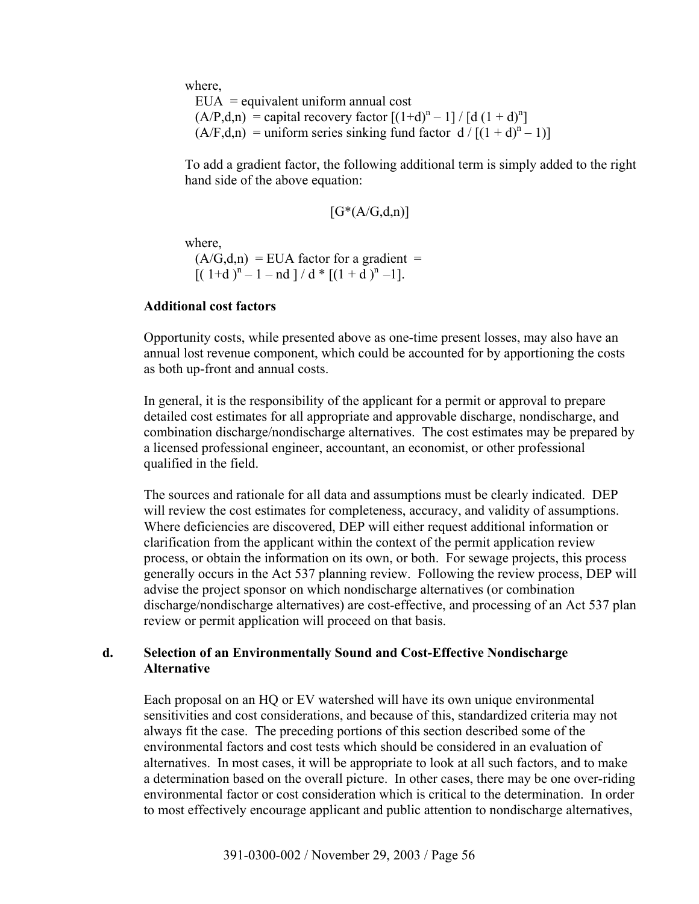where,

EUA = equivalent uniform annual cost

(A/P,d,n) = capital recovery factor $[(1+d)^n - 1] / [d(1 + d)^n]$

(A/F,d,n) = uniform series sinking fund factor $d / [(1 + d)^n - 1)]$

To add a gradient factor, the following additional term is simply added to the right hand side of the above equation:

$$[G*(A/G,d,n)]$$

where,

(A/G,d,n) = EUA factor for a gradient = $[( 1+d )^n - 1 - nd ] / d * [(1 + d )^n -1]$.

**Additional cost factors**

Opportunity costs, while presented above as one-time present losses, may also have an annual lost revenue component, which could be accounted for by apportioning the costs as both up-front and annual costs.

In general, it is the responsibility of the applicant for a permit or approval to prepare detailed cost estimates for all appropriate and approvable discharge, nondischarge, and combination discharge/nondischarge alternatives. The cost estimates may be prepared by a licensed professional engineer, accountant, an economist, or other professional qualified in the field.

The sources and rationale for all data and assumptions must be clearly indicated. DEP will review the cost estimates for completeness, accuracy, and validity of assumptions. Where deficiencies are discovered, DEP will either request additional information or clarification from the applicant within the context of the permit application review process, or obtain the information on its own, or both. For sewage projects, this process generally occurs in the Act 537 planning review. Following the review process, DEP will advise the project sponsor on which nondischarge alternatives (or combination discharge/nondischarge alternatives) are cost-effective, and processing of an Act 537 plan review or permit application will proceed on that basis.

**d. Selection of an Environmentally Sound and Cost-Effective Nondischarge Alternative**

Each proposal on an HQ or EV watershed will have its own unique environmental sensitivities and cost considerations, and because of this, standardized criteria may not always fit the case. The preceding portions of this section described some of the environmental factors and cost tests which should be considered in an evaluation of alternatives. In most cases, it will be appropriate to look at all such factors, and to make a determination based on the overall picture. In other cases, there may be one over-riding environmental factor or cost consideration which is critical to the determination. In order to most effectively encourage applicant and public attention to nondischarge alternatives,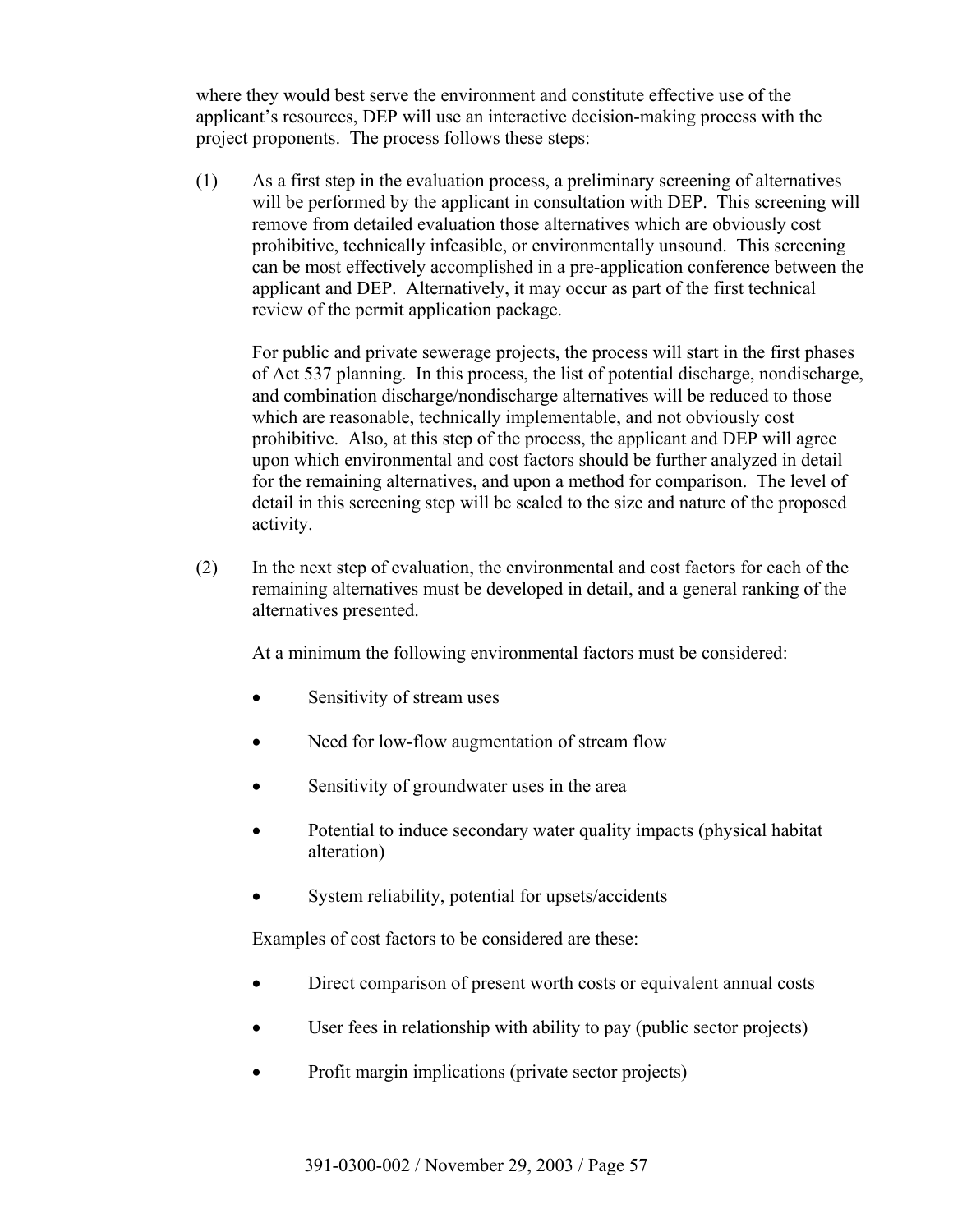where they would best serve the environment and constitute effective use of the applicant's resources, DEP will use an interactive decision-making process with the project proponents. The process follows these steps:

(1) As a first step in the evaluation process, a preliminary screening of alternatives will be performed by the applicant in consultation with DEP. This screening will remove from detailed evaluation those alternatives which are obviously cost prohibitive, technically infeasible, or environmentally unsound. This screening can be most effectively accomplished in a pre-application conference between the applicant and DEP. Alternatively, it may occur as part of the first technical review of the permit application package.

For public and private sewerage projects, the process will start in the first phases of Act 537 planning. In this process, the list of potential discharge, nondischarge, and combination discharge/nondischarge alternatives will be reduced to those which are reasonable, technically implementable, and not obviously cost prohibitive. Also, at this step of the process, the applicant and DEP will agree upon which environmental and cost factors should be further analyzed in detail for the remaining alternatives, and upon a method for comparison. The level of detail in this screening step will be scaled to the size and nature of the proposed activity.

(2) In the next step of evaluation, the environmental and cost factors for each of the remaining alternatives must be developed in detail, and a general ranking of the alternatives presented.

At a minimum the following environmental factors must be considered:

- Sensitivity of stream uses
- Need for low-flow augmentation of stream flow
- Sensitivity of groundwater uses in the area
- Potential to induce secondary water quality impacts (physical habitat alteration)
- System reliability, potential for upsets/accidents

Examples of cost factors to be considered are these:

- Direct comparison of present worth costs or equivalent annual costs
- User fees in relationship with ability to pay (public sector projects)
- Profit margin implications (private sector projects)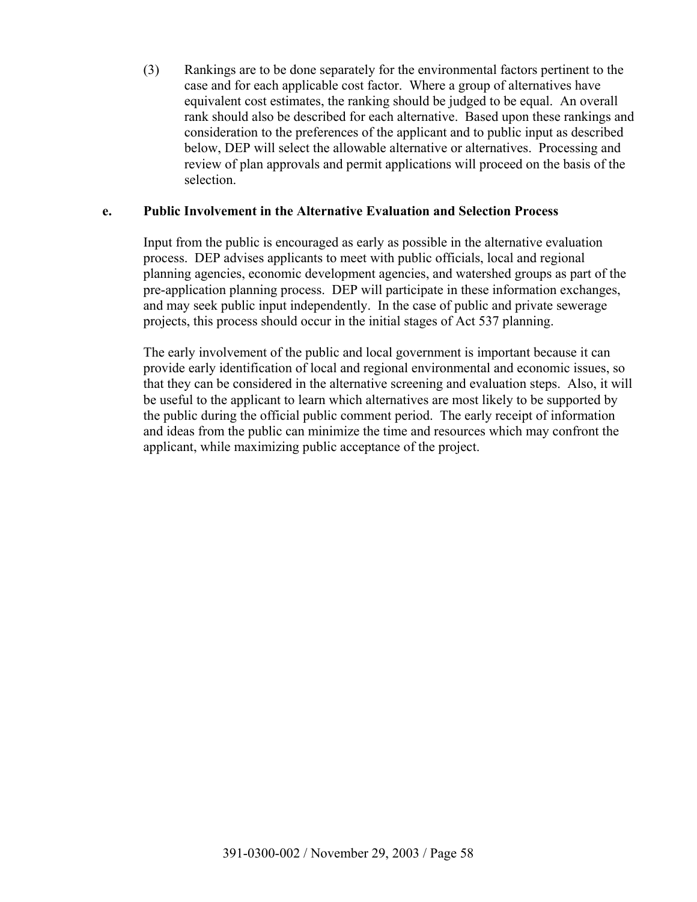(3) Rankings are to be done separately for the environmental factors pertinent to the case and for each applicable cost factor. Where a group of alternatives have equivalent cost estimates, the ranking should be judged to be equal. An overall rank should also be described for each alternative. Based upon these rankings and consideration to the preferences of the applicant and to public input as described below, DEP will select the allowable alternative or alternatives. Processing and review of plan approvals and permit applications will proceed on the basis of the selection.

### e. Public Involvement in the Alternative Evaluation and Selection Process

Input from the public is encouraged as early as possible in the alternative evaluation process. DEP advises applicants to meet with public officials, local and regional planning agencies, economic development agencies, and watershed groups as part of the pre-application planning process. DEP will participate in these information exchanges, and may seek public input independently. In the case of public and private sewerage projects, this process should occur in the initial stages of Act 537 planning.

The early involvement of the public and local government is important because it can provide early identification of local and regional environmental and economic issues, so that they can be considered in the alternative screening and evaluation steps. Also, it will be useful to the applicant to learn which alternatives are most likely to be supported by the public during the official public comment period. The early receipt of information and ideas from the public can minimize the time and resources which may confront the applicant, while maximizing public acceptance of the project.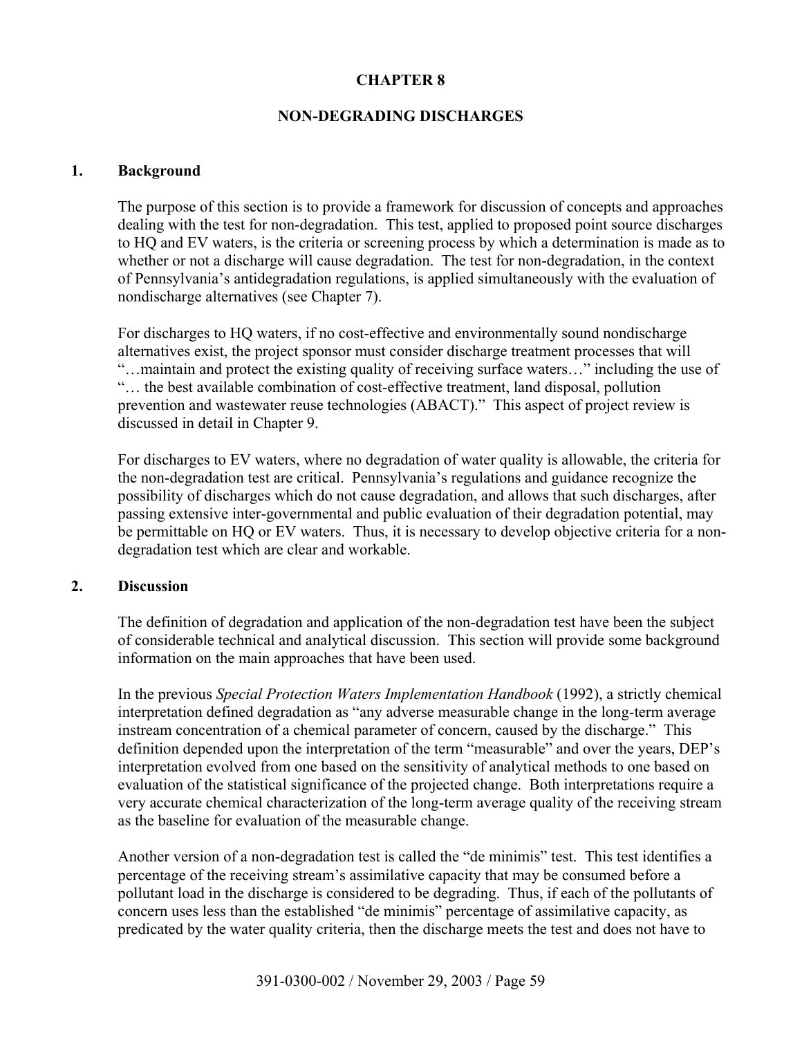# CHAPTER 8

## NON-DEGRADING DISCHARGES

### 1. Background

The purpose of this section is to provide a framework for discussion of concepts and approaches dealing with the test for non-degradation. This test, applied to proposed point source discharges to HQ and EV waters, is the criteria or screening process by which a determination is made as to whether or not a discharge will cause degradation. The test for non-degradation, in the context of Pennsylvania's antidegradation regulations, is applied simultaneously with the evaluation of nondischarge alternatives (see Chapter 7).

For discharges to HQ waters, if no cost-effective and environmentally sound nondischarge alternatives exist, the project sponsor must consider discharge treatment processes that will "…maintain and protect the existing quality of receiving surface waters…" including the use of "… the best available combination of cost-effective treatment, land disposal, pollution prevention and wastewater reuse technologies (ABACT)." This aspect of project review is discussed in detail in Chapter 9.

For discharges to EV waters, where no degradation of water quality is allowable, the criteria for the non-degradation test are critical. Pennsylvania's regulations and guidance recognize the possibility of discharges which do not cause degradation, and allows that such discharges, after passing extensive inter-governmental and public evaluation of their degradation potential, may be permittable on HQ or EV waters. Thus, it is necessary to develop objective criteria for a non-degradation test which are clear and workable.

### 2. Discussion

The definition of degradation and application of the non-degradation test have been the subject of considerable technical and analytical discussion. This section will provide some background information on the main approaches that have been used.

In the previous *Special Protection Waters Implementation Handbook* (1992), a strictly chemical interpretation defined degradation as "any adverse measurable change in the long-term average instream concentration of a chemical parameter of concern, caused by the discharge." This definition depended upon the interpretation of the term "measurable" and over the years, DEP's interpretation evolved from one based on the sensitivity of analytical methods to one based on evaluation of the statistical significance of the projected change. Both interpretations require a very accurate chemical characterization of the long-term average quality of the receiving stream as the baseline for evaluation of the measurable change.

Another version of a non-degradation test is called the "de minimis" test. This test identifies a percentage of the receiving stream's assimilative capacity that may be consumed before a pollutant load in the discharge is considered to be degrading. Thus, if each of the pollutants of concern uses less than the established "de minimis" percentage of assimilative capacity, as predicated by the water quality criteria, then the discharge meets the test and does not have to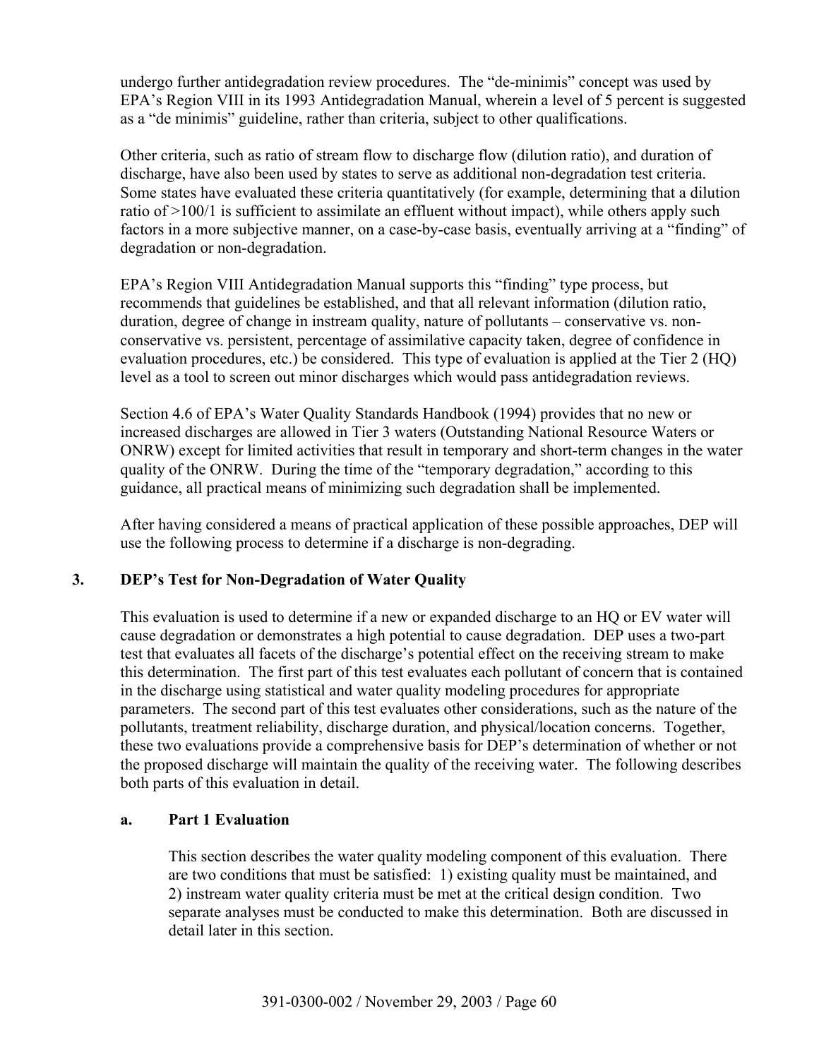undergo further antidegradation review procedures. The "de-minimis" concept was used by EPA's Region VIII in its 1993 Antidegradation Manual, wherein a level of 5 percent is suggested as a "de minimis" guideline, rather than criteria, subject to other qualifications.

Other criteria, such as ratio of stream flow to discharge flow (dilution ratio), and duration of discharge, have also been used by states to serve as additional non-degradation test criteria. Some states have evaluated these criteria quantitatively (for example, determining that a dilution ratio of >100/1 is sufficient to assimilate an effluent without impact), while others apply such factors in a more subjective manner, on a case-by-case basis, eventually arriving at a "finding" of degradation or non-degradation.

EPA's Region VIII Antidegradation Manual supports this "finding" type process, but recommends that guidelines be established, and that all relevant information (dilution ratio, duration, degree of change in instream quality, nature of pollutants – conservative vs. non-conservative vs. persistent, percentage of assimilative capacity taken, degree of confidence in evaluation procedures, etc.) be considered. This type of evaluation is applied at the Tier 2 (HQ) level as a tool to screen out minor discharges which would pass antidegradation reviews.

Section 4.6 of EPA's Water Quality Standards Handbook (1994) provides that no new or increased discharges are allowed in Tier 3 waters (Outstanding National Resource Waters or ONRW) except for limited activities that result in temporary and short-term changes in the water quality of the ONRW. During the time of the "temporary degradation," according to this guidance, all practical means of minimizing such degradation shall be implemented.

After having considered a means of practical application of these possible approaches, DEP will use the following process to determine if a discharge is non-degrading.

## 3. DEP's Test for Non-Degradation of Water Quality

This evaluation is used to determine if a new or expanded discharge to an HQ or EV water will cause degradation or demonstrates a high potential to cause degradation. DEP uses a two-part test that evaluates all facets of the discharge's potential effect on the receiving stream to make this determination. The first part of this test evaluates each pollutant of concern that is contained in the discharge using statistical and water quality modeling procedures for appropriate parameters. The second part of this test evaluates other considerations, such as the nature of the pollutants, treatment reliability, discharge duration, and physical/location concerns. Together, these two evaluations provide a comprehensive basis for DEP's determination of whether or not the proposed discharge will maintain the quality of the receiving water. The following describes both parts of this evaluation in detail.

### a. Part 1 Evaluation

This section describes the water quality modeling component of this evaluation. There are two conditions that must be satisfied: 1) existing quality must be maintained, and 2) instream water quality criteria must be met at the critical design condition. Two separate analyses must be conducted to make this determination. Both are discussed in detail later in this section.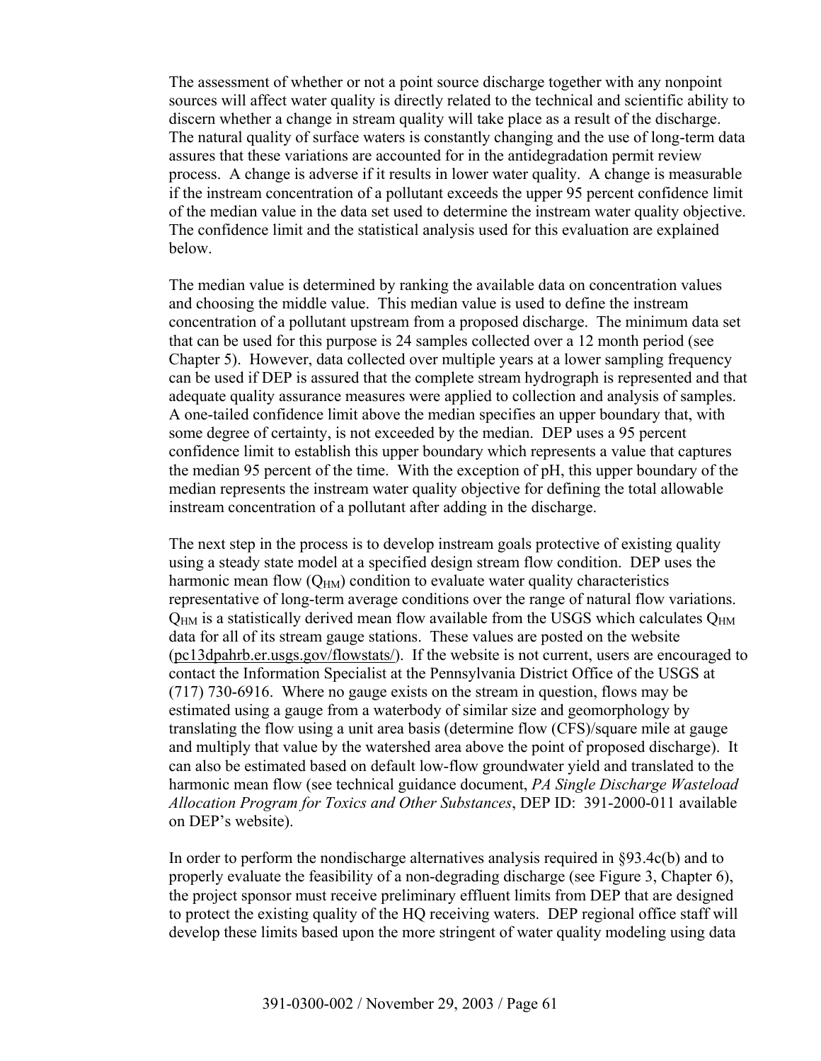The assessment of whether or not a point source discharge together with any nonpoint sources will affect water quality is directly related to the technical and scientific ability to discern whether a change in stream quality will take place as a result of the discharge. The natural quality of surface waters is constantly changing and the use of long-term data assures that these variations are accounted for in the antidegradation permit review process. A change is adverse if it results in lower water quality. A change is measurable if the instream concentration of a pollutant exceeds the upper 95 percent confidence limit of the median value in the data set used to determine the instream water quality objective. The confidence limit and the statistical analysis used for this evaluation are explained below.

The median value is determined by ranking the available data on concentration values and choosing the middle value. This median value is used to define the instream concentration of a pollutant upstream from a proposed discharge. The minimum data set that can be used for this purpose is 24 samples collected over a 12 month period (see Chapter 5). However, data collected over multiple years at a lower sampling frequency can be used if DEP is assured that the complete stream hydrograph is represented and that adequate quality assurance measures were applied to collection and analysis of samples. A one-tailed confidence limit above the median specifies an upper boundary that, with some degree of certainty, is not exceeded by the median. DEP uses a 95 percent confidence limit to establish this upper boundary which represents a value that captures the median 95 percent of the time. With the exception of pH, this upper boundary of the median represents the instream water quality objective for defining the total allowable instream concentration of a pollutant after adding in the discharge.

The next step in the process is to develop instream goals protective of existing quality using a steady state model at a specified design stream flow condition. DEP uses the harmonic mean flow ($Q_{HM}$) condition to evaluate water quality characteristics representative of long-term average conditions over the range of natural flow variations. $Q_{HM}$ is a statistically derived mean flow available from the USGS which calculates $Q_{HM}$ data for all of its stream gauge stations. These values are posted on the website (pc13dpahrb.er.usgs.gov/flowstats/). If the website is not current, users are encouraged to contact the Information Specialist at the Pennsylvania District Office of the USGS at (717) 730-6916. Where no gauge exists on the stream in question, flows may be estimated using a gauge from a waterbody of similar size and geomorphology by translating the flow using a unit area basis (determine flow (CFS)/square mile at gauge and multiply that value by the watershed area above the point of proposed discharge). It can also be estimated based on default low-flow groundwater yield and translated to the harmonic mean flow (see technical guidance document, *PA Single Discharge Wasteload Allocation Program for Toxics and Other Substances*, DEP ID: 391-2000-011 available on DEP's website).

In order to perform the nondischarge alternatives analysis required in §93.4c(b) and to properly evaluate the feasibility of a non-degrading discharge (see Figure 3, Chapter 6), the project sponsor must receive preliminary effluent limits from DEP that are designed to protect the existing quality of the HQ receiving waters. DEP regional office staff will develop these limits based upon the more stringent of water quality modeling using data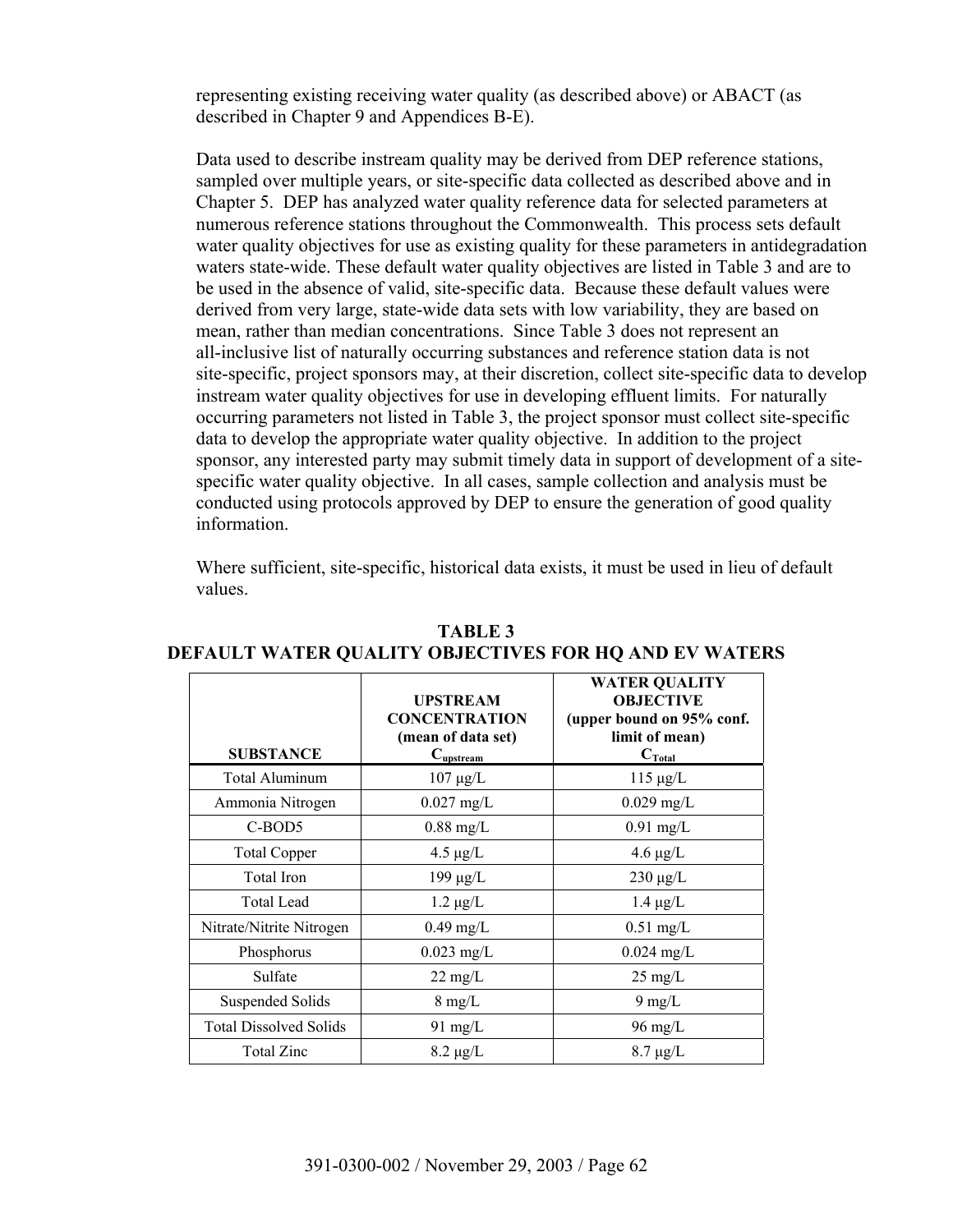representing existing receiving water quality (as described above) or ABACT (as described in Chapter 9 and Appendices B-E).

Data used to describe instream quality may be derived from DEP reference stations, sampled over multiple years, or site-specific data collected as described above and in Chapter 5. DEP has analyzed water quality reference data for selected parameters at numerous reference stations throughout the Commonwealth. This process sets default water quality objectives for use as existing quality for these parameters in antidegradation waters state-wide. These default water quality objectives are listed in Table 3 and are to be used in the absence of valid, site-specific data. Because these default values were derived from very large, state-wide data sets with low variability, they are based on mean, rather than median concentrations. Since Table 3 does not represent an all-inclusive list of naturally occurring substances and reference station data is not site-specific, project sponsors may, at their discretion, collect site-specific data to develop instream water quality objectives for use in developing effluent limits. For naturally occurring parameters not listed in Table 3, the project sponsor must collect site-specific data to develop the appropriate water quality objective. In addition to the project sponsor, any interested party may submit timely data in support of development of a site-specific water quality objective. In all cases, sample collection and analysis must be conducted using protocols approved by DEP to ensure the generation of good quality information.

Where sufficient, site-specific, historical data exists, it must be used in lieu of default values.

**TABLE 3**
**DEFAULT WATER QUALITY OBJECTIVES FOR HQ AND EV WATERS**

| SUBSTANCE | UPSTREAM CONCENTRATION (mean of data set) $C_{upstream}$ | WATER QUALITY OBJECTIVE (upper bound on 95% conf. limit of mean) $C_{Total}$ |
|---|---|---|
| Total Aluminum | 107 µg/L | 115 µg/L |
| Ammonia Nitrogen | 0.027 mg/L | 0.029 mg/L |
| C-BOD5 | 0.88 mg/L | 0.91 mg/L |
| Total Copper | 4.5 µg/L | 4.6 µg/L |
| Total Iron | 199 µg/L | 230 µg/L |
| Total Lead | 1.2 µg/L | 1.4 µg/L |
| Nitrate/Nitrite Nitrogen | 0.49 mg/L | 0.51 mg/L |
| Phosphorus | 0.023 mg/L | 0.024 mg/L |
| Sulfate | 22 mg/L | 25 mg/L |
| Suspended Solids | 8 mg/L | 9 mg/L |
| Total Dissolved Solids | 91 mg/L | 96 mg/L |
| Total Zinc | 8.2 µg/L | 8.7 µg/L |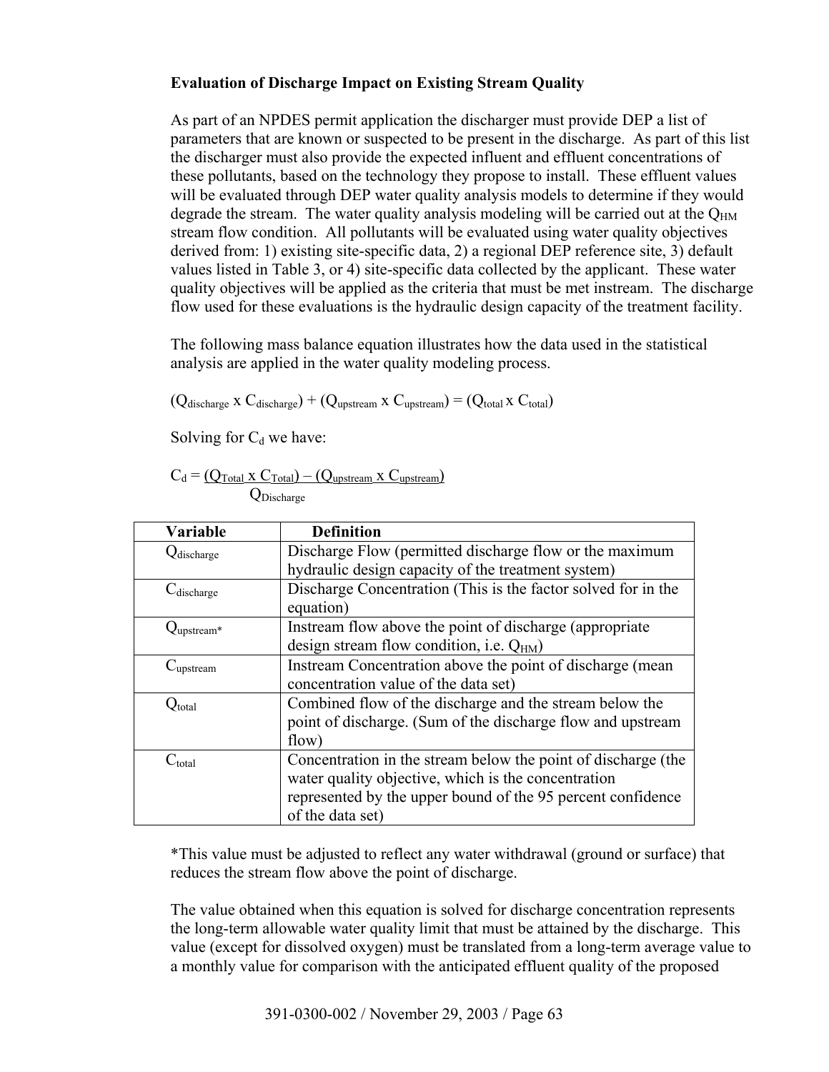**Evaluation of Discharge Impact on Existing Stream Quality**

As part of an NPDES permit application the discharger must provide DEP a list of parameters that are known or suspected to be present in the discharge. As part of this list the discharger must also provide the expected influent and effluent concentrations of these pollutants, based on the technology they propose to install. These effluent values will be evaluated through DEP water quality analysis models to determine if they would degrade the stream. The water quality analysis modeling will be carried out at the $Q_{HM}$ stream flow condition. All pollutants will be evaluated using water quality objectives derived from: 1) existing site-specific data, 2) a regional DEP reference site, 3) default values listed in Table 3, or 4) site-specific data collected by the applicant. These water quality objectives will be applied as the criteria that must be met instream. The discharge flow used for these evaluations is the hydraulic design capacity of the treatment facility.

The following mass balance equation illustrates how the data used in the statistical analysis are applied in the water quality modeling process.

$$(Q_{discharge} \times C_{discharge}) + (Q_{upstream} \times C_{upstream}) = (Q_{total} \times C_{total})$$

Solving for $C_d$ we have:

$$C_d = \frac{(Q_{Total} \times C_{Total}) - (Q_{upstream} \times C_{upstream})}{Q_{Discharge}}$$

| Variable | Definition |
|---|---|
| $Q_{discharge}$ | Discharge Flow (permitted discharge flow or the maximum hydraulic design capacity of the treatment system) |
| $C_{discharge}$ | Discharge Concentration (This is the factor solved for in the equation) |
| $Q_{upstream}$* | Instream flow above the point of discharge (appropriate design stream flow condition, i.e. $Q_{HM}$) |
| $C_{upstream}$ | Instream Concentration above the point of discharge (mean concentration value of the data set) |
| $Q_{total}$ | Combined flow of the discharge and the stream below the point of discharge. (Sum of the discharge flow and upstream flow) |
| $C_{total}$ | Concentration in the stream below the point of discharge (the water quality objective, which is the concentration represented by the upper bound of the 95 percent confidence of the data set) |

*This value must be adjusted to reflect any water withdrawal (ground or surface) that reduces the stream flow above the point of discharge.

The value obtained when this equation is solved for discharge concentration represents the long-term allowable water quality limit that must be attained by the discharge. This value (except for dissolved oxygen) must be translated from a long-term average value to a monthly value for comparison with the anticipated effluent quality of the proposed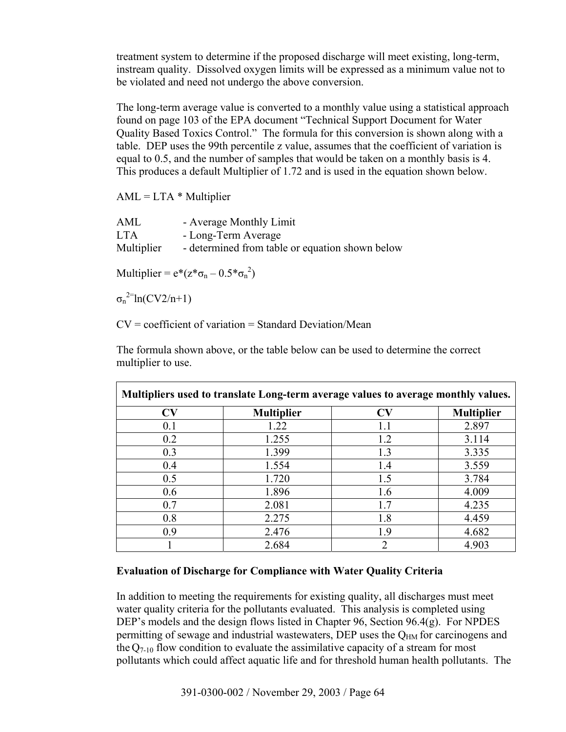treatment system to determine if the proposed discharge will meet existing, long-term, instream quality. Dissolved oxygen limits will be expressed as a minimum value not to be violated and need not undergo the above conversion.

The long-term average value is converted to a monthly value using a statistical approach found on page 103 of the EPA document "Technical Support Document for Water Quality Based Toxics Control." The formula for this conversion is shown along with a table. DEP uses the 99th percentile z value, assumes that the coefficient of variation is equal to 0.5, and the number of samples that would be taken on a monthly basis is 4. This produces a default Multiplier of 1.72 and is used in the equation shown below.

AML = LTA * Multiplier

| | |
|---|---|
| AML | - Average Monthly Limit |
| LTA | - Long-Term Average |
| Multiplier | - determined from table or equation shown below |

Multiplier = $e*(z*\sigma_n - 0.5*\sigma_n^2)$

$\sigma_n^{2=}\ln(CV2/n+1)$

CV = coefficient of variation = Standard Deviation/Mean

The formula shown above, or the table below can be used to determine the correct multiplier to use.

| **Multipliers used to translate Long-term average values to average monthly values.** | | | |
|---|---|---|---|
| **CV** | **Multiplier** | **CV** | **Multiplier** |
| 0.1 | 1.22 | 1.1 | 2.897 |
| 0.2 | 1.255 | 1.2 | 3.114 |
| 0.3 | 1.399 | 1.3 | 3.335 |
| 0.4 | 1.554 | 1.4 | 3.559 |
| 0.5 | 1.720 | 1.5 | 3.784 |
| 0.6 | 1.896 | 1.6 | 4.009 |
| 0.7 | 2.081 | 1.7 | 4.235 |
| 0.8 | 2.275 | 1.8 | 4.459 |
| 0.9 | 2.476 | 1.9 | 4.682 |
| 1 | 2.684 | 2 | 4.903 |

**Evaluation of Discharge for Compliance with Water Quality Criteria**

In addition to meeting the requirements for existing quality, all discharges must meet water quality criteria for the pollutants evaluated. This analysis is completed using DEP's models and the design flows listed in Chapter 96, Section 96.4(g). For NPDES permitting of sewage and industrial wastewaters, DEP uses the $Q_{HM}$ for carcinogens and the $Q_{7\text{-}10}$ flow condition to evaluate the assimilative capacity of a stream for most pollutants which could affect aquatic life and for threshold human health pollutants. The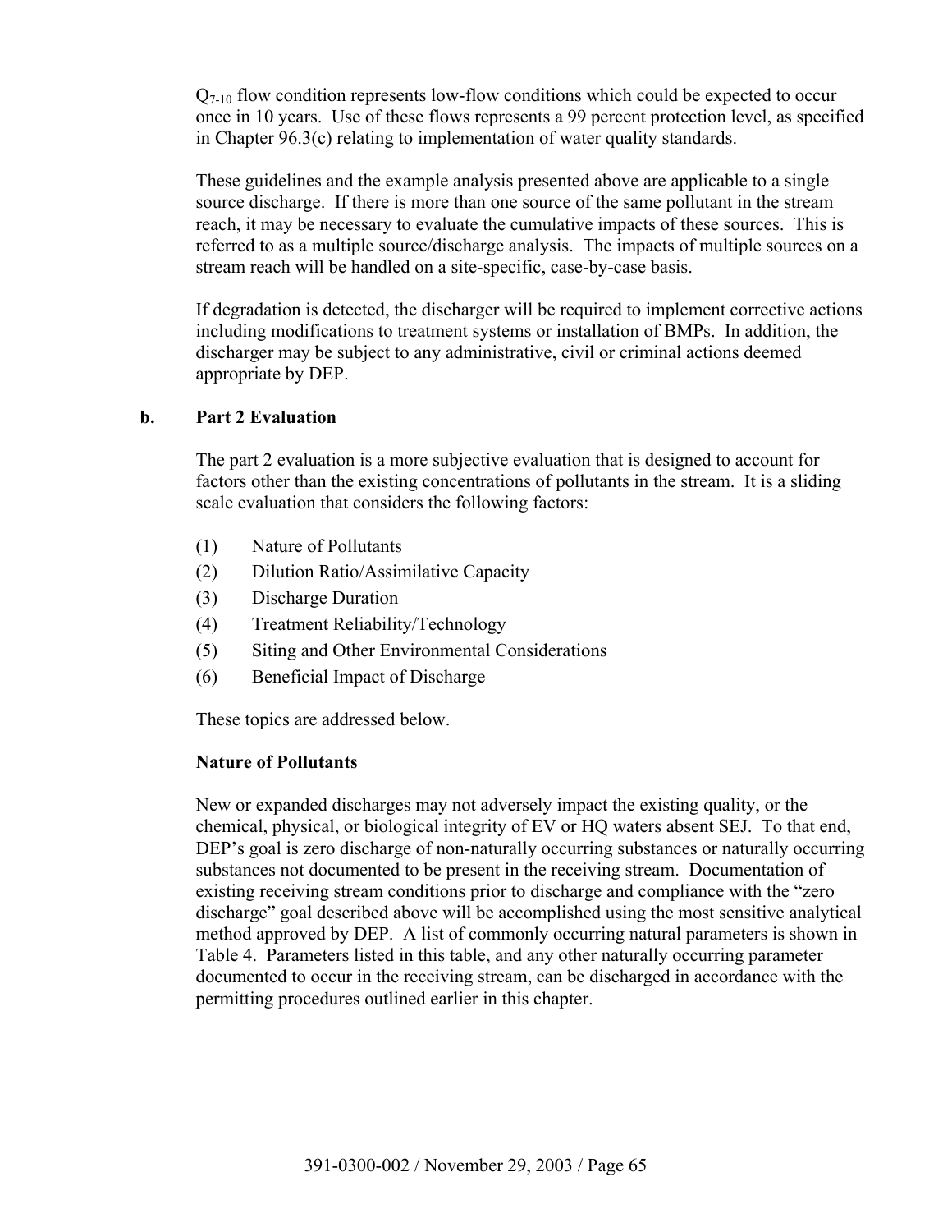$Q_{7\text{-}10}$ flow condition represents low-flow conditions which could be expected to occur once in 10 years. Use of these flows represents a 99 percent protection level, as specified in Chapter 96.3(c) relating to implementation of water quality standards.

These guidelines and the example analysis presented above are applicable to a single source discharge. If there is more than one source of the same pollutant in the stream reach, it may be necessary to evaluate the cumulative impacts of these sources. This is referred to as a multiple source/discharge analysis. The impacts of multiple sources on a stream reach will be handled on a site-specific, case-by-case basis.

If degradation is detected, the discharger will be required to implement corrective actions including modifications to treatment systems or installation of BMPs. In addition, the discharger may be subject to any administrative, civil or criminal actions deemed appropriate by DEP.

**b. Part 2 Evaluation**

The part 2 evaluation is a more subjective evaluation that is designed to account for factors other than the existing concentrations of pollutants in the stream. It is a sliding scale evaluation that considers the following factors:

(1) Nature of Pollutants
(2) Dilution Ratio/Assimilative Capacity
(3) Discharge Duration
(4) Treatment Reliability/Technology
(5) Siting and Other Environmental Considerations
(6) Beneficial Impact of Discharge

These topics are addressed below.

**Nature of Pollutants**

New or expanded discharges may not adversely impact the existing quality, or the chemical, physical, or biological integrity of EV or HQ waters absent SEJ. To that end, DEP's goal is zero discharge of non-naturally occurring substances or naturally occurring substances not documented to be present in the receiving stream. Documentation of existing receiving stream conditions prior to discharge and compliance with the "zero discharge" goal described above will be accomplished using the most sensitive analytical method approved by DEP. A list of commonly occurring natural parameters is shown in Table 4. Parameters listed in this table, and any other naturally occurring parameter documented to occur in the receiving stream, can be discharged in accordance with the permitting procedures outlined earlier in this chapter.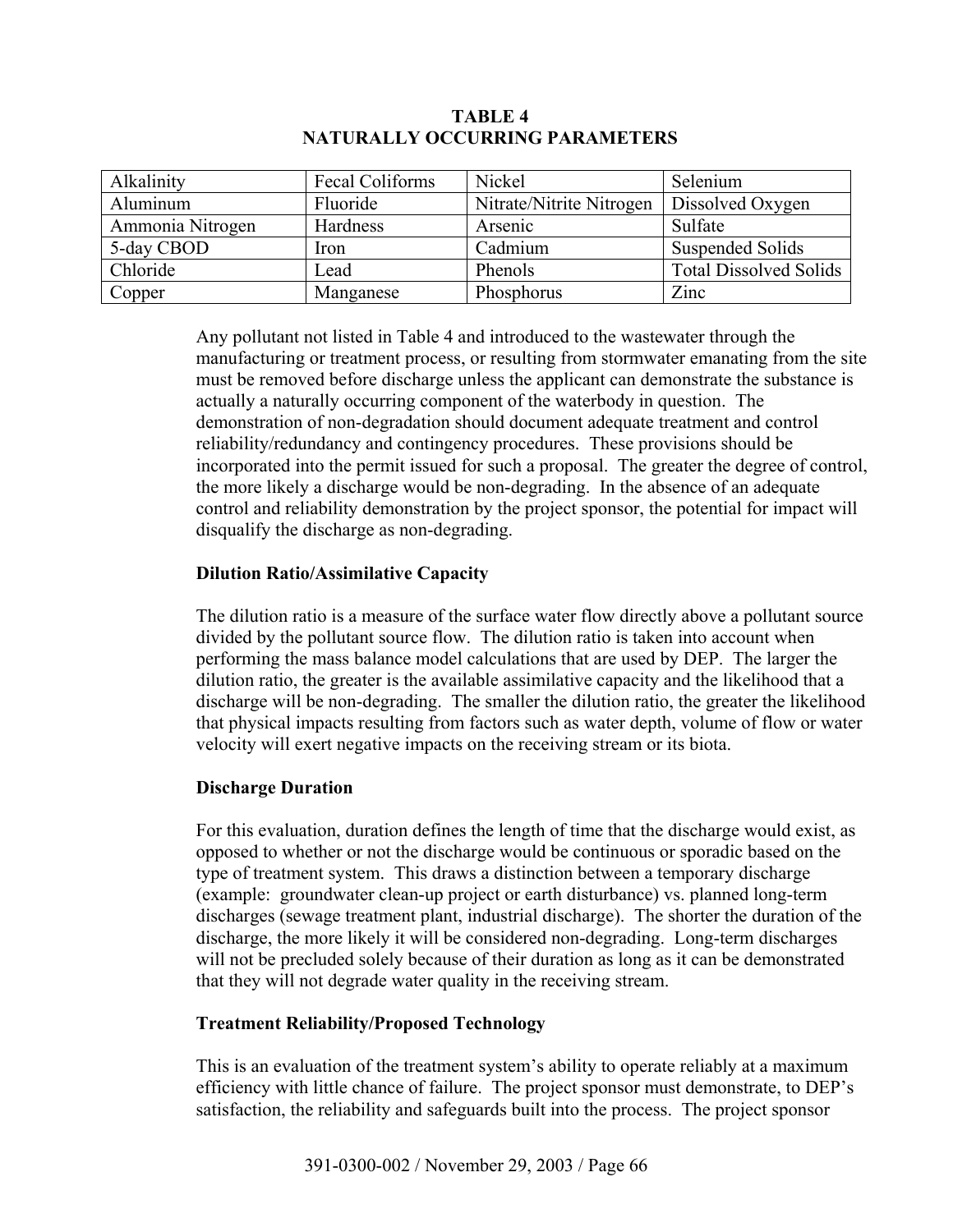**TABLE 4**
**NATURALLY OCCURRING PARAMETERS**

| Alkalinity | Fecal Coliforms | Nickel | Selenium |
|---|---|---|---|
| Aluminum | Fluoride | Nitrate/Nitrite Nitrogen | Dissolved Oxygen |
| Ammonia Nitrogen | Hardness | Arsenic | Sulfate |
| 5-day CBOD | Iron | Cadmium | Suspended Solids |
| Chloride | Lead | Phenols | Total Dissolved Solids |
| Copper | Manganese | Phosphorus | Zinc |

Any pollutant not listed in Table 4 and introduced to the wastewater through the manufacturing or treatment process, or resulting from stormwater emanating from the site must be removed before discharge unless the applicant can demonstrate the substance is actually a naturally occurring component of the waterbody in question. The demonstration of non-degradation should document adequate treatment and control reliability/redundancy and contingency procedures. These provisions should be incorporated into the permit issued for such a proposal. The greater the degree of control, the more likely a discharge would be non-degrading. In the absence of an adequate control and reliability demonstration by the project sponsor, the potential for impact will disqualify the discharge as non-degrading.

**Dilution Ratio/Assimilative Capacity**

The dilution ratio is a measure of the surface water flow directly above a pollutant source divided by the pollutant source flow. The dilution ratio is taken into account when performing the mass balance model calculations that are used by DEP. The larger the dilution ratio, the greater is the available assimilative capacity and the likelihood that a discharge will be non-degrading. The smaller the dilution ratio, the greater the likelihood that physical impacts resulting from factors such as water depth, volume of flow or water velocity will exert negative impacts on the receiving stream or its biota.

**Discharge Duration**

For this evaluation, duration defines the length of time that the discharge would exist, as opposed to whether or not the discharge would be continuous or sporadic based on the type of treatment system. This draws a distinction between a temporary discharge (example: groundwater clean-up project or earth disturbance) vs. planned long-term discharges (sewage treatment plant, industrial discharge). The shorter the duration of the discharge, the more likely it will be considered non-degrading. Long-term discharges will not be precluded solely because of their duration as long as it can be demonstrated that they will not degrade water quality in the receiving stream.

**Treatment Reliability/Proposed Technology**

This is an evaluation of the treatment system's ability to operate reliably at a maximum efficiency with little chance of failure. The project sponsor must demonstrate, to DEP's satisfaction, the reliability and safeguards built into the process. The project sponsor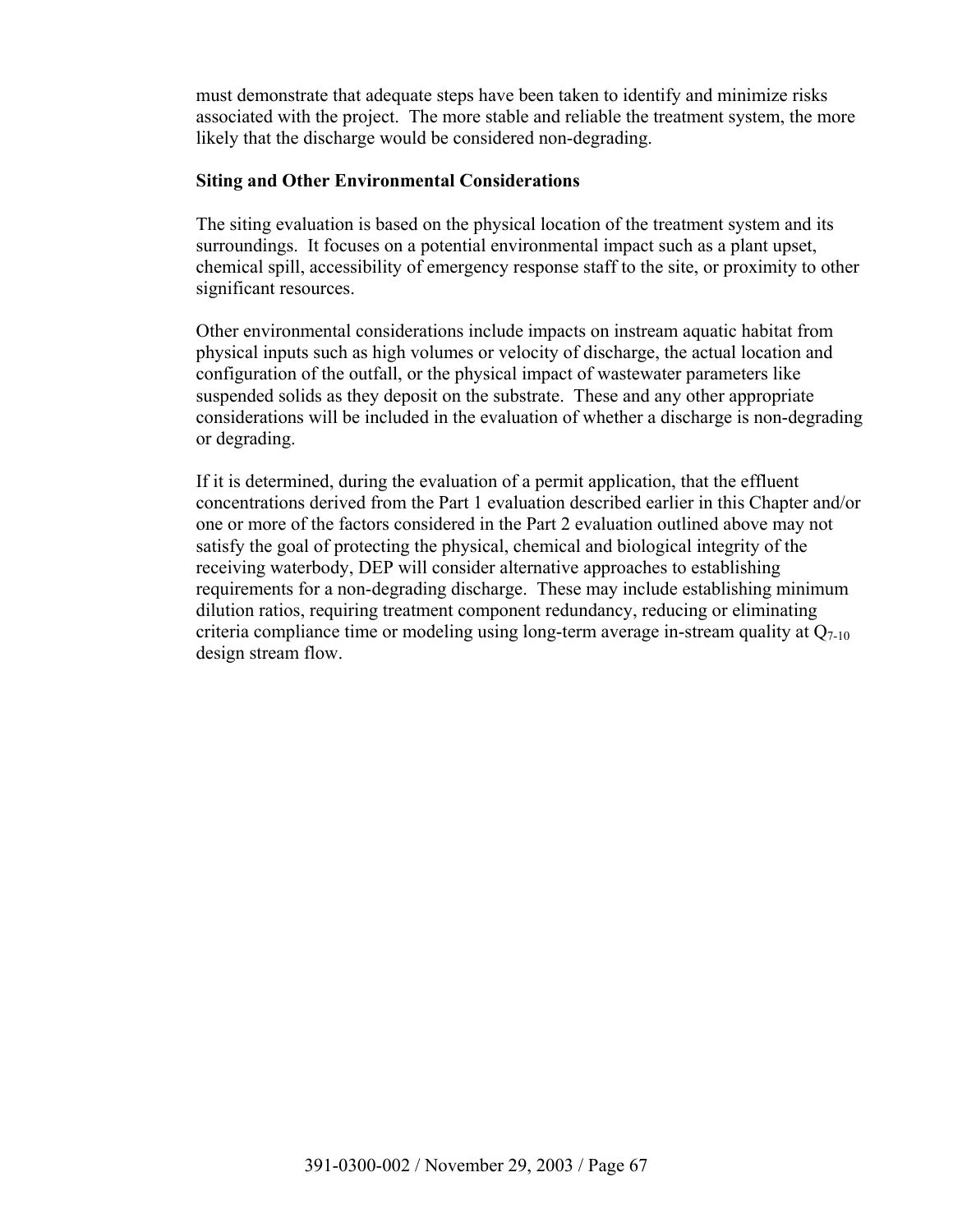must demonstrate that adequate steps have been taken to identify and minimize risks associated with the project. The more stable and reliable the treatment system, the more likely that the discharge would be considered non-degrading.

**Siting and Other Environmental Considerations**

The siting evaluation is based on the physical location of the treatment system and its surroundings. It focuses on a potential environmental impact such as a plant upset, chemical spill, accessibility of emergency response staff to the site, or proximity to other significant resources.

Other environmental considerations include impacts on instream aquatic habitat from physical inputs such as high volumes or velocity of discharge, the actual location and configuration of the outfall, or the physical impact of wastewater parameters like suspended solids as they deposit on the substrate. These and any other appropriate considerations will be included in the evaluation of whether a discharge is non-degrading or degrading.

If it is determined, during the evaluation of a permit application, that the effluent concentrations derived from the Part 1 evaluation described earlier in this Chapter and/or one or more of the factors considered in the Part 2 evaluation outlined above may not satisfy the goal of protecting the physical, chemical and biological integrity of the receiving waterbody, DEP will consider alternative approaches to establishing requirements for a non-degrading discharge. These may include establishing minimum dilution ratios, requiring treatment component redundancy, reducing or eliminating criteria compliance time or modeling using long-term average in-stream quality at $Q_{7\text{-}10}$ design stream flow.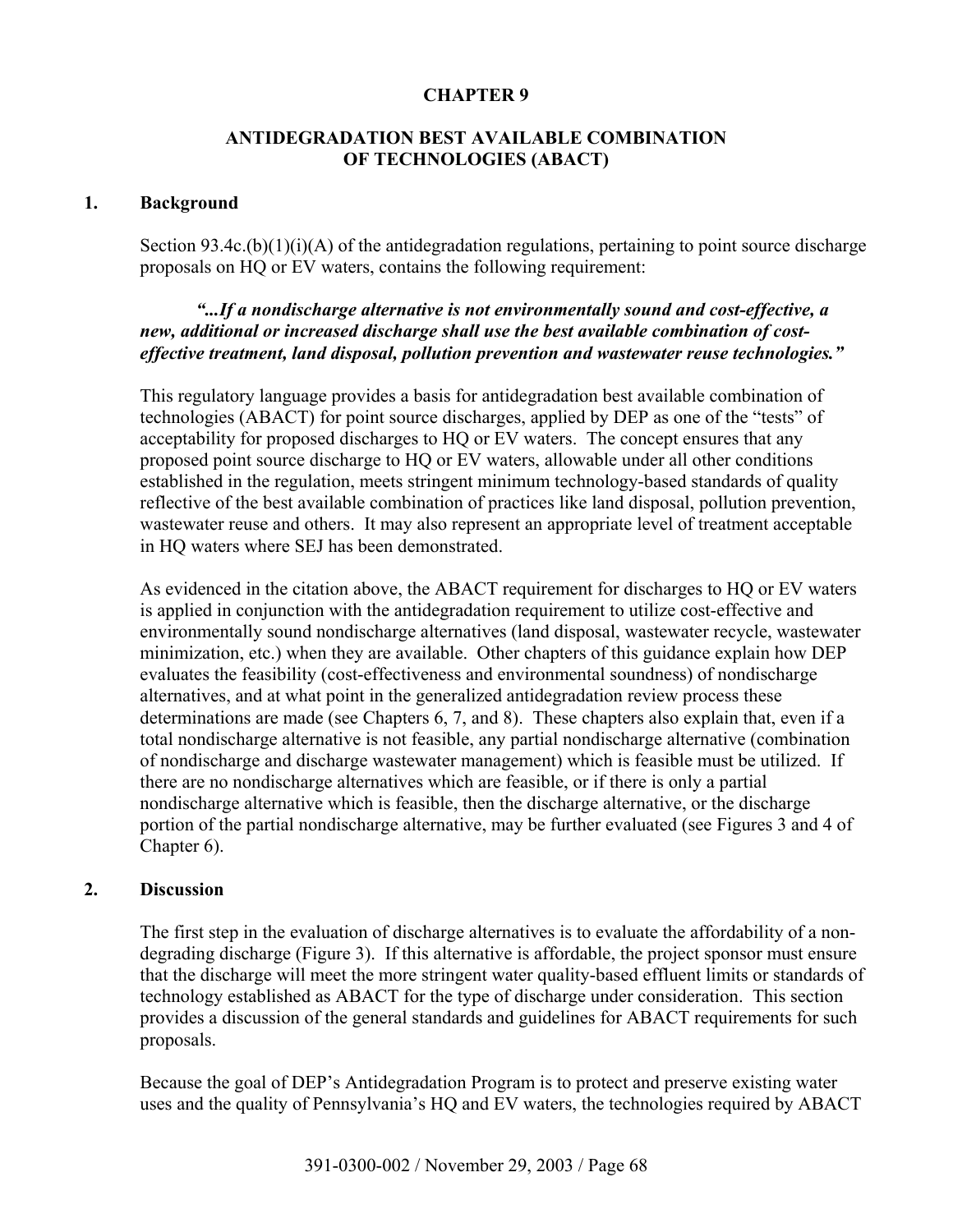# CHAPTER 9

## ANTIDEGRADATION BEST AVAILABLE COMBINATION OF TECHNOLOGIES (ABACT)

### 1. Background

Section 93.4c.(b)(1)(i)(A) of the antidegradation regulations, pertaining to point source discharge proposals on HQ or EV waters, contains the following requirement:

> ***"...If a nondischarge alternative is not environmentally sound and cost-effective, a new, additional or increased discharge shall use the best available combination of cost-effective treatment, land disposal, pollution prevention and wastewater reuse technologies."***

This regulatory language provides a basis for antidegradation best available combination of technologies (ABACT) for point source discharges, applied by DEP as one of the "tests" of acceptability for proposed discharges to HQ or EV waters. The concept ensures that any proposed point source discharge to HQ or EV waters, allowable under all other conditions established in the regulation, meets stringent minimum technology-based standards of quality reflective of the best available combination of practices like land disposal, pollution prevention, wastewater reuse and others. It may also represent an appropriate level of treatment acceptable in HQ waters where SEJ has been demonstrated.

As evidenced in the citation above, the ABACT requirement for discharges to HQ or EV waters is applied in conjunction with the antidegradation requirement to utilize cost-effective and environmentally sound nondischarge alternatives (land disposal, wastewater recycle, wastewater minimization, etc.) when they are available. Other chapters of this guidance explain how DEP evaluates the feasibility (cost-effectiveness and environmental soundness) of nondischarge alternatives, and at what point in the generalized antidegradation review process these determinations are made (see Chapters 6, 7, and 8). These chapters also explain that, even if a total nondischarge alternative is not feasible, any partial nondischarge alternative (combination of nondischarge and discharge wastewater management) which is feasible must be utilized. If there are no nondischarge alternatives which are feasible, or if there is only a partial nondischarge alternative which is feasible, then the discharge alternative, or the discharge portion of the partial nondischarge alternative, may be further evaluated (see Figures 3 and 4 of Chapter 6).

### 2. Discussion

The first step in the evaluation of discharge alternatives is to evaluate the affordability of a non-degrading discharge (Figure 3). If this alternative is affordable, the project sponsor must ensure that the discharge will meet the more stringent water quality-based effluent limits or standards of technology established as ABACT for the type of discharge under consideration. This section provides a discussion of the general standards and guidelines for ABACT requirements for such proposals.

Because the goal of DEP's Antidegradation Program is to protect and preserve existing water uses and the quality of Pennsylvania's HQ and EV waters, the technologies required by ABACT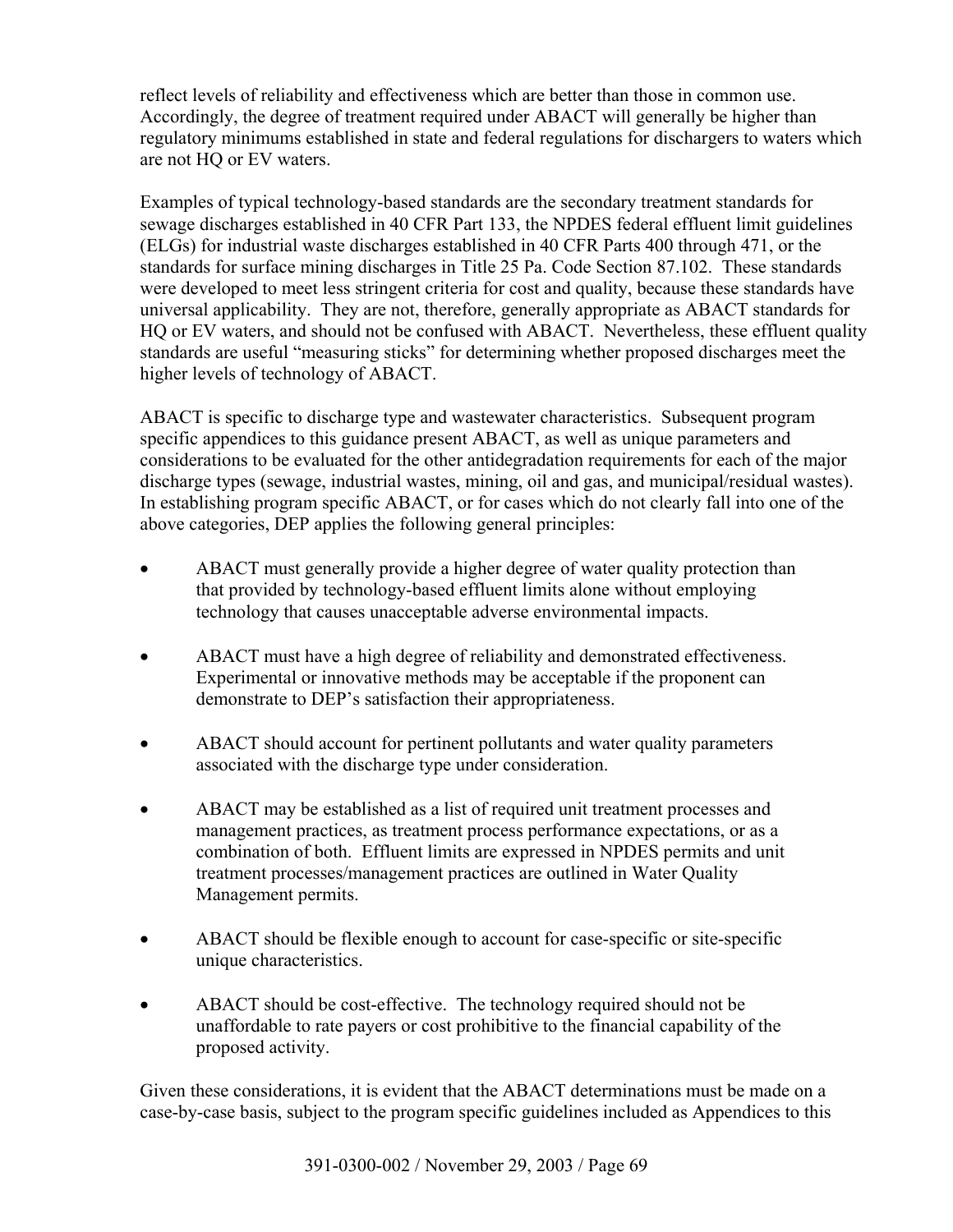reflect levels of reliability and effectiveness which are better than those in common use. Accordingly, the degree of treatment required under ABACT will generally be higher than regulatory minimums established in state and federal regulations for dischargers to waters which are not HQ or EV waters.

Examples of typical technology-based standards are the secondary treatment standards for sewage discharges established in 40 CFR Part 133, the NPDES federal effluent limit guidelines (ELGs) for industrial waste discharges established in 40 CFR Parts 400 through 471, or the standards for surface mining discharges in Title 25 Pa. Code Section 87.102. These standards were developed to meet less stringent criteria for cost and quality, because these standards have universal applicability. They are not, therefore, generally appropriate as ABACT standards for HQ or EV waters, and should not be confused with ABACT. Nevertheless, these effluent quality standards are useful "measuring sticks" for determining whether proposed discharges meet the higher levels of technology of ABACT.

ABACT is specific to discharge type and wastewater characteristics. Subsequent program specific appendices to this guidance present ABACT, as well as unique parameters and considerations to be evaluated for the other antidegradation requirements for each of the major discharge types (sewage, industrial wastes, mining, oil and gas, and municipal/residual wastes). In establishing program specific ABACT, or for cases which do not clearly fall into one of the above categories, DEP applies the following general principles:

- ABACT must generally provide a higher degree of water quality protection than that provided by technology-based effluent limits alone without employing technology that causes unacceptable adverse environmental impacts.

- ABACT must have a high degree of reliability and demonstrated effectiveness. Experimental or innovative methods may be acceptable if the proponent can demonstrate to DEP's satisfaction their appropriateness.

- ABACT should account for pertinent pollutants and water quality parameters associated with the discharge type under consideration.

- ABACT may be established as a list of required unit treatment processes and management practices, as treatment process performance expectations, or as a combination of both. Effluent limits are expressed in NPDES permits and unit treatment processes/management practices are outlined in Water Quality Management permits.

- ABACT should be flexible enough to account for case-specific or site-specific unique characteristics.

- ABACT should be cost-effective. The technology required should not be unaffordable to rate payers or cost prohibitive to the financial capability of the proposed activity.

Given these considerations, it is evident that the ABACT determinations must be made on a case-by-case basis, subject to the program specific guidelines included as Appendices to this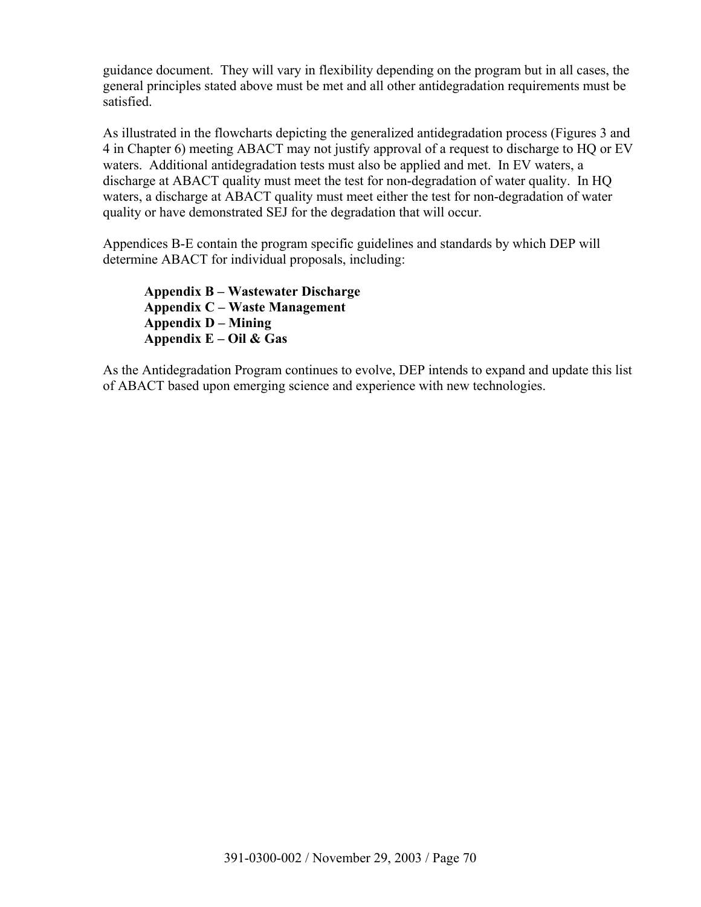guidance document. They will vary in flexibility depending on the program but in all cases, the general principles stated above must be met and all other antidegradation requirements must be satisfied.

As illustrated in the flowcharts depicting the generalized antidegradation process (Figures 3 and 4 in Chapter 6) meeting ABACT may not justify approval of a request to discharge to HQ or EV waters. Additional antidegradation tests must also be applied and met. In EV waters, a discharge at ABACT quality must meet the test for non-degradation of water quality. In HQ waters, a discharge at ABACT quality must meet either the test for non-degradation of water quality or have demonstrated SEJ for the degradation that will occur.

Appendices B-E contain the program specific guidelines and standards by which DEP will determine ABACT for individual proposals, including:

**Appendix B – Wastewater Discharge**
**Appendix C – Waste Management**
**Appendix D – Mining**
**Appendix E – Oil & Gas**

As the Antidegradation Program continues to evolve, DEP intends to expand and update this list of ABACT based upon emerging science and experience with new technologies.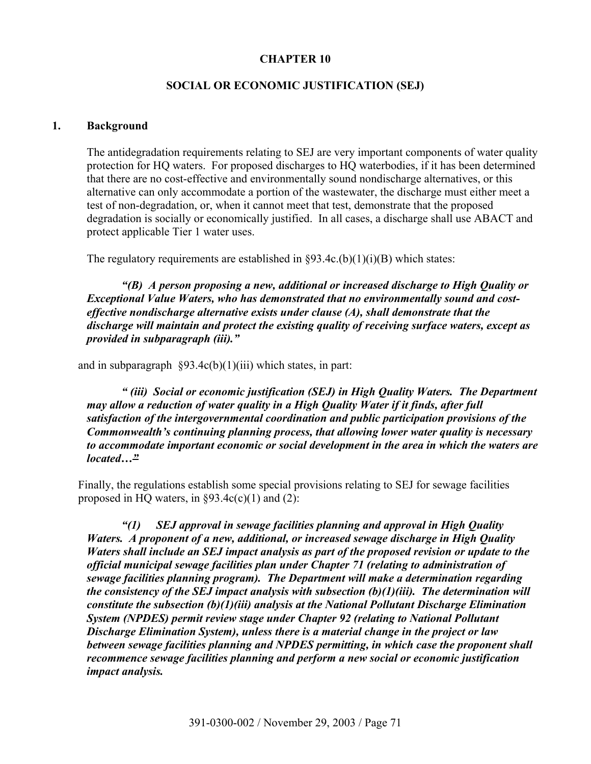# CHAPTER 10

## SOCIAL OR ECONOMIC JUSTIFICATION (SEJ)

### 1. Background

The antidegradation requirements relating to SEJ are very important components of water quality protection for HQ waters. For proposed discharges to HQ waterbodies, if it has been determined that there are no cost-effective and environmentally sound nondischarge alternatives, or this alternative can only accommodate a portion of the wastewater, the discharge must either meet a test of non-degradation, or, when it cannot meet that test, demonstrate that the proposed degradation is socially or economically justified. In all cases, a discharge shall use ABACT and protect applicable Tier 1 water uses.

The regulatory requirements are established in §93.4c.(b)(1)(i)(B) which states:

> ***"(B) A person proposing a new, additional or increased discharge to High Quality or Exceptional Value Waters, who has demonstrated that no environmentally sound and cost-effective nondischarge alternative exists under clause (A), shall demonstrate that the discharge will maintain and protect the existing quality of receiving surface waters, except as provided in subparagraph (iii)."***

and in subparagraph §93.4c(b)(1)(iii) which states, in part:

> ***" (iii) Social or economic justification (SEJ) in High Quality Waters. The Department may allow a reduction of water quality in a High Quality Water if it finds, after full satisfaction of the intergovernmental coordination and public participation provisions of the Commonwealth's continuing planning process, that allowing lower water quality is necessary to accommodate important economic or social development in the area in which the waters are located…"***

Finally, the regulations establish some special provisions relating to SEJ for sewage facilities proposed in HQ waters, in §93.4c(c)(1) and (2):

> ***"(1) SEJ approval in sewage facilities planning and approval in High Quality Waters. A proponent of a new, additional, or increased sewage discharge in High Quality Waters shall include an SEJ impact analysis as part of the proposed revision or update to the official municipal sewage facilities plan under Chapter 71 (relating to administration of sewage facilities planning program). The Department will make a determination regarding the consistency of the SEJ impact analysis with subsection (b)(1)(iii). The determination will constitute the subsection (b)(1)(iii) analysis at the National Pollutant Discharge Elimination System (NPDES) permit review stage under Chapter 92 (relating to National Pollutant Discharge Elimination System), unless there is a material change in the project or law between sewage facilities planning and NPDES permitting, in which case the proponent shall recommence sewage facilities planning and perform a new social or economic justification impact analysis.***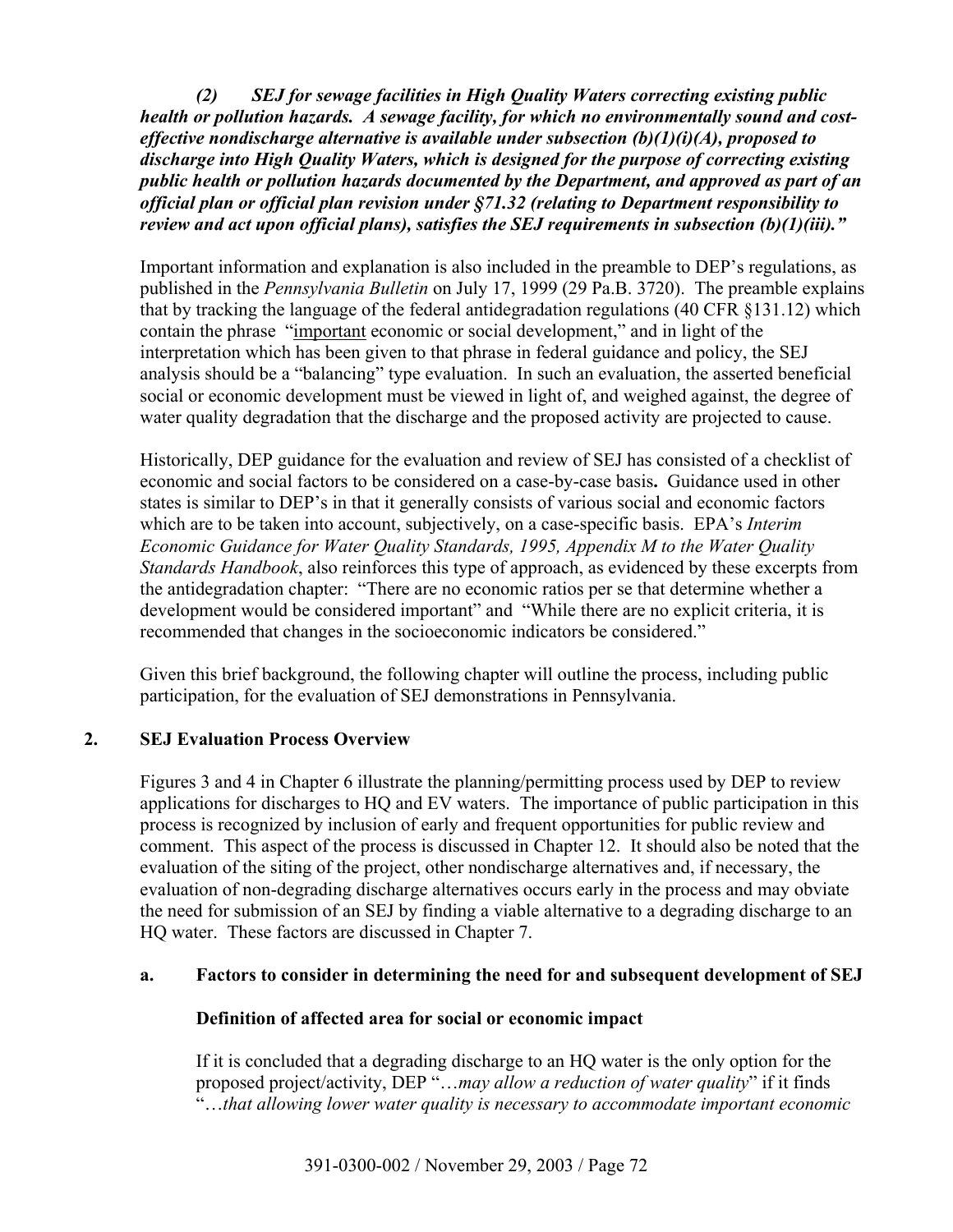*(2) SEJ for sewage facilities in High Quality Waters correcting existing public health or pollution hazards. A sewage facility, for which no environmentally sound and cost-effective nondischarge alternative is available under subsection (b)(1)(i)(A), proposed to discharge into High Quality Waters, which is designed for the purpose of correcting existing public health or pollution hazards documented by the Department, and approved as part of an official plan or official plan revision under §71.32 (relating to Department responsibility to review and act upon official plans), satisfies the SEJ requirements in subsection (b)(1)(iii)."*

Important information and explanation is also included in the preamble to DEP's regulations, as published in the *Pennsylvania Bulletin* on July 17, 1999 (29 Pa.B. 3720). The preamble explains that by tracking the language of the federal antidegradation regulations (40 CFR §131.12) which contain the phrase "important economic or social development," and in light of the interpretation which has been given to that phrase in federal guidance and policy, the SEJ analysis should be a "balancing" type evaluation. In such an evaluation, the asserted beneficial social or economic development must be viewed in light of, and weighed against, the degree of water quality degradation that the discharge and the proposed activity are projected to cause.

Historically, DEP guidance for the evaluation and review of SEJ has consisted of a checklist of economic and social factors to be considered on a case-by-case basis**.** Guidance used in other states is similar to DEP's in that it generally consists of various social and economic factors which are to be taken into account, subjectively, on a case-specific basis. EPA's *Interim Economic Guidance for Water Quality Standards, 1995, Appendix M to the Water Quality Standards Handbook*, also reinforces this type of approach, as evidenced by these excerpts from the antidegradation chapter: "There are no economic ratios per se that determine whether a development would be considered important" and "While there are no explicit criteria, it is recommended that changes in the socioeconomic indicators be considered."

Given this brief background, the following chapter will outline the process, including public participation, for the evaluation of SEJ demonstrations in Pennsylvania.

## 2. SEJ Evaluation Process Overview

Figures 3 and 4 in Chapter 6 illustrate the planning/permitting process used by DEP to review applications for discharges to HQ and EV waters. The importance of public participation in this process is recognized by inclusion of early and frequent opportunities for public review and comment. This aspect of the process is discussed in Chapter 12. It should also be noted that the evaluation of the siting of the project, other nondischarge alternatives and, if necessary, the evaluation of non-degrading discharge alternatives occurs early in the process and may obviate the need for submission of an SEJ by finding a viable alternative to a degrading discharge to an HQ water. These factors are discussed in Chapter 7.

### a. Factors to consider in determining the need for and subsequent development of SEJ

**Definition of affected area for social or economic impact**

If it is concluded that a degrading discharge to an HQ water is the only option for the proposed project/activity, DEP "…*may allow a reduction of water quality*" if it finds "…*that allowing lower water quality is necessary to accommodate important economic*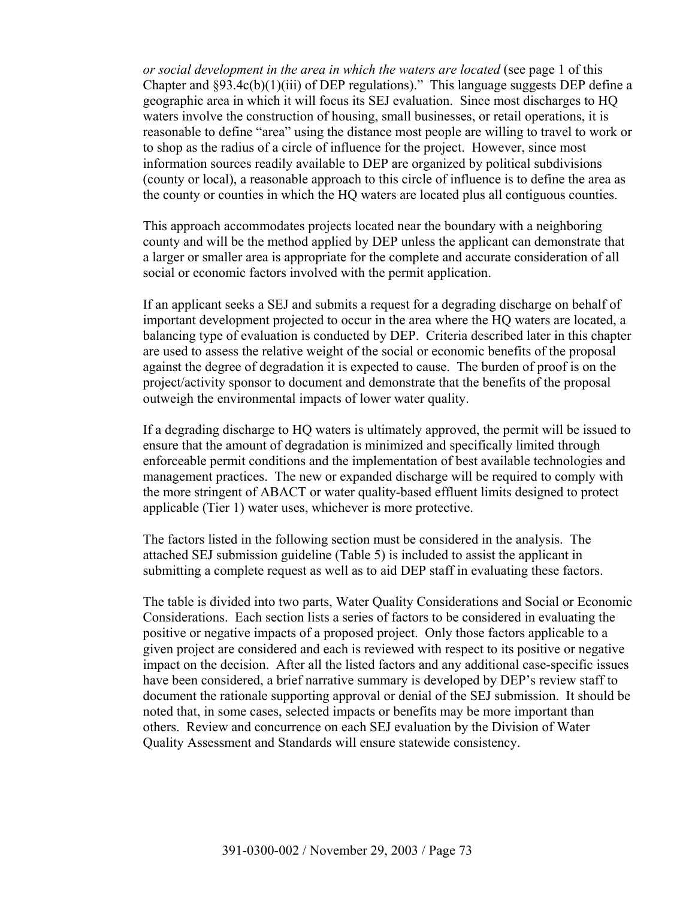*or social development in the area in which the waters are located* (see page 1 of this Chapter and §93.4c(b)(1)(iii) of DEP regulations)." This language suggests DEP define a geographic area in which it will focus its SEJ evaluation. Since most discharges to HQ waters involve the construction of housing, small businesses, or retail operations, it is reasonable to define "area" using the distance most people are willing to travel to work or to shop as the radius of a circle of influence for the project. However, since most information sources readily available to DEP are organized by political subdivisions (county or local), a reasonable approach to this circle of influence is to define the area as the county or counties in which the HQ waters are located plus all contiguous counties.

This approach accommodates projects located near the boundary with a neighboring county and will be the method applied by DEP unless the applicant can demonstrate that a larger or smaller area is appropriate for the complete and accurate consideration of all social or economic factors involved with the permit application.

If an applicant seeks a SEJ and submits a request for a degrading discharge on behalf of important development projected to occur in the area where the HQ waters are located, a balancing type of evaluation is conducted by DEP. Criteria described later in this chapter are used to assess the relative weight of the social or economic benefits of the proposal against the degree of degradation it is expected to cause. The burden of proof is on the project/activity sponsor to document and demonstrate that the benefits of the proposal outweigh the environmental impacts of lower water quality.

If a degrading discharge to HQ waters is ultimately approved, the permit will be issued to ensure that the amount of degradation is minimized and specifically limited through enforceable permit conditions and the implementation of best available technologies and management practices. The new or expanded discharge will be required to comply with the more stringent of ABACT or water quality-based effluent limits designed to protect applicable (Tier 1) water uses, whichever is more protective.

The factors listed in the following section must be considered in the analysis. The attached SEJ submission guideline (Table 5) is included to assist the applicant in submitting a complete request as well as to aid DEP staff in evaluating these factors.

The table is divided into two parts, Water Quality Considerations and Social or Economic Considerations. Each section lists a series of factors to be considered in evaluating the positive or negative impacts of a proposed project. Only those factors applicable to a given project are considered and each is reviewed with respect to its positive or negative impact on the decision. After all the listed factors and any additional case-specific issues have been considered, a brief narrative summary is developed by DEP's review staff to document the rationale supporting approval or denial of the SEJ submission. It should be noted that, in some cases, selected impacts or benefits may be more important than others. Review and concurrence on each SEJ evaluation by the Division of Water Quality Assessment and Standards will ensure statewide consistency.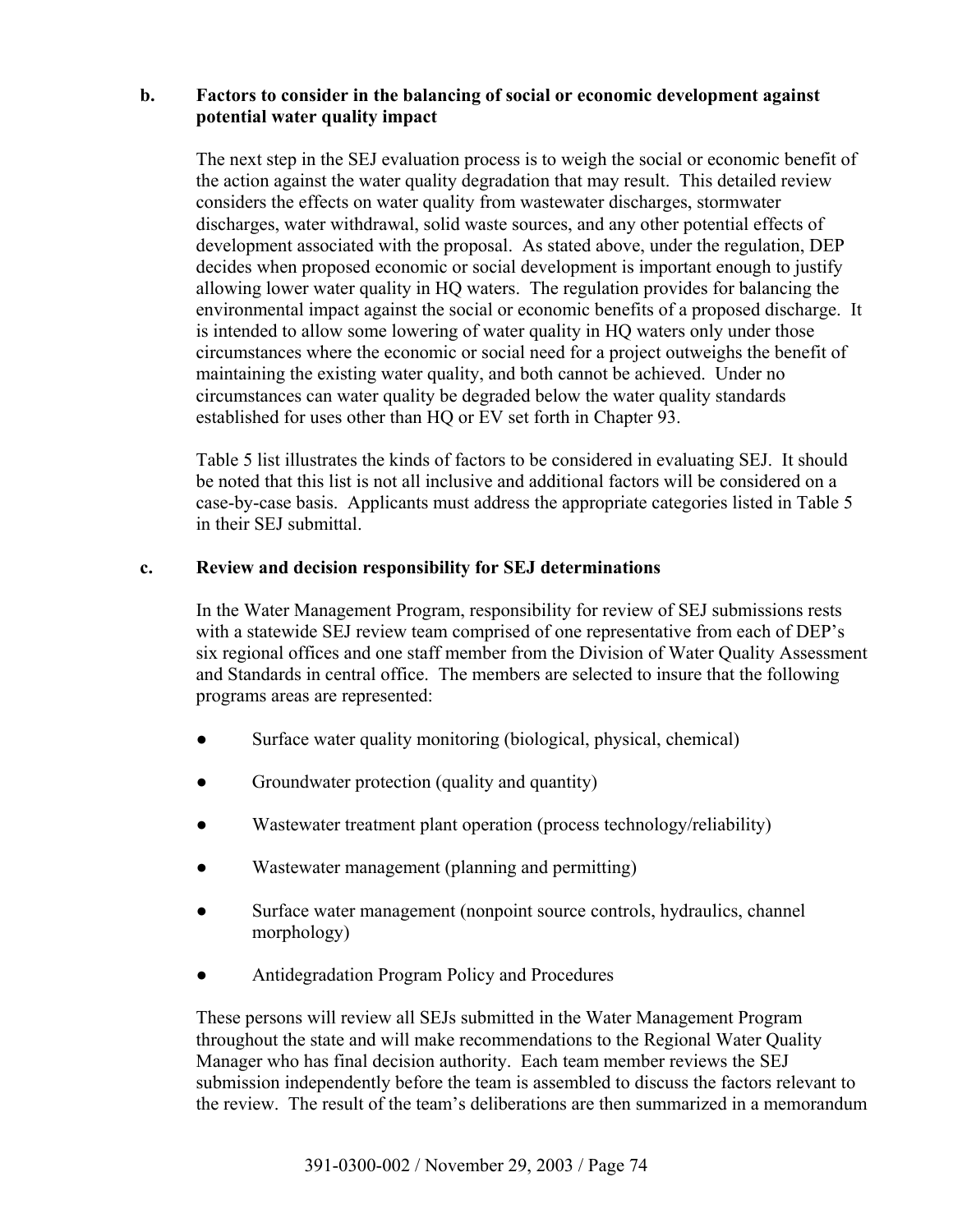### b. Factors to consider in the balancing of social or economic development against potential water quality impact

The next step in the SEJ evaluation process is to weigh the social or economic benefit of the action against the water quality degradation that may result. This detailed review considers the effects on water quality from wastewater discharges, stormwater discharges, water withdrawal, solid waste sources, and any other potential effects of development associated with the proposal. As stated above, under the regulation, DEP decides when proposed economic or social development is important enough to justify allowing lower water quality in HQ waters. The regulation provides for balancing the environmental impact against the social or economic benefits of a proposed discharge. It is intended to allow some lowering of water quality in HQ waters only under those circumstances where the economic or social need for a project outweighs the benefit of maintaining the existing water quality, and both cannot be achieved. Under no circumstances can water quality be degraded below the water quality standards established for uses other than HQ or EV set forth in Chapter 93.

Table 5 list illustrates the kinds of factors to be considered in evaluating SEJ. It should be noted that this list is not all inclusive and additional factors will be considered on a case-by-case basis. Applicants must address the appropriate categories listed in Table 5 in their SEJ submittal.

### c. Review and decision responsibility for SEJ determinations

In the Water Management Program, responsibility for review of SEJ submissions rests with a statewide SEJ review team comprised of one representative from each of DEP's six regional offices and one staff member from the Division of Water Quality Assessment and Standards in central office. The members are selected to insure that the following programs areas are represented:

- Surface water quality monitoring (biological, physical, chemical)
- Groundwater protection (quality and quantity)
- Wastewater treatment plant operation (process technology/reliability)
- Wastewater management (planning and permitting)
- Surface water management (nonpoint source controls, hydraulics, channel morphology)
- Antidegradation Program Policy and Procedures

These persons will review all SEJs submitted in the Water Management Program throughout the state and will make recommendations to the Regional Water Quality Manager who has final decision authority. Each team member reviews the SEJ submission independently before the team is assembled to discuss the factors relevant to the review. The result of the team's deliberations are then summarized in a memorandum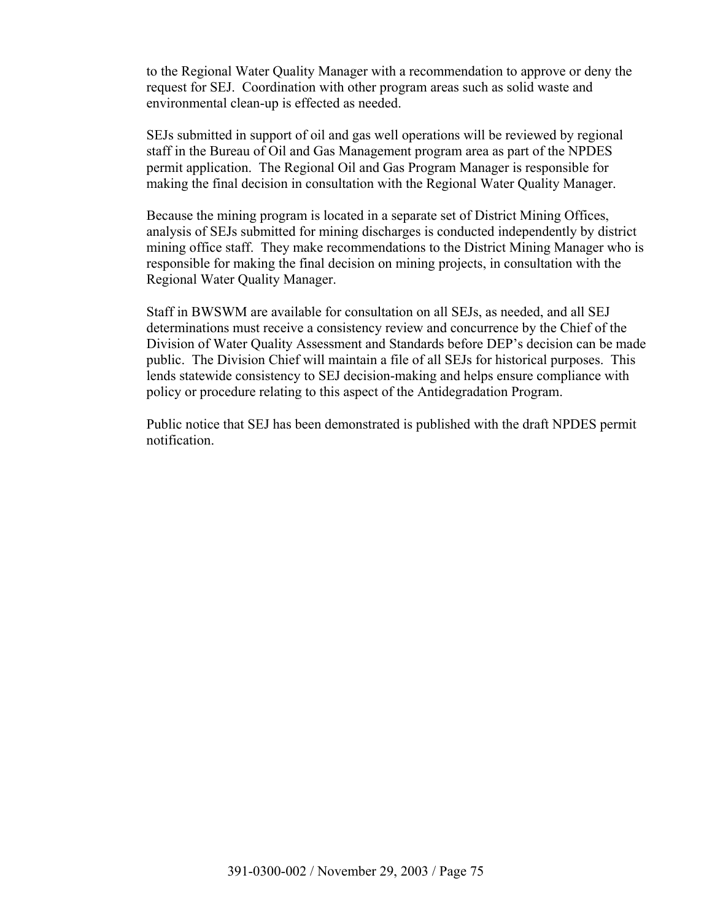to the Regional Water Quality Manager with a recommendation to approve or deny the request for SEJ. Coordination with other program areas such as solid waste and environmental clean-up is effected as needed.

SEJs submitted in support of oil and gas well operations will be reviewed by regional staff in the Bureau of Oil and Gas Management program area as part of the NPDES permit application. The Regional Oil and Gas Program Manager is responsible for making the final decision in consultation with the Regional Water Quality Manager.

Because the mining program is located in a separate set of District Mining Offices, analysis of SEJs submitted for mining discharges is conducted independently by district mining office staff. They make recommendations to the District Mining Manager who is responsible for making the final decision on mining projects, in consultation with the Regional Water Quality Manager.

Staff in BWSWM are available for consultation on all SEJs, as needed, and all SEJ determinations must receive a consistency review and concurrence by the Chief of the Division of Water Quality Assessment and Standards before DEP's decision can be made public. The Division Chief will maintain a file of all SEJs for historical purposes. This lends statewide consistency to SEJ decision-making and helps ensure compliance with policy or procedure relating to this aspect of the Antidegradation Program.

Public notice that SEJ has been demonstrated is published with the draft NPDES permit notification.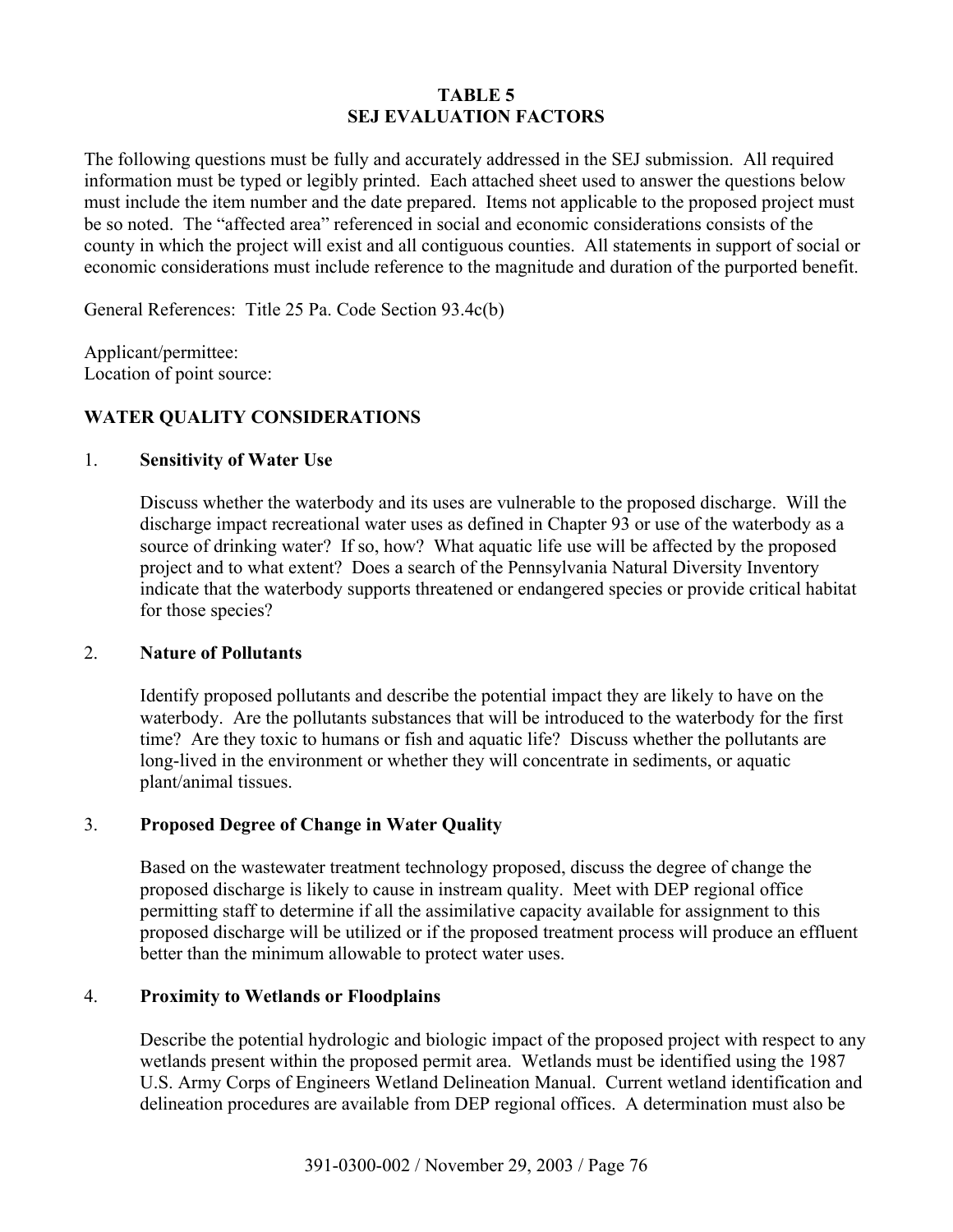# TABLE 5
# SEJ EVALUATION FACTORS

The following questions must be fully and accurately addressed in the SEJ submission. All required information must be typed or legibly printed. Each attached sheet used to answer the questions below must include the item number and the date prepared. Items not applicable to the proposed project must be so noted. The "affected area" referenced in social and economic considerations consists of the county in which the project will exist and all contiguous counties. All statements in support of social or economic considerations must include reference to the magnitude and duration of the purported benefit.

General References: Title 25 Pa. Code Section 93.4c(b)

Applicant/permittee:
Location of point source:

## WATER QUALITY CONSIDERATIONS

1. **Sensitivity of Water Use**

   Discuss whether the waterbody and its uses are vulnerable to the proposed discharge. Will the discharge impact recreational water uses as defined in Chapter 93 or use of the waterbody as a source of drinking water? If so, how? What aquatic life use will be affected by the proposed project and to what extent? Does a search of the Pennsylvania Natural Diversity Inventory indicate that the waterbody supports threatened or endangered species or provide critical habitat for those species?

2. **Nature of Pollutants**

   Identify proposed pollutants and describe the potential impact they are likely to have on the waterbody. Are the pollutants substances that will be introduced to the waterbody for the first time? Are they toxic to humans or fish and aquatic life? Discuss whether the pollutants are long-lived in the environment or whether they will concentrate in sediments, or aquatic plant/animal tissues.

3. **Proposed Degree of Change in Water Quality**

   Based on the wastewater treatment technology proposed, discuss the degree of change the proposed discharge is likely to cause in instream quality. Meet with DEP regional office permitting staff to determine if all the assimilative capacity available for assignment to this proposed discharge will be utilized or if the proposed treatment process will produce an effluent better than the minimum allowable to protect water uses.

4. **Proximity to Wetlands or Floodplains**

   Describe the potential hydrologic and biologic impact of the proposed project with respect to any wetlands present within the proposed permit area. Wetlands must be identified using the 1987 U.S. Army Corps of Engineers Wetland Delineation Manual. Current wetland identification and delineation procedures are available from DEP regional offices. A determination must also be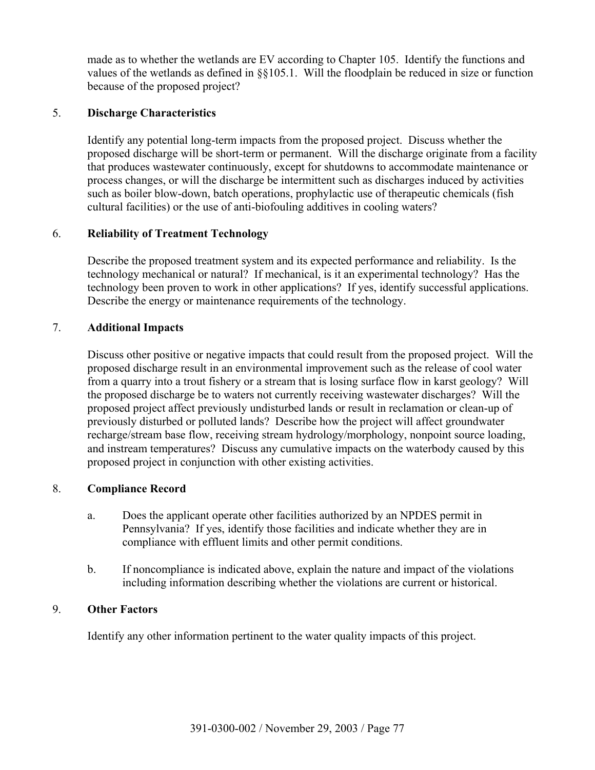made as to whether the wetlands are EV according to Chapter 105. Identify the functions and values of the wetlands as defined in §§105.1. Will the floodplain be reduced in size or function because of the proposed project?

5. **Discharge Characteristics**

   Identify any potential long-term impacts from the proposed project. Discuss whether the proposed discharge will be short-term or permanent. Will the discharge originate from a facility that produces wastewater continuously, except for shutdowns to accommodate maintenance or process changes, or will the discharge be intermittent such as discharges induced by activities such as boiler blow-down, batch operations, prophylactic use of therapeutic chemicals (fish cultural facilities) or the use of anti-biofouling additives in cooling waters?

6. **Reliability of Treatment Technology**

   Describe the proposed treatment system and its expected performance and reliability. Is the technology mechanical or natural? If mechanical, is it an experimental technology? Has the technology been proven to work in other applications? If yes, identify successful applications. Describe the energy or maintenance requirements of the technology.

7. **Additional Impacts**

   Discuss other positive or negative impacts that could result from the proposed project. Will the proposed discharge result in an environmental improvement such as the release of cool water from a quarry into a trout fishery or a stream that is losing surface flow in karst geology? Will the proposed discharge be to waters not currently receiving wastewater discharges? Will the proposed project affect previously undisturbed lands or result in reclamation or clean-up of previously disturbed or polluted lands? Describe how the project will affect groundwater recharge/stream base flow, receiving stream hydrology/morphology, nonpoint source loading, and instream temperatures? Discuss any cumulative impacts on the waterbody caused by this proposed project in conjunction with other existing activities.

8. **Compliance Record**

   a. Does the applicant operate other facilities authorized by an NPDES permit in Pennsylvania? If yes, identify those facilities and indicate whether they are in compliance with effluent limits and other permit conditions.

   b. If noncompliance is indicated above, explain the nature and impact of the violations including information describing whether the violations are current or historical.

9. **Other Factors**

   Identify any other information pertinent to the water quality impacts of this project.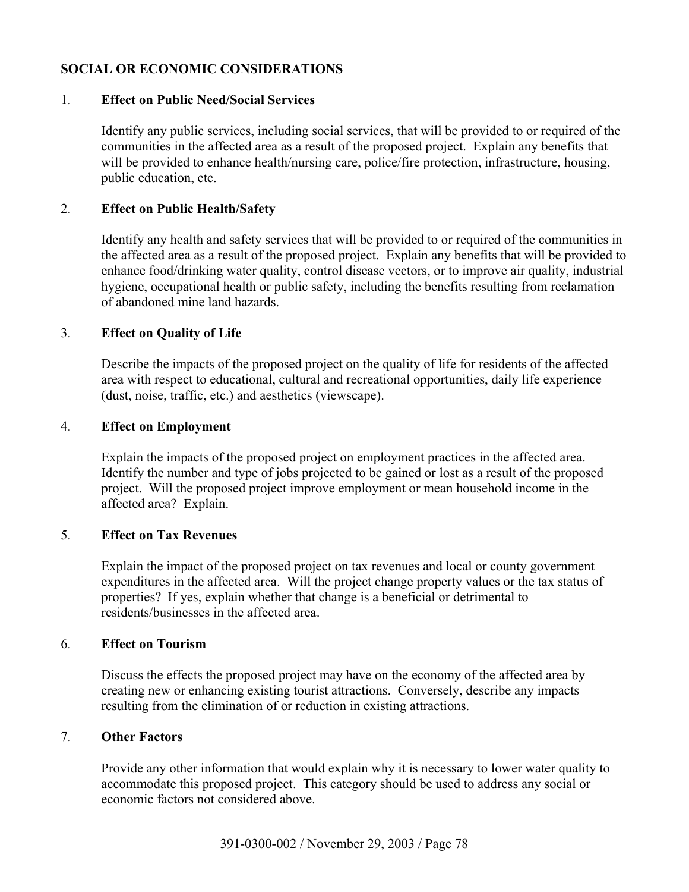## SOCIAL OR ECONOMIC CONSIDERATIONS

1. **Effect on Public Need/Social Services**

   Identify any public services, including social services, that will be provided to or required of the communities in the affected area as a result of the proposed project. Explain any benefits that will be provided to enhance health/nursing care, police/fire protection, infrastructure, housing, public education, etc.

2. **Effect on Public Health/Safety**

   Identify any health and safety services that will be provided to or required of the communities in the affected area as a result of the proposed project. Explain any benefits that will be provided to enhance food/drinking water quality, control disease vectors, or to improve air quality, industrial hygiene, occupational health or public safety, including the benefits resulting from reclamation of abandoned mine land hazards.

3. **Effect on Quality of Life**

   Describe the impacts of the proposed project on the quality of life for residents of the affected area with respect to educational, cultural and recreational opportunities, daily life experience (dust, noise, traffic, etc.) and aesthetics (viewscape).

4. **Effect on Employment**

   Explain the impacts of the proposed project on employment practices in the affected area. Identify the number and type of jobs projected to be gained or lost as a result of the proposed project. Will the proposed project improve employment or mean household income in the affected area? Explain.

5. **Effect on Tax Revenues**

   Explain the impact of the proposed project on tax revenues and local or county government expenditures in the affected area. Will the project change property values or the tax status of properties? If yes, explain whether that change is a beneficial or detrimental to residents/businesses in the affected area.

6. **Effect on Tourism**

   Discuss the effects the proposed project may have on the economy of the affected area by creating new or enhancing existing tourist attractions. Conversely, describe any impacts resulting from the elimination of or reduction in existing attractions.

7. **Other Factors**

   Provide any other information that would explain why it is necessary to lower water quality to accommodate this proposed project. This category should be used to address any social or economic factors not considered above.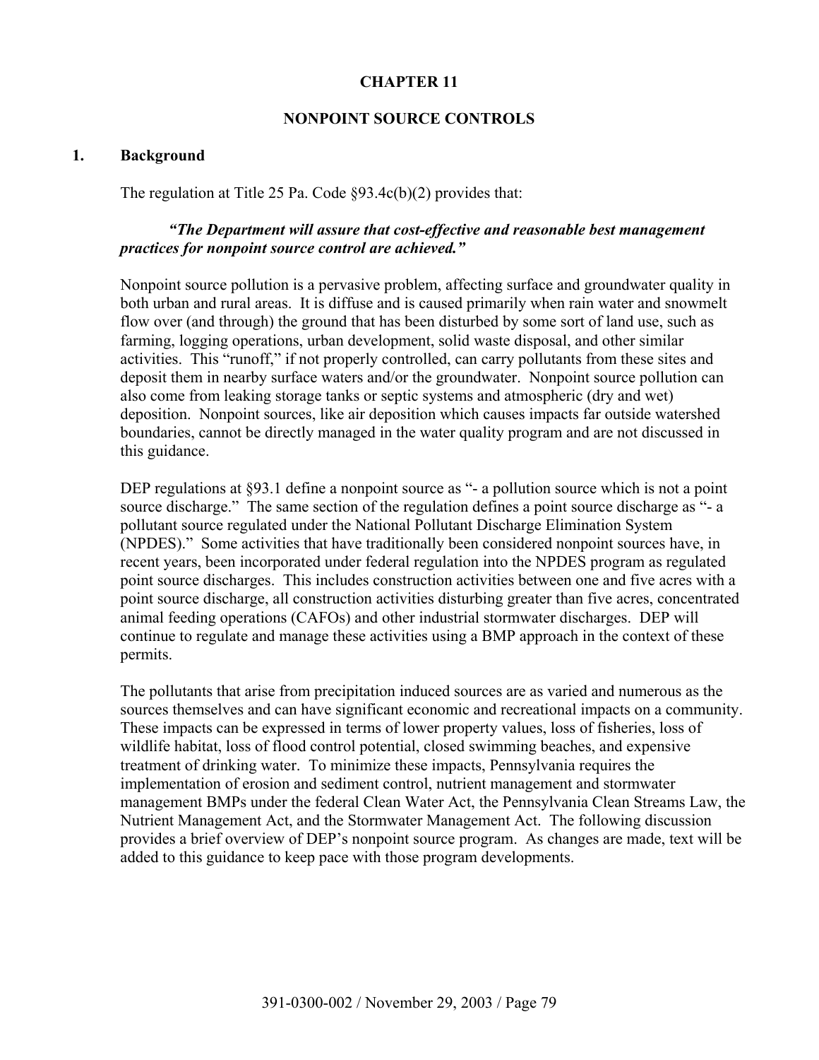# CHAPTER 11

# NONPOINT SOURCE CONTROLS

## 1. Background

The regulation at Title 25 Pa. Code §93.4c(b)(2) provides that:

> ***"The Department will assure that cost-effective and reasonable best management practices for nonpoint source control are achieved."***

Nonpoint source pollution is a pervasive problem, affecting surface and groundwater quality in both urban and rural areas. It is diffuse and is caused primarily when rain water and snowmelt flow over (and through) the ground that has been disturbed by some sort of land use, such as farming, logging operations, urban development, solid waste disposal, and other similar activities. This "runoff," if not properly controlled, can carry pollutants from these sites and deposit them in nearby surface waters and/or the groundwater. Nonpoint source pollution can also come from leaking storage tanks or septic systems and atmospheric (dry and wet) deposition. Nonpoint sources, like air deposition which causes impacts far outside watershed boundaries, cannot be directly managed in the water quality program and are not discussed in this guidance.

DEP regulations at §93.1 define a nonpoint source as "- a pollution source which is not a point source discharge." The same section of the regulation defines a point source discharge as "- a pollutant source regulated under the National Pollutant Discharge Elimination System (NPDES)." Some activities that have traditionally been considered nonpoint sources have, in recent years, been incorporated under federal regulation into the NPDES program as regulated point source discharges. This includes construction activities between one and five acres with a point source discharge, all construction activities disturbing greater than five acres, concentrated animal feeding operations (CAFOs) and other industrial stormwater discharges. DEP will continue to regulate and manage these activities using a BMP approach in the context of these permits.

The pollutants that arise from precipitation induced sources are as varied and numerous as the sources themselves and can have significant economic and recreational impacts on a community. These impacts can be expressed in terms of lower property values, loss of fisheries, loss of wildlife habitat, loss of flood control potential, closed swimming beaches, and expensive treatment of drinking water. To minimize these impacts, Pennsylvania requires the implementation of erosion and sediment control, nutrient management and stormwater management BMPs under the federal Clean Water Act, the Pennsylvania Clean Streams Law, the Nutrient Management Act, and the Stormwater Management Act. The following discussion provides a brief overview of DEP's nonpoint source program. As changes are made, text will be added to this guidance to keep pace with those program developments.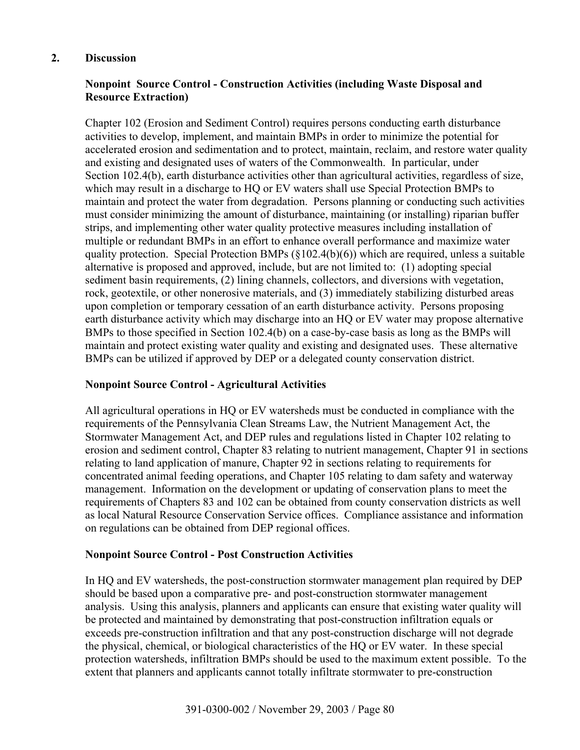## 2. Discussion

### Nonpoint Source Control - Construction Activities (including Waste Disposal and Resource Extraction)

Chapter 102 (Erosion and Sediment Control) requires persons conducting earth disturbance activities to develop, implement, and maintain BMPs in order to minimize the potential for accelerated erosion and sedimentation and to protect, maintain, reclaim, and restore water quality and existing and designated uses of waters of the Commonwealth. In particular, under Section 102.4(b), earth disturbance activities other than agricultural activities, regardless of size, which may result in a discharge to HQ or EV waters shall use Special Protection BMPs to maintain and protect the water from degradation. Persons planning or conducting such activities must consider minimizing the amount of disturbance, maintaining (or installing) riparian buffer strips, and implementing other water quality protective measures including installation of multiple or redundant BMPs in an effort to enhance overall performance and maximize water quality protection. Special Protection BMPs (§102.4(b)(6)) which are required, unless a suitable alternative is proposed and approved, include, but are not limited to: (1) adopting special sediment basin requirements, (2) lining channels, collectors, and diversions with vegetation, rock, geotextile, or other nonerosive materials, and (3) immediately stabilizing disturbed areas upon completion or temporary cessation of an earth disturbance activity. Persons proposing earth disturbance activity which may discharge into an HQ or EV water may propose alternative BMPs to those specified in Section 102.4(b) on a case-by-case basis as long as the BMPs will maintain and protect existing water quality and existing and designated uses. These alternative BMPs can be utilized if approved by DEP or a delegated county conservation district.

### Nonpoint Source Control - Agricultural Activities

All agricultural operations in HQ or EV watersheds must be conducted in compliance with the requirements of the Pennsylvania Clean Streams Law, the Nutrient Management Act, the Stormwater Management Act, and DEP rules and regulations listed in Chapter 102 relating to erosion and sediment control, Chapter 83 relating to nutrient management, Chapter 91 in sections relating to land application of manure, Chapter 92 in sections relating to requirements for concentrated animal feeding operations, and Chapter 105 relating to dam safety and waterway management. Information on the development or updating of conservation plans to meet the requirements of Chapters 83 and 102 can be obtained from county conservation districts as well as local Natural Resource Conservation Service offices. Compliance assistance and information on regulations can be obtained from DEP regional offices.

### Nonpoint Source Control - Post Construction Activities

In HQ and EV watersheds, the post-construction stormwater management plan required by DEP should be based upon a comparative pre- and post-construction stormwater management analysis. Using this analysis, planners and applicants can ensure that existing water quality will be protected and maintained by demonstrating that post-construction infiltration equals or exceeds pre-construction infiltration and that any post-construction discharge will not degrade the physical, chemical, or biological characteristics of the HQ or EV water. In these special protection watersheds, infiltration BMPs should be used to the maximum extent possible. To the extent that planners and applicants cannot totally infiltrate stormwater to pre-construction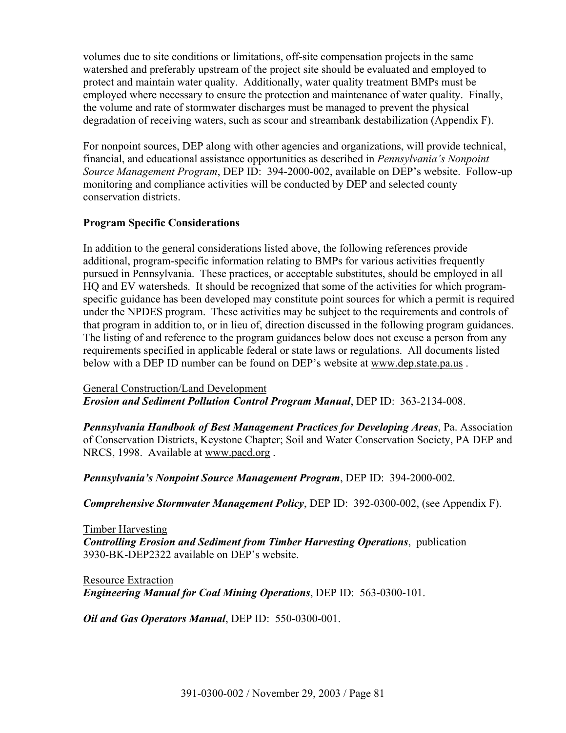volumes due to site conditions or limitations, off-site compensation projects in the same watershed and preferably upstream of the project site should be evaluated and employed to protect and maintain water quality. Additionally, water quality treatment BMPs must be employed where necessary to ensure the protection and maintenance of water quality. Finally, the volume and rate of stormwater discharges must be managed to prevent the physical degradation of receiving waters, such as scour and streambank destabilization (Appendix F).

For nonpoint sources, DEP along with other agencies and organizations, will provide technical, financial, and educational assistance opportunities as described in *Pennsylvania's Nonpoint Source Management Program*, DEP ID: 394-2000-002, available on DEP's website. Follow-up monitoring and compliance activities will be conducted by DEP and selected county conservation districts.

**Program Specific Considerations**

In addition to the general considerations listed above, the following references provide additional, program-specific information relating to BMPs for various activities frequently pursued in Pennsylvania. These practices, or acceptable substitutes, should be employed in all HQ and EV watersheds. It should be recognized that some of the activities for which program-specific guidance has been developed may constitute point sources for which a permit is required under the NPDES program. These activities may be subject to the requirements and controls of that program in addition to, or in lieu of, direction discussed in the following program guidances. The listing of and reference to the program guidances below does not excuse a person from any requirements specified in applicable federal or state laws or regulations. All documents listed below with a DEP ID number can be found on DEP's website at www.dep.state.pa.us .

General Construction/Land Development
***Erosion and Sediment Pollution Control Program Manual***, DEP ID: 363-2134-008.

***Pennsylvania Handbook of Best Management Practices for Developing Areas***, Pa. Association of Conservation Districts, Keystone Chapter; Soil and Water Conservation Society, PA DEP and NRCS, 1998. Available at www.pacd.org .

***Pennsylvania's Nonpoint Source Management Program***, DEP ID: 394-2000-002.

***Comprehensive Stormwater Management Policy***, DEP ID: 392-0300-002, (see Appendix F).

Timber Harvesting
***Controlling Erosion and Sediment from Timber Harvesting Operations***, publication 3930-BK-DEP2322 available on DEP's website.

Resource Extraction
***Engineering Manual for Coal Mining Operations***, DEP ID: 563-0300-101.

***Oil and Gas Operators Manual***, DEP ID: 550-0300-001.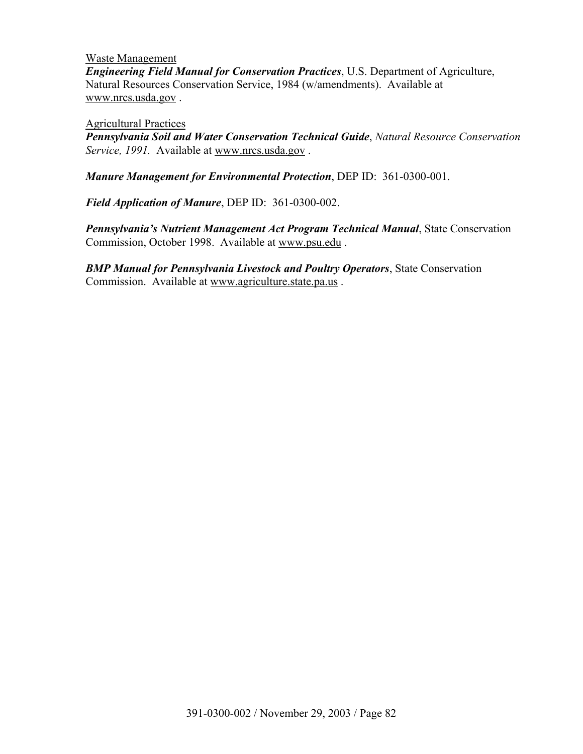Waste Management

***Engineering Field Manual for Conservation Practices***, U.S. Department of Agriculture, Natural Resources Conservation Service, 1984 (w/amendments). Available at www.nrcs.usda.gov .

Agricultural Practices

***Pennsylvania Soil and Water Conservation Technical Guide***, *Natural Resource Conservation Service, 1991.* Available at www.nrcs.usda.gov .

***Manure Management for Environmental Protection***, DEP ID: 361-0300-001.

***Field Application of Manure***, DEP ID: 361-0300-002.

***Pennsylvania's Nutrient Management Act Program Technical Manual***, State Conservation Commission, October 1998. Available at www.psu.edu .

***BMP Manual for Pennsylvania Livestock and Poultry Operators***, State Conservation Commission. Available at www.agriculture.state.pa.us .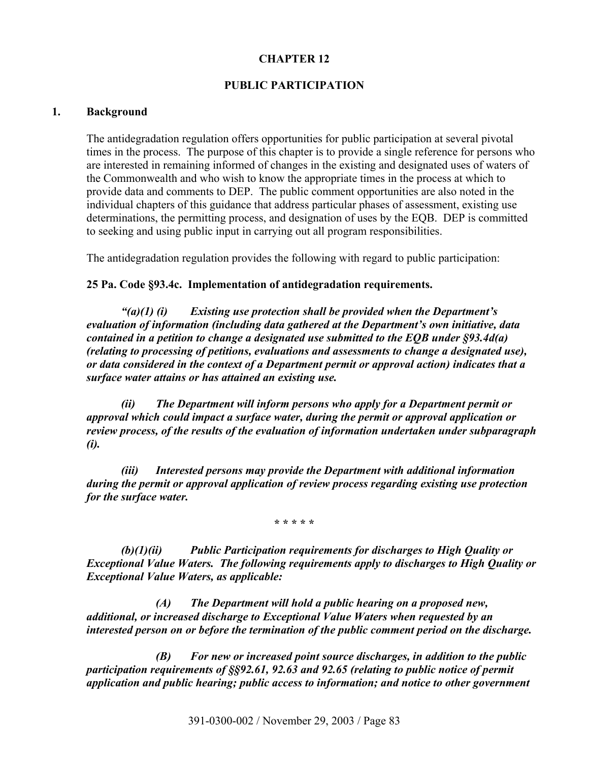# CHAPTER 12

## PUBLIC PARTICIPATION

### 1. Background

The antidegradation regulation offers opportunities for public participation at several pivotal times in the process. The purpose of this chapter is to provide a single reference for persons who are interested in remaining informed of changes in the existing and designated uses of waters of the Commonwealth and who wish to know the appropriate times in the process at which to provide data and comments to DEP. The public comment opportunities are also noted in the individual chapters of this guidance that address particular phases of assessment, existing use determinations, the permitting process, and designation of uses by the EQB. DEP is committed to seeking and using public input in carrying out all program responsibilities.

The antidegradation regulation provides the following with regard to public participation:

**25 Pa. Code §93.4c. Implementation of antidegradation requirements.**

***"(a)(1) (i) Existing use protection shall be provided when the Department's evaluation of information (including data gathered at the Department's own initiative, data contained in a petition to change a designated use submitted to the EQB under §93.4d(a) (relating to processing of petitions, evaluations and assessments to change a designated use), or data considered in the context of a Department permit or approval action) indicates that a surface water attains or has attained an existing use.***

***(ii) The Department will inform persons who apply for a Department permit or approval which could impact a surface water, during the permit or approval application or review process, of the results of the evaluation of information undertaken under subparagraph (i).***

***(iii) Interested persons may provide the Department with additional information during the permit or approval application of review process regarding existing use protection for the surface water.***

***\* \* \* \* \****

***(b)(1)(ii) Public Participation requirements for discharges to High Quality or Exceptional Value Waters. The following requirements apply to discharges to High Quality or Exceptional Value Waters, as applicable:***

***(A) The Department will hold a public hearing on a proposed new, additional, or increased discharge to Exceptional Value Waters when requested by an interested person on or before the termination of the public comment period on the discharge.***

***(B) For new or increased point source discharges, in addition to the public participation requirements of §§92.61, 92.63 and 92.65 (relating to public notice of permit application and public hearing; public access to information; and notice to other government***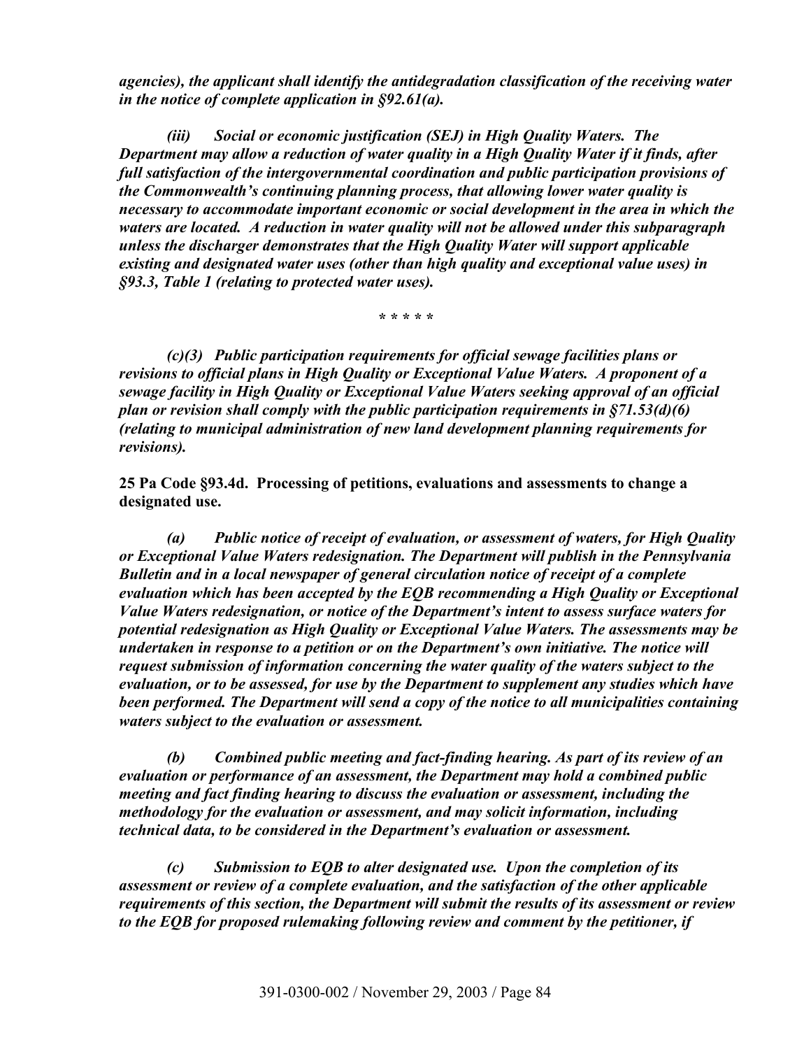*agencies), the applicant shall identify the antidegradation classification of the receiving water in the notice of complete application in §92.61(a).*

*(iii) Social or economic justification (SEJ) in High Quality Waters. The Department may allow a reduction of water quality in a High Quality Water if it finds, after full satisfaction of the intergovernmental coordination and public participation provisions of the Commonwealth's continuing planning process, that allowing lower water quality is necessary to accommodate important economic or social development in the area in which the waters are located. A reduction in water quality will not be allowed under this subparagraph unless the discharger demonstrates that the High Quality Water will support applicable existing and designated water uses (other than high quality and exceptional value uses) in §93.3, Table 1 (relating to protected water uses).*

\* \* \* \* \*

*(c)(3) Public participation requirements for official sewage facilities plans or revisions to official plans in High Quality or Exceptional Value Waters. A proponent of a sewage facility in High Quality or Exceptional Value Waters seeking approval of an official plan or revision shall comply with the public participation requirements in §71.53(d)(6) (relating to municipal administration of new land development planning requirements for revisions).*

**25 Pa Code §93.4d. Processing of petitions, evaluations and assessments to change a designated use.**

*(a) Public notice of receipt of evaluation, or assessment of waters, for High Quality or Exceptional Value Waters redesignation. The Department will publish in the Pennsylvania Bulletin and in a local newspaper of general circulation notice of receipt of a complete evaluation which has been accepted by the EQB recommending a High Quality or Exceptional Value Waters redesignation, or notice of the Department's intent to assess surface waters for potential redesignation as High Quality or Exceptional Value Waters. The assessments may be undertaken in response to a petition or on the Department's own initiative. The notice will request submission of information concerning the water quality of the waters subject to the evaluation, or to be assessed, for use by the Department to supplement any studies which have been performed. The Department will send a copy of the notice to all municipalities containing waters subject to the evaluation or assessment.*

*(b) Combined public meeting and fact-finding hearing. As part of its review of an evaluation or performance of an assessment, the Department may hold a combined public meeting and fact finding hearing to discuss the evaluation or assessment, including the methodology for the evaluation or assessment, and may solicit information, including technical data, to be considered in the Department's evaluation or assessment.*

*(c) Submission to EQB to alter designated use. Upon the completion of its assessment or review of a complete evaluation, and the satisfaction of the other applicable requirements of this section, the Department will submit the results of its assessment or review to the EQB for proposed rulemaking following review and comment by the petitioner, if*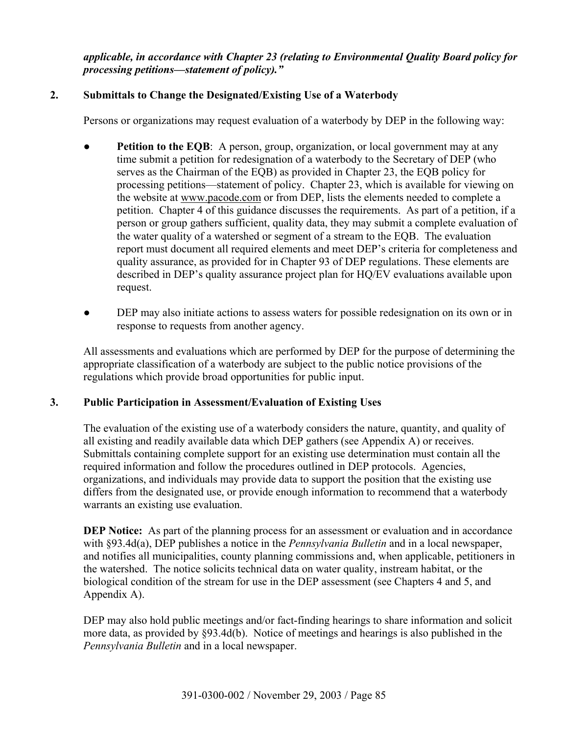***applicable, in accordance with Chapter 23 (relating to Environmental Quality Board policy for processing petitions—statement of policy)."***

### 2. Submittals to Change the Designated/Existing Use of a Waterbody

Persons or organizations may request evaluation of a waterbody by DEP in the following way:

- **Petition to the EQB**: A person, group, organization, or local government may at any time submit a petition for redesignation of a waterbody to the Secretary of DEP (who serves as the Chairman of the EQB) as provided in Chapter 23, the EQB policy for processing petitions—statement of policy. Chapter 23, which is available for viewing on the website at www.pacode.com or from DEP, lists the elements needed to complete a petition. Chapter 4 of this guidance discusses the requirements. As part of a petition, if a person or group gathers sufficient, quality data, they may submit a complete evaluation of the water quality of a watershed or segment of a stream to the EQB. The evaluation report must document all required elements and meet DEP's criteria for completeness and quality assurance, as provided for in Chapter 93 of DEP regulations. These elements are described in DEP's quality assurance project plan for HQ/EV evaluations available upon request.

- DEP may also initiate actions to assess waters for possible redesignation on its own or in response to requests from another agency.

All assessments and evaluations which are performed by DEP for the purpose of determining the appropriate classification of a waterbody are subject to the public notice provisions of the regulations which provide broad opportunities for public input.

### 3. Public Participation in Assessment/Evaluation of Existing Uses

The evaluation of the existing use of a waterbody considers the nature, quantity, and quality of all existing and readily available data which DEP gathers (see Appendix A) or receives. Submittals containing complete support for an existing use determination must contain all the required information and follow the procedures outlined in DEP protocols. Agencies, organizations, and individuals may provide data to support the position that the existing use differs from the designated use, or provide enough information to recommend that a waterbody warrants an existing use evaluation.

**DEP Notice:** As part of the planning process for an assessment or evaluation and in accordance with §93.4d(a), DEP publishes a notice in the *Pennsylvania Bulletin* and in a local newspaper, and notifies all municipalities, county planning commissions and, when applicable, petitioners in the watershed. The notice solicits technical data on water quality, instream habitat, or the biological condition of the stream for use in the DEP assessment (see Chapters 4 and 5, and Appendix A).

DEP may also hold public meetings and/or fact-finding hearings to share information and solicit more data, as provided by §93.4d(b). Notice of meetings and hearings is also published in the *Pennsylvania Bulletin* and in a local newspaper.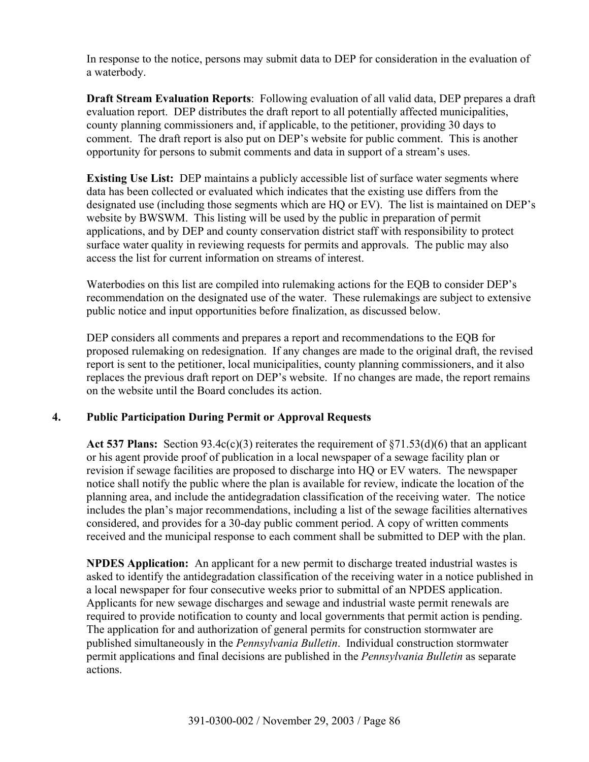In response to the notice, persons may submit data to DEP for consideration in the evaluation of a waterbody.

**Draft Stream Evaluation Reports**: Following evaluation of all valid data, DEP prepares a draft evaluation report. DEP distributes the draft report to all potentially affected municipalities, county planning commissioners and, if applicable, to the petitioner, providing 30 days to comment. The draft report is also put on DEP's website for public comment. This is another opportunity for persons to submit comments and data in support of a stream's uses.

**Existing Use List:** DEP maintains a publicly accessible list of surface water segments where data has been collected or evaluated which indicates that the existing use differs from the designated use (including those segments which are HQ or EV). The list is maintained on DEP's website by BWSWM. This listing will be used by the public in preparation of permit applications, and by DEP and county conservation district staff with responsibility to protect surface water quality in reviewing requests for permits and approvals. The public may also access the list for current information on streams of interest.

Waterbodies on this list are compiled into rulemaking actions for the EQB to consider DEP's recommendation on the designated use of the water. These rulemakings are subject to extensive public notice and input opportunities before finalization, as discussed below.

DEP considers all comments and prepares a report and recommendations to the EQB for proposed rulemaking on redesignation. If any changes are made to the original draft, the revised report is sent to the petitioner, local municipalities, county planning commissioners, and it also replaces the previous draft report on DEP's website. If no changes are made, the report remains on the website until the Board concludes its action.

## 4. Public Participation During Permit or Approval Requests

**Act 537 Plans:** Section 93.4c(c)(3) reiterates the requirement of §71.53(d)(6) that an applicant or his agent provide proof of publication in a local newspaper of a sewage facility plan or revision if sewage facilities are proposed to discharge into HQ or EV waters. The newspaper notice shall notify the public where the plan is available for review, indicate the location of the planning area, and include the antidegradation classification of the receiving water. The notice includes the plan's major recommendations, including a list of the sewage facilities alternatives considered, and provides for a 30-day public comment period. A copy of written comments received and the municipal response to each comment shall be submitted to DEP with the plan.

**NPDES Application:** An applicant for a new permit to discharge treated industrial wastes is asked to identify the antidegradation classification of the receiving water in a notice published in a local newspaper for four consecutive weeks prior to submittal of an NPDES application. Applicants for new sewage discharges and sewage and industrial waste permit renewals are required to provide notification to county and local governments that permit action is pending. The application for and authorization of general permits for construction stormwater are published simultaneously in the *Pennsylvania Bulletin*. Individual construction stormwater permit applications and final decisions are published in the *Pennsylvania Bulletin* as separate actions.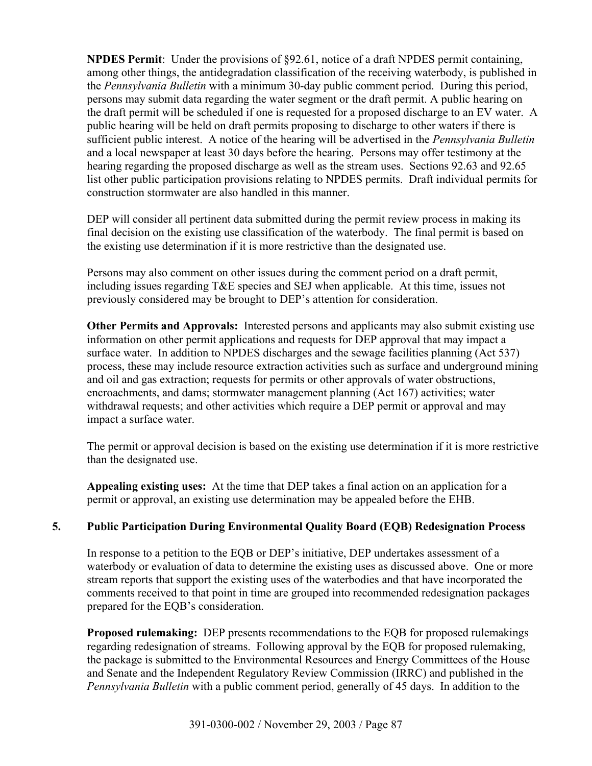**NPDES Permit**: Under the provisions of §92.61, notice of a draft NPDES permit containing, among other things, the antidegradation classification of the receiving waterbody, is published in the *Pennsylvania Bulletin* with a minimum 30-day public comment period. During this period, persons may submit data regarding the water segment or the draft permit. A public hearing on the draft permit will be scheduled if one is requested for a proposed discharge to an EV water. A public hearing will be held on draft permits proposing to discharge to other waters if there is sufficient public interest. A notice of the hearing will be advertised in the *Pennsylvania Bulletin* and a local newspaper at least 30 days before the hearing. Persons may offer testimony at the hearing regarding the proposed discharge as well as the stream uses. Sections 92.63 and 92.65 list other public participation provisions relating to NPDES permits. Draft individual permits for construction stormwater are also handled in this manner.

DEP will consider all pertinent data submitted during the permit review process in making its final decision on the existing use classification of the waterbody. The final permit is based on the existing use determination if it is more restrictive than the designated use.

Persons may also comment on other issues during the comment period on a draft permit, including issues regarding T&E species and SEJ when applicable. At this time, issues not previously considered may be brought to DEP's attention for consideration.

**Other Permits and Approvals:** Interested persons and applicants may also submit existing use information on other permit applications and requests for DEP approval that may impact a surface water. In addition to NPDES discharges and the sewage facilities planning (Act 537) process, these may include resource extraction activities such as surface and underground mining and oil and gas extraction; requests for permits or other approvals of water obstructions, encroachments, and dams; stormwater management planning (Act 167) activities; water withdrawal requests; and other activities which require a DEP permit or approval and may impact a surface water.

The permit or approval decision is based on the existing use determination if it is more restrictive than the designated use.

**Appealing existing uses:** At the time that DEP takes a final action on an application for a permit or approval, an existing use determination may be appealed before the EHB.

## 5. Public Participation During Environmental Quality Board (EQB) Redesignation Process

In response to a petition to the EQB or DEP's initiative, DEP undertakes assessment of a waterbody or evaluation of data to determine the existing uses as discussed above. One or more stream reports that support the existing uses of the waterbodies and that have incorporated the comments received to that point in time are grouped into recommended redesignation packages prepared for the EQB's consideration.

**Proposed rulemaking:** DEP presents recommendations to the EQB for proposed rulemakings regarding redesignation of streams. Following approval by the EQB for proposed rulemaking, the package is submitted to the Environmental Resources and Energy Committees of the House and Senate and the Independent Regulatory Review Commission (IRRC) and published in the *Pennsylvania Bulletin* with a public comment period, generally of 45 days. In addition to the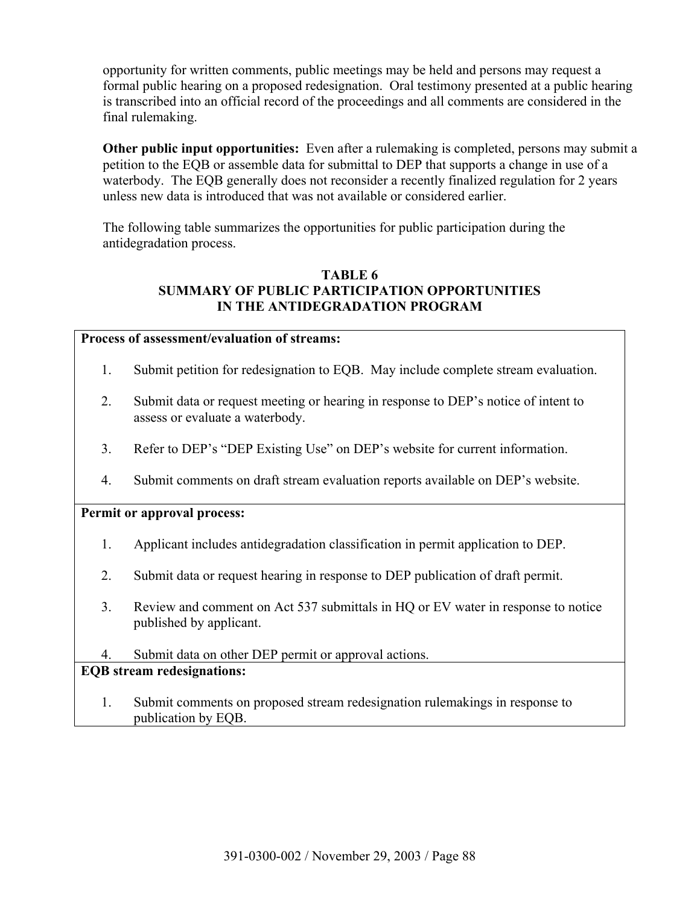opportunity for written comments, public meetings may be held and persons may request a formal public hearing on a proposed redesignation. Oral testimony presented at a public hearing is transcribed into an official record of the proceedings and all comments are considered in the final rulemaking.

**Other public input opportunities:** Even after a rulemaking is completed, persons may submit a petition to the EQB or assemble data for submittal to DEP that supports a change in use of a waterbody. The EQB generally does not reconsider a recently finalized regulation for 2 years unless new data is introduced that was not available or considered earlier.

The following table summarizes the opportunities for public participation during the antidegradation process.

**TABLE 6**
**SUMMARY OF PUBLIC PARTICIPATION OPPORTUNITIES IN THE ANTIDEGRADATION PROGRAM**

| **Process of assessment/evaluation of streams:** |
|---|
| 1. Submit petition for redesignation to EQB. May include complete stream evaluation. |
| 2. Submit data or request meeting or hearing in response to DEP's notice of intent to assess or evaluate a waterbody. |
| 3. Refer to DEP's "DEP Existing Use" on DEP's website for current information. |
| 4. Submit comments on draft stream evaluation reports available on DEP's website. |
| **Permit or approval process:** |
| 1. Applicant includes antidegradation classification in permit application to DEP. |
| 2. Submit data or request hearing in response to DEP publication of draft permit. |
| 3. Review and comment on Act 537 submittals in HQ or EV water in response to notice published by applicant. |
| 4. Submit data on other DEP permit or approval actions. |
| **EQB stream redesignations:** |
| 1. Submit comments on proposed stream redesignation rulemakings in response to publication by EQB. |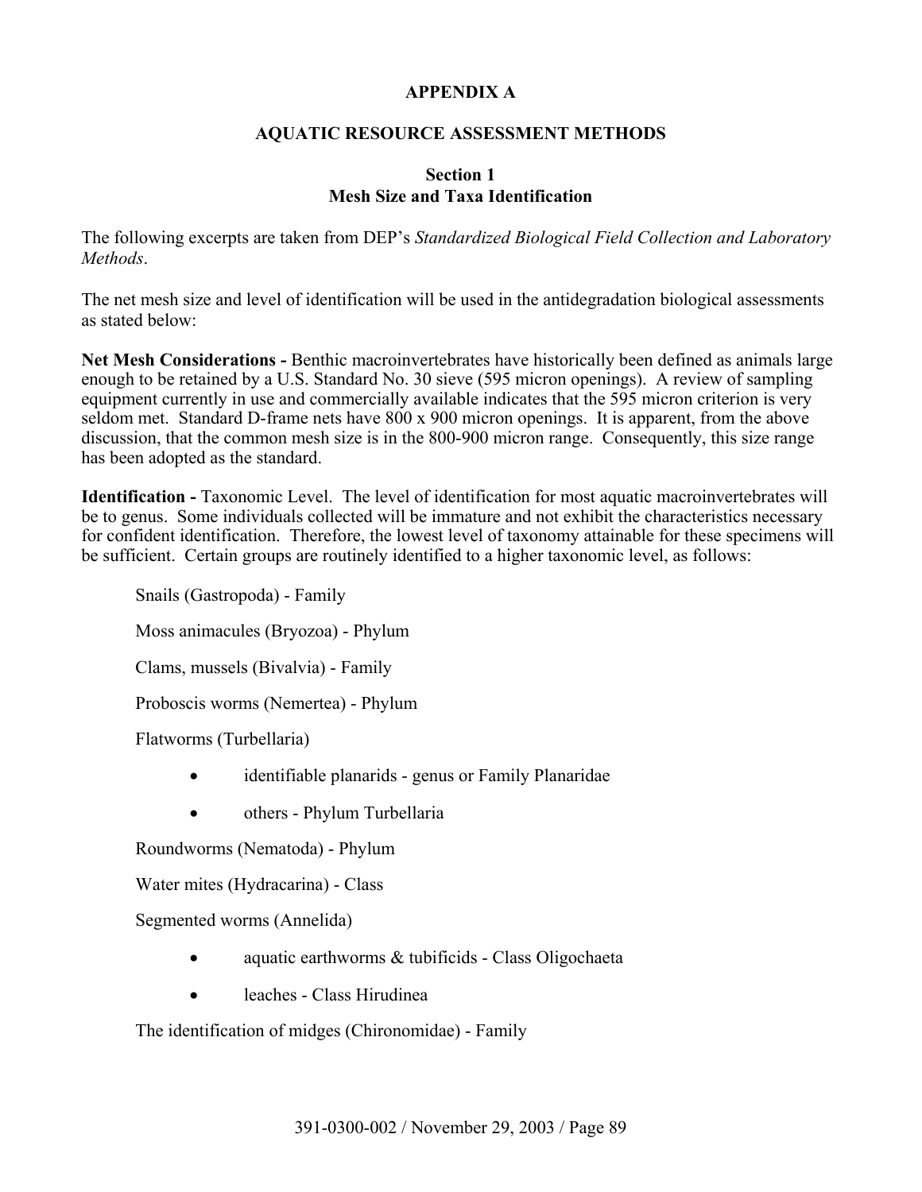# APPENDIX A

## AQUATIC RESOURCE ASSESSMENT METHODS

### Section 1
### Mesh Size and Taxa Identification

The following excerpts are taken from DEP's *Standardized Biological Field Collection and Laboratory Methods*.

The net mesh size and level of identification will be used in the antidegradation biological assessments as stated below:

**Net Mesh Considerations -** Benthic macroinvertebrates have historically been defined as animals large enough to be retained by a U.S. Standard No. 30 sieve (595 micron openings). A review of sampling equipment currently in use and commercially available indicates that the 595 micron criterion is very seldom met. Standard D-frame nets have 800 x 900 micron openings. It is apparent, from the above discussion, that the common mesh size is in the 800-900 micron range. Consequently, this size range has been adopted as the standard.

**Identification -** Taxonomic Level. The level of identification for most aquatic macroinvertebrates will be to genus. Some individuals collected will be immature and not exhibit the characteristics necessary for confident identification. Therefore, the lowest level of taxonomy attainable for these specimens will be sufficient. Certain groups are routinely identified to a higher taxonomic level, as follows:

Snails (Gastropoda) - Family

Moss animacules (Bryozoa) - Phylum

Clams, mussels (Bivalvia) - Family

Proboscis worms (Nemertea) - Phylum

Flatworms (Turbellaria)

- identifiable planarids - genus or Family Planaridae
- others - Phylum Turbellaria

Roundworms (Nematoda) - Phylum

Water mites (Hydracarina) - Class

Segmented worms (Annelida)

- aquatic earthworms & tubificids - Class Oligochaeta
- leaches - Class Hirudinea

The identification of midges (Chironomidae) - Family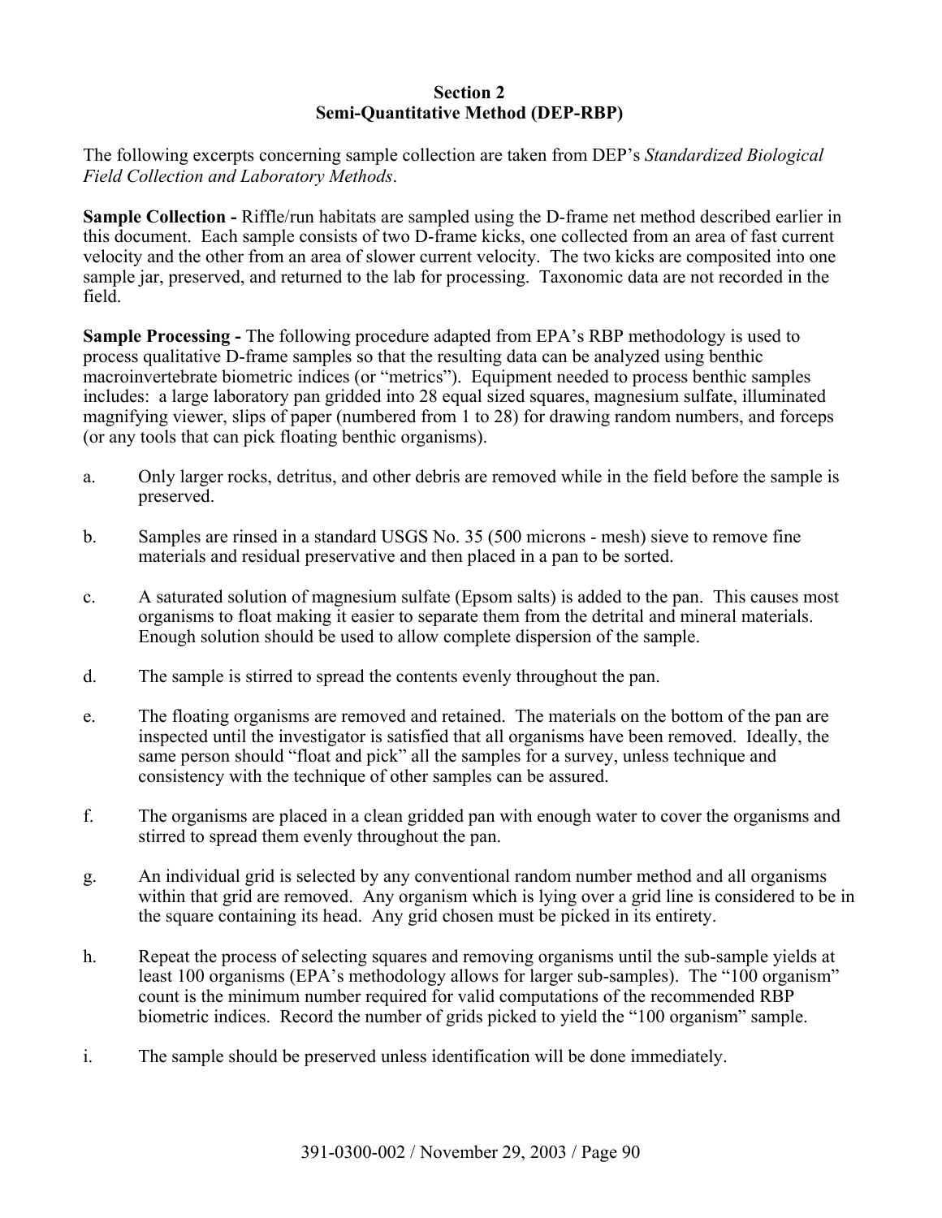## Section 2
## Semi-Quantitative Method (DEP-RBP)

The following excerpts concerning sample collection are taken from DEP's *Standardized Biological Field Collection and Laboratory Methods*.

**Sample Collection -** Riffle/run habitats are sampled using the D-frame net method described earlier in this document. Each sample consists of two D-frame kicks, one collected from an area of fast current velocity and the other from an area of slower current velocity. The two kicks are composited into one sample jar, preserved, and returned to the lab for processing. Taxonomic data are not recorded in the field.

**Sample Processing -** The following procedure adapted from EPA's RBP methodology is used to process qualitative D-frame samples so that the resulting data can be analyzed using benthic macroinvertebrate biometric indices (or "metrics"). Equipment needed to process benthic samples includes: a large laboratory pan gridded into 28 equal sized squares, magnesium sulfate, illuminated magnifying viewer, slips of paper (numbered from 1 to 28) for drawing random numbers, and forceps (or any tools that can pick floating benthic organisms).

a. Only larger rocks, detritus, and other debris are removed while in the field before the sample is preserved.

b. Samples are rinsed in a standard USGS No. 35 (500 microns - mesh) sieve to remove fine materials and residual preservative and then placed in a pan to be sorted.

c. A saturated solution of magnesium sulfate (Epsom salts) is added to the pan. This causes most organisms to float making it easier to separate them from the detrital and mineral materials. Enough solution should be used to allow complete dispersion of the sample.

d. The sample is stirred to spread the contents evenly throughout the pan.

e. The floating organisms are removed and retained. The materials on the bottom of the pan are inspected until the investigator is satisfied that all organisms have been removed. Ideally, the same person should "float and pick" all the samples for a survey, unless technique and consistency with the technique of other samples can be assured.

f. The organisms are placed in a clean gridded pan with enough water to cover the organisms and stirred to spread them evenly throughout the pan.

g. An individual grid is selected by any conventional random number method and all organisms within that grid are removed. Any organism which is lying over a grid line is considered to be in the square containing its head. Any grid chosen must be picked in its entirety.

h. Repeat the process of selecting squares and removing organisms until the sub-sample yields at least 100 organisms (EPA's methodology allows for larger sub-samples). The "100 organism" count is the minimum number required for valid computations of the recommended RBP biometric indices. Record the number of grids picked to yield the "100 organism" sample.

i. The sample should be preserved unless identification will be done immediately.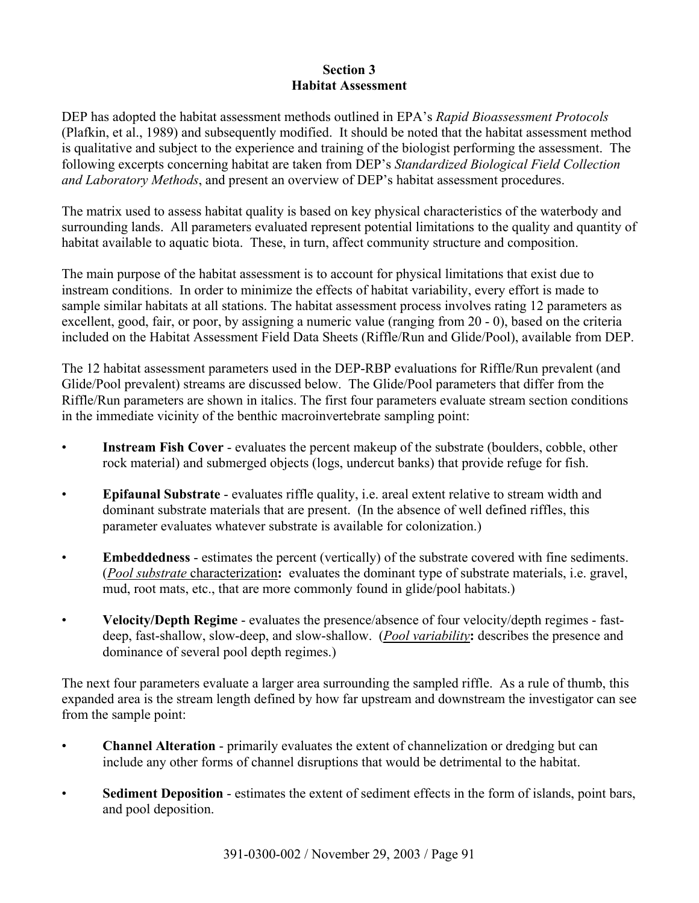## Section 3
## Habitat Assessment

DEP has adopted the habitat assessment methods outlined in EPA's *Rapid Bioassessment Protocols* (Plafkin, et al., 1989) and subsequently modified. It should be noted that the habitat assessment method is qualitative and subject to the experience and training of the biologist performing the assessment. The following excerpts concerning habitat are taken from DEP's *Standardized Biological Field Collection and Laboratory Methods*, and present an overview of DEP's habitat assessment procedures.

The matrix used to assess habitat quality is based on key physical characteristics of the waterbody and surrounding lands. All parameters evaluated represent potential limitations to the quality and quantity of habitat available to aquatic biota. These, in turn, affect community structure and composition.

The main purpose of the habitat assessment is to account for physical limitations that exist due to instream conditions. In order to minimize the effects of habitat variability, every effort is made to sample similar habitats at all stations. The habitat assessment process involves rating 12 parameters as excellent, good, fair, or poor, by assigning a numeric value (ranging from 20 - 0), based on the criteria included on the Habitat Assessment Field Data Sheets (Riffle/Run and Glide/Pool), available from DEP.

The 12 habitat assessment parameters used in the DEP-RBP evaluations for Riffle/Run prevalent (and Glide/Pool prevalent) streams are discussed below. The Glide/Pool parameters that differ from the Riffle/Run parameters are shown in italics. The first four parameters evaluate stream section conditions in the immediate vicinity of the benthic macroinvertebrate sampling point:

- **Instream Fish Cover** - evaluates the percent makeup of the substrate (boulders, cobble, other rock material) and submerged objects (logs, undercut banks) that provide refuge for fish.
- **Epifaunal Substrate** - evaluates riffle quality, i.e. areal extent relative to stream width and dominant substrate materials that are present. (In the absence of well defined riffles, this parameter evaluates whatever substrate is available for colonization.)
- **Embeddedness** - estimates the percent (vertically) of the substrate covered with fine sediments. (*Pool substrate* characterization**:** evaluates the dominant type of substrate materials, i.e. gravel, mud, root mats, etc., that are more commonly found in glide/pool habitats.)
- **Velocity/Depth Regime** - evaluates the presence/absence of four velocity/depth regimes - fast-deep, fast-shallow, slow-deep, and slow-shallow. (*Pool variability***:** describes the presence and dominance of several pool depth regimes.)

The next four parameters evaluate a larger area surrounding the sampled riffle. As a rule of thumb, this expanded area is the stream length defined by how far upstream and downstream the investigator can see from the sample point:

- **Channel Alteration** - primarily evaluates the extent of channelization or dredging but can include any other forms of channel disruptions that would be detrimental to the habitat.
- **Sediment Deposition** - estimates the extent of sediment effects in the form of islands, point bars, and pool deposition.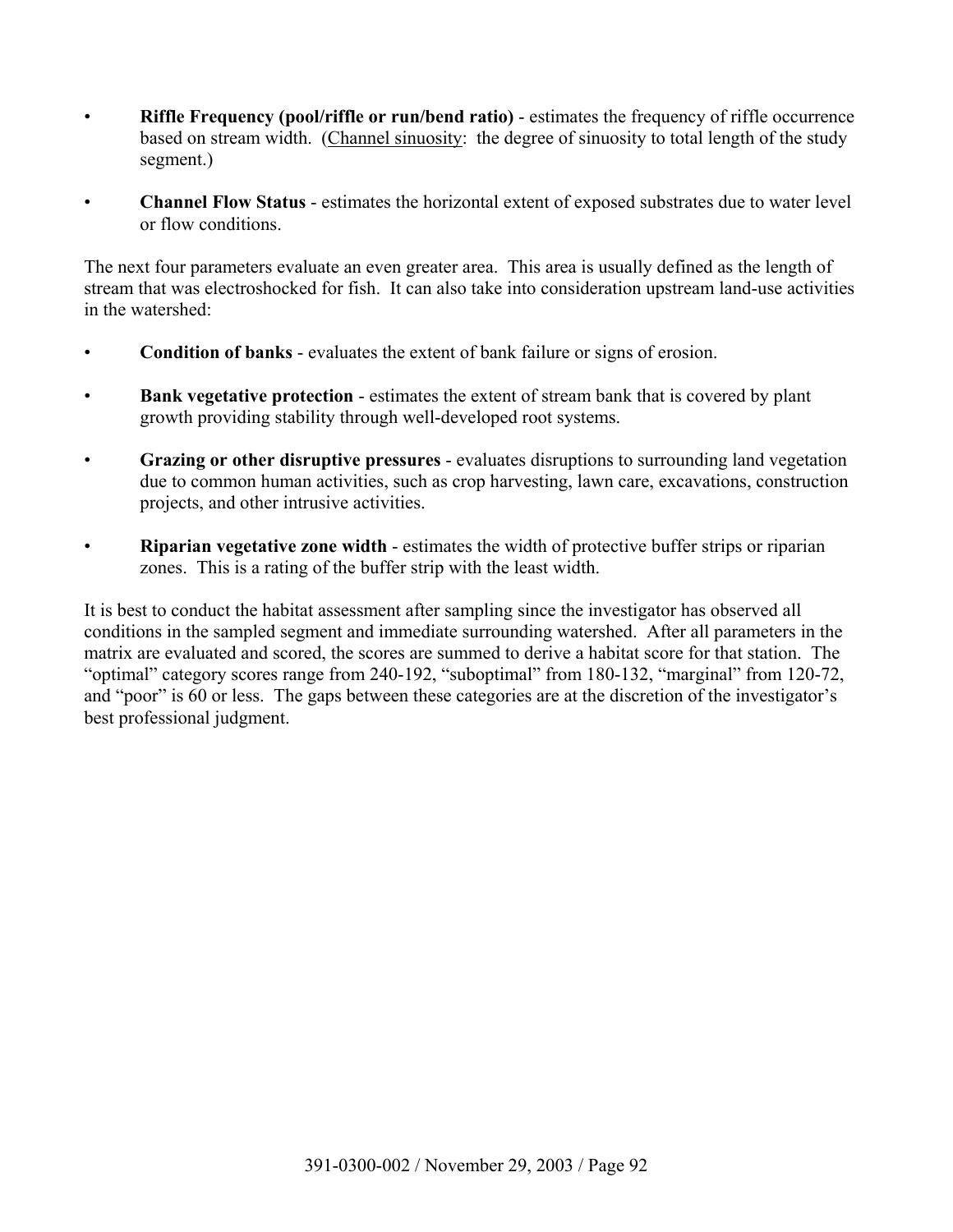- **Riffle Frequency (pool/riffle or run/bend ratio)** - estimates the frequency of riffle occurrence based on stream width. (<u>Channel sinuosity</u>: the degree of sinuosity to total length of the study segment.)

- **Channel Flow Status** - estimates the horizontal extent of exposed substrates due to water level or flow conditions.

The next four parameters evaluate an even greater area. This area is usually defined as the length of stream that was electroshocked for fish. It can also take into consideration upstream land-use activities in the watershed:

- **Condition of banks** - evaluates the extent of bank failure or signs of erosion.

- **Bank vegetative protection** - estimates the extent of stream bank that is covered by plant growth providing stability through well-developed root systems.

- **Grazing or other disruptive pressures** - evaluates disruptions to surrounding land vegetation due to common human activities, such as crop harvesting, lawn care, excavations, construction projects, and other intrusive activities.

- **Riparian vegetative zone width** - estimates the width of protective buffer strips or riparian zones. This is a rating of the buffer strip with the least width.

It is best to conduct the habitat assessment after sampling since the investigator has observed all conditions in the sampled segment and immediate surrounding watershed. After all parameters in the matrix are evaluated and scored, the scores are summed to derive a habitat score for that station. The "optimal" category scores range from 240-192, "suboptimal" from 180-132, "marginal" from 120-72, and "poor" is 60 or less. The gaps between these categories are at the discretion of the investigator's best professional judgment.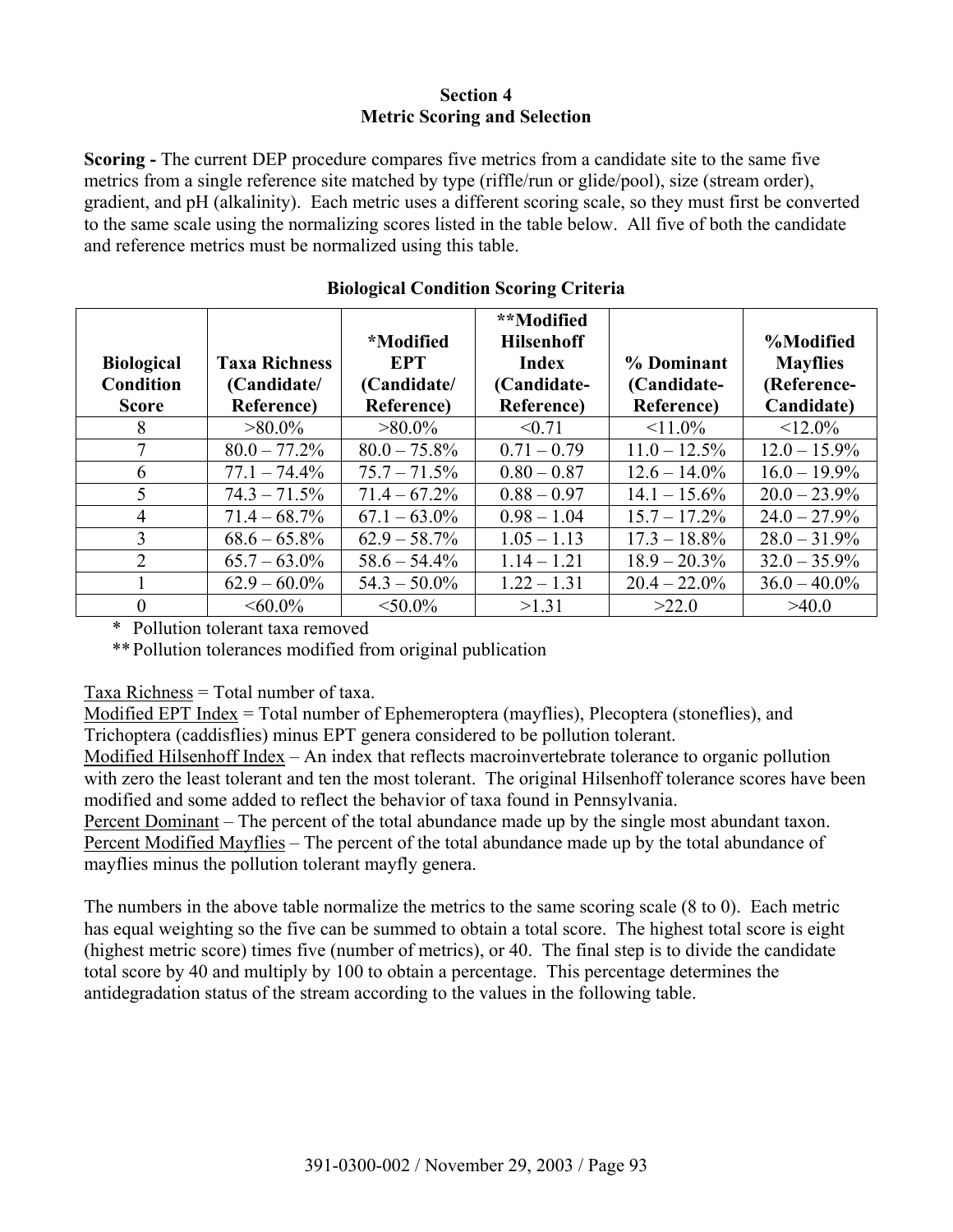## Section 4
## Metric Scoring and Selection

**Scoring -** The current DEP procedure compares five metrics from a candidate site to the same five metrics from a single reference site matched by type (riffle/run or glide/pool), size (stream order), gradient, and pH (alkalinity). Each metric uses a different scoring scale, so they must first be converted to the same scale using the normalizing scores listed in the table below. All five of both the candidate and reference metrics must be normalized using this table.

**Biological Condition Scoring Criteria**

| Biological Condition Score | Taxa Richness (Candidate/ Reference) | *Modified EPT (Candidate/ Reference) | **Modified Hilsenhoff Index (Candidate- Reference) | % Dominant (Candidate- Reference) | %Modified Mayflies (Reference- Candidate) |
|---|---|---|---|---|---|
| 8 | >80.0% | >80.0% | <0.71 | <11.0% | <12.0% |
| 7 | 80.0 – 77.2% | 80.0 – 75.8% | 0.71 – 0.79 | 11.0 – 12.5% | 12.0 – 15.9% |
| 6 | 77.1 – 74.4% | 75.7 – 71.5% | 0.80 – 0.87 | 12.6 – 14.0% | 16.0 – 19.9% |
| 5 | 74.3 – 71.5% | 71.4 – 67.2% | 0.88 – 0.97 | 14.1 – 15.6% | 20.0 – 23.9% |
| 4 | 71.4 – 68.7% | 67.1 – 63.0% | 0.98 – 1.04 | 15.7 – 17.2% | 24.0 – 27.9% |
| 3 | 68.6 – 65.8% | 62.9 – 58.7% | 1.05 – 1.13 | 17.3 – 18.8% | 28.0 – 31.9% |
| 2 | 65.7 – 63.0% | 58.6 – 54.4% | 1.14 – 1.21 | 18.9 – 20.3% | 32.0 – 35.9% |
| 1 | 62.9 – 60.0% | 54.3 – 50.0% | 1.22 – 1.31 | 20.4 – 22.0% | 36.0 – 40.0% |
| 0 | <60.0% | <50.0% | >1.31 | >22.0 | >40.0 |

\* Pollution tolerant taxa removed

** Pollution tolerances modified from original publication

Taxa Richness = Total number of taxa.
Modified EPT Index = Total number of Ephemeroptera (mayflies), Plecoptera (stoneflies), and Trichoptera (caddisflies) minus EPT genera considered to be pollution tolerant.
Modified Hilsenhoff Index – An index that reflects macroinvertebrate tolerance to organic pollution with zero the least tolerant and ten the most tolerant. The original Hilsenhoff tolerance scores have been modified and some added to reflect the behavior of taxa found in Pennsylvania.
Percent Dominant – The percent of the total abundance made up by the single most abundant taxon.
Percent Modified Mayflies – The percent of the total abundance made up by the total abundance of mayflies minus the pollution tolerant mayfly genera.

The numbers in the above table normalize the metrics to the same scoring scale (8 to 0). Each metric has equal weighting so the five can be summed to obtain a total score. The highest total score is eight (highest metric score) times five (number of metrics), or 40. The final step is to divide the candidate total score by 40 and multiply by 100 to obtain a percentage. This percentage determines the antidegradation status of the stream according to the values in the following table.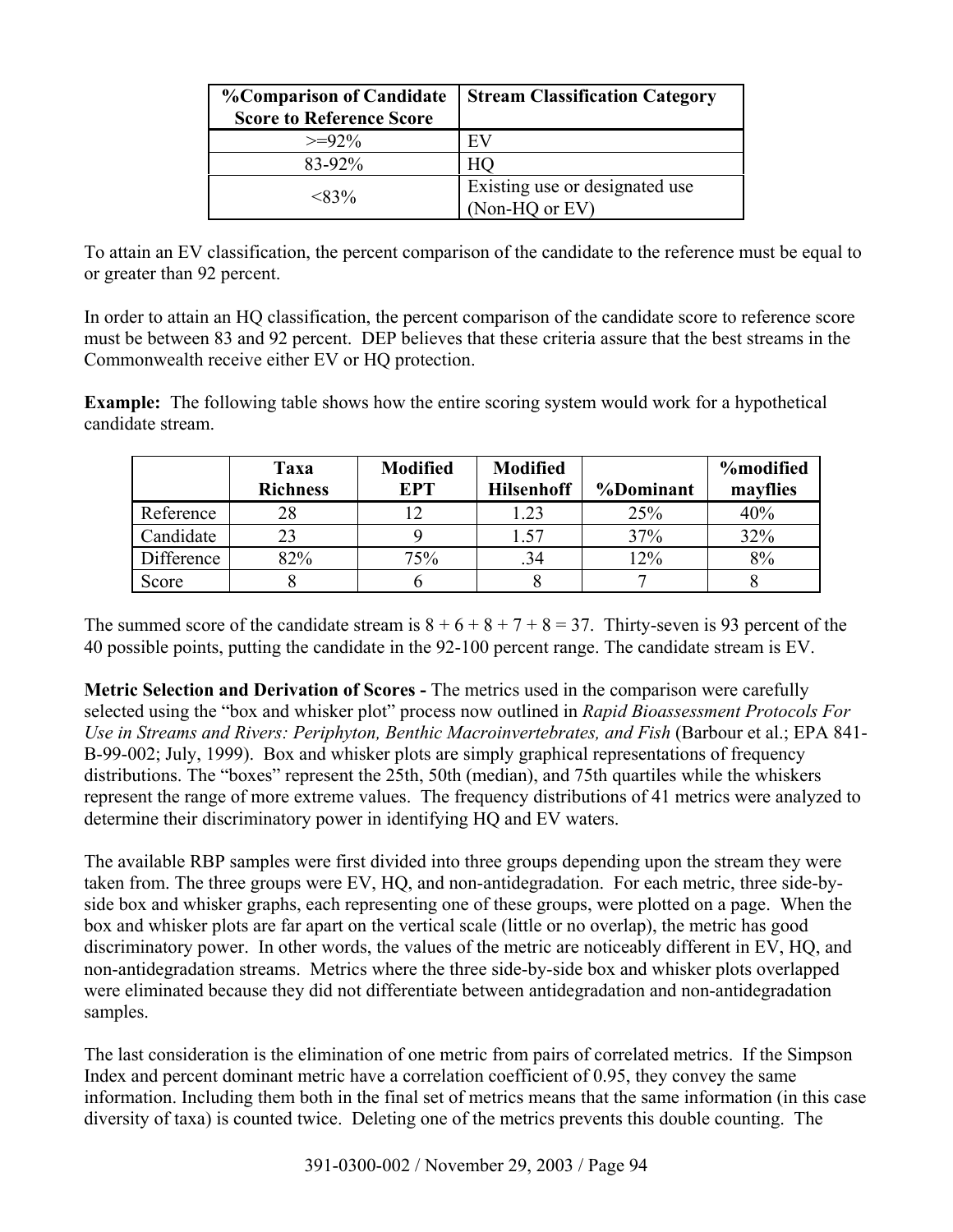| %Comparison of Candidate Score to Reference Score | Stream Classification Category |
|---|---|
| >=92% | EV |
| 83-92% | HQ |
| <83% | Existing use or designated use (Non-HQ or EV) |

To attain an EV classification, the percent comparison of the candidate to the reference must be equal to or greater than 92 percent.

In order to attain an HQ classification, the percent comparison of the candidate score to reference score must be between 83 and 92 percent. DEP believes that these criteria assure that the best streams in the Commonwealth receive either EV or HQ protection.

**Example:** The following table shows how the entire scoring system would work for a hypothetical candidate stream.

| | Taxa Richness | Modified EPT | Modified Hilsenhoff | %Dominant | %modified mayflies |
|---|---|---|---|---|---|
| Reference | 28 | 12 | 1.23 | 25% | 40% |
| Candidate | 23 | 9 | 1.57 | 37% | 32% |
| Difference | 82% | 75% | .34 | 12% | 8% |
| Score | 8 | 6 | 8 | 7 | 8 |

The summed score of the candidate stream is 8 + 6 + 8 + 7 + 8 = 37. Thirty-seven is 93 percent of the 40 possible points, putting the candidate in the 92-100 percent range. The candidate stream is EV.

**Metric Selection and Derivation of Scores -** The metrics used in the comparison were carefully selected using the "box and whisker plot" process now outlined in *Rapid Bioassessment Protocols For Use in Streams and Rivers: Periphyton, Benthic Macroinvertebrates, and Fish* (Barbour et al.; EPA 841-B-99-002; July, 1999). Box and whisker plots are simply graphical representations of frequency distributions. The "boxes" represent the 25th, 50th (median), and 75th quartiles while the whiskers represent the range of more extreme values. The frequency distributions of 41 metrics were analyzed to determine their discriminatory power in identifying HQ and EV waters.

The available RBP samples were first divided into three groups depending upon the stream they were taken from. The three groups were EV, HQ, and non-antidegradation. For each metric, three side-by-side box and whisker graphs, each representing one of these groups, were plotted on a page. When the box and whisker plots are far apart on the vertical scale (little or no overlap), the metric has good discriminatory power. In other words, the values of the metric are noticeably different in EV, HQ, and non-antidegradation streams. Metrics where the three side-by-side box and whisker plots overlapped were eliminated because they did not differentiate between antidegradation and non-antidegradation samples.

The last consideration is the elimination of one metric from pairs of correlated metrics. If the Simpson Index and percent dominant metric have a correlation coefficient of 0.95, they convey the same information. Including them both in the final set of metrics means that the same information (in this case diversity of taxa) is counted twice. Deleting one of the metrics prevents this double counting. The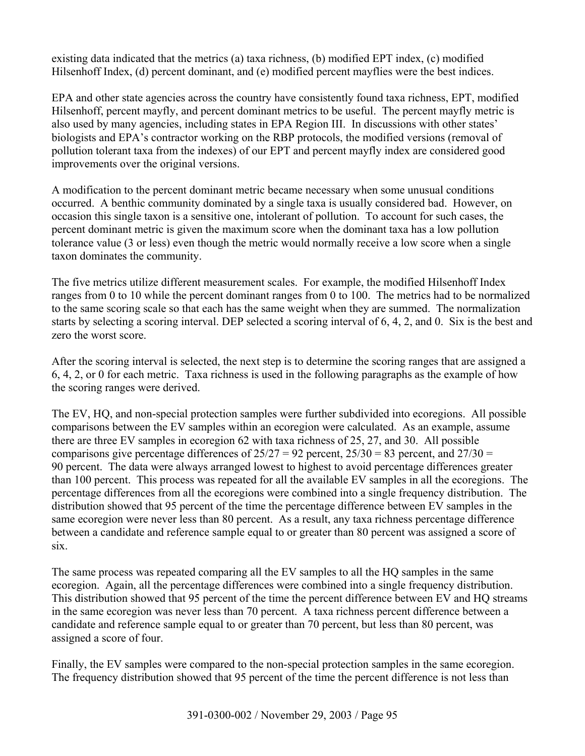existing data indicated that the metrics (a) taxa richness, (b) modified EPT index, (c) modified Hilsenhoff Index, (d) percent dominant, and (e) modified percent mayflies were the best indices.

EPA and other state agencies across the country have consistently found taxa richness, EPT, modified Hilsenhoff, percent mayfly, and percent dominant metrics to be useful. The percent mayfly metric is also used by many agencies, including states in EPA Region III. In discussions with other states' biologists and EPA's contractor working on the RBP protocols, the modified versions (removal of pollution tolerant taxa from the indexes) of our EPT and percent mayfly index are considered good improvements over the original versions.

A modification to the percent dominant metric became necessary when some unusual conditions occurred. A benthic community dominated by a single taxa is usually considered bad. However, on occasion this single taxon is a sensitive one, intolerant of pollution. To account for such cases, the percent dominant metric is given the maximum score when the dominant taxa has a low pollution tolerance value (3 or less) even though the metric would normally receive a low score when a single taxon dominates the community.

The five metrics utilize different measurement scales. For example, the modified Hilsenhoff Index ranges from 0 to 10 while the percent dominant ranges from 0 to 100. The metrics had to be normalized to the same scoring scale so that each has the same weight when they are summed. The normalization starts by selecting a scoring interval. DEP selected a scoring interval of 6, 4, 2, and 0. Six is the best and zero the worst score.

After the scoring interval is selected, the next step is to determine the scoring ranges that are assigned a 6, 4, 2, or 0 for each metric. Taxa richness is used in the following paragraphs as the example of how the scoring ranges were derived.

The EV, HQ, and non-special protection samples were further subdivided into ecoregions. All possible comparisons between the EV samples within an ecoregion were calculated. As an example, assume there are three EV samples in ecoregion 62 with taxa richness of 25, 27, and 30. All possible comparisons give percentage differences of 25/27 = 92 percent, 25/30 = 83 percent, and 27/30 = 90 percent. The data were always arranged lowest to highest to avoid percentage differences greater than 100 percent. This process was repeated for all the available EV samples in all the ecoregions. The percentage differences from all the ecoregions were combined into a single frequency distribution. The distribution showed that 95 percent of the time the percentage difference between EV samples in the same ecoregion were never less than 80 percent. As a result, any taxa richness percentage difference between a candidate and reference sample equal to or greater than 80 percent was assigned a score of six.

The same process was repeated comparing all the EV samples to all the HQ samples in the same ecoregion. Again, all the percentage differences were combined into a single frequency distribution. This distribution showed that 95 percent of the time the percent difference between EV and HQ streams in the same ecoregion was never less than 70 percent. A taxa richness percent difference between a candidate and reference sample equal to or greater than 70 percent, but less than 80 percent, was assigned a score of four.

Finally, the EV samples were compared to the non-special protection samples in the same ecoregion. The frequency distribution showed that 95 percent of the time the percent difference is not less than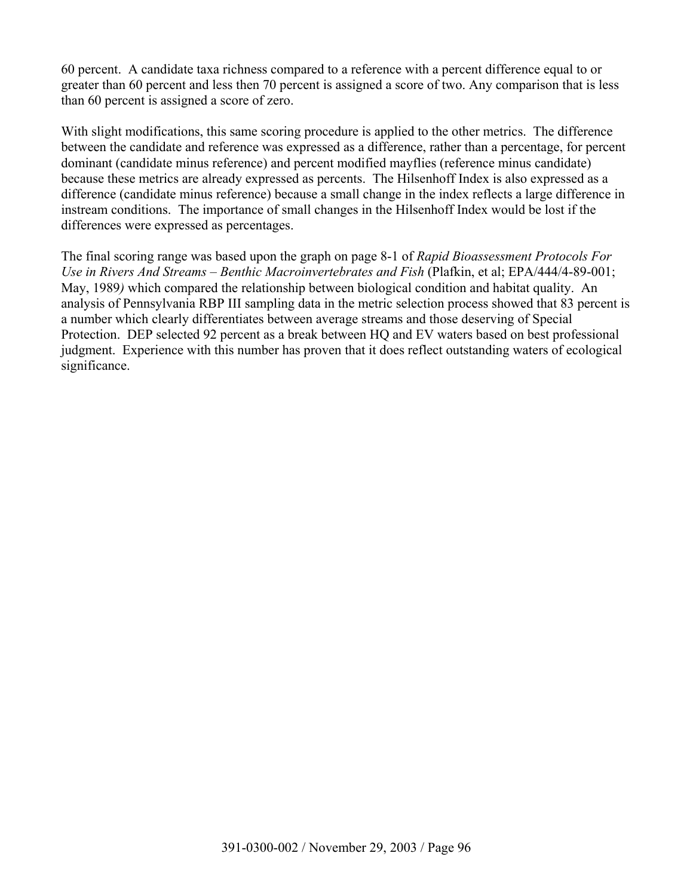60 percent. A candidate taxa richness compared to a reference with a percent difference equal to or greater than 60 percent and less then 70 percent is assigned a score of two. Any comparison that is less than 60 percent is assigned a score of zero.

With slight modifications, this same scoring procedure is applied to the other metrics. The difference between the candidate and reference was expressed as a difference, rather than a percentage, for percent dominant (candidate minus reference) and percent modified mayflies (reference minus candidate) because these metrics are already expressed as percents. The Hilsenhoff Index is also expressed as a difference (candidate minus reference) because a small change in the index reflects a large difference in instream conditions. The importance of small changes in the Hilsenhoff Index would be lost if the differences were expressed as percentages.

The final scoring range was based upon the graph on page 8-1 of *Rapid Bioassessment Protocols For Use in Rivers And Streams – Benthic Macroinvertebrates and Fish* (Plafkin, et al; EPA/444/4-89-001; May, 1989*)* which compared the relationship between biological condition and habitat quality. An analysis of Pennsylvania RBP III sampling data in the metric selection process showed that 83 percent is a number which clearly differentiates between average streams and those deserving of Special Protection. DEP selected 92 percent as a break between HQ and EV waters based on best professional judgment. Experience with this number has proven that it does reflect outstanding waters of ecological significance.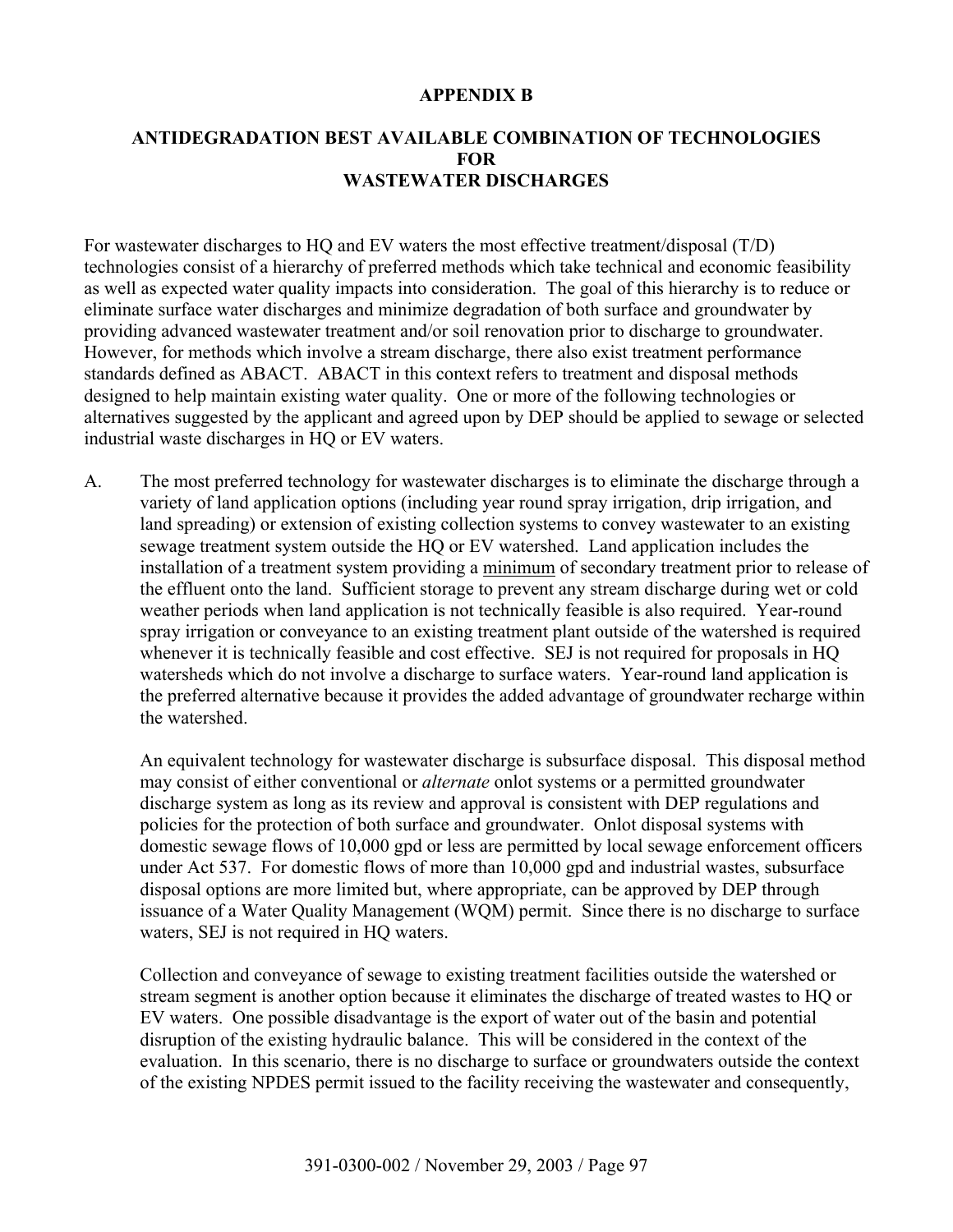# APPENDIX B

## ANTIDEGRADATION BEST AVAILABLE COMBINATION OF TECHNOLOGIES FOR WASTEWATER DISCHARGES

For wastewater discharges to HQ and EV waters the most effective treatment/disposal (T/D) technologies consist of a hierarchy of preferred methods which take technical and economic feasibility as well as expected water quality impacts into consideration. The goal of this hierarchy is to reduce or eliminate surface water discharges and minimize degradation of both surface and groundwater by providing advanced wastewater treatment and/or soil renovation prior to discharge to groundwater. However, for methods which involve a stream discharge, there also exist treatment performance standards defined as ABACT. ABACT in this context refers to treatment and disposal methods designed to help maintain existing water quality. One or more of the following technologies or alternatives suggested by the applicant and agreed upon by DEP should be applied to sewage or selected industrial waste discharges in HQ or EV waters.

A. The most preferred technology for wastewater discharges is to eliminate the discharge through a variety of land application options (including year round spray irrigation, drip irrigation, and land spreading) or extension of existing collection systems to convey wastewater to an existing sewage treatment system outside the HQ or EV watershed. Land application includes the installation of a treatment system providing a <u>minimum</u> of secondary treatment prior to release of the effluent onto the land. Sufficient storage to prevent any stream discharge during wet or cold weather periods when land application is not technically feasible is also required. Year-round spray irrigation or conveyance to an existing treatment plant outside of the watershed is required whenever it is technically feasible and cost effective. SEJ is not required for proposals in HQ watersheds which do not involve a discharge to surface waters. Year-round land application is the preferred alternative because it provides the added advantage of groundwater recharge within the watershed.

   An equivalent technology for wastewater discharge is subsurface disposal. This disposal method may consist of either conventional or *alternate* onlot systems or a permitted groundwater discharge system as long as its review and approval is consistent with DEP regulations and policies for the protection of both surface and groundwater. Onlot disposal systems with domestic sewage flows of 10,000 gpd or less are permitted by local sewage enforcement officers under Act 537. For domestic flows of more than 10,000 gpd and industrial wastes, subsurface disposal options are more limited but, where appropriate, can be approved by DEP through issuance of a Water Quality Management (WQM) permit. Since there is no discharge to surface waters, SEJ is not required in HQ waters.

   Collection and conveyance of sewage to existing treatment facilities outside the watershed or stream segment is another option because it eliminates the discharge of treated wastes to HQ or EV waters. One possible disadvantage is the export of water out of the basin and potential disruption of the existing hydraulic balance. This will be considered in the context of the evaluation. In this scenario, there is no discharge to surface or groundwaters outside the context of the existing NPDES permit issued to the facility receiving the wastewater and consequently,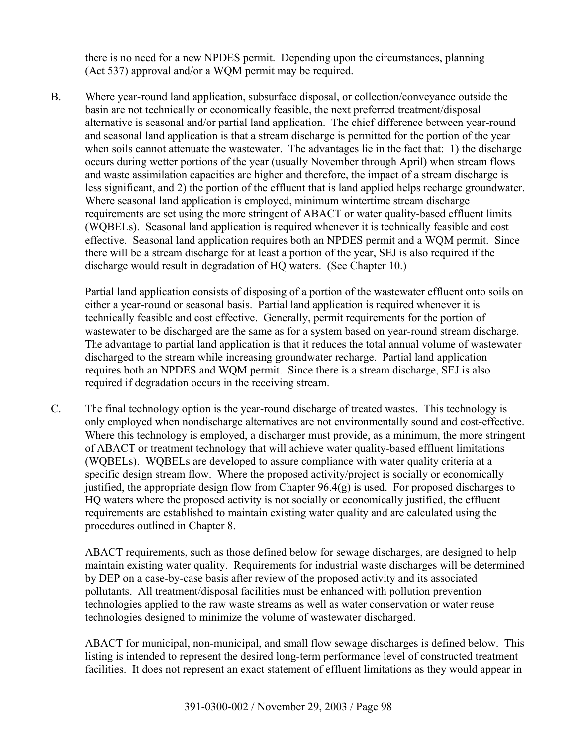there is no need for a new NPDES permit. Depending upon the circumstances, planning (Act 537) approval and/or a WQM permit may be required.

B. Where year-round land application, subsurface disposal, or collection/conveyance outside the basin are not technically or economically feasible, the next preferred treatment/disposal alternative is seasonal and/or partial land application. The chief difference between year-round and seasonal land application is that a stream discharge is permitted for the portion of the year when soils cannot attenuate the wastewater. The advantages lie in the fact that: 1) the discharge occurs during wetter portions of the year (usually November through April) when stream flows and waste assimilation capacities are higher and therefore, the impact of a stream discharge is less significant, and 2) the portion of the effluent that is land applied helps recharge groundwater. Where seasonal land application is employed, minimum wintertime stream discharge requirements are set using the more stringent of ABACT or water quality-based effluent limits (WQBELs). Seasonal land application is required whenever it is technically feasible and cost effective. Seasonal land application requires both an NPDES permit and a WQM permit. Since there will be a stream discharge for at least a portion of the year, SEJ is also required if the discharge would result in degradation of HQ waters. (See Chapter 10.)

   Partial land application consists of disposing of a portion of the wastewater effluent onto soils on either a year-round or seasonal basis. Partial land application is required whenever it is technically feasible and cost effective. Generally, permit requirements for the portion of wastewater to be discharged are the same as for a system based on year-round stream discharge. The advantage to partial land application is that it reduces the total annual volume of wastewater discharged to the stream while increasing groundwater recharge. Partial land application requires both an NPDES and WQM permit. Since there is a stream discharge, SEJ is also required if degradation occurs in the receiving stream.

C. The final technology option is the year-round discharge of treated wastes. This technology is only employed when nondischarge alternatives are not environmentally sound and cost-effective. Where this technology is employed, a discharger must provide, as a minimum, the more stringent of ABACT or treatment technology that will achieve water quality-based effluent limitations (WQBELs). WQBELs are developed to assure compliance with water quality criteria at a specific design stream flow. Where the proposed activity/project is socially or economically justified, the appropriate design flow from Chapter 96.4(g) is used. For proposed discharges to HQ waters where the proposed activity is not socially or economically justified, the effluent requirements are established to maintain existing water quality and are calculated using the procedures outlined in Chapter 8.

   ABACT requirements, such as those defined below for sewage discharges, are designed to help maintain existing water quality. Requirements for industrial waste discharges will be determined by DEP on a case-by-case basis after review of the proposed activity and its associated pollutants. All treatment/disposal facilities must be enhanced with pollution prevention technologies applied to the raw waste streams as well as water conservation or water reuse technologies designed to minimize the volume of wastewater discharged.

   ABACT for municipal, non-municipal, and small flow sewage discharges is defined below. This listing is intended to represent the desired long-term performance level of constructed treatment facilities. It does not represent an exact statement of effluent limitations as they would appear in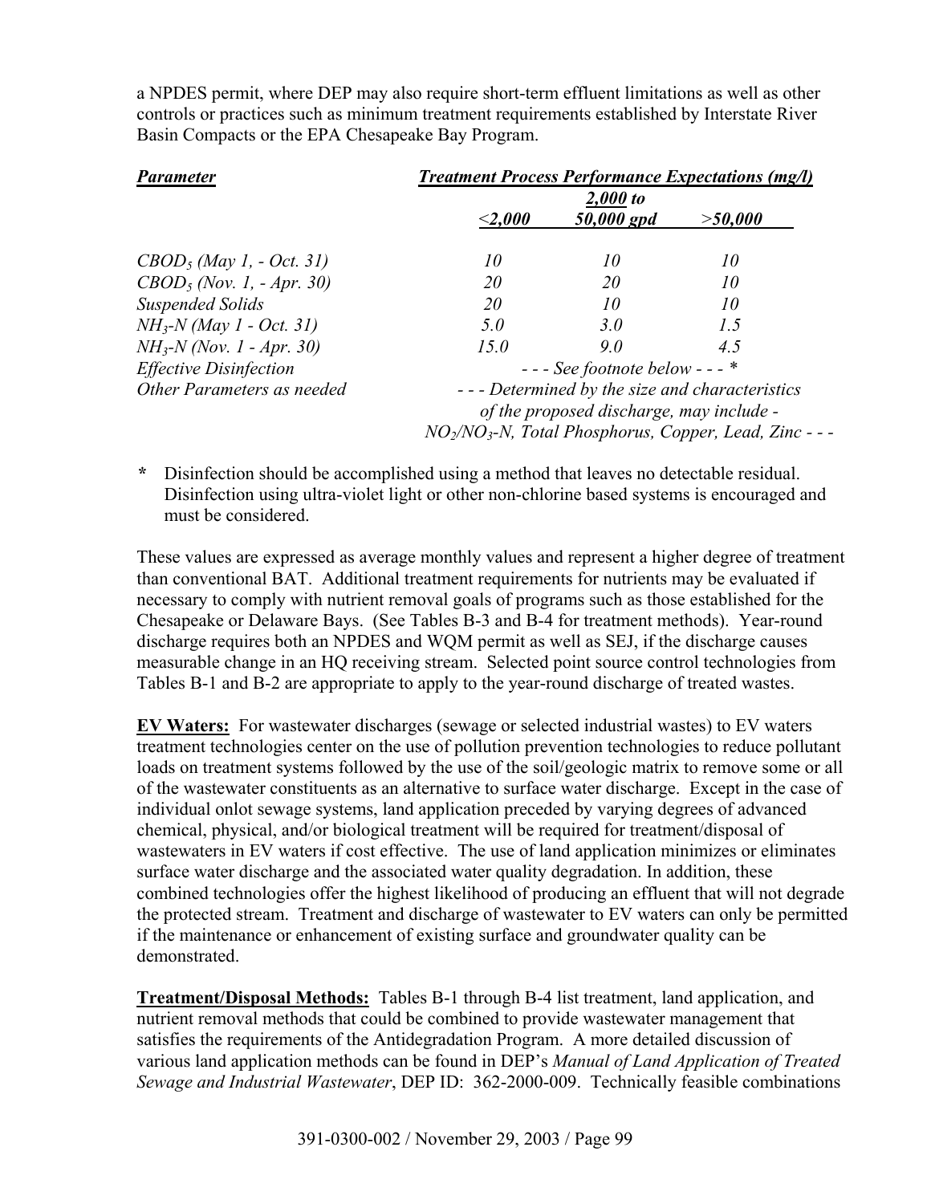a NPDES permit, where DEP may also require short-term effluent limitations as well as other controls or practices such as minimum treatment requirements established by Interstate River Basin Compacts or the EPA Chesapeake Bay Program.

| ***Parameter*** | ***Treatment Process Performance Expectations (mg/l)*** | | |
|---|---|---|---|
| | ***<2,000*** | ***2,000 to 50,000 gpd*** | ***>50,000*** |
| *$CBOD_5$ (May 1, - Oct. 31)* | *10* | *10* | *10* |
| *$CBOD_5$ (Nov. 1, - Apr. 30)* | *20* | *20* | *10* |
| *Suspended Solids* | *20* | *10* | *10* |
| *$NH_3$-N (May 1 - Oct. 31)* | *5.0* | *3.0* | *1.5* |
| *$NH_3$-N (Nov. 1 - Apr. 30)* | *15.0* | *9.0* | *4.5* |
| *Effective Disinfection* | *- - - See footnote below - - - \** | | |
| *Other Parameters as needed* | *- - - Determined by the size and characteristics of the proposed discharge, may include - $NO_2$/$NO_3$-N, Total Phosphorus, Copper, Lead, Zinc - - -* | | |

**\*** Disinfection should be accomplished using a method that leaves no detectable residual. Disinfection using ultra-violet light or other non-chlorine based systems is encouraged and must be considered.

These values are expressed as average monthly values and represent a higher degree of treatment than conventional BAT. Additional treatment requirements for nutrients may be evaluated if necessary to comply with nutrient removal goals of programs such as those established for the Chesapeake or Delaware Bays. (See Tables B-3 and B-4 for treatment methods). Year-round discharge requires both an NPDES and WQM permit as well as SEJ, if the discharge causes measurable change in an HQ receiving stream. Selected point source control technologies from Tables B-1 and B-2 are appropriate to apply to the year-round discharge of treated wastes.

**<u>EV Waters:</u>** For wastewater discharges (sewage or selected industrial wastes) to EV waters treatment technologies center on the use of pollution prevention technologies to reduce pollutant loads on treatment systems followed by the use of the soil/geologic matrix to remove some or all of the wastewater constituents as an alternative to surface water discharge. Except in the case of individual onlot sewage systems, land application preceded by varying degrees of advanced chemical, physical, and/or biological treatment will be required for treatment/disposal of wastewaters in EV waters if cost effective. The use of land application minimizes or eliminates surface water discharge and the associated water quality degradation. In addition, these combined technologies offer the highest likelihood of producing an effluent that will not degrade the protected stream. Treatment and discharge of wastewater to EV waters can only be permitted if the maintenance or enhancement of existing surface and groundwater quality can be demonstrated.

**<u>Treatment/Disposal Methods:</u>** Tables B-1 through B-4 list treatment, land application, and nutrient removal methods that could be combined to provide wastewater management that satisfies the requirements of the Antidegradation Program. A more detailed discussion of various land application methods can be found in DEP's *Manual of Land Application of Treated Sewage and Industrial Wastewater*, DEP ID: 362-2000-009. Technically feasible combinations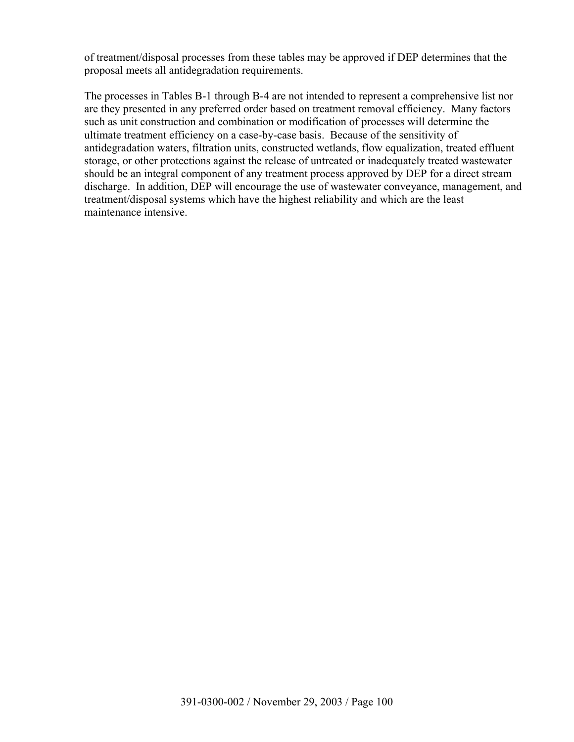of treatment/disposal processes from these tables may be approved if DEP determines that the proposal meets all antidegradation requirements.

The processes in Tables B-1 through B-4 are not intended to represent a comprehensive list nor are they presented in any preferred order based on treatment removal efficiency. Many factors such as unit construction and combination or modification of processes will determine the ultimate treatment efficiency on a case-by-case basis. Because of the sensitivity of antidegradation waters, filtration units, constructed wetlands, flow equalization, treated effluent storage, or other protections against the release of untreated or inadequately treated wastewater should be an integral component of any treatment process approved by DEP for a direct stream discharge. In addition, DEP will encourage the use of wastewater conveyance, management, and treatment/disposal systems which have the highest reliability and which are the least maintenance intensive.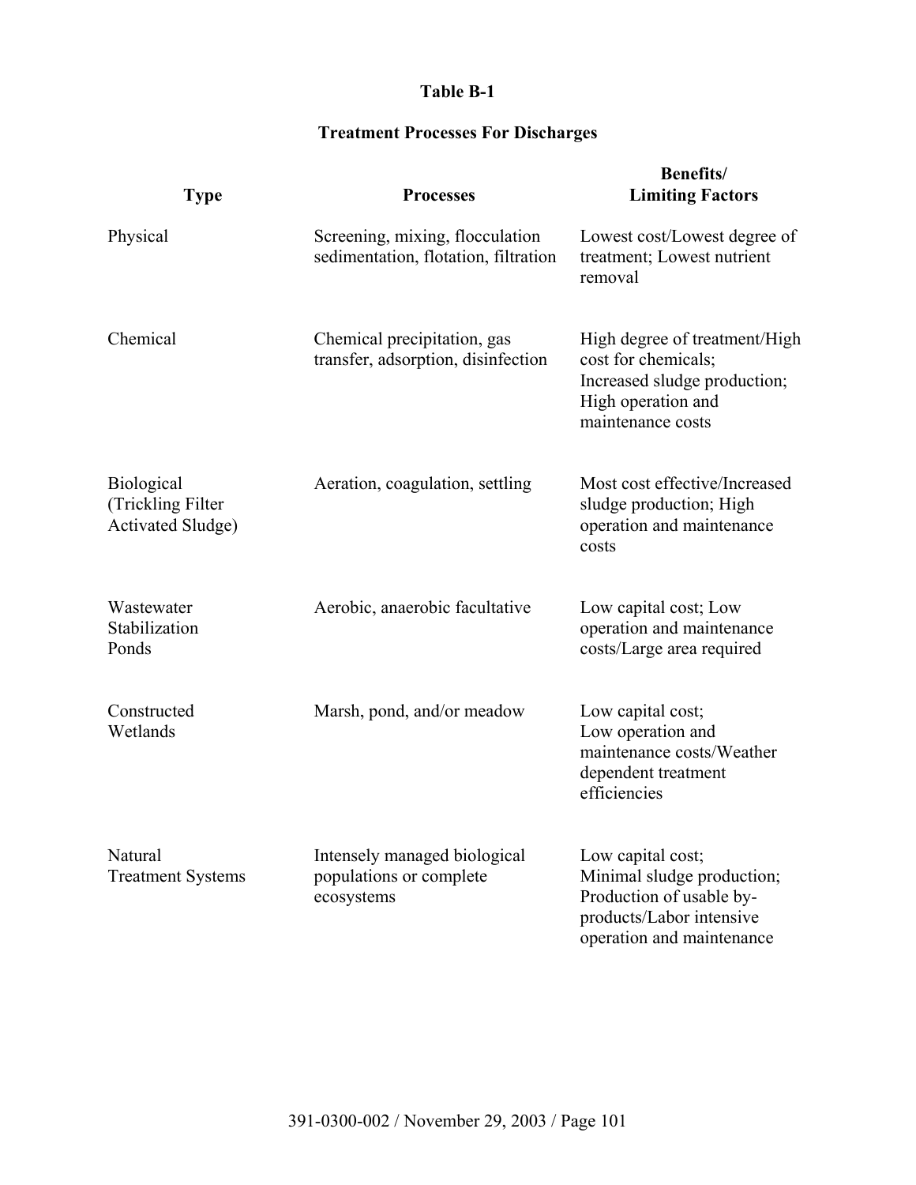**Table B-1**

**Treatment Processes For Discharges**

| Type | Processes | Benefits/ Limiting Factors |
|---|---|---|
| Physical | Screening, mixing, flocculation sedimentation, flotation, filtration | Lowest cost/Lowest degree of treatment; Lowest nutrient removal |
| Chemical | Chemical precipitation, gas transfer, adsorption, disinfection | High degree of treatment/High cost for chemicals; Increased sludge production; High operation and maintenance costs |
| Biological (Trickling Filter Activated Sludge) | Aeration, coagulation, settling | Most cost effective/Increased sludge production; High operation and maintenance costs |
| Wastewater Stabilization Ponds | Aerobic, anaerobic facultative | Low capital cost; Low operation and maintenance costs/Large area required |
| Constructed Wetlands | Marsh, pond, and/or meadow | Low capital cost; Low operation and maintenance costs/Weather dependent treatment efficiencies |
| Natural Treatment Systems | Intensely managed biological populations or complete ecosystems | Low capital cost; Minimal sludge production; Production of usable by-products/Labor intensive operation and maintenance |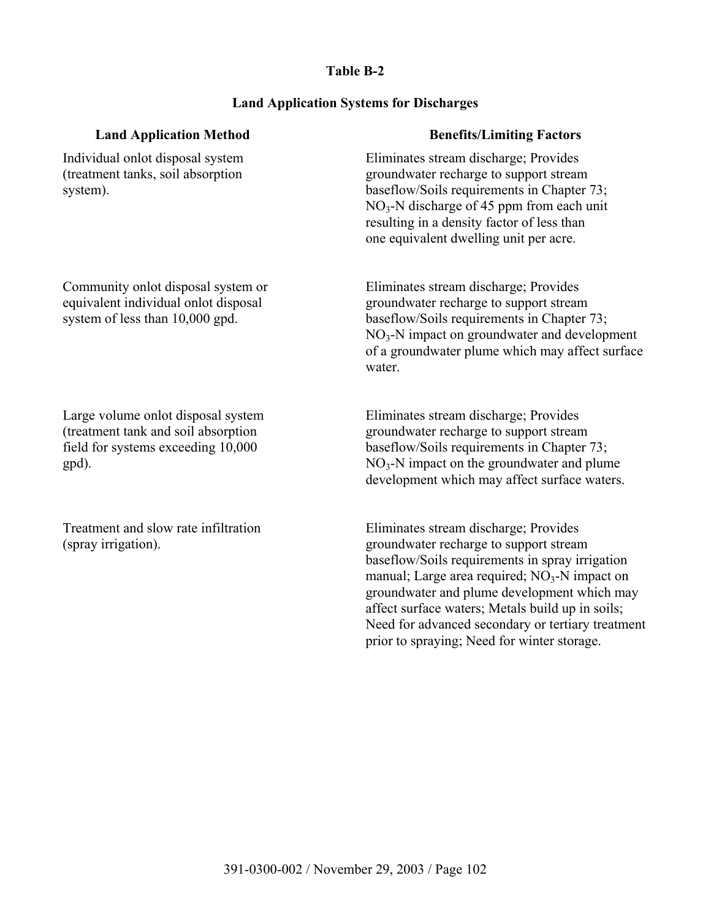**Table B-2**

**Land Application Systems for Discharges**

| Land Application Method | Benefits/Limiting Factors |
| --- | --- |
| Individual onlot disposal system (treatment tanks, soil absorption system). | Eliminates stream discharge; Provides groundwater recharge to support stream baseflow/Soils requirements in Chapter 73; $NO_3$-N discharge of 45 ppm from each unit resulting in a density factor of less than one equivalent dwelling unit per acre. |
| Community onlot disposal system or equivalent individual onlot disposal system of less than 10,000 gpd. | Eliminates stream discharge; Provides groundwater recharge to support stream baseflow/Soils requirements in Chapter 73; $NO_3$-N impact on groundwater and development of a groundwater plume which may affect surface water. |
| Large volume onlot disposal system (treatment tank and soil absorption field for systems exceeding 10,000 gpd). | Eliminates stream discharge; Provides groundwater recharge to support stream baseflow/Soils requirements in Chapter 73; $NO_3$-N impact on the groundwater and plume development which may affect surface waters. |
| Treatment and slow rate infiltration (spray irrigation). | Eliminates stream discharge; Provides groundwater recharge to support stream baseflow/Soils requirements in spray irrigation manual; Large area required; $NO_3$-N impact on groundwater and plume development which may affect surface waters; Metals build up in soils; Need for advanced secondary or tertiary treatment prior to spraying; Need for winter storage. |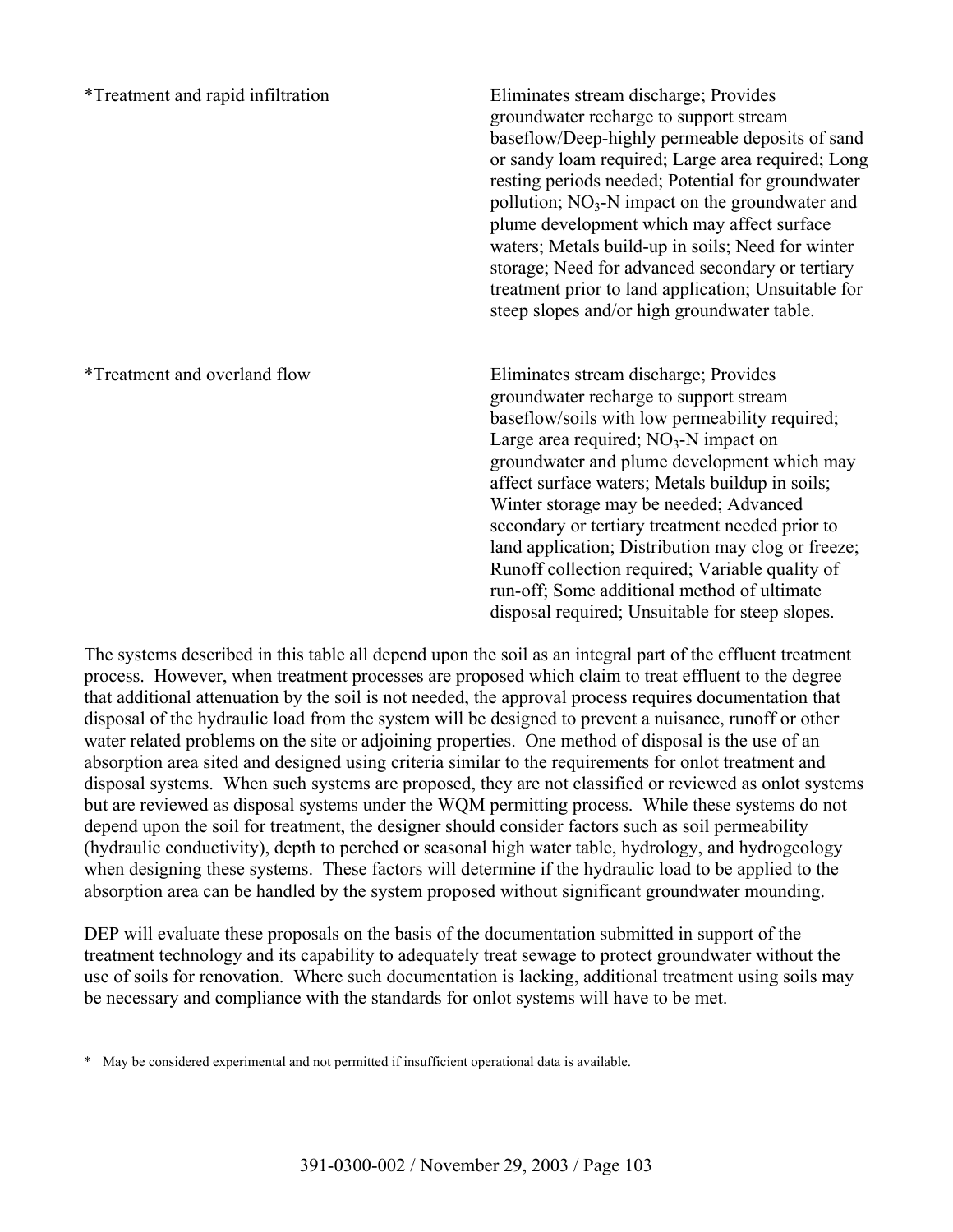| | |
|---|---|
| *Treatment and rapid infiltration | Eliminates stream discharge; Provides groundwater recharge to support stream baseflow/Deep-highly permeable deposits of sand or sandy loam required; Large area required; Long resting periods needed; Potential for groundwater pollution; $NO_3$-N impact on the groundwater and plume development which may affect surface waters; Metals build-up in soils; Need for winter storage; Need for advanced secondary or tertiary treatment prior to land application; Unsuitable for steep slopes and/or high groundwater table. |
| *Treatment and overland flow | Eliminates stream discharge; Provides groundwater recharge to support stream baseflow/soils with low permeability required; Large area required; $NO_3$-N impact on groundwater and plume development which may affect surface waters; Metals buildup in soils; Winter storage may be needed; Advanced secondary or tertiary treatment needed prior to land application; Distribution may clog or freeze; Runoff collection required; Variable quality of run-off; Some additional method of ultimate disposal required; Unsuitable for steep slopes. |

The systems described in this table all depend upon the soil as an integral part of the effluent treatment process. However, when treatment processes are proposed which claim to treat effluent to the degree that additional attenuation by the soil is not needed, the approval process requires documentation that disposal of the hydraulic load from the system will be designed to prevent a nuisance, runoff or other water related problems on the site or adjoining properties. One method of disposal is the use of an absorption area sited and designed using criteria similar to the requirements for onlot treatment and disposal systems. When such systems are proposed, they are not classified or reviewed as onlot systems but are reviewed as disposal systems under the WQM permitting process. While these systems do not depend upon the soil for treatment, the designer should consider factors such as soil permeability (hydraulic conductivity), depth to perched or seasonal high water table, hydrology, and hydrogeology when designing these systems. These factors will determine if the hydraulic load to be applied to the absorption area can be handled by the system proposed without significant groundwater mounding.

DEP will evaluate these proposals on the basis of the documentation submitted in support of the treatment technology and its capability to adequately treat sewage to protect groundwater without the use of soils for renovation. Where such documentation is lacking, additional treatment using soils may be necessary and compliance with the standards for onlot systems will have to be met.

\* May be considered experimental and not permitted if insufficient operational data is available.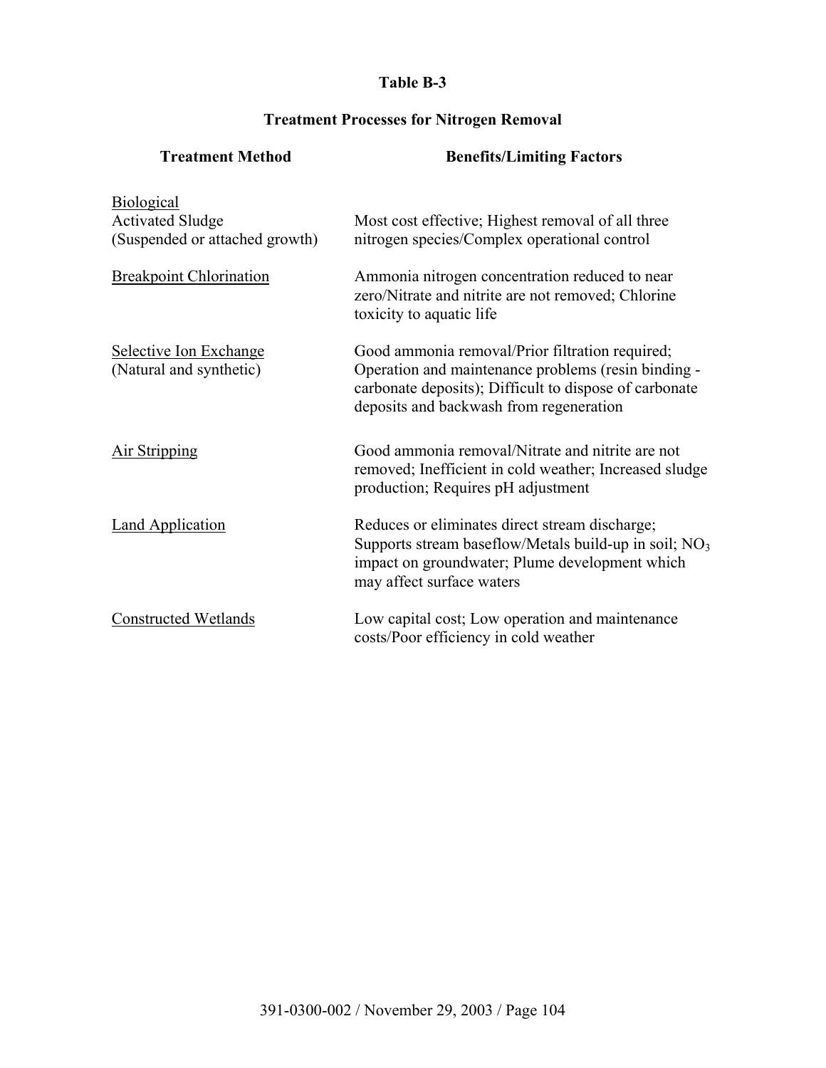# Table B-3

## Treatment Processes for Nitrogen Removal

| Treatment Method | Benefits/Limiting Factors |
|---|---|
| Biological<br>Activated Sludge<br>(Suspended or attached growth) | Most cost effective; Highest removal of all three nitrogen species/Complex operational control |
| Breakpoint Chlorination | Ammonia nitrogen concentration reduced to near zero/Nitrate and nitrite are not removed; Chlorine toxicity to aquatic life |
| Selective Ion Exchange<br>(Natural and synthetic) | Good ammonia removal/Prior filtration required; Operation and maintenance problems (resin binding - carbonate deposits); Difficult to dispose of carbonate deposits and backwash from regeneration |
| Air Stripping | Good ammonia removal/Nitrate and nitrite are not removed; Inefficient in cold weather; Increased sludge production; Requires pH adjustment |
| Land Application | Reduces or eliminates direct stream discharge; Supports stream baseflow/Metals build-up in soil; $NO_3$ impact on groundwater; Plume development which may affect surface waters |
| Constructed Wetlands | Low capital cost; Low operation and maintenance costs/Poor efficiency in cold weather |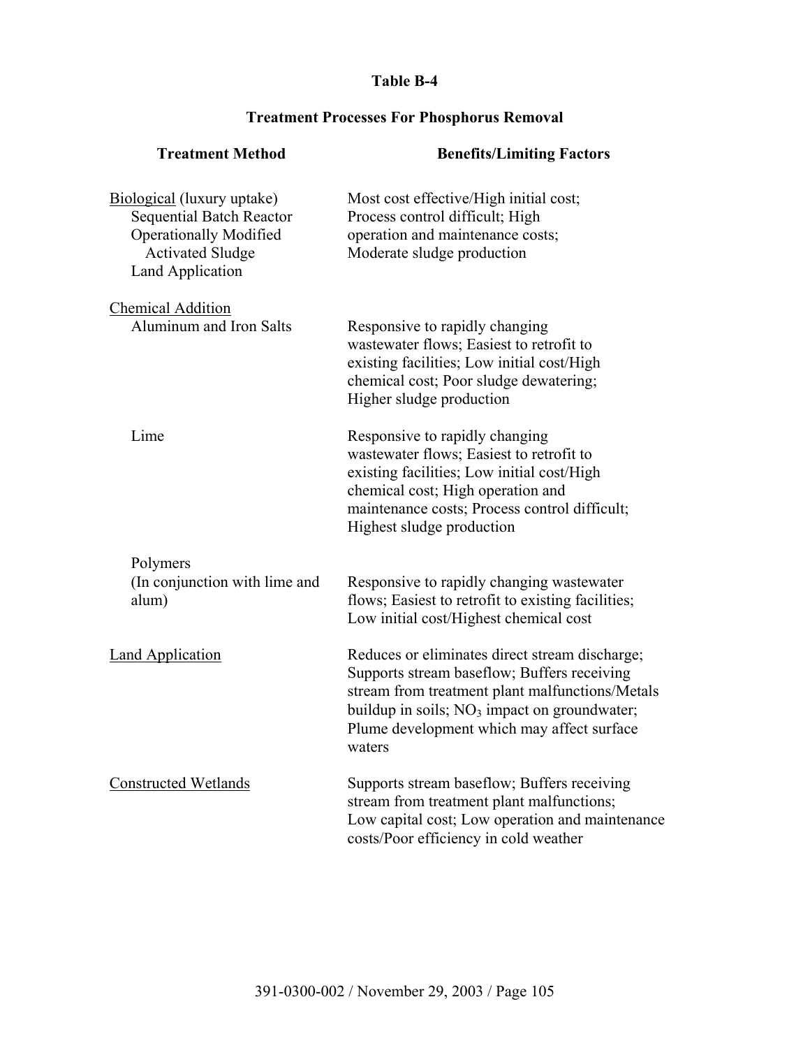**Table B-4**

**Treatment Processes For Phosphorus Removal**

| Treatment Method | Benefits/Limiting Factors |
|---|---|
| Biological (luxury uptake)<br>Sequential Batch Reactor<br>Operationally Modified Activated Sludge<br>Land Application | Most cost effective/High initial cost; Process control difficult; High operation and maintenance costs; Moderate sludge production |
| Chemical Addition | |
| Aluminum and Iron Salts | Responsive to rapidly changing wastewater flows; Easiest to retrofit to existing facilities; Low initial cost/High chemical cost; Poor sludge dewatering; Higher sludge production |
| Lime | Responsive to rapidly changing wastewater flows; Easiest to retrofit to existing facilities; Low initial cost/High chemical cost; High operation and maintenance costs; Process control difficult; Highest sludge production |
| Polymers<br>(In conjunction with lime and alum) | Responsive to rapidly changing wastewater flows; Easiest to retrofit to existing facilities; Low initial cost/Highest chemical cost |
| Land Application | Reduces or eliminates direct stream discharge; Supports stream baseflow; Buffers receiving stream from treatment plant malfunctions/Metals buildup in soils; $NO_3$ impact on groundwater; Plume development which may affect surface waters |
| Constructed Wetlands | Supports stream baseflow; Buffers receiving stream from treatment plant malfunctions; Low capital cost; Low operation and maintenance costs/Poor efficiency in cold weather |

391-0300-002 / November 29, 2003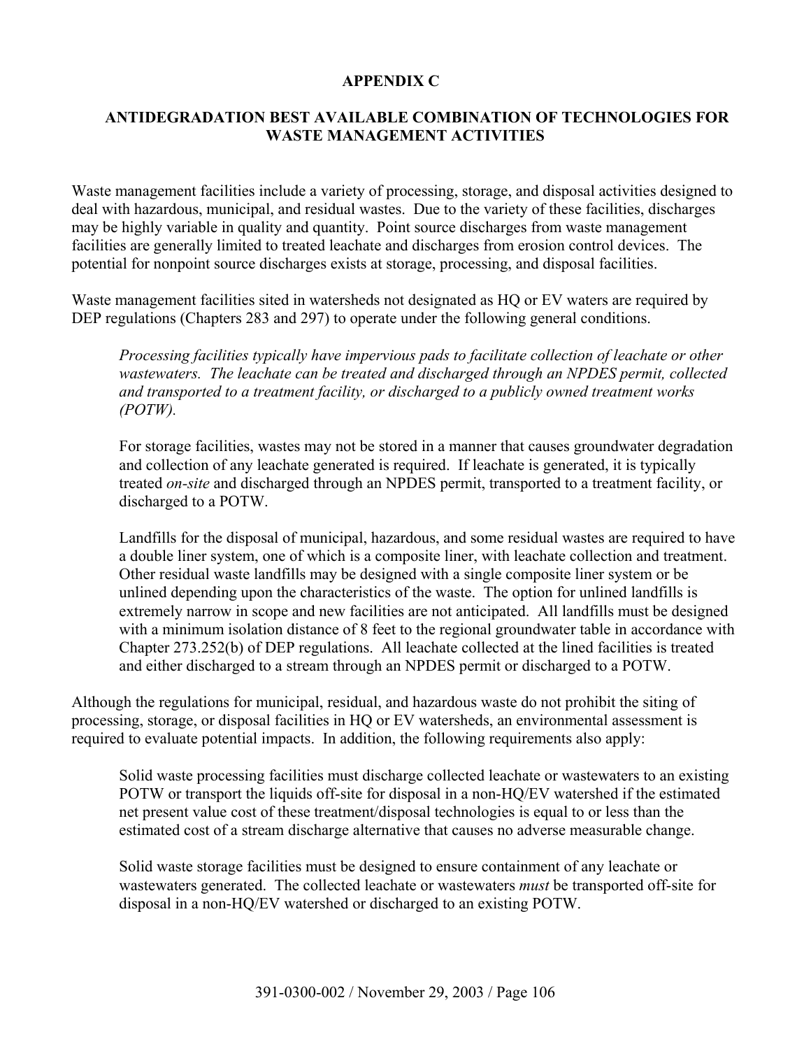# APPENDIX C

## ANTIDEGRADATION BEST AVAILABLE COMBINATION OF TECHNOLOGIES FOR WASTE MANAGEMENT ACTIVITIES

Waste management facilities include a variety of processing, storage, and disposal activities designed to deal with hazardous, municipal, and residual wastes. Due to the variety of these facilities, discharges may be highly variable in quality and quantity. Point source discharges from waste management facilities are generally limited to treated leachate and discharges from erosion control devices. The potential for nonpoint source discharges exists at storage, processing, and disposal facilities.

Waste management facilities sited in watersheds not designated as HQ or EV waters are required by DEP regulations (Chapters 283 and 297) to operate under the following general conditions.

> *Processing facilities typically have impervious pads to facilitate collection of leachate or other wastewaters. The leachate can be treated and discharged through an NPDES permit, collected and transported to a treatment facility, or discharged to a publicly owned treatment works (POTW).*
>
> For storage facilities, wastes may not be stored in a manner that causes groundwater degradation and collection of any leachate generated is required. If leachate is generated, it is typically treated *on-site* and discharged through an NPDES permit, transported to a treatment facility, or discharged to a POTW.
>
> Landfills for the disposal of municipal, hazardous, and some residual wastes are required to have a double liner system, one of which is a composite liner, with leachate collection and treatment. Other residual waste landfills may be designed with a single composite liner system or be unlined depending upon the characteristics of the waste. The option for unlined landfills is extremely narrow in scope and new facilities are not anticipated. All landfills must be designed with a minimum isolation distance of 8 feet to the regional groundwater table in accordance with Chapter 273.252(b) of DEP regulations. All leachate collected at the lined facilities is treated and either discharged to a stream through an NPDES permit or discharged to a POTW.

Although the regulations for municipal, residual, and hazardous waste do not prohibit the siting of processing, storage, or disposal facilities in HQ or EV watersheds, an environmental assessment is required to evaluate potential impacts. In addition, the following requirements also apply:

> Solid waste processing facilities must discharge collected leachate or wastewaters to an existing POTW or transport the liquids off-site for disposal in a non-HQ/EV watershed if the estimated net present value cost of these treatment/disposal technologies is equal to or less than the estimated cost of a stream discharge alternative that causes no adverse measurable change.
>
> Solid waste storage facilities must be designed to ensure containment of any leachate or wastewaters generated. The collected leachate or wastewaters *must* be transported off-site for disposal in a non-HQ/EV watershed or discharged to an existing POTW.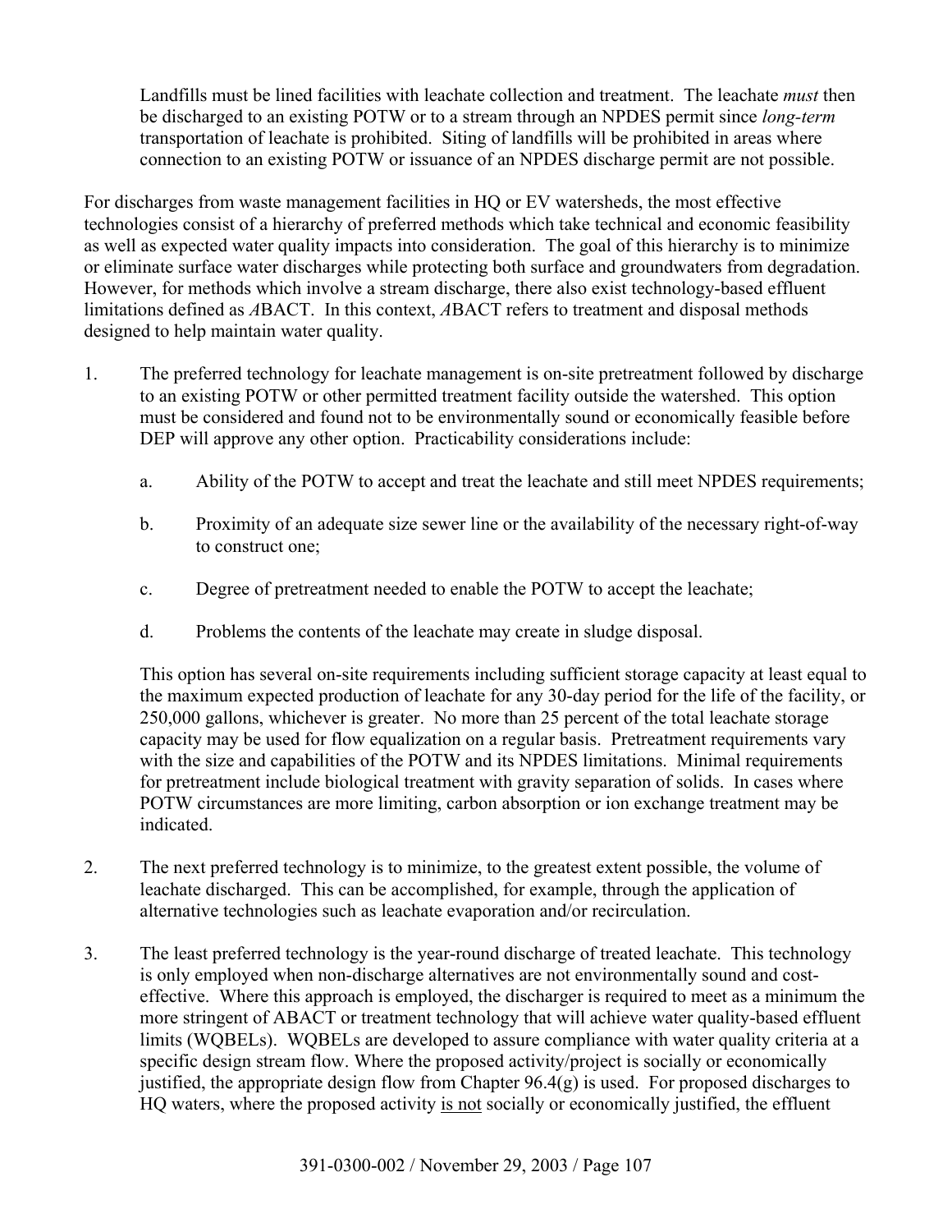Landfills must be lined facilities with leachate collection and treatment. The leachate *must* then be discharged to an existing POTW or to a stream through an NPDES permit since *long-term* transportation of leachate is prohibited. Siting of landfills will be prohibited in areas where connection to an existing POTW or issuance of an NPDES discharge permit are not possible.

For discharges from waste management facilities in HQ or EV watersheds, the most effective technologies consist of a hierarchy of preferred methods which take technical and economic feasibility as well as expected water quality impacts into consideration. The goal of this hierarchy is to minimize or eliminate surface water discharges while protecting both surface and groundwaters from degradation. However, for methods which involve a stream discharge, there also exist technology-based effluent limitations defined as *A*BACT. In this context, *A*BACT refers to treatment and disposal methods designed to help maintain water quality.

1. The preferred technology for leachate management is on-site pretreatment followed by discharge to an existing POTW or other permitted treatment facility outside the watershed. This option must be considered and found not to be environmentally sound or economically feasible before DEP will approve any other option. Practicability considerations include:

   a. Ability of the POTW to accept and treat the leachate and still meet NPDES requirements;

   b. Proximity of an adequate size sewer line or the availability of the necessary right-of-way to construct one;

   c. Degree of pretreatment needed to enable the POTW to accept the leachate;

   d. Problems the contents of the leachate may create in sludge disposal.

   This option has several on-site requirements including sufficient storage capacity at least equal to the maximum expected production of leachate for any 30-day period for the life of the facility, or 250,000 gallons, whichever is greater. No more than 25 percent of the total leachate storage capacity may be used for flow equalization on a regular basis. Pretreatment requirements vary with the size and capabilities of the POTW and its NPDES limitations. Minimal requirements for pretreatment include biological treatment with gravity separation of solids. In cases where POTW circumstances are more limiting, carbon absorption or ion exchange treatment may be indicated.

2. The next preferred technology is to minimize, to the greatest extent possible, the volume of leachate discharged. This can be accomplished, for example, through the application of alternative technologies such as leachate evaporation and/or recirculation.

3. The least preferred technology is the year-round discharge of treated leachate. This technology is only employed when non-discharge alternatives are not environmentally sound and cost-effective. Where this approach is employed, the discharger is required to meet as a minimum the more stringent of ABACT or treatment technology that will achieve water quality-based effluent limits (WQBELs). WQBELs are developed to assure compliance with water quality criteria at a specific design stream flow. Where the proposed activity/project is socially or economically justified, the appropriate design flow from Chapter 96.4(g) is used. For proposed discharges to HQ waters, where the proposed activity <u>is not</u> socially or economically justified, the effluent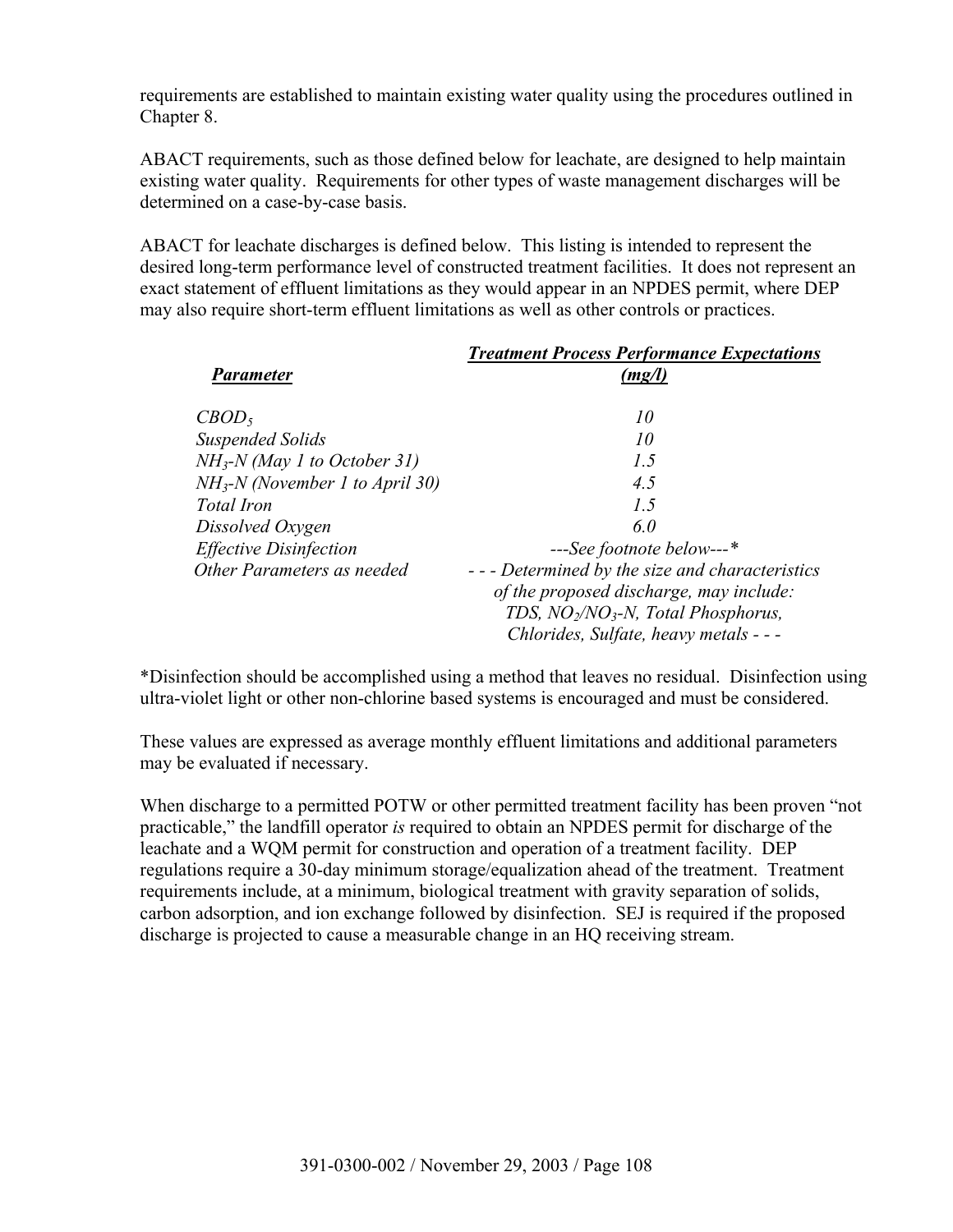requirements are established to maintain existing water quality using the procedures outlined in Chapter 8.

ABACT requirements, such as those defined below for leachate, are designed to help maintain existing water quality. Requirements for other types of waste management discharges will be determined on a case-by-case basis.

ABACT for leachate discharges is defined below. This listing is intended to represent the desired long-term performance level of constructed treatment facilities. It does not represent an exact statement of effluent limitations as they would appear in an NPDES permit, where DEP may also require short-term effluent limitations as well as other controls or practices.

| ***Parameter*** | ***Treatment Process Performance Expectations (mg/l)*** |
|---|---|
| *$CBOD_5$* | *10* |
| *Suspended Solids* | *10* |
| *$NH_3$-N (May 1 to October 31)* | *1.5* |
| *$NH_3$-N (November 1 to April 30)* | *4.5* |
| *Total Iron* | *1.5* |
| *Dissolved Oxygen* | *6.0* |
| *Effective Disinfection* | *---See footnote below---** |
| *Other Parameters as needed* | *- - - Determined by the size and characteristics of the proposed discharge, may include: TDS, $NO_2$/$NO_3$-N, Total Phosphorus, Chlorides, Sulfate, heavy metals - - -* |

*Disinfection should be accomplished using a method that leaves no residual. Disinfection using ultra-violet light or other non-chlorine based systems is encouraged and must be considered.

These values are expressed as average monthly effluent limitations and additional parameters may be evaluated if necessary.

When discharge to a permitted POTW or other permitted treatment facility has been proven "not practicable," the landfill operator *is* required to obtain an NPDES permit for discharge of the leachate and a WQM permit for construction and operation of a treatment facility. DEP regulations require a 30-day minimum storage/equalization ahead of the treatment. Treatment requirements include, at a minimum, biological treatment with gravity separation of solids, carbon adsorption, and ion exchange followed by disinfection. SEJ is required if the proposed discharge is projected to cause a measurable change in an HQ receiving stream.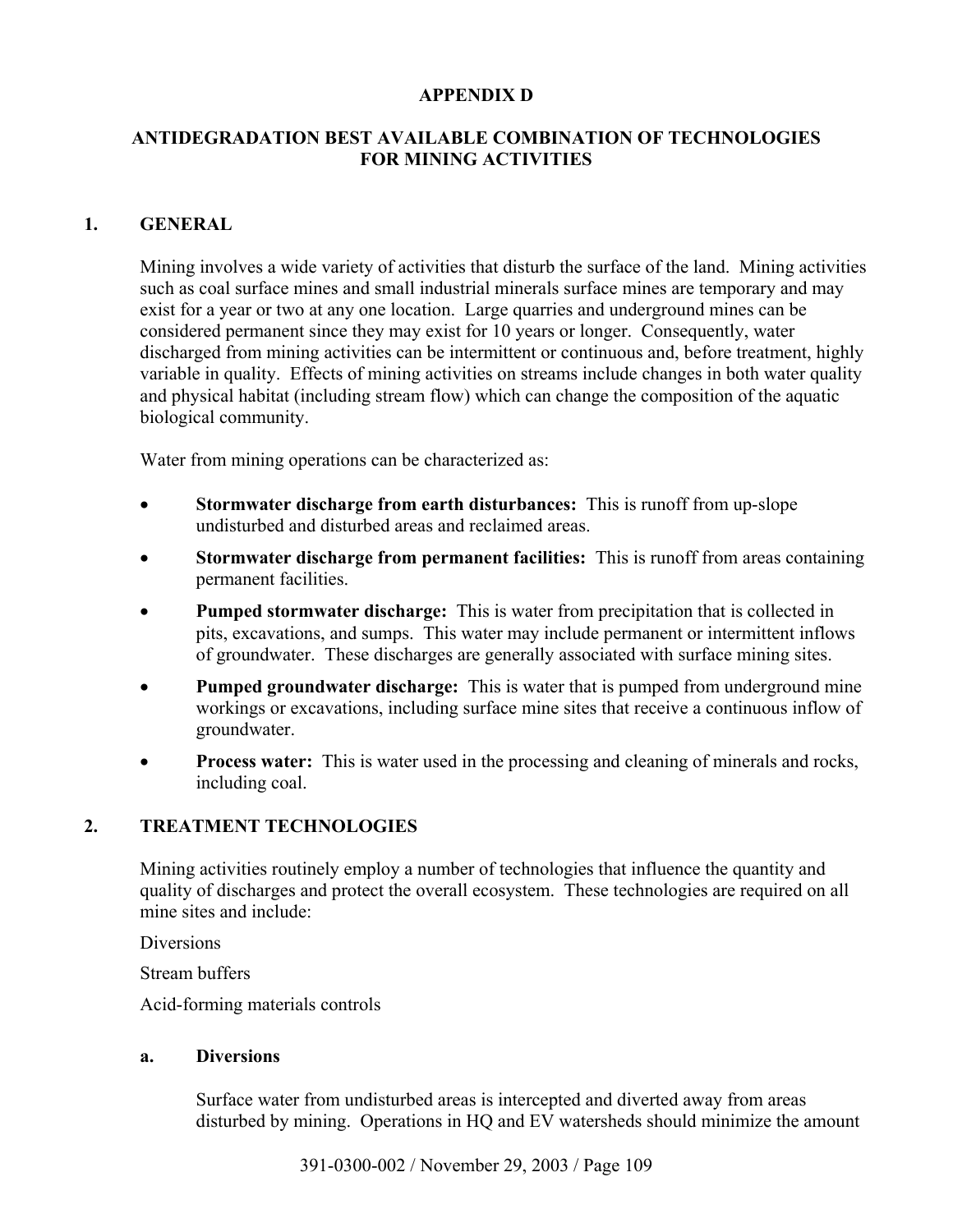# APPENDIX D

# ANTIDEGRADATION BEST AVAILABLE COMBINATION OF TECHNOLOGIES FOR MINING ACTIVITIES

## 1. GENERAL

Mining involves a wide variety of activities that disturb the surface of the land. Mining activities such as coal surface mines and small industrial minerals surface mines are temporary and may exist for a year or two at any one location. Large quarries and underground mines can be considered permanent since they may exist for 10 years or longer. Consequently, water discharged from mining activities can be intermittent or continuous and, before treatment, highly variable in quality. Effects of mining activities on streams include changes in both water quality and physical habitat (including stream flow) which can change the composition of the aquatic biological community.

Water from mining operations can be characterized as:

- **Stormwater discharge from earth disturbances:** This is runoff from up-slope undisturbed and disturbed areas and reclaimed areas.
- **Stormwater discharge from permanent facilities:** This is runoff from areas containing permanent facilities.
- **Pumped stormwater discharge:** This is water from precipitation that is collected in pits, excavations, and sumps. This water may include permanent or intermittent inflows of groundwater. These discharges are generally associated with surface mining sites.
- **Pumped groundwater discharge:** This is water that is pumped from underground mine workings or excavations, including surface mine sites that receive a continuous inflow of groundwater.
- **Process water:** This is water used in the processing and cleaning of minerals and rocks, including coal.

## 2. TREATMENT TECHNOLOGIES

Mining activities routinely employ a number of technologies that influence the quantity and quality of discharges and protect the overall ecosystem. These technologies are required on all mine sites and include:

Diversions

Stream buffers

Acid-forming materials controls

### a. Diversions

Surface water from undisturbed areas is intercepted and diverted away from areas disturbed by mining. Operations in HQ and EV watersheds should minimize the amount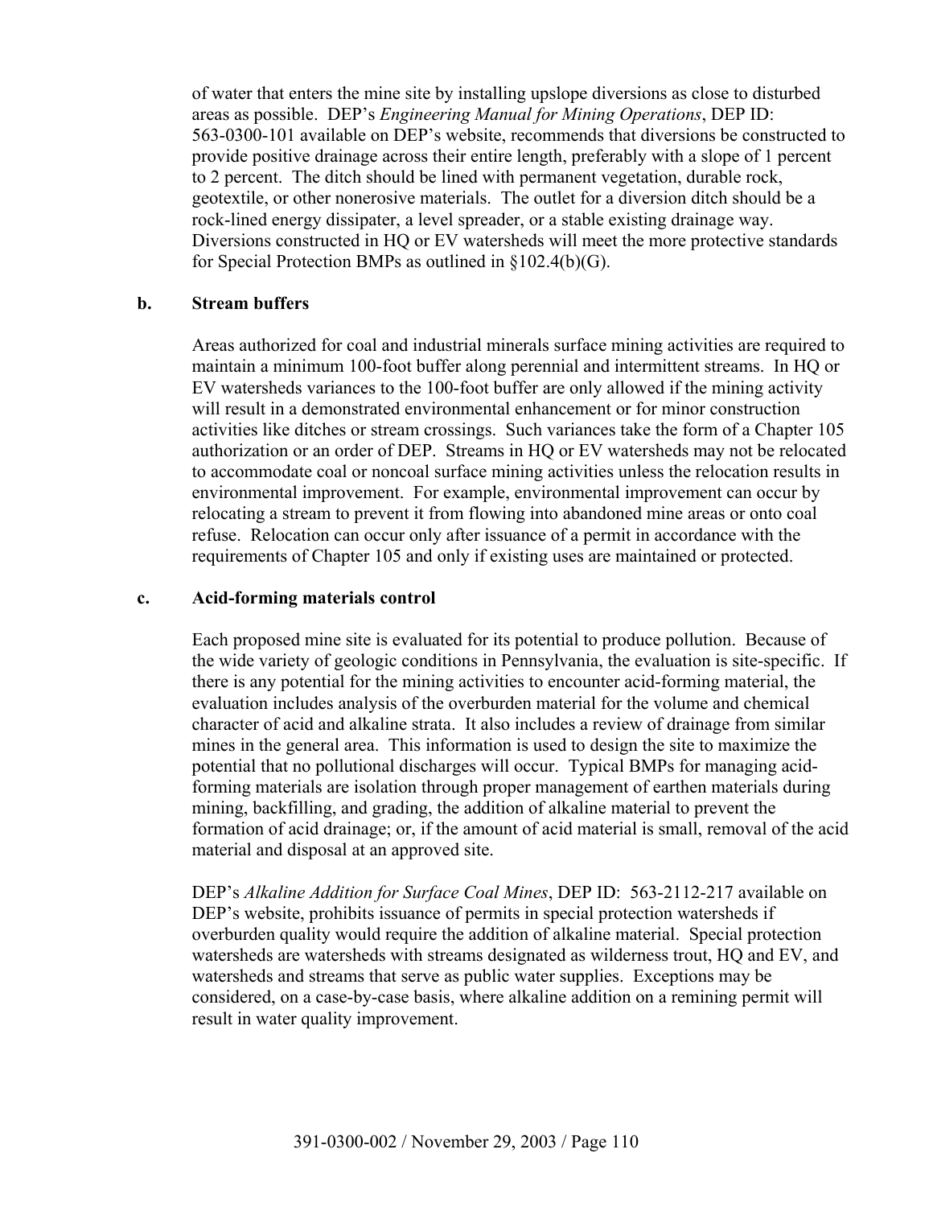of water that enters the mine site by installing upslope diversions as close to disturbed areas as possible. DEP's *Engineering Manual for Mining Operations*, DEP ID: 563-0300-101 available on DEP's website, recommends that diversions be constructed to provide positive drainage across their entire length, preferably with a slope of 1 percent to 2 percent. The ditch should be lined with permanent vegetation, durable rock, geotextile, or other nonerosive materials. The outlet for a diversion ditch should be a rock-lined energy dissipater, a level spreader, or a stable existing drainage way. Diversions constructed in HQ or EV watersheds will meet the more protective standards for Special Protection BMPs as outlined in §102.4(b)(G).

**b. Stream buffers**

Areas authorized for coal and industrial minerals surface mining activities are required to maintain a minimum 100-foot buffer along perennial and intermittent streams. In HQ or EV watersheds variances to the 100-foot buffer are only allowed if the mining activity will result in a demonstrated environmental enhancement or for minor construction activities like ditches or stream crossings. Such variances take the form of a Chapter 105 authorization or an order of DEP. Streams in HQ or EV watersheds may not be relocated to accommodate coal or noncoal surface mining activities unless the relocation results in environmental improvement. For example, environmental improvement can occur by relocating a stream to prevent it from flowing into abandoned mine areas or onto coal refuse. Relocation can occur only after issuance of a permit in accordance with the requirements of Chapter 105 and only if existing uses are maintained or protected.

**c. Acid-forming materials control**

Each proposed mine site is evaluated for its potential to produce pollution. Because of the wide variety of geologic conditions in Pennsylvania, the evaluation is site-specific. If there is any potential for the mining activities to encounter acid-forming material, the evaluation includes analysis of the overburden material for the volume and chemical character of acid and alkaline strata. It also includes a review of drainage from similar mines in the general area. This information is used to design the site to maximize the potential that no pollutional discharges will occur. Typical BMPs for managing acid-forming materials are isolation through proper management of earthen materials during mining, backfilling, and grading, the addition of alkaline material to prevent the formation of acid drainage; or, if the amount of acid material is small, removal of the acid material and disposal at an approved site.

DEP's *Alkaline Addition for Surface Coal Mines*, DEP ID: 563-2112-217 available on DEP's website, prohibits issuance of permits in special protection watersheds if overburden quality would require the addition of alkaline material. Special protection watersheds are watersheds with streams designated as wilderness trout, HQ and EV, and watersheds and streams that serve as public water supplies. Exceptions may be considered, on a case-by-case basis, where alkaline addition on a remining permit will result in water quality improvement.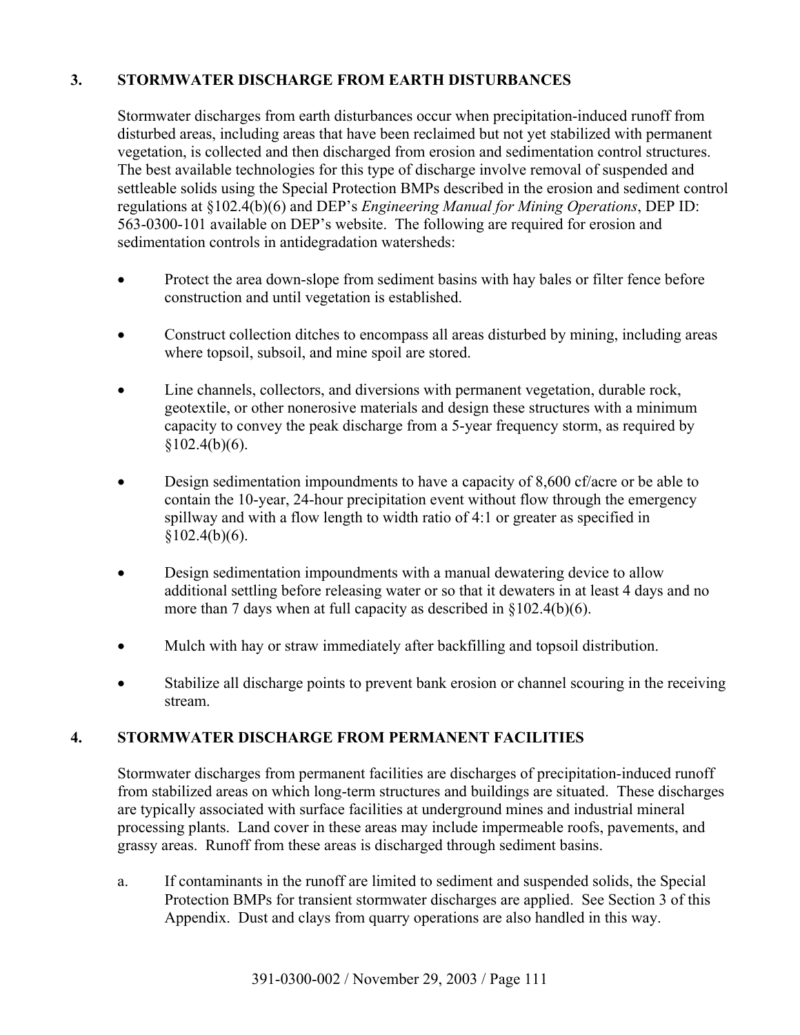## 3. STORMWATER DISCHARGE FROM EARTH DISTURBANCES

Stormwater discharges from earth disturbances occur when precipitation-induced runoff from disturbed areas, including areas that have been reclaimed but not yet stabilized with permanent vegetation, is collected and then discharged from erosion and sedimentation control structures. The best available technologies for this type of discharge involve removal of suspended and settleable solids using the Special Protection BMPs described in the erosion and sediment control regulations at §102.4(b)(6) and DEP's *Engineering Manual for Mining Operations*, DEP ID: 563-0300-101 available on DEP's website. The following are required for erosion and sedimentation controls in antidegradation watersheds:

- Protect the area down-slope from sediment basins with hay bales or filter fence before construction and until vegetation is established.
- Construct collection ditches to encompass all areas disturbed by mining, including areas where topsoil, subsoil, and mine spoil are stored.
- Line channels, collectors, and diversions with permanent vegetation, durable rock, geotextile, or other nonerosive materials and design these structures with a minimum capacity to convey the peak discharge from a 5-year frequency storm, as required by §102.4(b)(6).
- Design sedimentation impoundments to have a capacity of 8,600 cf/acre or be able to contain the 10-year, 24-hour precipitation event without flow through the emergency spillway and with a flow length to width ratio of 4:1 or greater as specified in §102.4(b)(6).
- Design sedimentation impoundments with a manual dewatering device to allow additional settling before releasing water or so that it dewaters in at least 4 days and no more than 7 days when at full capacity as described in §102.4(b)(6).
- Mulch with hay or straw immediately after backfilling and topsoil distribution.
- Stabilize all discharge points to prevent bank erosion or channel scouring in the receiving stream.

## 4. STORMWATER DISCHARGE FROM PERMANENT FACILITIES

Stormwater discharges from permanent facilities are discharges of precipitation-induced runoff from stabilized areas on which long-term structures and buildings are situated. These discharges are typically associated with surface facilities at underground mines and industrial mineral processing plants. Land cover in these areas may include impermeable roofs, pavements, and grassy areas. Runoff from these areas is discharged through sediment basins.

a. If contaminants in the runoff are limited to sediment and suspended solids, the Special Protection BMPs for transient stormwater discharges are applied. See Section 3 of this Appendix. Dust and clays from quarry operations are also handled in this way.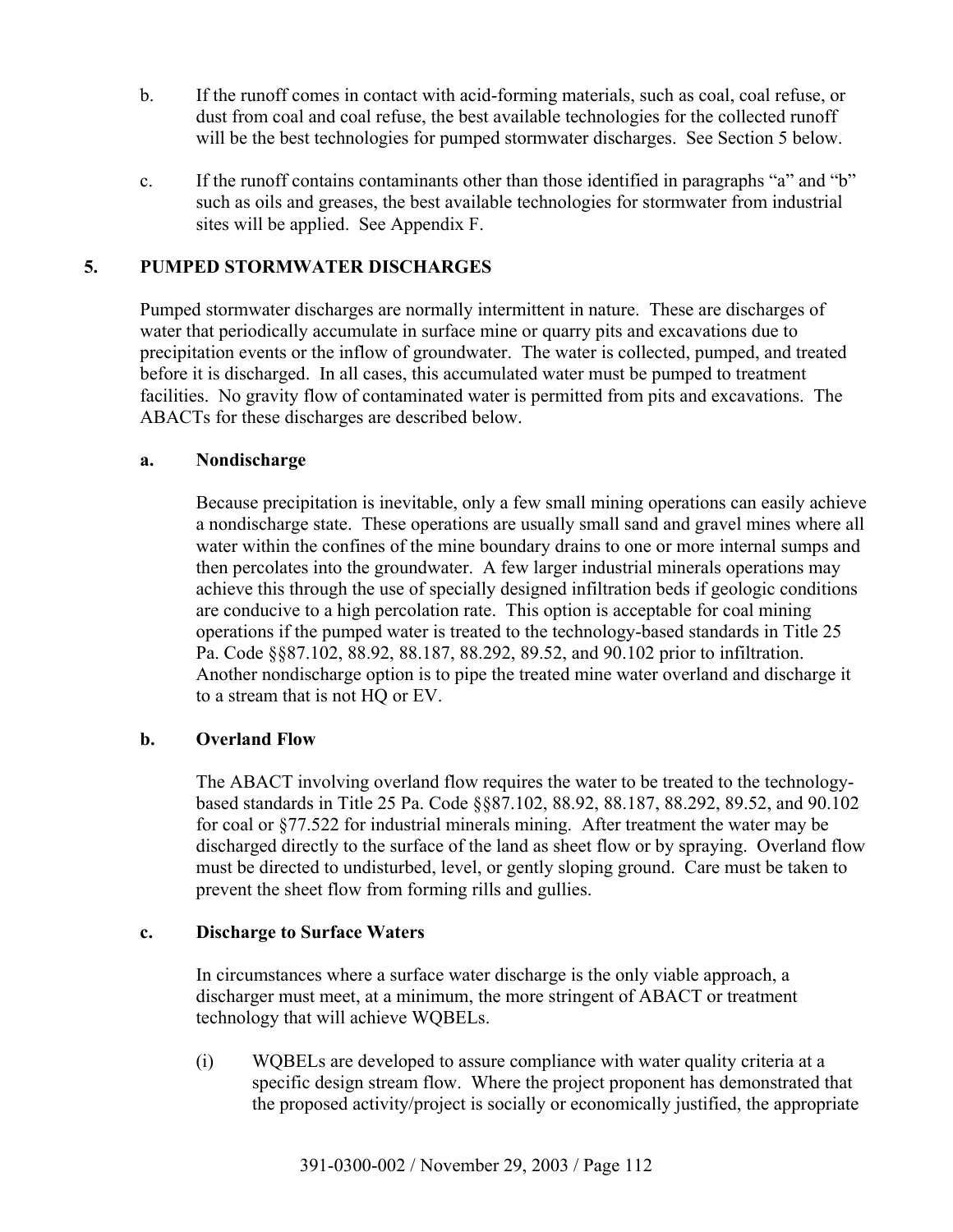b. If the runoff comes in contact with acid-forming materials, such as coal, coal refuse, or dust from coal and coal refuse, the best available technologies for the collected runoff will be the best technologies for pumped stormwater discharges. See Section 5 below.

c. If the runoff contains contaminants other than those identified in paragraphs "a" and "b" such as oils and greases, the best available technologies for stormwater from industrial sites will be applied. See Appendix F.

## 5. PUMPED STORMWATER DISCHARGES

Pumped stormwater discharges are normally intermittent in nature. These are discharges of water that periodically accumulate in surface mine or quarry pits and excavations due to precipitation events or the inflow of groundwater. The water is collected, pumped, and treated before it is discharged. In all cases, this accumulated water must be pumped to treatment facilities. No gravity flow of contaminated water is permitted from pits and excavations. The ABACTs for these discharges are described below.

### a. Nondischarge

Because precipitation is inevitable, only a few small mining operations can easily achieve a nondischarge state. These operations are usually small sand and gravel mines where all water within the confines of the mine boundary drains to one or more internal sumps and then percolates into the groundwater. A few larger industrial minerals operations may achieve this through the use of specially designed infiltration beds if geologic conditions are conducive to a high percolation rate. This option is acceptable for coal mining operations if the pumped water is treated to the technology-based standards in Title 25 Pa. Code §§87.102, 88.92, 88.187, 88.292, 89.52, and 90.102 prior to infiltration. Another nondischarge option is to pipe the treated mine water overland and discharge it to a stream that is not HQ or EV.

### b. Overland Flow

The ABACT involving overland flow requires the water to be treated to the technology-based standards in Title 25 Pa. Code §§87.102, 88.92, 88.187, 88.292, 89.52, and 90.102 for coal or §77.522 for industrial minerals mining. After treatment the water may be discharged directly to the surface of the land as sheet flow or by spraying. Overland flow must be directed to undisturbed, level, or gently sloping ground. Care must be taken to prevent the sheet flow from forming rills and gullies.

### c. Discharge to Surface Waters

In circumstances where a surface water discharge is the only viable approach, a discharger must meet, at a minimum, the more stringent of ABACT or treatment technology that will achieve WQBELs.

(i) WQBELs are developed to assure compliance with water quality criteria at a specific design stream flow. Where the project proponent has demonstrated that the proposed activity/project is socially or economically justified, the appropriate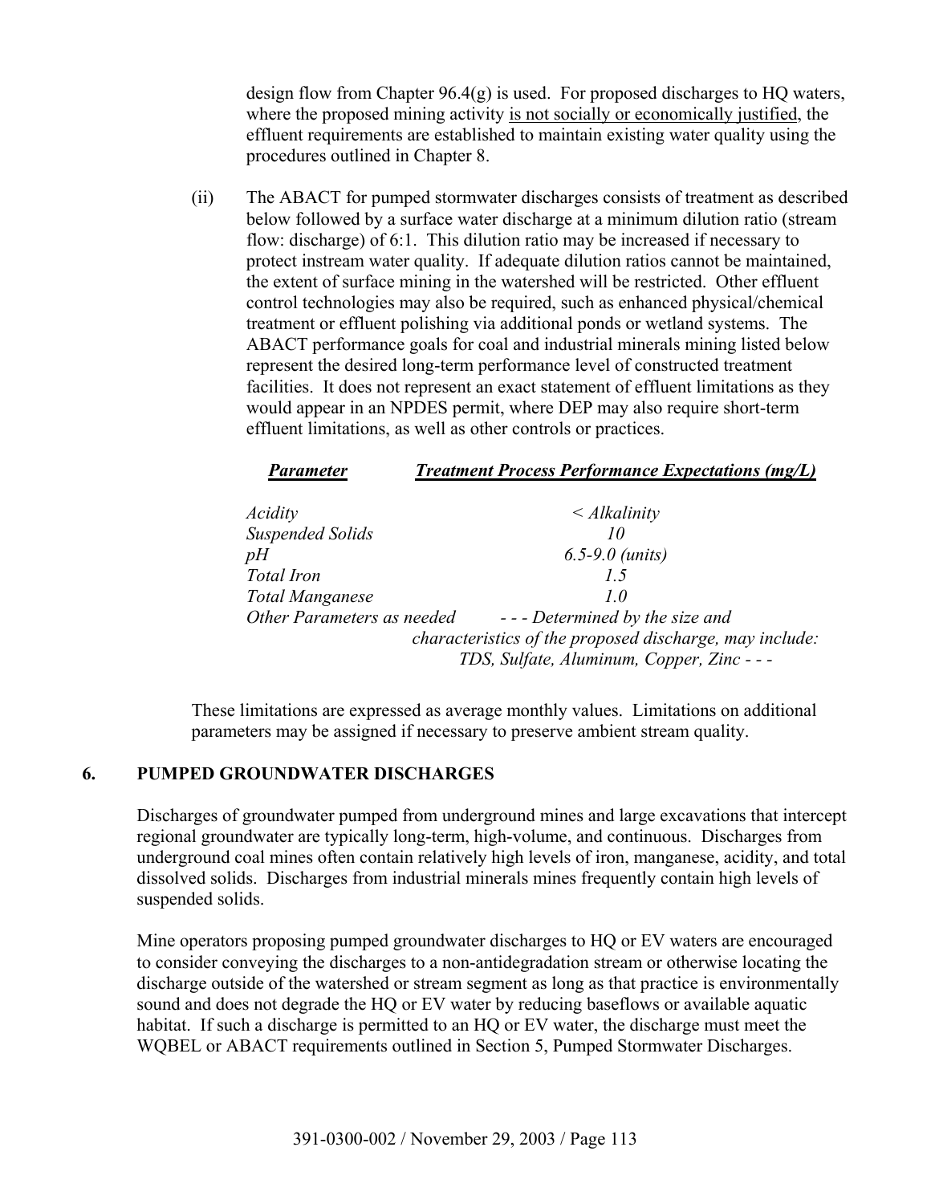design flow from Chapter 96.4(g) is used. For proposed discharges to HQ waters, where the proposed mining activity <u>is not socially or economically justified</u>, the effluent requirements are established to maintain existing water quality using the procedures outlined in Chapter 8.

(ii) The ABACT for pumped stormwater discharges consists of treatment as described below followed by a surface water discharge at a minimum dilution ratio (stream flow: discharge) of 6:1. This dilution ratio may be increased if necessary to protect instream water quality. If adequate dilution ratios cannot be maintained, the extent of surface mining in the watershed will be restricted. Other effluent control technologies may also be required, such as enhanced physical/chemical treatment or effluent polishing via additional ponds or wetland systems. The ABACT performance goals for coal and industrial minerals mining listed below represent the desired long-term performance level of constructed treatment facilities. It does not represent an exact statement of effluent limitations as they would appear in an NPDES permit, where DEP may also require short-term effluent limitations, as well as other controls or practices.

| ***Parameter*** | ***Treatment Process Performance Expectations (mg/L)*** |
|---|---|
| *Acidity* | *< Alkalinity* |
| *Suspended Solids* | *10* |
| *pH* | *6.5-9.0 (units)* |
| *Total Iron* | *1.5* |
| *Total Manganese* | *1.0* |
| *Other Parameters as needed* | *- - - Determined by the size and characteristics of the proposed discharge, may include: TDS, Sulfate, Aluminum, Copper, Zinc - - -* |

These limitations are expressed as average monthly values. Limitations on additional parameters may be assigned if necessary to preserve ambient stream quality.

## 6. PUMPED GROUNDWATER DISCHARGES

Discharges of groundwater pumped from underground mines and large excavations that intercept regional groundwater are typically long-term, high-volume, and continuous. Discharges from underground coal mines often contain relatively high levels of iron, manganese, acidity, and total dissolved solids. Discharges from industrial minerals mines frequently contain high levels of suspended solids.

Mine operators proposing pumped groundwater discharges to HQ or EV waters are encouraged to consider conveying the discharges to a non-antidegradation stream or otherwise locating the discharge outside of the watershed or stream segment as long as that practice is environmentally sound and does not degrade the HQ or EV water by reducing baseflows or available aquatic habitat. If such a discharge is permitted to an HQ or EV water, the discharge must meet the WQBEL or ABACT requirements outlined in Section 5, Pumped Stormwater Discharges.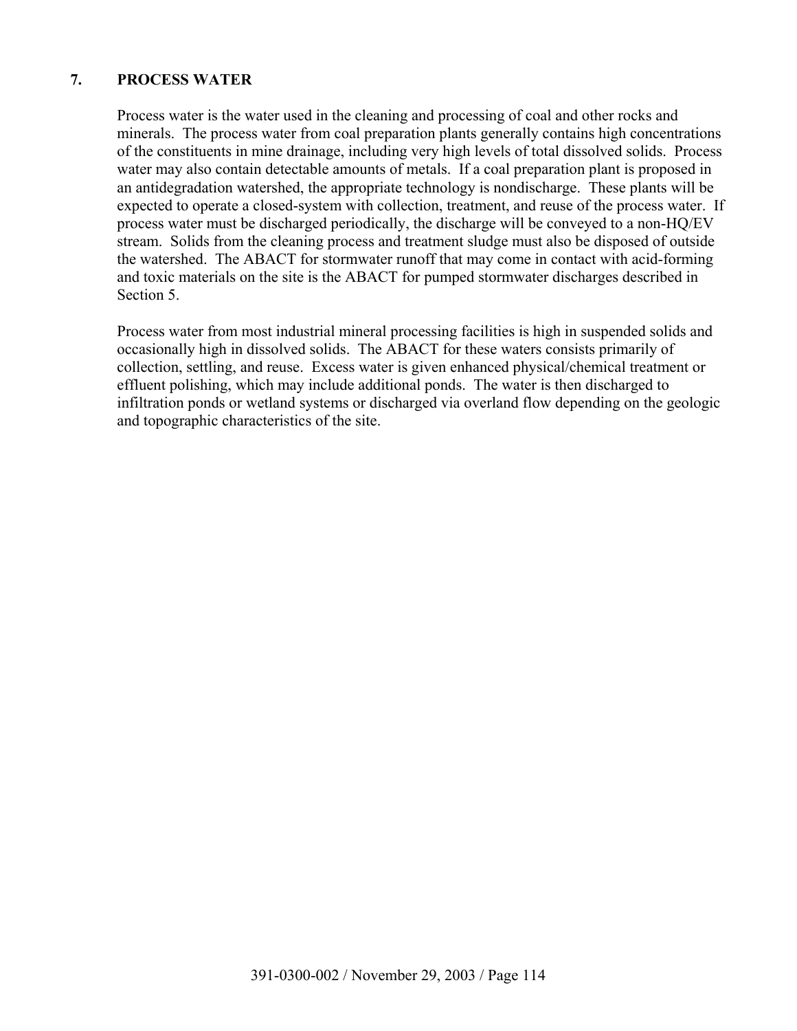## 7. PROCESS WATER

Process water is the water used in the cleaning and processing of coal and other rocks and minerals. The process water from coal preparation plants generally contains high concentrations of the constituents in mine drainage, including very high levels of total dissolved solids. Process water may also contain detectable amounts of metals. If a coal preparation plant is proposed in an antidegradation watershed, the appropriate technology is nondischarge. These plants will be expected to operate a closed-system with collection, treatment, and reuse of the process water. If process water must be discharged periodically, the discharge will be conveyed to a non-HQ/EV stream. Solids from the cleaning process and treatment sludge must also be disposed of outside the watershed. The ABACT for stormwater runoff that may come in contact with acid-forming and toxic materials on the site is the ABACT for pumped stormwater discharges described in Section 5.

Process water from most industrial mineral processing facilities is high in suspended solids and occasionally high in dissolved solids. The ABACT for these waters consists primarily of collection, settling, and reuse. Excess water is given enhanced physical/chemical treatment or effluent polishing, which may include additional ponds. The water is then discharged to infiltration ponds or wetland systems or discharged via overland flow depending on the geologic and topographic characteristics of the site.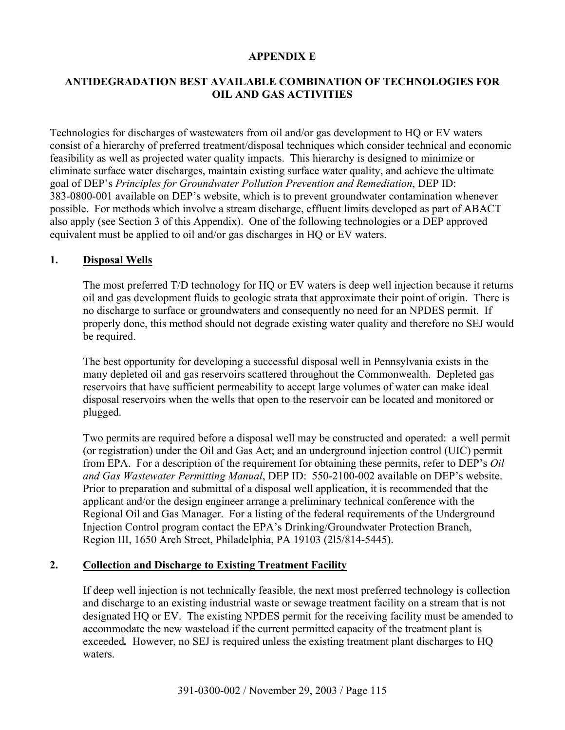# APPENDIX E

## ANTIDEGRADATION BEST AVAILABLE COMBINATION OF TECHNOLOGIES FOR OIL AND GAS ACTIVITIES

Technologies for discharges of wastewaters from oil and/or gas development to HQ or EV waters consist of a hierarchy of preferred treatment/disposal techniques which consider technical and economic feasibility as well as projected water quality impacts. This hierarchy is designed to minimize or eliminate surface water discharges, maintain existing surface water quality, and achieve the ultimate goal of DEP's *Principles for Groundwater Pollution Prevention and Remediation*, DEP ID: 383-0800-001 available on DEP's website, which is to prevent groundwater contamination whenever possible. For methods which involve a stream discharge, effluent limits developed as part of ABACT also apply (see Section 3 of this Appendix). One of the following technologies or a DEP approved equivalent must be applied to oil and/or gas discharges in HQ or EV waters.

### 1. Disposal Wells

The most preferred T/D technology for HQ or EV waters is deep well injection because it returns oil and gas development fluids to geologic strata that approximate their point of origin. There is no discharge to surface or groundwaters and consequently no need for an NPDES permit. If properly done, this method should not degrade existing water quality and therefore no SEJ would be required.

The best opportunity for developing a successful disposal well in Pennsylvania exists in the many depleted oil and gas reservoirs scattered throughout the Commonwealth. Depleted gas reservoirs that have sufficient permeability to accept large volumes of water can make ideal disposal reservoirs when the wells that open to the reservoir can be located and monitored or plugged.

Two permits are required before a disposal well may be constructed and operated: a well permit (or registration) under the Oil and Gas Act; and an underground injection control (UIC) permit from EPA. For a description of the requirement for obtaining these permits, refer to DEP's *Oil and Gas Wastewater Permitting Manual*, DEP ID: 550-2100-002 available on DEP's website. Prior to preparation and submittal of a disposal well application, it is recommended that the applicant and/or the design engineer arrange a preliminary technical conference with the Regional Oil and Gas Manager. For a listing of the federal requirements of the Underground Injection Control program contact the EPA's Drinking/Groundwater Protection Branch, Region III, 1650 Arch Street, Philadelphia, PA 19103 (2l5/814-5445).

### 2. Collection and Discharge to Existing Treatment Facility

If deep well injection is not technically feasible, the next most preferred technology is collection and discharge to an existing industrial waste or sewage treatment facility on a stream that is not designated HQ or EV. The existing NPDES permit for the receiving facility must be amended to accommodate the new wasteload if the current permitted capacity of the treatment plant is exceeded. However, no SEJ is required unless the existing treatment plant discharges to HQ waters.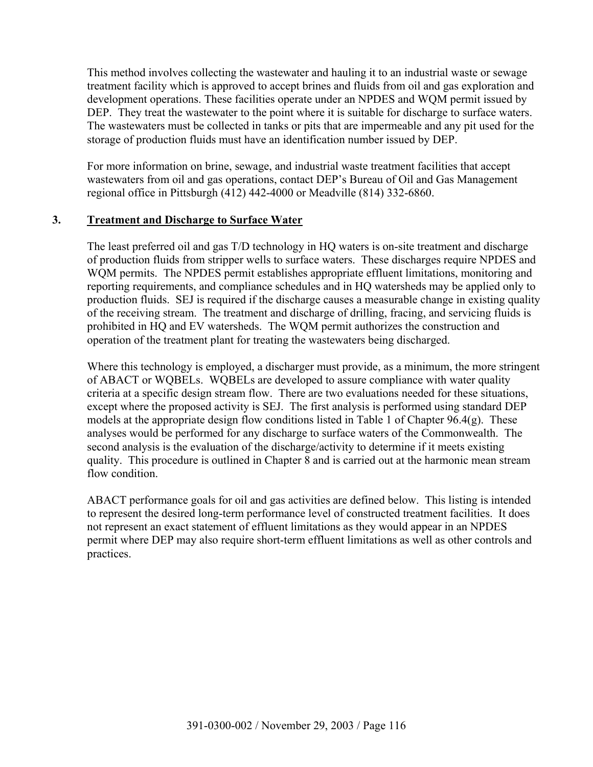This method involves collecting the wastewater and hauling it to an industrial waste or sewage treatment facility which is approved to accept brines and fluids from oil and gas exploration and development operations. These facilities operate under an NPDES and WQM permit issued by DEP. They treat the wastewater to the point where it is suitable for discharge to surface waters. The wastewaters must be collected in tanks or pits that are impermeable and any pit used for the storage of production fluids must have an identification number issued by DEP.

For more information on brine, sewage, and industrial waste treatment facilities that accept wastewaters from oil and gas operations, contact DEP's Bureau of Oil and Gas Management regional office in Pittsburgh (412) 442-4000 or Meadville (814) 332-6860.

### 3. <u>Treatment and Discharge to Surface Water</u>

The least preferred oil and gas T/D technology in HQ waters is on-site treatment and discharge of production fluids from stripper wells to surface waters. These discharges require NPDES and WQM permits. The NPDES permit establishes appropriate effluent limitations, monitoring and reporting requirements, and compliance schedules and in HQ watersheds may be applied only to production fluids. SEJ is required if the discharge causes a measurable change in existing quality of the receiving stream. The treatment and discharge of drilling, fracing, and servicing fluids is prohibited in HQ and EV watersheds. The WQM permit authorizes the construction and operation of the treatment plant for treating the wastewaters being discharged.

Where this technology is employed, a discharger must provide, as a minimum, the more stringent of ABACT or WQBELs. WQBELs are developed to assure compliance with water quality criteria at a specific design stream flow. There are two evaluations needed for these situations, except where the proposed activity is SEJ. The first analysis is performed using standard DEP models at the appropriate design flow conditions listed in Table 1 of Chapter 96.4(g). These analyses would be performed for any discharge to surface waters of the Commonwealth. The second analysis is the evaluation of the discharge/activity to determine if it meets existing quality. This procedure is outlined in Chapter 8 and is carried out at the harmonic mean stream flow condition.

ABACT performance goals for oil and gas activities are defined below. This listing is intended to represent the desired long-term performance level of constructed treatment facilities. It does not represent an exact statement of effluent limitations as they would appear in an NPDES permit where DEP may also require short-term effluent limitations as well as other controls and practices.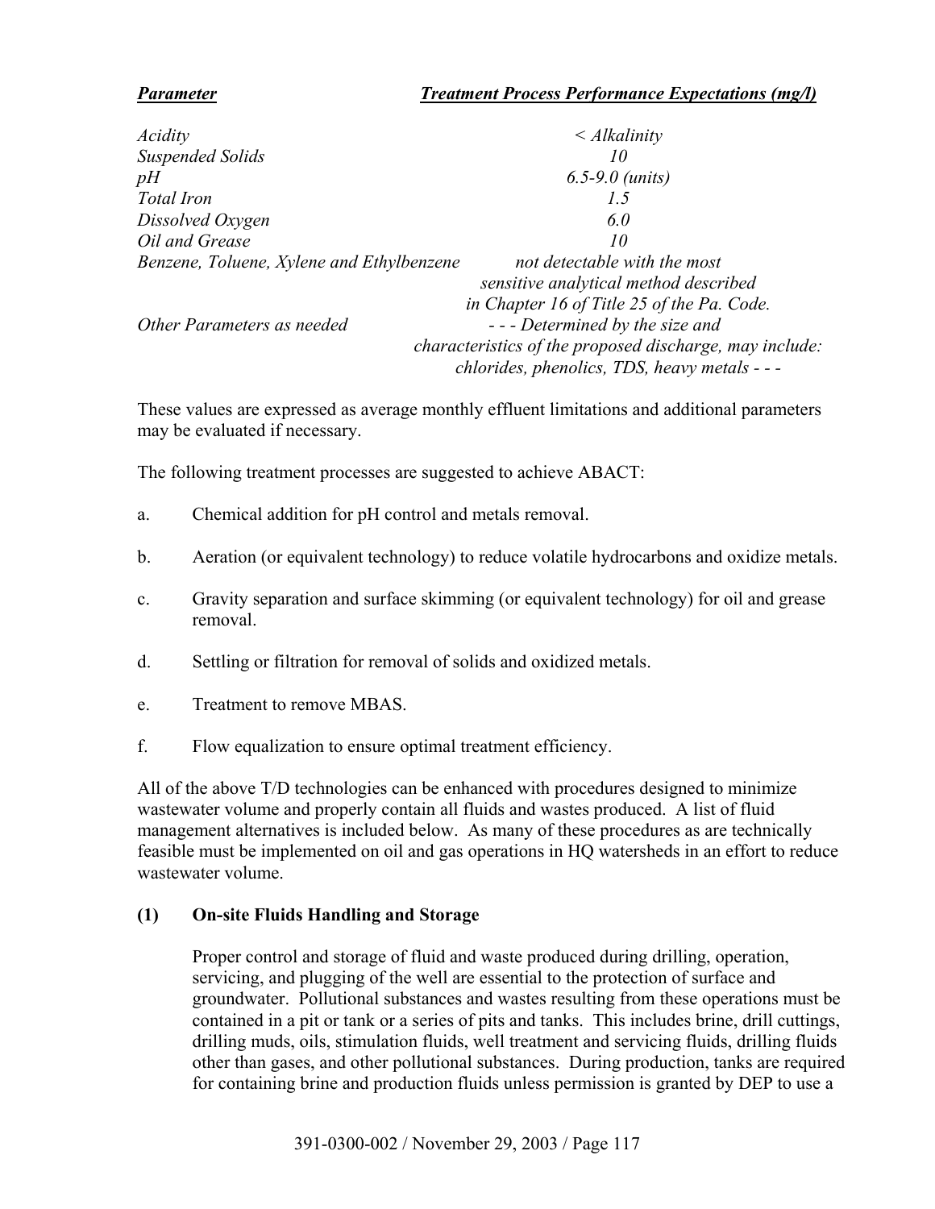| *Parameter* | *Treatment Process Performance Expectations (mg/l)* |
|---|---|
| *Acidity* | *< Alkalinity* |
| *Suspended Solids* | *10* |
| *pH* | *6.5-9.0 (units)* |
| *Total Iron* | *1.5* |
| *Dissolved Oxygen* | *6.0* |
| *Oil and Grease* | *10* |
| *Benzene, Toluene, Xylene and Ethylbenzene* | *not detectable with the most sensitive analytical method described in Chapter 16 of Title 25 of the Pa. Code.* |
| *Other Parameters as needed* | *- - - Determined by the size and characteristics of the proposed discharge, may include: chlorides, phenolics, TDS, heavy metals - - -* |

These values are expressed as average monthly effluent limitations and additional parameters may be evaluated if necessary.

The following treatment processes are suggested to achieve ABACT:

a. Chemical addition for pH control and metals removal.

b. Aeration (or equivalent technology) to reduce volatile hydrocarbons and oxidize metals.

c. Gravity separation and surface skimming (or equivalent technology) for oil and grease removal.

d. Settling or filtration for removal of solids and oxidized metals.

e. Treatment to remove MBAS.

f. Flow equalization to ensure optimal treatment efficiency.

All of the above T/D technologies can be enhanced with procedures designed to minimize wastewater volume and properly contain all fluids and wastes produced. A list of fluid management alternatives is included below. As many of these procedures as are technically feasible must be implemented on oil and gas operations in HQ watersheds in an effort to reduce wastewater volume.

**(1) On-site Fluids Handling and Storage**

Proper control and storage of fluid and waste produced during drilling, operation, servicing, and plugging of the well are essential to the protection of surface and groundwater. Pollutional substances and wastes resulting from these operations must be contained in a pit or tank or a series of pits and tanks. This includes brine, drill cuttings, drilling muds, oils, stimulation fluids, well treatment and servicing fluids, drilling fluids other than gases, and other pollutional substances. During production, tanks are required for containing brine and production fluids unless permission is granted by DEP to use a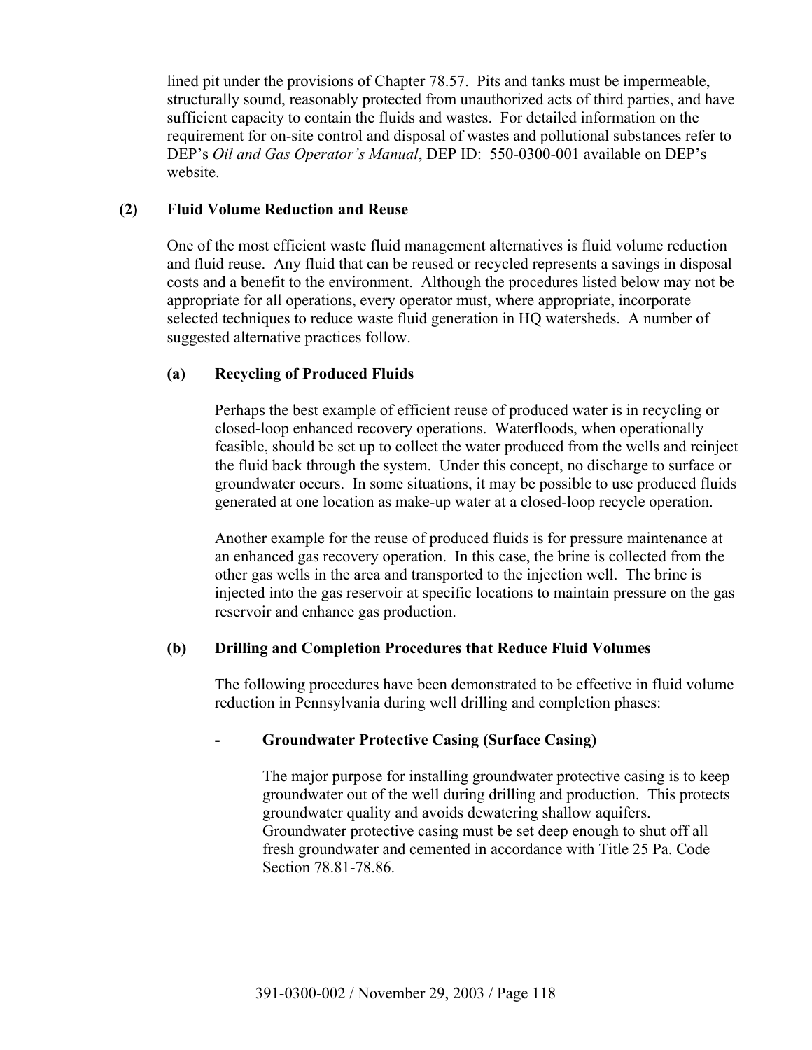lined pit under the provisions of Chapter 78.57. Pits and tanks must be impermeable, structurally sound, reasonably protected from unauthorized acts of third parties, and have sufficient capacity to contain the fluids and wastes. For detailed information on the requirement for on-site control and disposal of wastes and pollutional substances refer to DEP's *Oil and Gas Operator's Manual*, DEP ID: 550-0300-001 available on DEP's website.

**(2) Fluid Volume Reduction and Reuse**

One of the most efficient waste fluid management alternatives is fluid volume reduction and fluid reuse. Any fluid that can be reused or recycled represents a savings in disposal costs and a benefit to the environment. Although the procedures listed below may not be appropriate for all operations, every operator must, where appropriate, incorporate selected techniques to reduce waste fluid generation in HQ watersheds. A number of suggested alternative practices follow.

**(a) Recycling of Produced Fluids**

Perhaps the best example of efficient reuse of produced water is in recycling or closed-loop enhanced recovery operations. Waterfloods, when operationally feasible, should be set up to collect the water produced from the wells and reinject the fluid back through the system. Under this concept, no discharge to surface or groundwater occurs. In some situations, it may be possible to use produced fluids generated at one location as make-up water at a closed-loop recycle operation.

Another example for the reuse of produced fluids is for pressure maintenance at an enhanced gas recovery operation. In this case, the brine is collected from the other gas wells in the area and transported to the injection well. The brine is injected into the gas reservoir at specific locations to maintain pressure on the gas reservoir and enhance gas production.

**(b) Drilling and Completion Procedures that Reduce Fluid Volumes**

The following procedures have been demonstrated to be effective in fluid volume reduction in Pennsylvania during well drilling and completion phases:

**- Groundwater Protective Casing (Surface Casing)**

The major purpose for installing groundwater protective casing is to keep groundwater out of the well during drilling and production. This protects groundwater quality and avoids dewatering shallow aquifers. Groundwater protective casing must be set deep enough to shut off all fresh groundwater and cemented in accordance with Title 25 Pa. Code Section 78.81-78.86.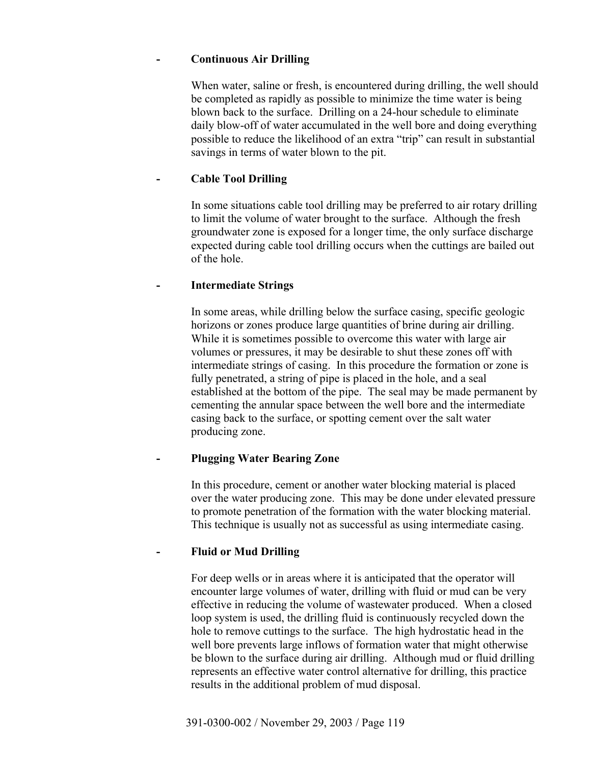- **Continuous Air Drilling**

  When water, saline or fresh, is encountered during drilling, the well should be completed as rapidly as possible to minimize the time water is being blown back to the surface. Drilling on a 24-hour schedule to eliminate daily blow-off of water accumulated in the well bore and doing everything possible to reduce the likelihood of an extra "trip" can result in substantial savings in terms of water blown to the pit.

- **Cable Tool Drilling**

  In some situations cable tool drilling may be preferred to air rotary drilling to limit the volume of water brought to the surface. Although the fresh groundwater zone is exposed for a longer time, the only surface discharge expected during cable tool drilling occurs when the cuttings are bailed out of the hole.

- **Intermediate Strings**

  In some areas, while drilling below the surface casing, specific geologic horizons or zones produce large quantities of brine during air drilling. While it is sometimes possible to overcome this water with large air volumes or pressures, it may be desirable to shut these zones off with intermediate strings of casing. In this procedure the formation or zone is fully penetrated, a string of pipe is placed in the hole, and a seal established at the bottom of the pipe. The seal may be made permanent by cementing the annular space between the well bore and the intermediate casing back to the surface, or spotting cement over the salt water producing zone.

- **Plugging Water Bearing Zone**

  In this procedure, cement or another water blocking material is placed over the water producing zone. This may be done under elevated pressure to promote penetration of the formation with the water blocking material. This technique is usually not as successful as using intermediate casing.

- **Fluid or Mud Drilling**

  For deep wells or in areas where it is anticipated that the operator will encounter large volumes of water, drilling with fluid or mud can be very effective in reducing the volume of wastewater produced. When a closed loop system is used, the drilling fluid is continuously recycled down the hole to remove cuttings to the surface. The high hydrostatic head in the well bore prevents large inflows of formation water that might otherwise be blown to the surface during air drilling. Although mud or fluid drilling represents an effective water control alternative for drilling, this practice results in the additional problem of mud disposal.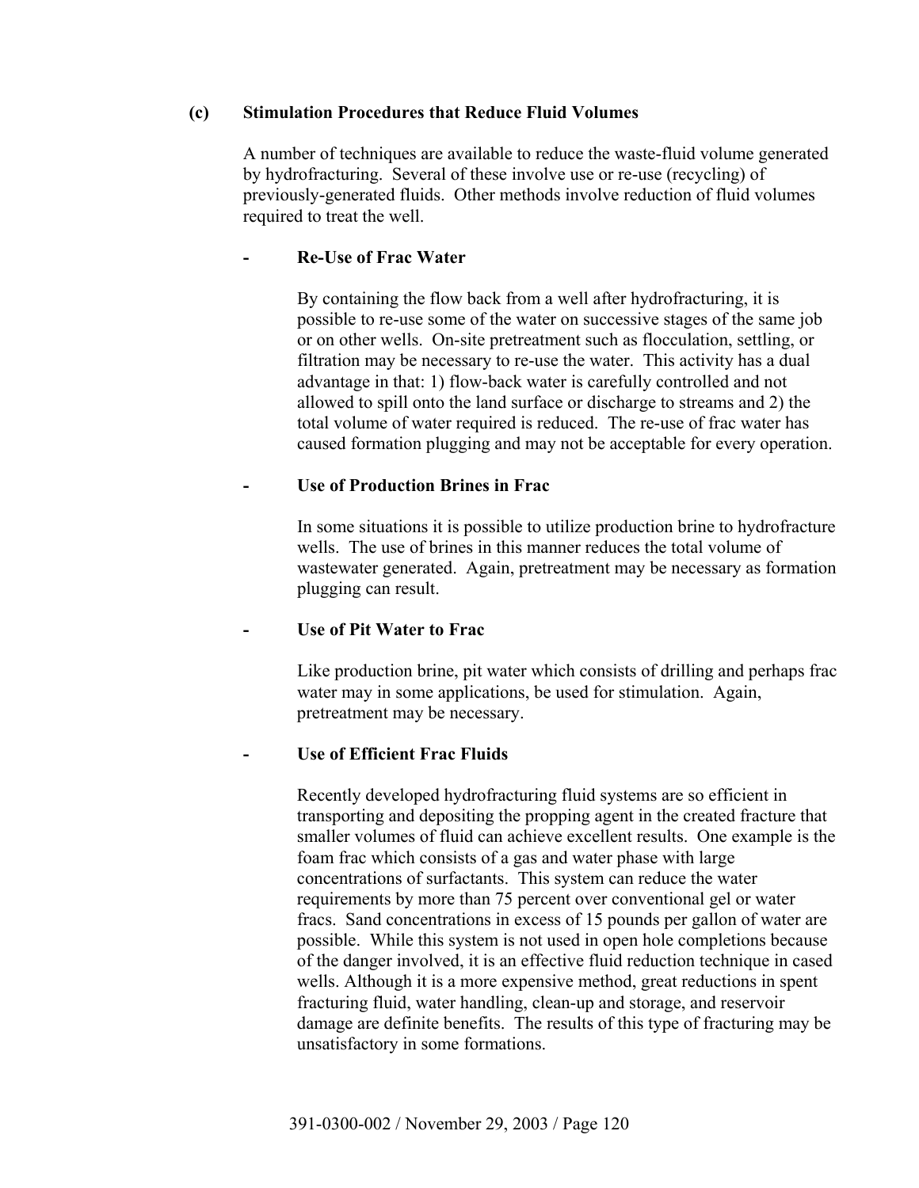### (c) Stimulation Procedures that Reduce Fluid Volumes

A number of techniques are available to reduce the waste-fluid volume generated by hydrofracturing. Several of these involve use or re-use (recycling) of previously-generated fluids. Other methods involve reduction of fluid volumes required to treat the well.

#### - Re-Use of Frac Water

By containing the flow back from a well after hydrofracturing, it is possible to re-use some of the water on successive stages of the same job or on other wells. On-site pretreatment such as flocculation, settling, or filtration may be necessary to re-use the water. This activity has a dual advantage in that: 1) flow-back water is carefully controlled and not allowed to spill onto the land surface or discharge to streams and 2) the total volume of water required is reduced. The re-use of frac water has caused formation plugging and may not be acceptable for every operation.

#### - Use of Production Brines in Frac

In some situations it is possible to utilize production brine to hydrofracture wells. The use of brines in this manner reduces the total volume of wastewater generated. Again, pretreatment may be necessary as formation plugging can result.

#### - Use of Pit Water to Frac

Like production brine, pit water which consists of drilling and perhaps frac water may in some applications, be used for stimulation. Again, pretreatment may be necessary.

#### - Use of Efficient Frac Fluids

Recently developed hydrofracturing fluid systems are so efficient in transporting and depositing the propping agent in the created fracture that smaller volumes of fluid can achieve excellent results. One example is the foam frac which consists of a gas and water phase with large concentrations of surfactants. This system can reduce the water requirements by more than 75 percent over conventional gel or water fracs. Sand concentrations in excess of 15 pounds per gallon of water are possible. While this system is not used in open hole completions because of the danger involved, it is an effective fluid reduction technique in cased wells. Although it is a more expensive method, great reductions in spent fracturing fluid, water handling, clean-up and storage, and reservoir damage are definite benefits. The results of this type of fracturing may be unsatisfactory in some formations.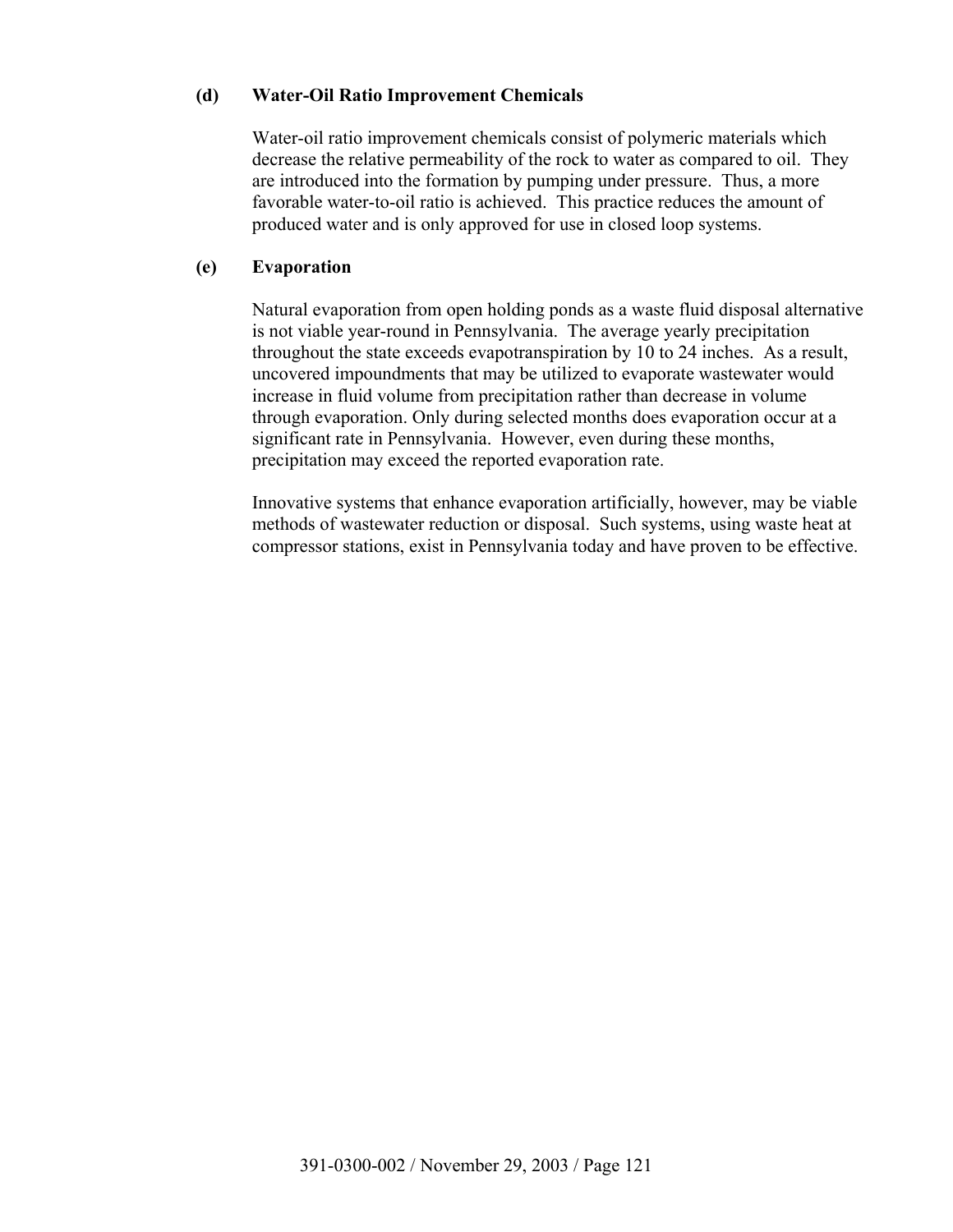**(d) Water-Oil Ratio Improvement Chemicals**

Water-oil ratio improvement chemicals consist of polymeric materials which decrease the relative permeability of the rock to water as compared to oil. They are introduced into the formation by pumping under pressure. Thus, a more favorable water-to-oil ratio is achieved. This practice reduces the amount of produced water and is only approved for use in closed loop systems.

**(e) Evaporation**

Natural evaporation from open holding ponds as a waste fluid disposal alternative is not viable year-round in Pennsylvania. The average yearly precipitation throughout the state exceeds evapotranspiration by 10 to 24 inches. As a result, uncovered impoundments that may be utilized to evaporate wastewater would increase in fluid volume from precipitation rather than decrease in volume through evaporation. Only during selected months does evaporation occur at a significant rate in Pennsylvania. However, even during these months, precipitation may exceed the reported evaporation rate.

Innovative systems that enhance evaporation artificially, however, may be viable methods of wastewater reduction or disposal. Such systems, using waste heat at compressor stations, exist in Pennsylvania today and have proven to be effective.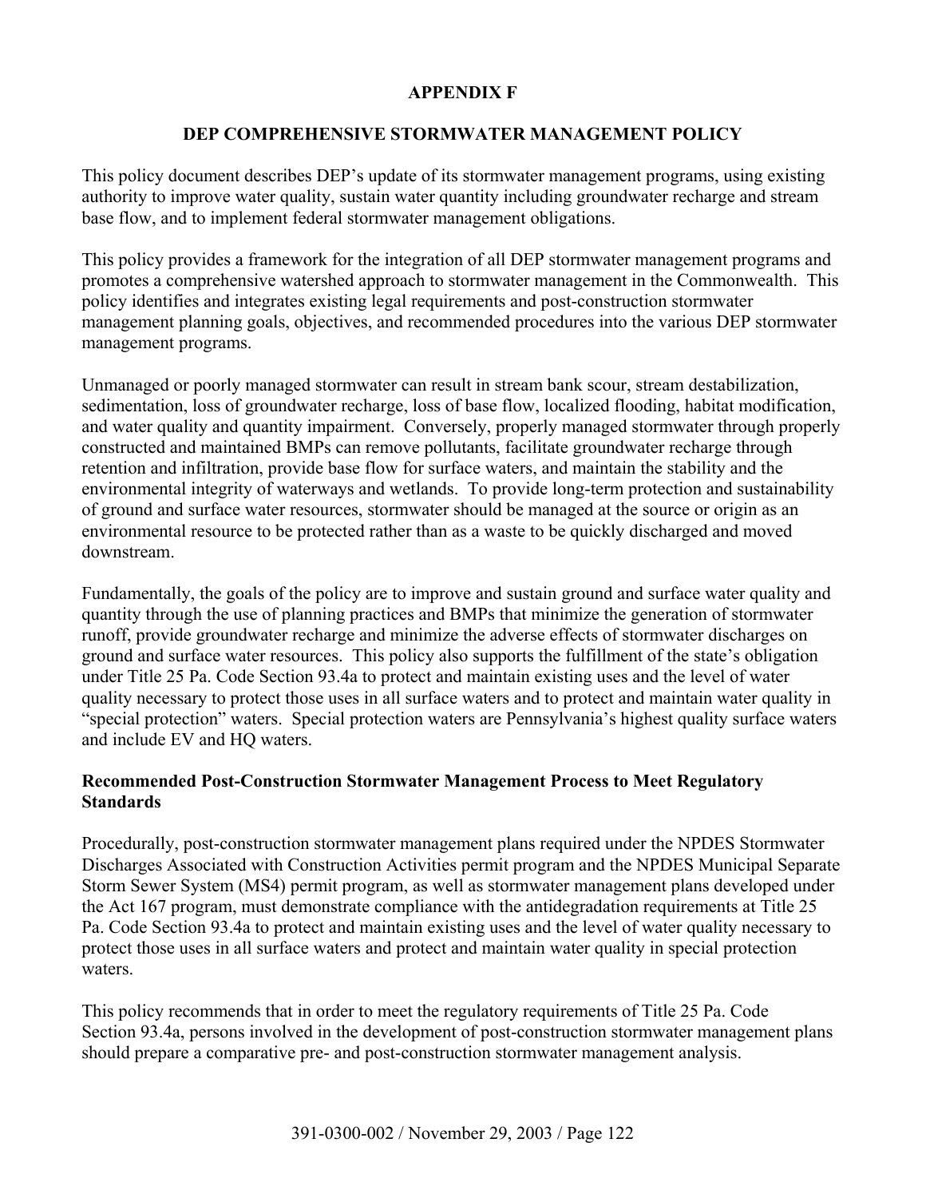# APPENDIX F

## DEP COMPREHENSIVE STORMWATER MANAGEMENT POLICY

This policy document describes DEP's update of its stormwater management programs, using existing authority to improve water quality, sustain water quantity including groundwater recharge and stream base flow, and to implement federal stormwater management obligations.

This policy provides a framework for the integration of all DEP stormwater management programs and promotes a comprehensive watershed approach to stormwater management in the Commonwealth. This policy identifies and integrates existing legal requirements and post-construction stormwater management planning goals, objectives, and recommended procedures into the various DEP stormwater management programs.

Unmanaged or poorly managed stormwater can result in stream bank scour, stream destabilization, sedimentation, loss of groundwater recharge, loss of base flow, localized flooding, habitat modification, and water quality and quantity impairment. Conversely, properly managed stormwater through properly constructed and maintained BMPs can remove pollutants, facilitate groundwater recharge through retention and infiltration, provide base flow for surface waters, and maintain the stability and the environmental integrity of waterways and wetlands. To provide long-term protection and sustainability of ground and surface water resources, stormwater should be managed at the source or origin as an environmental resource to be protected rather than as a waste to be quickly discharged and moved downstream.

Fundamentally, the goals of the policy are to improve and sustain ground and surface water quality and quantity through the use of planning practices and BMPs that minimize the generation of stormwater runoff, provide groundwater recharge and minimize the adverse effects of stormwater discharges on ground and surface water resources. This policy also supports the fulfillment of the state's obligation under Title 25 Pa. Code Section 93.4a to protect and maintain existing uses and the level of water quality necessary to protect those uses in all surface waters and to protect and maintain water quality in "special protection" waters. Special protection waters are Pennsylvania's highest quality surface waters and include EV and HQ waters.

**Recommended Post-Construction Stormwater Management Process to Meet Regulatory Standards**

Procedurally, post-construction stormwater management plans required under the NPDES Stormwater Discharges Associated with Construction Activities permit program and the NPDES Municipal Separate Storm Sewer System (MS4) permit program, as well as stormwater management plans developed under the Act 167 program, must demonstrate compliance with the antidegradation requirements at Title 25 Pa. Code Section 93.4a to protect and maintain existing uses and the level of water quality necessary to protect those uses in all surface waters and protect and maintain water quality in special protection waters.

This policy recommends that in order to meet the regulatory requirements of Title 25 Pa. Code Section 93.4a, persons involved in the development of post-construction stormwater management plans should prepare a comparative pre- and post-construction stormwater management analysis.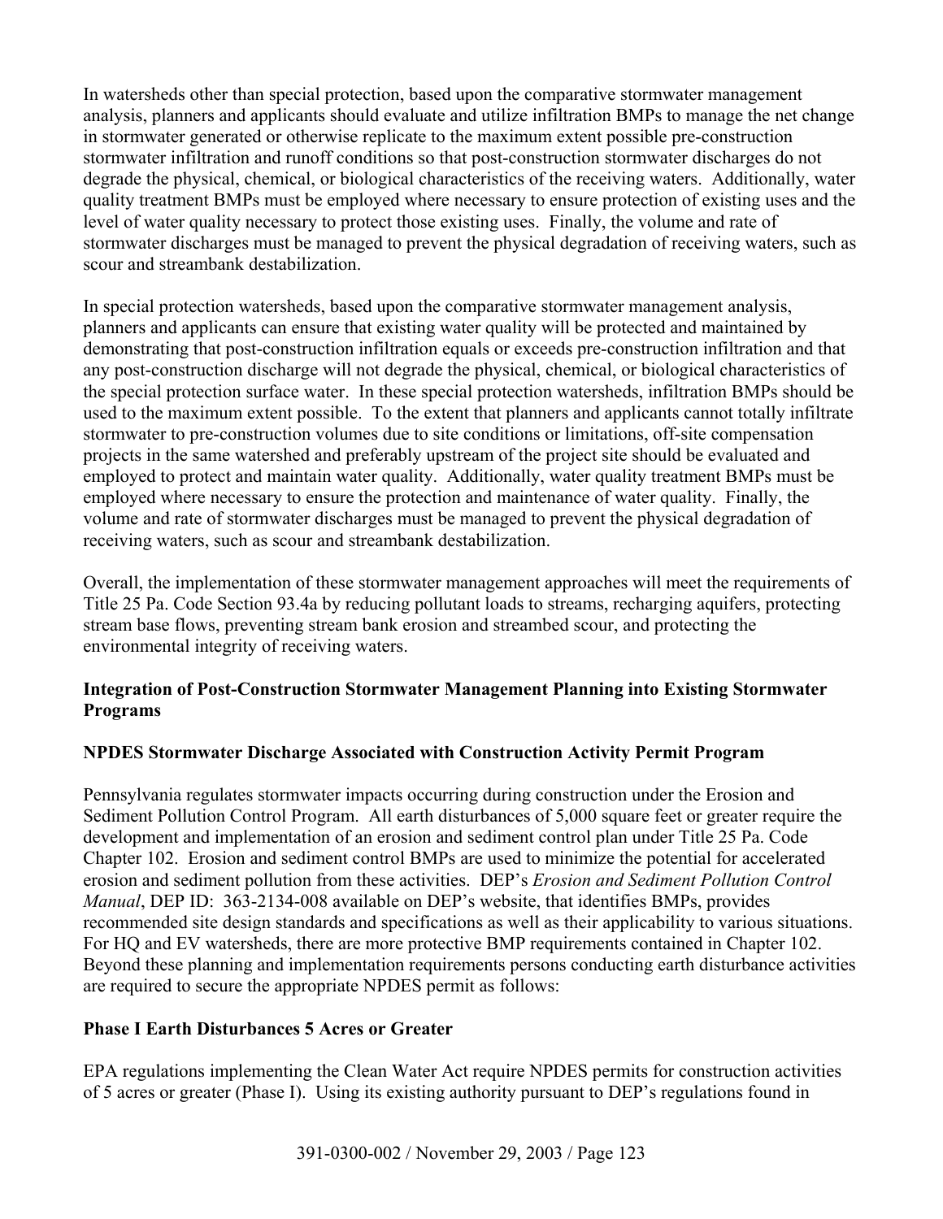In watersheds other than special protection, based upon the comparative stormwater management analysis, planners and applicants should evaluate and utilize infiltration BMPs to manage the net change in stormwater generated or otherwise replicate to the maximum extent possible pre-construction stormwater infiltration and runoff conditions so that post-construction stormwater discharges do not degrade the physical, chemical, or biological characteristics of the receiving waters. Additionally, water quality treatment BMPs must be employed where necessary to ensure protection of existing uses and the level of water quality necessary to protect those existing uses. Finally, the volume and rate of stormwater discharges must be managed to prevent the physical degradation of receiving waters, such as scour and streambank destabilization.

In special protection watersheds, based upon the comparative stormwater management analysis, planners and applicants can ensure that existing water quality will be protected and maintained by demonstrating that post-construction infiltration equals or exceeds pre-construction infiltration and that any post-construction discharge will not degrade the physical, chemical, or biological characteristics of the special protection surface water. In these special protection watersheds, infiltration BMPs should be used to the maximum extent possible. To the extent that planners and applicants cannot totally infiltrate stormwater to pre-construction volumes due to site conditions or limitations, off-site compensation projects in the same watershed and preferably upstream of the project site should be evaluated and employed to protect and maintain water quality. Additionally, water quality treatment BMPs must be employed where necessary to ensure the protection and maintenance of water quality. Finally, the volume and rate of stormwater discharges must be managed to prevent the physical degradation of receiving waters, such as scour and streambank destabilization.

Overall, the implementation of these stormwater management approaches will meet the requirements of Title 25 Pa. Code Section 93.4a by reducing pollutant loads to streams, recharging aquifers, protecting stream base flows, preventing stream bank erosion and streambed scour, and protecting the environmental integrity of receiving waters.

**Integration of Post-Construction Stormwater Management Planning into Existing Stormwater Programs**

**NPDES Stormwater Discharge Associated with Construction Activity Permit Program**

Pennsylvania regulates stormwater impacts occurring during construction under the Erosion and Sediment Pollution Control Program. All earth disturbances of 5,000 square feet or greater require the development and implementation of an erosion and sediment control plan under Title 25 Pa. Code Chapter 102. Erosion and sediment control BMPs are used to minimize the potential for accelerated erosion and sediment pollution from these activities. DEP's *Erosion and Sediment Pollution Control Manual*, DEP ID: 363-2134-008 available on DEP's website, that identifies BMPs, provides recommended site design standards and specifications as well as their applicability to various situations. For HQ and EV watersheds, there are more protective BMP requirements contained in Chapter 102. Beyond these planning and implementation requirements persons conducting earth disturbance activities are required to secure the appropriate NPDES permit as follows:

**Phase I Earth Disturbances 5 Acres or Greater**

EPA regulations implementing the Clean Water Act require NPDES permits for construction activities of 5 acres or greater (Phase I). Using its existing authority pursuant to DEP's regulations found in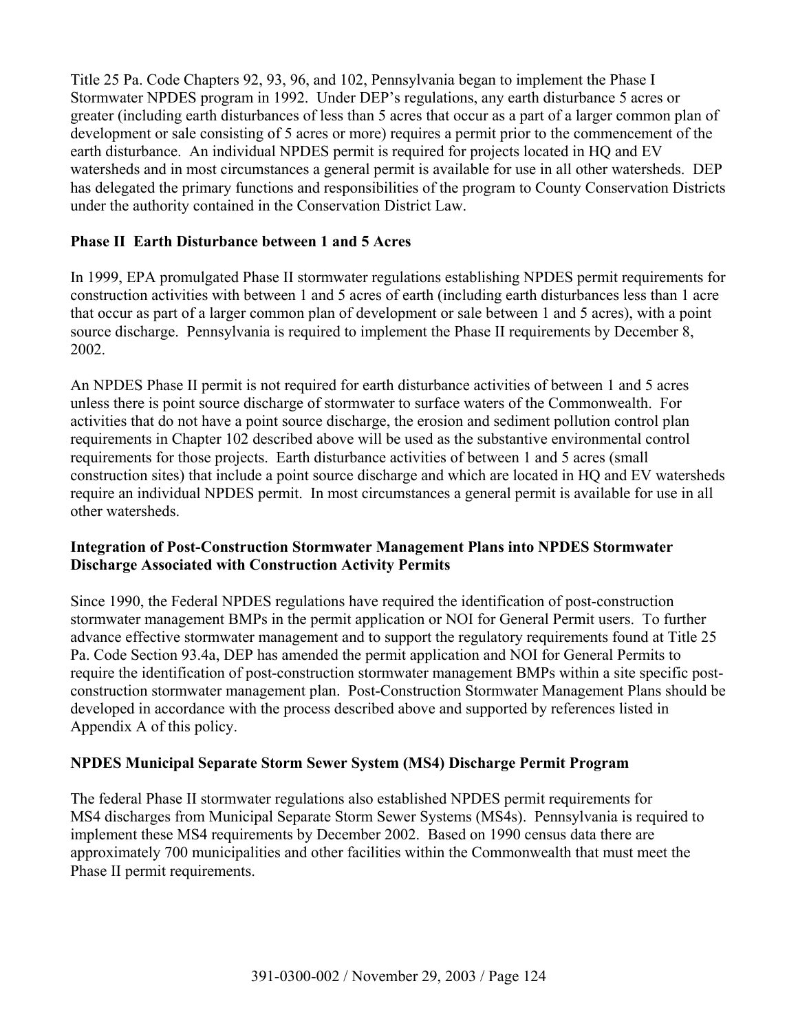Title 25 Pa. Code Chapters 92, 93, 96, and 102, Pennsylvania began to implement the Phase I Stormwater NPDES program in 1992. Under DEP's regulations, any earth disturbance 5 acres or greater (including earth disturbances of less than 5 acres that occur as a part of a larger common plan of development or sale consisting of 5 acres or more) requires a permit prior to the commencement of the earth disturbance. An individual NPDES permit is required for projects located in HQ and EV watersheds and in most circumstances a general permit is available for use in all other watersheds. DEP has delegated the primary functions and responsibilities of the program to County Conservation Districts under the authority contained in the Conservation District Law.

**Phase II Earth Disturbance between 1 and 5 Acres**

In 1999, EPA promulgated Phase II stormwater regulations establishing NPDES permit requirements for construction activities with between 1 and 5 acres of earth (including earth disturbances less than 1 acre that occur as part of a larger common plan of development or sale between 1 and 5 acres), with a point source discharge. Pennsylvania is required to implement the Phase II requirements by December 8, 2002.

An NPDES Phase II permit is not required for earth disturbance activities of between 1 and 5 acres unless there is point source discharge of stormwater to surface waters of the Commonwealth. For activities that do not have a point source discharge, the erosion and sediment pollution control plan requirements in Chapter 102 described above will be used as the substantive environmental control requirements for those projects. Earth disturbance activities of between 1 and 5 acres (small construction sites) that include a point source discharge and which are located in HQ and EV watersheds require an individual NPDES permit. In most circumstances a general permit is available for use in all other watersheds.

**Integration of Post-Construction Stormwater Management Plans into NPDES Stormwater Discharge Associated with Construction Activity Permits**

Since 1990, the Federal NPDES regulations have required the identification of post-construction stormwater management BMPs in the permit application or NOI for General Permit users. To further advance effective stormwater management and to support the regulatory requirements found at Title 25 Pa. Code Section 93.4a, DEP has amended the permit application and NOI for General Permits to require the identification of post-construction stormwater management BMPs within a site specific post-construction stormwater management plan. Post-Construction Stormwater Management Plans should be developed in accordance with the process described above and supported by references listed in Appendix A of this policy.

**NPDES Municipal Separate Storm Sewer System (MS4) Discharge Permit Program**

The federal Phase II stormwater regulations also established NPDES permit requirements for MS4 discharges from Municipal Separate Storm Sewer Systems (MS4s). Pennsylvania is required to implement these MS4 requirements by December 2002. Based on 1990 census data there are approximately 700 municipalities and other facilities within the Commonwealth that must meet the Phase II permit requirements.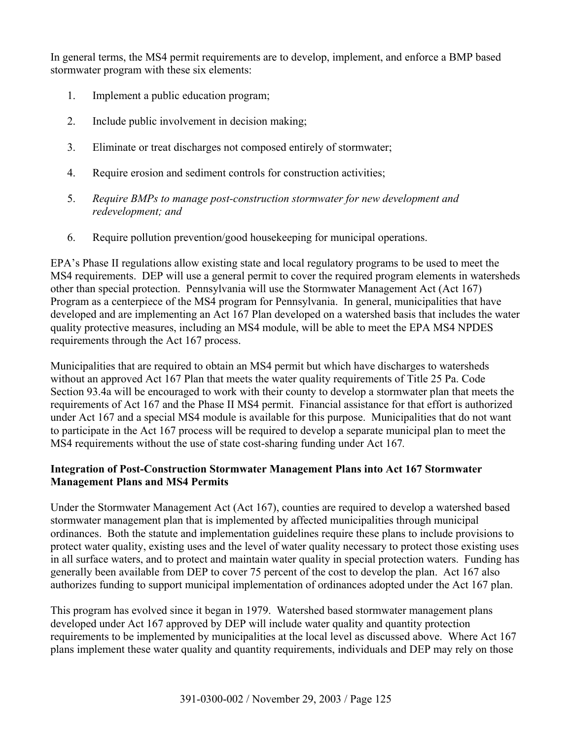In general terms, the MS4 permit requirements are to develop, implement, and enforce a BMP based stormwater program with these six elements:

1. Implement a public education program;

2. Include public involvement in decision making;

3. Eliminate or treat discharges not composed entirely of stormwater;

4. Require erosion and sediment controls for construction activities;

5. *Require BMPs to manage post-construction stormwater for new development and redevelopment; and*

6. Require pollution prevention/good housekeeping for municipal operations.

EPA's Phase II regulations allow existing state and local regulatory programs to be used to meet the MS4 requirements. DEP will use a general permit to cover the required program elements in watersheds other than special protection. Pennsylvania will use the Stormwater Management Act (Act 167) Program as a centerpiece of the MS4 program for Pennsylvania. In general, municipalities that have developed and are implementing an Act 167 Plan developed on a watershed basis that includes the water quality protective measures, including an MS4 module, will be able to meet the EPA MS4 NPDES requirements through the Act 167 process.

Municipalities that are required to obtain an MS4 permit but which have discharges to watersheds without an approved Act 167 Plan that meets the water quality requirements of Title 25 Pa. Code Section 93.4a will be encouraged to work with their county to develop a stormwater plan that meets the requirements of Act 167 and the Phase II MS4 permit. Financial assistance for that effort is authorized under Act 167 and a special MS4 module is available for this purpose. Municipalities that do not want to participate in the Act 167 process will be required to develop a separate municipal plan to meet the MS4 requirements without the use of state cost-sharing funding under Act 167.

**Integration of Post-Construction Stormwater Management Plans into Act 167 Stormwater Management Plans and MS4 Permits**

Under the Stormwater Management Act (Act 167), counties are required to develop a watershed based stormwater management plan that is implemented by affected municipalities through municipal ordinances. Both the statute and implementation guidelines require these plans to include provisions to protect water quality, existing uses and the level of water quality necessary to protect those existing uses in all surface waters, and to protect and maintain water quality in special protection waters. Funding has generally been available from DEP to cover 75 percent of the cost to develop the plan. Act 167 also authorizes funding to support municipal implementation of ordinances adopted under the Act 167 plan.

This program has evolved since it began in 1979. Watershed based stormwater management plans developed under Act 167 approved by DEP will include water quality and quantity protection requirements to be implemented by municipalities at the local level as discussed above. Where Act 167 plans implement these water quality and quantity requirements, individuals and DEP may rely on those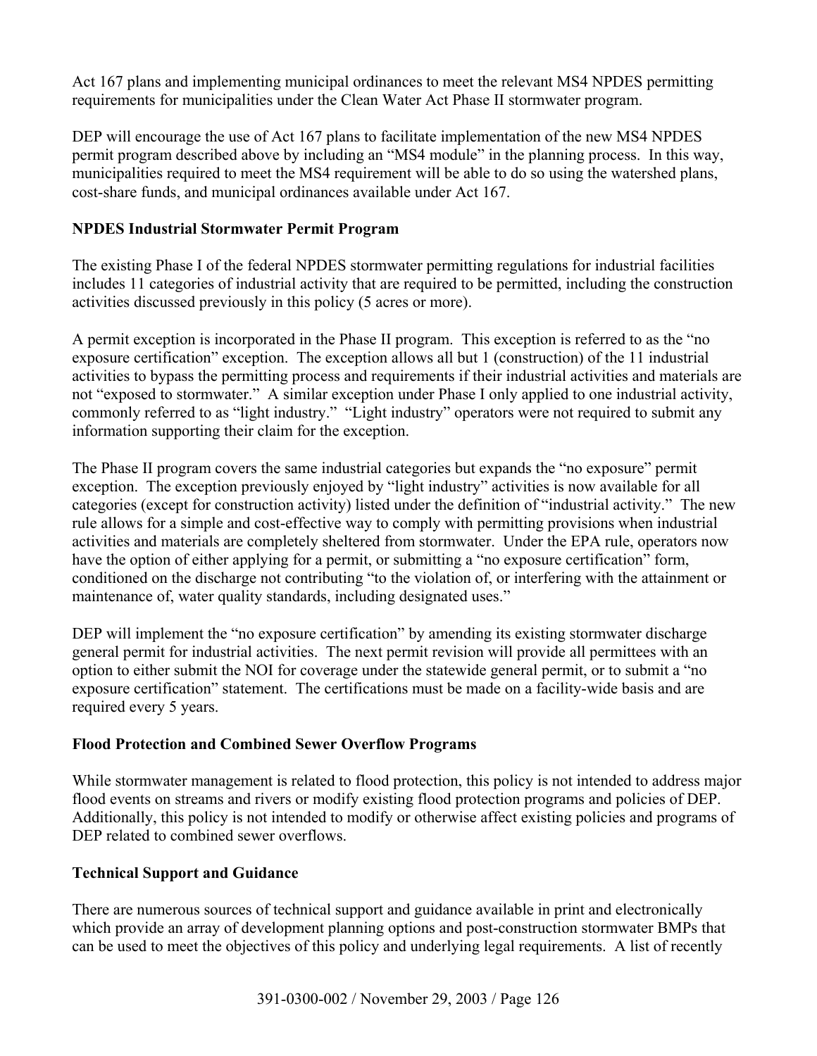Act 167 plans and implementing municipal ordinances to meet the relevant MS4 NPDES permitting requirements for municipalities under the Clean Water Act Phase II stormwater program.

DEP will encourage the use of Act 167 plans to facilitate implementation of the new MS4 NPDES permit program described above by including an "MS4 module" in the planning process. In this way, municipalities required to meet the MS4 requirement will be able to do so using the watershed plans, cost-share funds, and municipal ordinances available under Act 167.

**NPDES Industrial Stormwater Permit Program**

The existing Phase I of the federal NPDES stormwater permitting regulations for industrial facilities includes 11 categories of industrial activity that are required to be permitted, including the construction activities discussed previously in this policy (5 acres or more).

A permit exception is incorporated in the Phase II program. This exception is referred to as the "no exposure certification" exception. The exception allows all but 1 (construction) of the 11 industrial activities to bypass the permitting process and requirements if their industrial activities and materials are not "exposed to stormwater." A similar exception under Phase I only applied to one industrial activity, commonly referred to as "light industry." "Light industry" operators were not required to submit any information supporting their claim for the exception.

The Phase II program covers the same industrial categories but expands the "no exposure" permit exception. The exception previously enjoyed by "light industry" activities is now available for all categories (except for construction activity) listed under the definition of "industrial activity." The new rule allows for a simple and cost-effective way to comply with permitting provisions when industrial activities and materials are completely sheltered from stormwater. Under the EPA rule, operators now have the option of either applying for a permit, or submitting a "no exposure certification" form, conditioned on the discharge not contributing "to the violation of, or interfering with the attainment or maintenance of, water quality standards, including designated uses."

DEP will implement the "no exposure certification" by amending its existing stormwater discharge general permit for industrial activities. The next permit revision will provide all permittees with an option to either submit the NOI for coverage under the statewide general permit, or to submit a "no exposure certification" statement. The certifications must be made on a facility-wide basis and are required every 5 years.

**Flood Protection and Combined Sewer Overflow Programs**

While stormwater management is related to flood protection, this policy is not intended to address major flood events on streams and rivers or modify existing flood protection programs and policies of DEP. Additionally, this policy is not intended to modify or otherwise affect existing policies and programs of DEP related to combined sewer overflows.

**Technical Support and Guidance**

There are numerous sources of technical support and guidance available in print and electronically which provide an array of development planning options and post-construction stormwater BMPs that can be used to meet the objectives of this policy and underlying legal requirements. A list of recently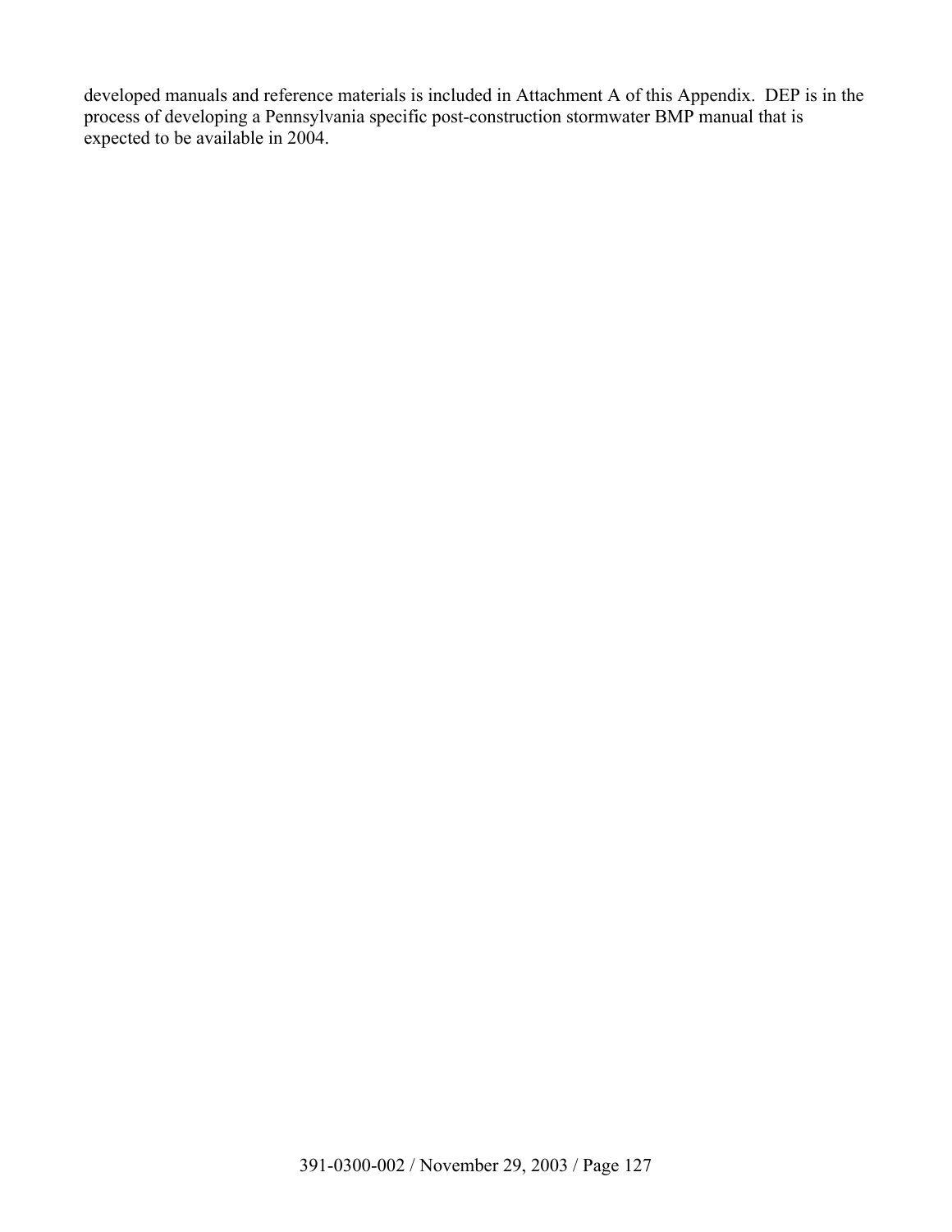developed manuals and reference materials is included in Attachment A of this Appendix. DEP is in the process of developing a Pennsylvania specific post-construction stormwater BMP manual that is expected to be available in 2004.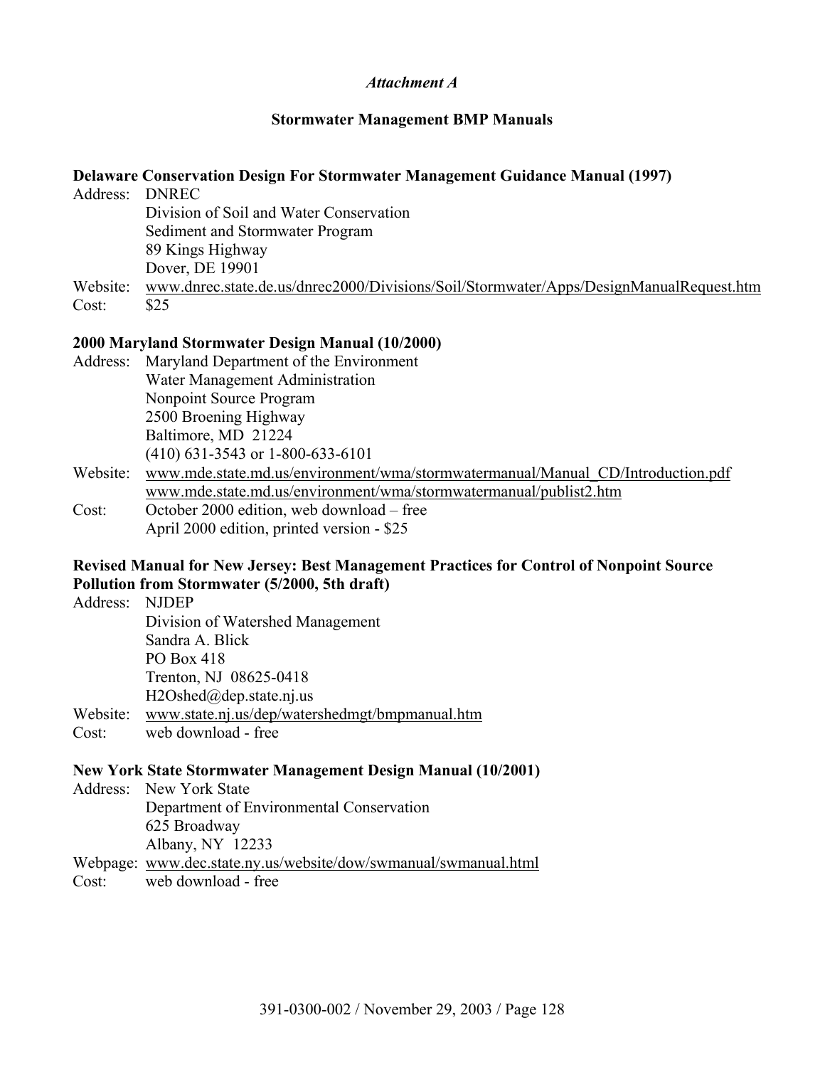*Attachment A*

## Stormwater Management BMP Manuals

### Delaware Conservation Design For Stormwater Management Guidance Manual (1997)

Address: DNREC
Division of Soil and Water Conservation
Sediment and Stormwater Program
89 Kings Highway
Dover, DE 19901

Website: www.dnrec.state.de.us/dnrec2000/Divisions/Soil/Stormwater/Apps/DesignManualRequest.htm

Cost: $25

### 2000 Maryland Stormwater Design Manual (10/2000)

Address: Maryland Department of the Environment
Water Management Administration
Nonpoint Source Program
2500 Broening Highway
Baltimore, MD 21224
(410) 631-3543 or 1-800-633-6101

Website: www.mde.state.md.us/environment/wma/stormwatermanual/Manual_CD/Introduction.pdf
www.mde.state.md.us/environment/wma/stormwatermanual/publist2.htm

Cost: October 2000 edition, web download – free
April 2000 edition, printed version - $25

### Revised Manual for New Jersey: Best Management Practices for Control of Nonpoint Source Pollution from Stormwater (5/2000, 5th draft)

Address: NJDEP
Division of Watershed Management
Sandra A. Blick
PO Box 418
Trenton, NJ 08625-0418
H2Oshed@dep.state.nj.us

Website: www.state.nj.us/dep/watershedmgt/bmpmanual.htm

Cost: web download - free

### New York State Stormwater Management Design Manual (10/2001)

Address: New York State
Department of Environmental Conservation
625 Broadway
Albany, NY 12233

Webpage: www.dec.state.ny.us/website/dow/swmanual/swmanual.html

Cost: web download - free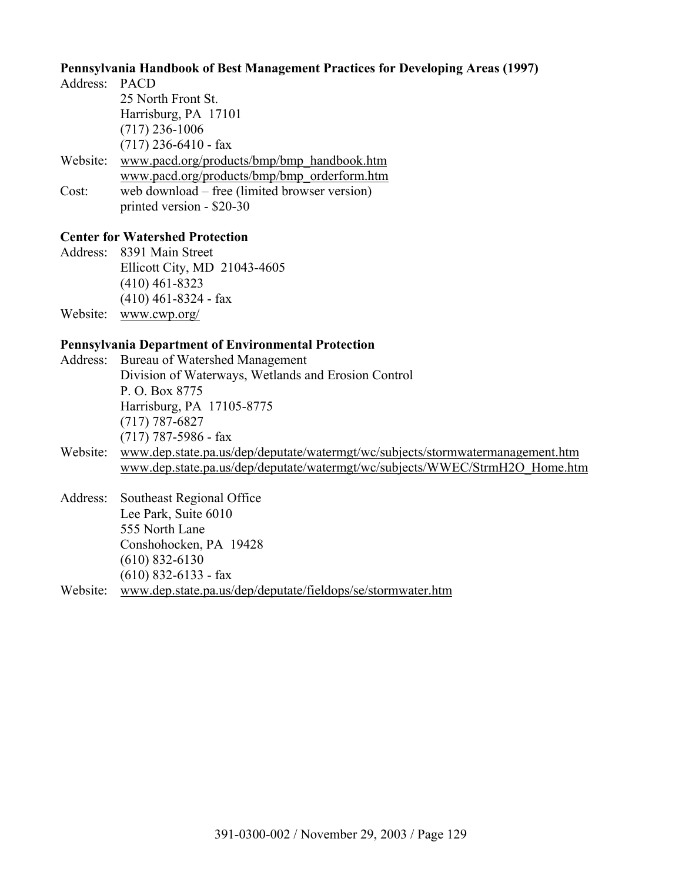**Pennsylvania Handbook of Best Management Practices for Developing Areas (1997)**

Address: PACD
25 North Front St.
Harrisburg, PA 17101
(717) 236-1006
(717) 236-6410 - fax

Website: www.pacd.org/products/bmp/bmp_handbook.htm
www.pacd.org/products/bmp/bmp_orderform.htm

Cost: web download – free (limited browser version)
printed version - $20-30

**Center for Watershed Protection**

Address: 8391 Main Street
Ellicott City, MD 21043-4605
(410) 461-8323
(410) 461-8324 - fax

Website: www.cwp.org/

**Pennsylvania Department of Environmental Protection**

Address: Bureau of Watershed Management
Division of Waterways, Wetlands and Erosion Control
P. O. Box 8775
Harrisburg, PA 17105-8775
(717) 787-6827
(717) 787-5986 - fax

Website: www.dep.state.pa.us/dep/deputate/watermgt/wc/subjects/stormwatermanagement.htm
www.dep.state.pa.us/dep/deputate/watermgt/wc/subjects/WWEC/StrmH2O_Home.htm

Address: Southeast Regional Office
Lee Park, Suite 6010
555 North Lane
Conshohocken, PA 19428
(610) 832-6130
(610) 832-6133 - fax

Website: www.dep.state.pa.us/dep/deputate/fieldops/se/stormwater.htm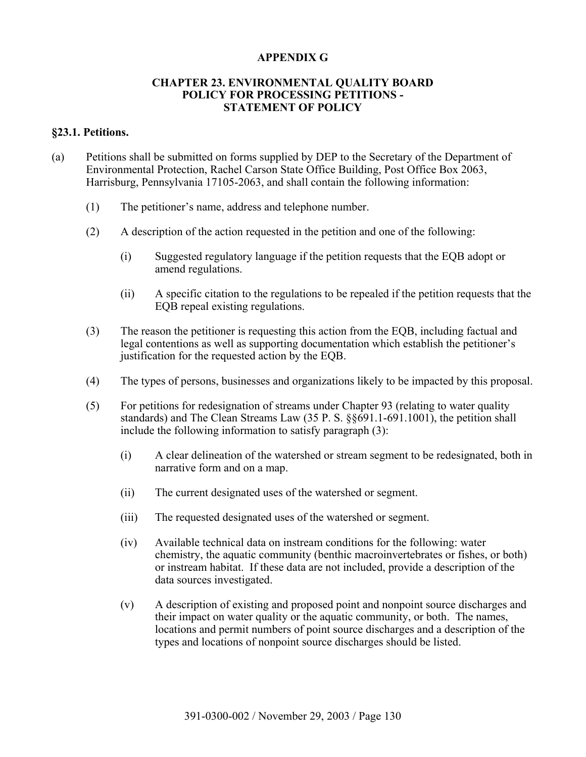# APPENDIX G

## CHAPTER 23. ENVIRONMENTAL QUALITY BOARD POLICY FOR PROCESSING PETITIONS - STATEMENT OF POLICY

### §23.1. Petitions.

(a) Petitions shall be submitted on forms supplied by DEP to the Secretary of the Department of Environmental Protection, Rachel Carson State Office Building, Post Office Box 2063, Harrisburg, Pennsylvania 17105-2063, and shall contain the following information:

(1) The petitioner's name, address and telephone number.

(2) A description of the action requested in the petition and one of the following:

(i) Suggested regulatory language if the petition requests that the EQB adopt or amend regulations.

(ii) A specific citation to the regulations to be repealed if the petition requests that the EQB repeal existing regulations.

(3) The reason the petitioner is requesting this action from the EQB, including factual and legal contentions as well as supporting documentation which establish the petitioner's justification for the requested action by the EQB.

(4) The types of persons, businesses and organizations likely to be impacted by this proposal.

(5) For petitions for redesignation of streams under Chapter 93 (relating to water quality standards) and The Clean Streams Law (35 P. S. §§691.1-691.1001), the petition shall include the following information to satisfy paragraph (3):

(i) A clear delineation of the watershed or stream segment to be redesignated, both in narrative form and on a map.

(ii) The current designated uses of the watershed or segment.

(iii) The requested designated uses of the watershed or segment.

(iv) Available technical data on instream conditions for the following: water chemistry, the aquatic community (benthic macroinvertebrates or fishes, or both) or instream habitat. If these data are not included, provide a description of the data sources investigated.

(v) A description of existing and proposed point and nonpoint source discharges and their impact on water quality or the aquatic community, or both. The names, locations and permit numbers of point source discharges and a description of the types and locations of nonpoint source discharges should be listed.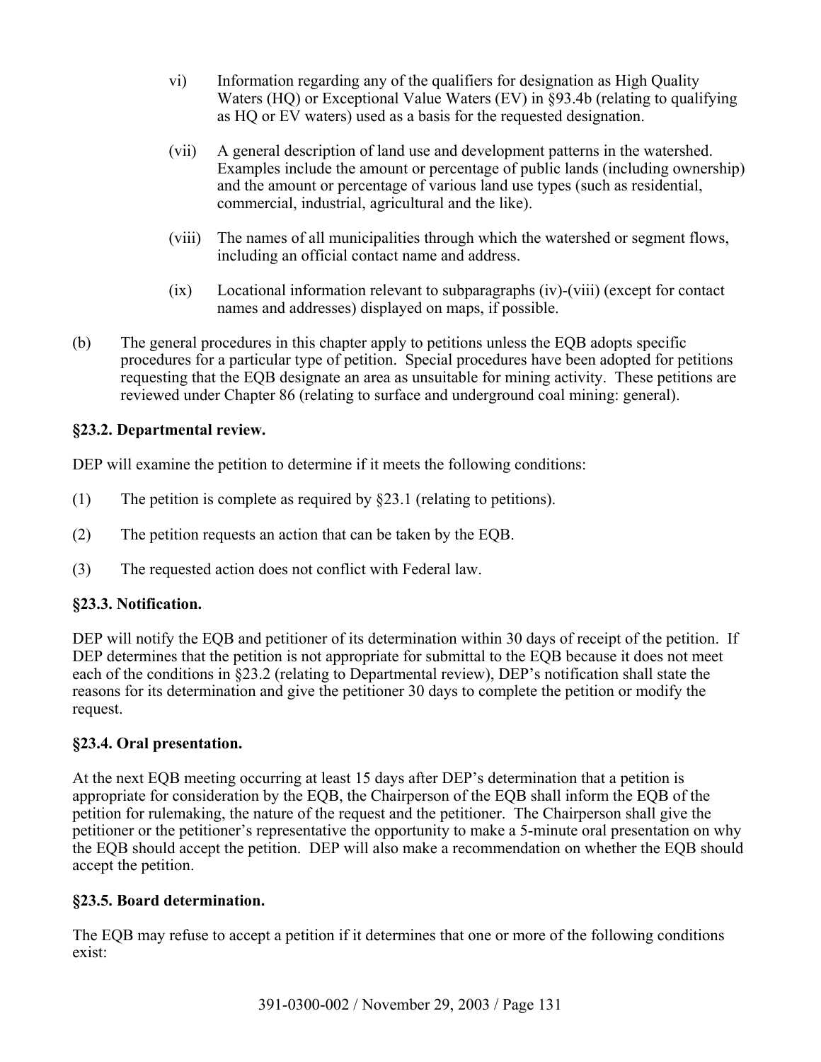vi) Information regarding any of the qualifiers for designation as High Quality Waters (HQ) or Exceptional Value Waters (EV) in §93.4b (relating to qualifying as HQ or EV waters) used as a basis for the requested designation.

(vii) A general description of land use and development patterns in the watershed. Examples include the amount or percentage of public lands (including ownership) and the amount or percentage of various land use types (such as residential, commercial, industrial, agricultural and the like).

(viii) The names of all municipalities through which the watershed or segment flows, including an official contact name and address.

(ix) Locational information relevant to subparagraphs (iv)-(viii) (except for contact names and addresses) displayed on maps, if possible.

(b) The general procedures in this chapter apply to petitions unless the EQB adopts specific procedures for a particular type of petition. Special procedures have been adopted for petitions requesting that the EQB designate an area as unsuitable for mining activity. These petitions are reviewed under Chapter 86 (relating to surface and underground coal mining: general).

**§23.2. Departmental review.**

DEP will examine the petition to determine if it meets the following conditions:

(1) The petition is complete as required by §23.1 (relating to petitions).

(2) The petition requests an action that can be taken by the EQB.

(3) The requested action does not conflict with Federal law.

**§23.3. Notification.**

DEP will notify the EQB and petitioner of its determination within 30 days of receipt of the petition. If DEP determines that the petition is not appropriate for submittal to the EQB because it does not meet each of the conditions in §23.2 (relating to Departmental review), DEP's notification shall state the reasons for its determination and give the petitioner 30 days to complete the petition or modify the request.

**§23.4. Oral presentation.**

At the next EQB meeting occurring at least 15 days after DEP's determination that a petition is appropriate for consideration by the EQB, the Chairperson of the EQB shall inform the EQB of the petition for rulemaking, the nature of the request and the petitioner. The Chairperson shall give the petitioner or the petitioner's representative the opportunity to make a 5-minute oral presentation on why the EQB should accept the petition. DEP will also make a recommendation on whether the EQB should accept the petition.

**§23.5. Board determination.**

The EQB may refuse to accept a petition if it determines that one or more of the following conditions exist: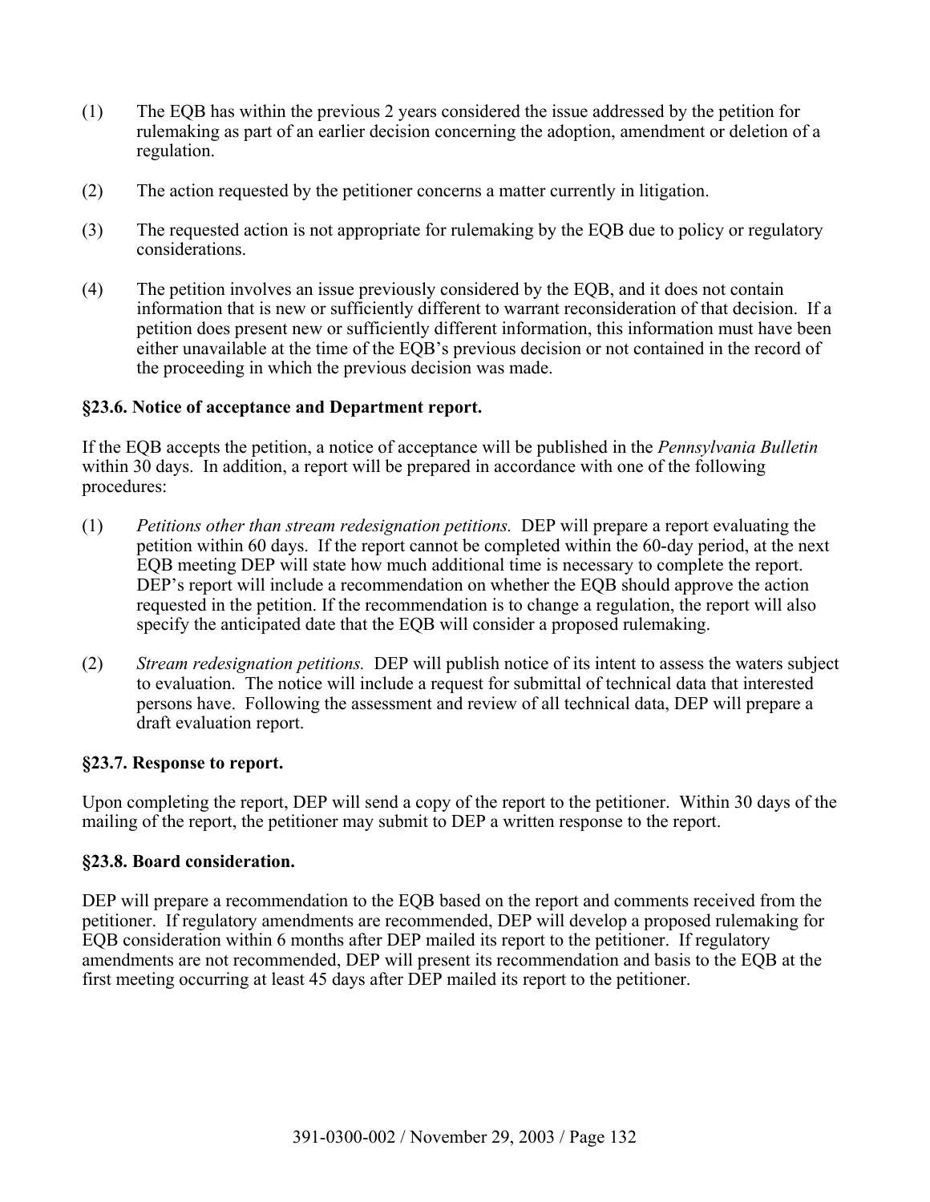(1) The EQB has within the previous 2 years considered the issue addressed by the petition for rulemaking as part of an earlier decision concerning the adoption, amendment or deletion of a regulation.

(2) The action requested by the petitioner concerns a matter currently in litigation.

(3) The requested action is not appropriate for rulemaking by the EQB due to policy or regulatory considerations.

(4) The petition involves an issue previously considered by the EQB, and it does not contain information that is new or sufficiently different to warrant reconsideration of that decision. If a petition does present new or sufficiently different information, this information must have been either unavailable at the time of the EQB's previous decision or not contained in the record of the proceeding in which the previous decision was made.

**§23.6. Notice of acceptance and Department report.**

If the EQB accepts the petition, a notice of acceptance will be published in the *Pennsylvania Bulletin* within 30 days. In addition, a report will be prepared in accordance with one of the following procedures:

(1) *Petitions other than stream redesignation petitions.* DEP will prepare a report evaluating the petition within 60 days. If the report cannot be completed within the 60-day period, at the next EQB meeting DEP will state how much additional time is necessary to complete the report. DEP's report will include a recommendation on whether the EQB should approve the action requested in the petition. If the recommendation is to change a regulation, the report will also specify the anticipated date that the EQB will consider a proposed rulemaking.

(2) *Stream redesignation petitions.* DEP will publish notice of its intent to assess the waters subject to evaluation. The notice will include a request for submittal of technical data that interested persons have. Following the assessment and review of all technical data, DEP will prepare a draft evaluation report.

**§23.7. Response to report.**

Upon completing the report, DEP will send a copy of the report to the petitioner. Within 30 days of the mailing of the report, the petitioner may submit to DEP a written response to the report.

**§23.8. Board consideration.**

DEP will prepare a recommendation to the EQB based on the report and comments received from the petitioner. If regulatory amendments are recommended, DEP will develop a proposed rulemaking for EQB consideration within 6 months after DEP mailed its report to the petitioner. If regulatory amendments are not recommended, DEP will present its recommendation and basis to the EQB at the first meeting occurring at least 45 days after DEP mailed its report to the petitioner.